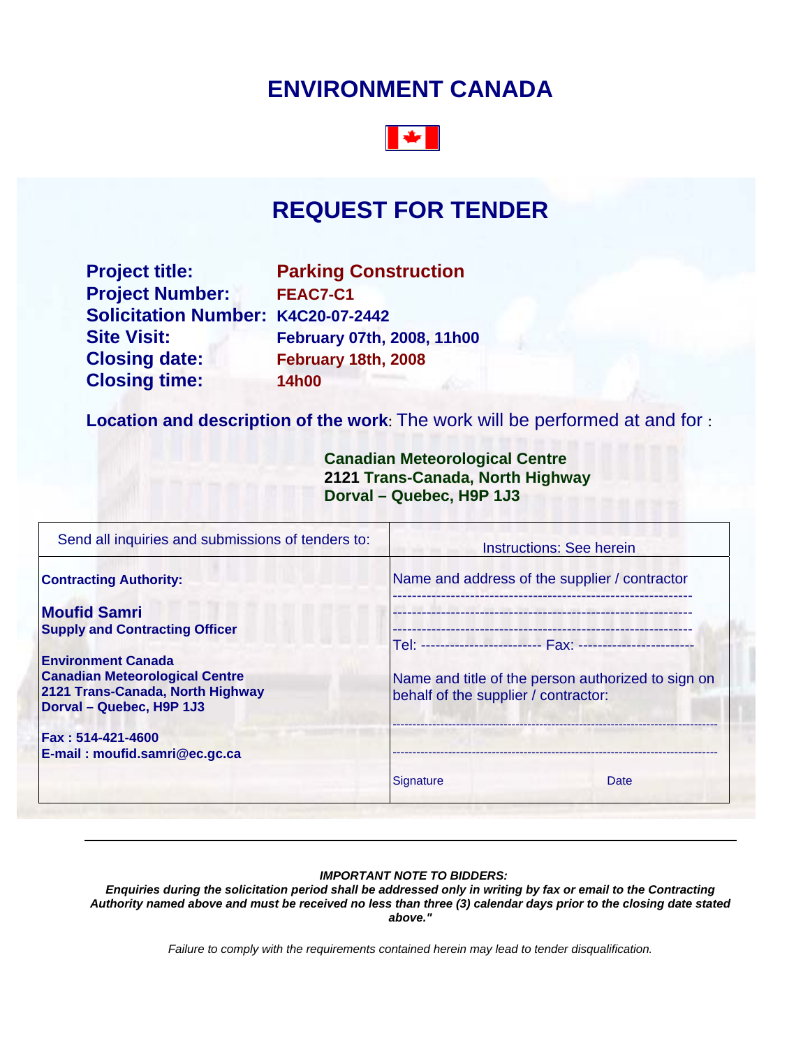# ENVIRONMENT CANADA

## REQUEST FOR TENDER

**Project title:** **Parking Construction**
**Project Number:** **FEAC7-C1**
**Solicitation Number:** **K4C20-07-2442**
**Site Visit:** **February 07th, 2008, 11h00**
**Closing date:** **February 18th, 2008**
**Closing time:** **14h00**

**Location and description of the work**: The work will be performed at and for :

**Canadian Meteorological Centre**
**2121 Trans-Canada, North Highway**
**Dorval – Quebec, H9P 1J3**

| Send all inquiries and submissions of tenders to: | Instructions: See herein |
|---|---|
| **Contracting Authority:**<br><br>**Moufid Samri**<br>**Supply and Contracting Officer**<br><br>**Environment Canada**<br>**Canadian Meteorological Centre**<br>**2121 Trans-Canada, North Highway**<br>**Dorval – Quebec, H9P 1J3**<br><br>**Fax : 514-421-4600**<br>**E-mail : moufid.samri@ec.gc.ca** | Name and address of the supplier / contractor<br>------------------------------------------------------------<br>------------------------------------------------------------<br>------------------------------------------------------------<br>Tel: ------------------------ Fax: -----------------------<br><br>Name and title of the person authorized to sign on behalf of the supplier / contractor:<br><br>------------------------------------------------------------<br><br>------------------------------------------------------------<br>Signature Date |

***IMPORTANT NOTE TO BIDDERS:***
***Enquiries during the solicitation period shall be addressed only in writing by fax or email to the Contracting Authority named above and must be received no less than three (3) calendar days prior to the closing date stated above."***

*Failure to comply with the requirements contained herein may lead to tender disqualification.*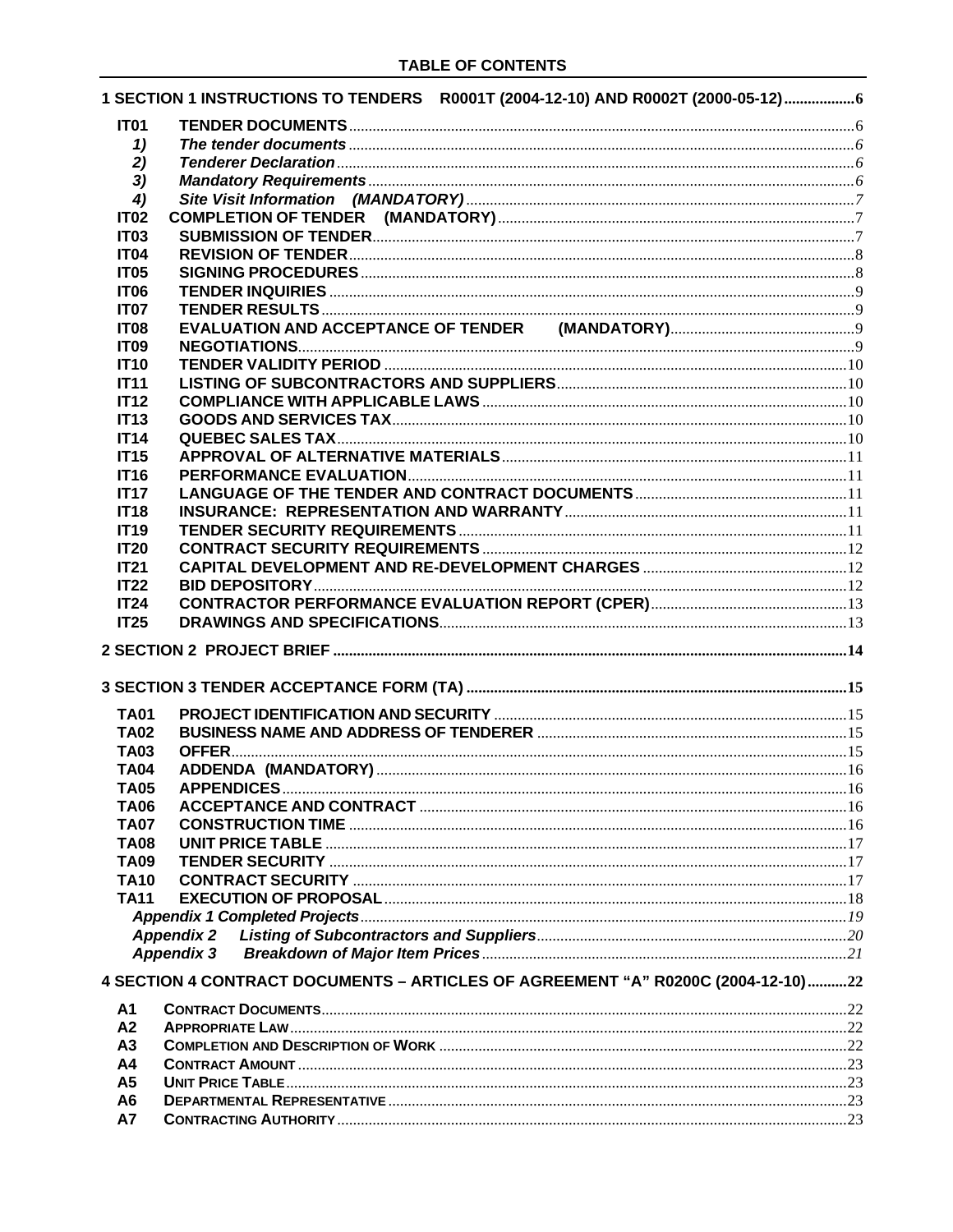**TABLE OF CONTENTS**

| | | |
|---|---|---|
| **1 SECTION 1 INSTRUCTIONS TO TENDERS R0001T (2004-12-10) AND R0002T (2000-05-12)** | | **6** |
| **IT01** | **TENDER DOCUMENTS** | 6 |
| *1)* | *The tender documents* | *6* |
| *2)* | *Tenderer Declaration* | *6* |
| *3)* | *Mandatory Requirements* | *6* |
| *4)* | *Site Visit Information (MANDATORY)* | *7* |
| **IT02** | **COMPLETION OF TENDER (MANDATORY)** | 7 |
| **IT03** | **SUBMISSION OF TENDER** | 7 |
| **IT04** | **REVISION OF TENDER** | 8 |
| **IT05** | **SIGNING PROCEDURES** | 8 |
| **IT06** | **TENDER INQUIRIES** | 9 |
| **IT07** | **TENDER RESULTS** | 9 |
| **IT08** | **EVALUATION AND ACCEPTANCE OF TENDER (MANDATORY)** | 9 |
| **IT09** | **NEGOTIATIONS** | 9 |
| **IT10** | **TENDER VALIDITY PERIOD** | 10 |
| **IT11** | **LISTING OF SUBCONTRACTORS AND SUPPLIERS** | 10 |
| **IT12** | **COMPLIANCE WITH APPLICABLE LAWS** | 10 |
| **IT13** | **GOODS AND SERVICES TAX** | 10 |
| **IT14** | **QUEBEC SALES TAX** | 10 |
| **IT15** | **APPROVAL OF ALTERNATIVE MATERIALS** | 11 |
| **IT16** | **PERFORMANCE EVALUATION** | 11 |
| **IT17** | **LANGUAGE OF THE TENDER AND CONTRACT DOCUMENTS** | 11 |
| **IT18** | **INSURANCE: REPRESENTATION AND WARRANTY** | 11 |
| **IT19** | **TENDER SECURITY REQUIREMENTS** | 11 |
| **IT20** | **CONTRACT SECURITY REQUIREMENTS** | 12 |
| **IT21** | **CAPITAL DEVELOPMENT AND RE-DEVELOPMENT CHARGES** | 12 |
| **IT22** | **BID DEPOSITORY** | 12 |
| **IT24** | **CONTRACTOR PERFORMANCE EVALUATION REPORT (CPER)** | 13 |
| **IT25** | **DRAWINGS AND SPECIFICATIONS** | 13 |
| **2 SECTION 2 PROJECT BRIEF** | | **14** |
| **3 SECTION 3 TENDER ACCEPTANCE FORM (TA)** | | **15** |
| **TA01** | **PROJECT IDENTIFICATION AND SECURITY** | 15 |
| **TA02** | **BUSINESS NAME AND ADDRESS OF TENDERER** | 15 |
| **TA03** | **OFFER** | 15 |
| **TA04** | **ADDENDA (MANDATORY)** | 16 |
| **TA05** | **APPENDICES** | 16 |
| **TA06** | **ACCEPTANCE AND CONTRACT** | 16 |
| **TA07** | **CONSTRUCTION TIME** | 16 |
| **TA08** | **UNIT PRICE TABLE** | 17 |
| **TA09** | **TENDER SECURITY** | 17 |
| **TA10** | **CONTRACT SECURITY** | 17 |
| **TA11** | **EXECUTION OF PROPOSAL** | 18 |
| | *Appendix 1 Completed Projects* | *19* |
| | *Appendix 2 Listing of Subcontractors and Suppliers* | *20* |
| | *Appendix 3 Breakdown of Major Item Prices* | *21* |
| **4 SECTION 4 CONTRACT DOCUMENTS – ARTICLES OF AGREEMENT "A" R0200C (2004-12-10)** | | **22** |
| **A1** | **CONTRACT DOCUMENTS** | 22 |
| **A2** | **APPROPRIATE LAW** | 22 |
| **A3** | **COMPLETION AND DESCRIPTION OF WORK** | 22 |
| **A4** | **CONTRACT AMOUNT** | 23 |
| **A5** | **UNIT PRICE TABLE** | 23 |
| **A6** | **DEPARTMENTAL REPRESENTATIVE** | 23 |
| **A7** | **CONTRACTING AUTHORITY** | 23 |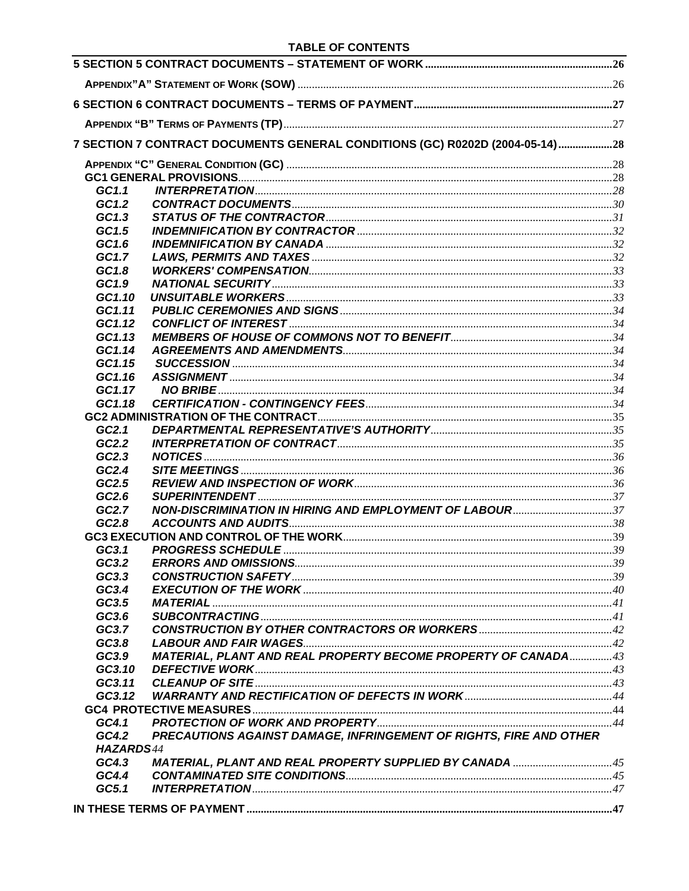**TABLE OF CONTENTS**

| | |
|---|---|
| **5 SECTION 5 CONTRACT DOCUMENTS – STATEMENT OF WORK** | **26** |
| **APPENDIX"A" STATEMENT OF WORK (SOW)** | 26 |
| **6 SECTION 6 CONTRACT DOCUMENTS – TERMS OF PAYMENT** | **27** |
| **APPENDIX "B" TERMS OF PAYMENTS (TP)** | 27 |
| **7 SECTION 7 CONTRACT DOCUMENTS GENERAL CONDITIONS (GC) R0202D (2004-05-14)** | **28** |
| **APPENDIX "C" GENERAL CONDITION (GC)** | 28 |
| **GC1 GENERAL PROVISIONS** | 28 |
| ***GC1.1 INTERPRETATION*** | 28 |
| ***GC1.2 CONTRACT DOCUMENTS*** | 30 |
| ***GC1.3 STATUS OF THE CONTRACTOR*** | 31 |
| ***GC1.5 INDEMNIFICATION BY CONTRACTOR*** | 32 |
| ***GC1.6 INDEMNIFICATION BY CANADA*** | 32 |
| ***GC1.7 LAWS, PERMITS AND TAXES*** | 32 |
| ***GC1.8 WORKERS' COMPENSATION*** | 33 |
| ***GC1.9 NATIONAL SECURITY*** | 33 |
| ***GC1.10 UNSUITABLE WORKERS*** | 33 |
| ***GC1.11 PUBLIC CEREMONIES AND SIGNS*** | 34 |
| ***GC1.12 CONFLICT OF INTEREST*** | 34 |
| ***GC1.13 MEMBERS OF HOUSE OF COMMONS NOT TO BENEFIT*** | 34 |
| ***GC1.14 AGREEMENTS AND AMENDMENTS*** | 34 |
| ***GC1.15 SUCCESSION*** | 34 |
| ***GC1.16 ASSIGNMENT*** | 34 |
| ***GC1.17 NO BRIBE*** | 34 |
| ***GC1.18 CERTIFICATION - CONTINGENCY FEES*** | 34 |
| **GC2 ADMINISTRATION OF THE CONTRACT** | 35 |
| ***GC2.1 DEPARTMENTAL REPRESENTATIVE'S AUTHORITY*** | 35 |
| ***GC2.2 INTERPRETATION OF CONTRACT*** | 35 |
| ***GC2.3 NOTICES*** | 36 |
| ***GC2.4 SITE MEETINGS*** | 36 |
| ***GC2.5 REVIEW AND INSPECTION OF WORK*** | 36 |
| ***GC2.6 SUPERINTENDENT*** | 37 |
| ***GC2.7 NON-DISCRIMINATION IN HIRING AND EMPLOYMENT OF LABOUR*** | 37 |
| ***GC2.8 ACCOUNTS AND AUDITS*** | 38 |
| **GC3 EXECUTION AND CONTROL OF THE WORK** | 39 |
| ***GC3.1 PROGRESS SCHEDULE*** | 39 |
| ***GC3.2 ERRORS AND OMISSIONS*** | 39 |
| ***GC3.3 CONSTRUCTION SAFETY*** | 39 |
| ***GC3.4 EXECUTION OF THE WORK*** | 40 |
| ***GC3.5 MATERIAL*** | 41 |
| ***GC3.6 SUBCONTRACTING*** | 41 |
| ***GC3.7 CONSTRUCTION BY OTHER CONTRACTORS OR WORKERS*** | 42 |
| ***GC3.8 LABOUR AND FAIR WAGES*** | 42 |
| ***GC3.9 MATERIAL, PLANT AND REAL PROPERTY BECOME PROPERTY OF CANADA*** | 43 |
| ***GC3.10 DEFECTIVE WORK*** | 43 |
| ***GC3.11 CLEANUP OF SITE*** | 43 |
| ***GC3.12 WARRANTY AND RECTIFICATION OF DEFECTS IN WORK*** | 44 |
| **GC4 PROTECTIVE MEASURES** | 44 |
| ***GC4.1 PROTECTION OF WORK AND PROPERTY*** | 44 |
| ***GC4.2 PRECAUTIONS AGAINST DAMAGE, INFRINGEMENT OF RIGHTS, FIRE AND OTHER HAZARDS*** | 44 |
| ***GC4.3 MATERIAL, PLANT AND REAL PROPERTY SUPPLIED BY CANADA*** | 45 |
| ***GC4.4 CONTAMINATED SITE CONDITIONS*** | 45 |
| ***GC5.1 INTERPRETATION*** | 47 |
| **IN THESE TERMS OF PAYMENT** | **47** |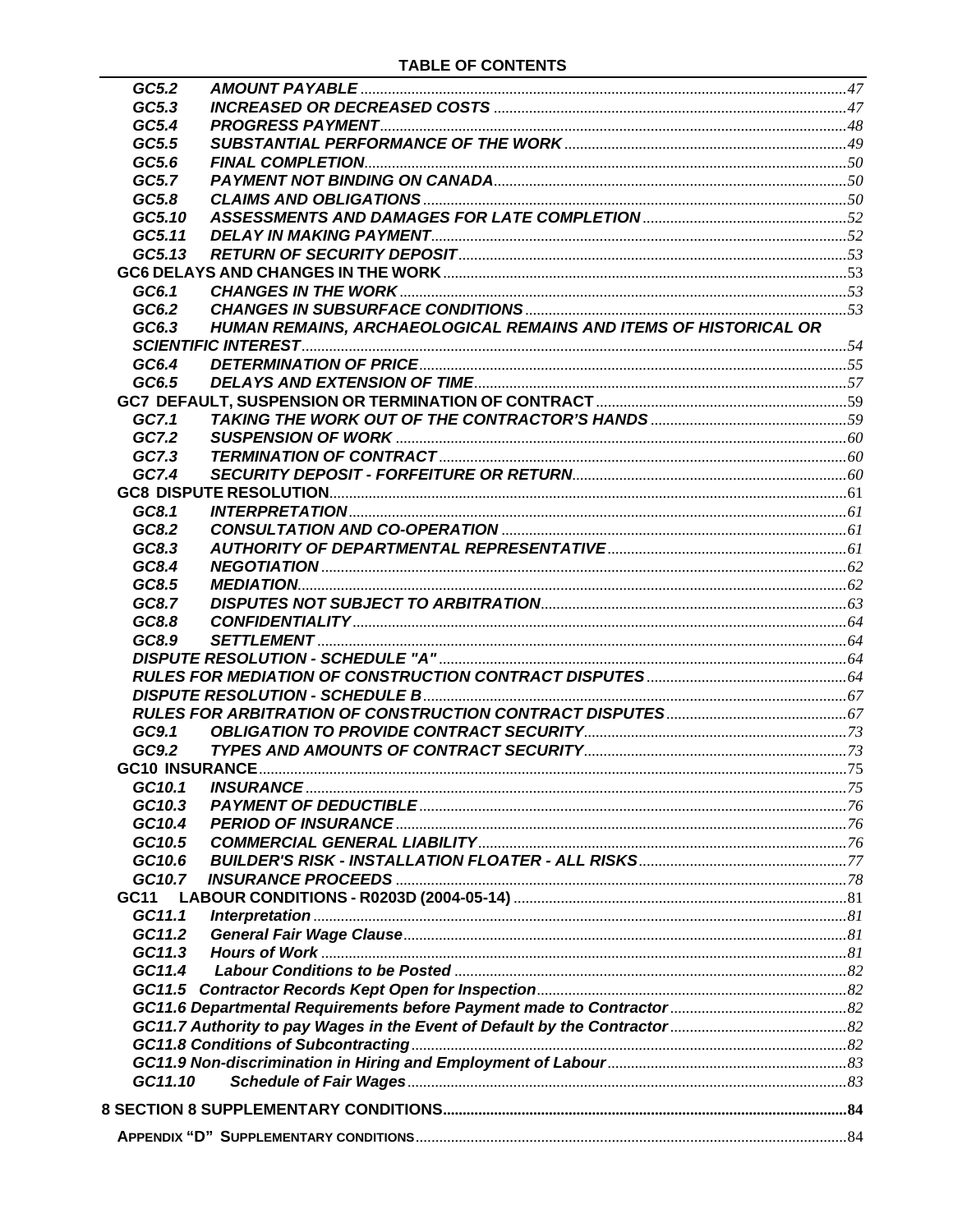**TABLE OF CONTENTS**

| | | |
|---|---|---|
| *GC5.2* | *AMOUNT PAYABLE* | 47 |
| *GC5.3* | *INCREASED OR DECREASED COSTS* | 47 |
| *GC5.4* | *PROGRESS PAYMENT* | 48 |
| *GC5.5* | *SUBSTANTIAL PERFORMANCE OF THE WORK* | 49 |
| *GC5.6* | *FINAL COMPLETION* | 50 |
| *GC5.7* | *PAYMENT NOT BINDING ON CANADA* | 50 |
| *GC5.8* | *CLAIMS AND OBLIGATIONS* | 50 |
| *GC5.10* | *ASSESSMENTS AND DAMAGES FOR LATE COMPLETION* | 52 |
| *GC5.11* | *DELAY IN MAKING PAYMENT* | 52 |
| *GC5.13* | *RETURN OF SECURITY DEPOSIT* | 53 |
| **GC6 DELAYS AND CHANGES IN THE WORK** | | 53 |
| *GC6.1* | *CHANGES IN THE WORK* | 53 |
| *GC6.2* | *CHANGES IN SUBSURFACE CONDITIONS* | 53 |
| *GC6.3* | *HUMAN REMAINS, ARCHAEOLOGICAL REMAINS AND ITEMS OF HISTORICAL OR SCIENTIFIC INTEREST* | 54 |
| *GC6.4* | *DETERMINATION OF PRICE* | 55 |
| *GC6.5* | *DELAYS AND EXTENSION OF TIME* | 57 |
| **GC7 DEFAULT, SUSPENSION OR TERMINATION OF CONTRACT** | | 59 |
| *GC7.1* | *TAKING THE WORK OUT OF THE CONTRACTOR'S HANDS* | 59 |
| *GC7.2* | *SUSPENSION OF WORK* | 60 |
| *GC7.3* | *TERMINATION OF CONTRACT* | 60 |
| *GC7.4* | *SECURITY DEPOSIT - FORFEITURE OR RETURN* | 60 |
| **GC8 DISPUTE RESOLUTION** | | 61 |
| *GC8.1* | *INTERPRETATION* | 61 |
| *GC8.2* | *CONSULTATION AND CO-OPERATION* | 61 |
| *GC8.3* | *AUTHORITY OF DEPARTMENTAL REPRESENTATIVE* | 61 |
| *GC8.4* | *NEGOTIATION* | 62 |
| *GC8.5* | *MEDIATION* | 62 |
| *GC8.7* | *DISPUTES NOT SUBJECT TO ARBITRATION* | 63 |
| *GC8.8* | *CONFIDENTIALITY* | 64 |
| *GC8.9* | *SETTLEMENT* | 64 |
| | *DISPUTE RESOLUTION - SCHEDULE "A"* | 64 |
| | *RULES FOR MEDIATION OF CONSTRUCTION CONTRACT DISPUTES* | 64 |
| | *DISPUTE RESOLUTION - SCHEDULE B* | 67 |
| | *RULES FOR ARBITRATION OF CONSTRUCTION CONTRACT DISPUTES* | 67 |
| *GC9.1* | *OBLIGATION TO PROVIDE CONTRACT SECURITY* | 73 |
| *GC9.2* | *TYPES AND AMOUNTS OF CONTRACT SECURITY* | 73 |
| **GC10 INSURANCE** | | 75 |
| *GC10.1* | *INSURANCE* | 75 |
| *GC10.3* | *PAYMENT OF DEDUCTIBLE* | 76 |
| *GC10.4* | *PERIOD OF INSURANCE* | 76 |
| *GC10.5* | *COMMERCIAL GENERAL LIABILITY* | 76 |
| *GC10.6* | *BUILDER'S RISK - INSTALLATION FLOATER - ALL RISKS* | 77 |
| *GC10.7* | *INSURANCE PROCEEDS* | 78 |
| **GC11** | **LABOUR CONDITIONS - R0203D (2004-05-14)** | 81 |
| *GC11.1* | *Interpretation* | 81 |
| *GC11.2* | *General Fair Wage Clause* | 81 |
| *GC11.3* | *Hours of Work* | 81 |
| *GC11.4* | *Labour Conditions to be Posted* | 82 |
| *GC11.5* | *Contractor Records Kept Open for Inspection* | 82 |
| *GC11.6* | *Departmental Requirements before Payment made to Contractor* | 82 |
| *GC11.7* | *Authority to pay Wages in the Event of Default by the Contractor* | 82 |
| *GC11.8* | *Conditions of Subcontracting* | 82 |
| *GC11.9* | *Non-discrimination in Hiring and Employment of Labour* | 83 |
| *GC11.10* | *Schedule of Fair Wages* | 83 |
| **8 SECTION 8 SUPPLEMENTARY CONDITIONS** | | **84** |
| **APPENDIX "D" SUPPLEMENTARY CONDITIONS** | | 84 |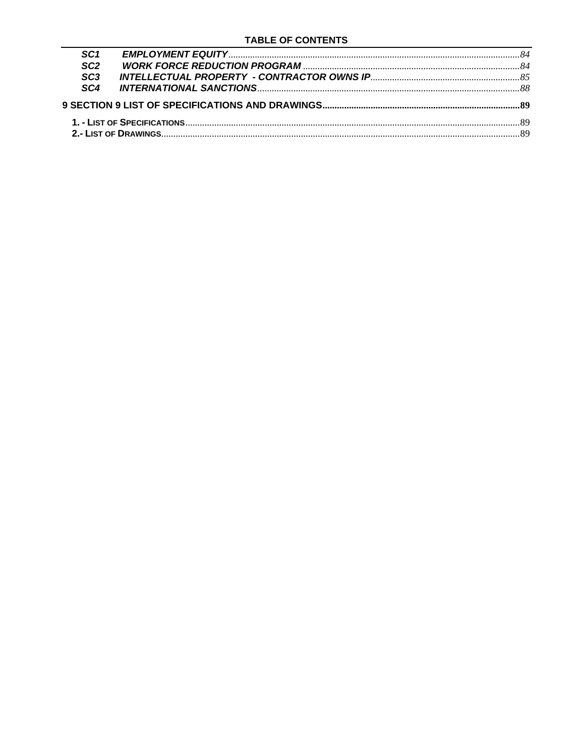**TABLE OF CONTENTS**

*SC1* ***EMPLOYMENT EQUITY*** ........ *84*
*SC2* ***WORK FORCE REDUCTION PROGRAM*** ........ *84*
*SC3* ***INTELLECTUAL PROPERTY - CONTRACTOR OWNS IP*** ........ *85*
*SC4* ***INTERNATIONAL SANCTIONS*** ........ *88*

**9 SECTION 9 LIST OF SPECIFICATIONS AND DRAWINGS** ........ **89**

**1. - LIST OF SPECIFICATIONS** ........ 89
**2.- LIST OF DRAWINGS** ........ 89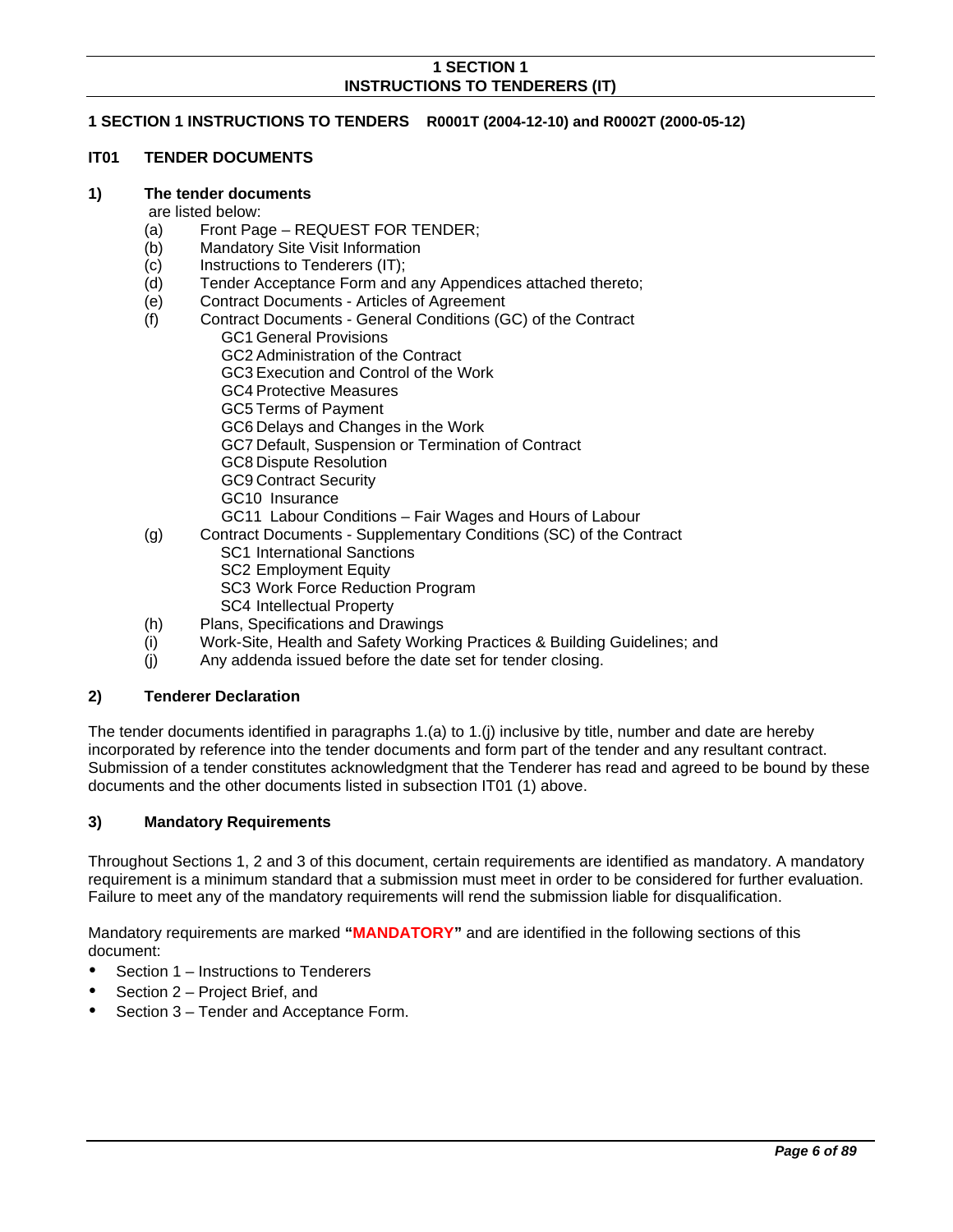# 1 SECTION 1
## INSTRUCTIONS TO TENDERERS (IT)

**1 SECTION 1 INSTRUCTIONS TO TENDERS R0001T (2004-12-10) and R0002T (2000-05-12)**

### IT01 TENDER DOCUMENTS

**1) The tender documents**

are listed below:

(a) Front Page – REQUEST FOR TENDER;
(b) Mandatory Site Visit Information
(c) Instructions to Tenderers (IT);
(d) Tender Acceptance Form and any Appendices attached thereto;
(e) Contract Documents - Articles of Agreement
(f) Contract Documents - General Conditions (GC) of the Contract
- GC1 General Provisions
- GC2 Administration of the Contract
- GC3 Execution and Control of the Work
- GC4 Protective Measures
- GC5 Terms of Payment
- GC6 Delays and Changes in the Work
- GC7 Default, Suspension or Termination of Contract
- GC8 Dispute Resolution
- GC9 Contract Security
- GC10 Insurance
- GC11 Labour Conditions – Fair Wages and Hours of Labour

(g) Contract Documents - Supplementary Conditions (SC) of the Contract
- SC1 International Sanctions
- SC2 Employment Equity
- SC3 Work Force Reduction Program
- SC4 Intellectual Property

(h) Plans, Specifications and Drawings
(i) Work-Site, Health and Safety Working Practices & Building Guidelines; and
(j) Any addenda issued before the date set for tender closing.

**2) Tenderer Declaration**

The tender documents identified in paragraphs 1.(a) to 1.(j) inclusive by title, number and date are hereby incorporated by reference into the tender documents and form part of the tender and any resultant contract. Submission of a tender constitutes acknowledgment that the Tenderer has read and agreed to be bound by these documents and the other documents listed in subsection IT01 (1) above.

**3) Mandatory Requirements**

Throughout Sections 1, 2 and 3 of this document, certain requirements are identified as mandatory. A mandatory requirement is a minimum standard that a submission must meet in order to be considered for further evaluation. Failure to meet any of the mandatory requirements will rend the submission liable for disqualification.

Mandatory requirements are marked **"MANDATORY"** and are identified in the following sections of this document:

- Section 1 – Instructions to Tenderers
- Section 2 – Project Brief, and
- Section 3 – Tender and Acceptance Form.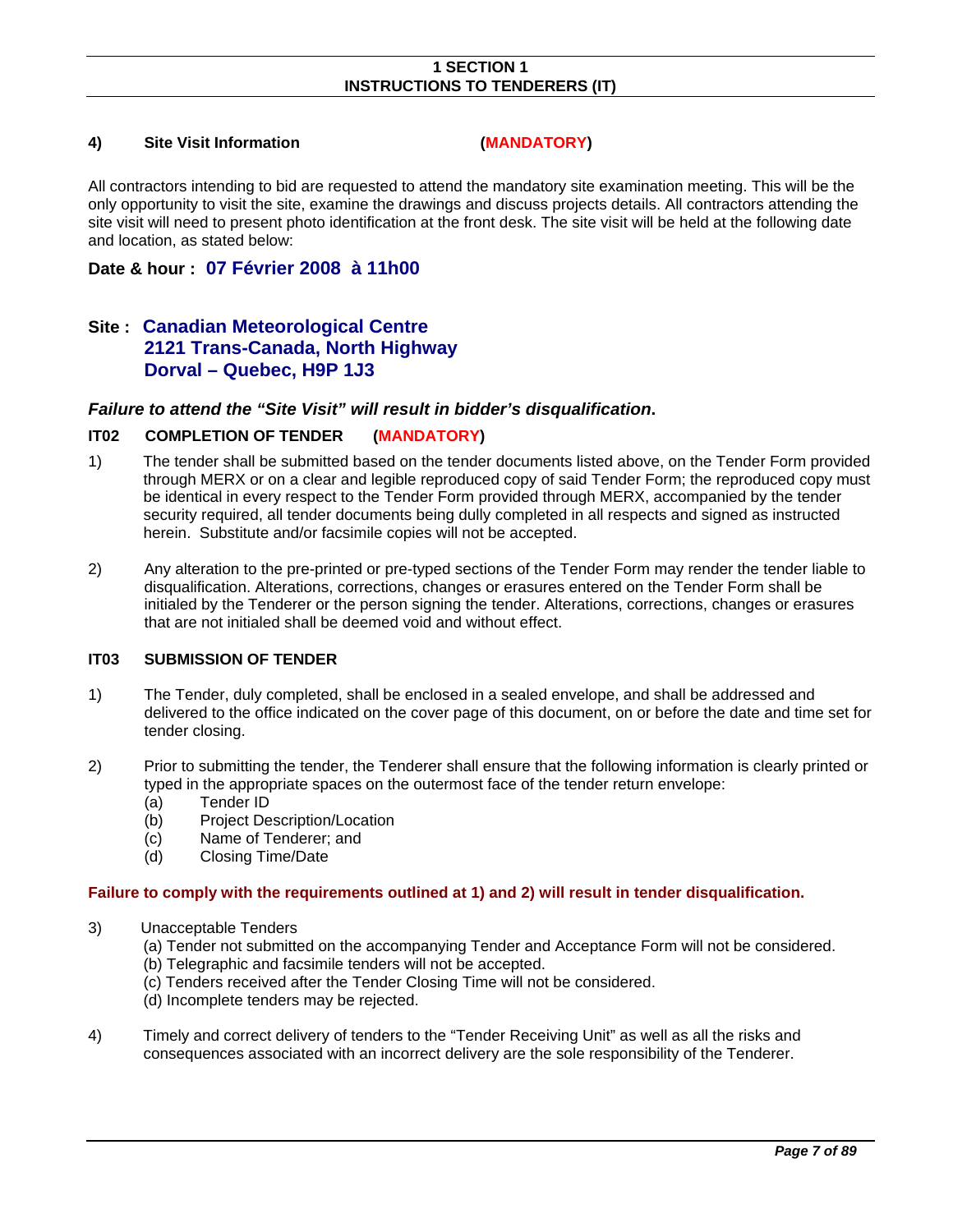**4) Site Visit Information (MANDATORY)**

All contractors intending to bid are requested to attend the mandatory site examination meeting. This will be the only opportunity to visit the site, examine the drawings and discuss projects details. All contractors attending the site visit will need to present photo identification at the front desk. The site visit will be held at the following date and location, as stated below:

**Date & hour : 07 Février 2008 à 11h00**

**Site : Canadian Meteorological Centre**
**2121 Trans-Canada, North Highway**
**Dorval – Quebec, H9P 1J3**

***Failure to attend the "Site Visit" will result in bidder's disqualification.***

### IT02 COMPLETION OF TENDER (MANDATORY)

1) The tender shall be submitted based on the tender documents listed above, on the Tender Form provided through MERX or on a clear and legible reproduced copy of said Tender Form; the reproduced copy must be identical in every respect to the Tender Form provided through MERX, accompanied by the tender security required, all tender documents being dully completed in all respects and signed as instructed herein. Substitute and/or facsimile copies will not be accepted.

2) Any alteration to the pre-printed or pre-typed sections of the Tender Form may render the tender liable to disqualification. Alterations, corrections, changes or erasures entered on the Tender Form shall be initialed by the Tenderer or the person signing the tender. Alterations, corrections, changes or erasures that are not initialed shall be deemed void and without effect.

### IT03 SUBMISSION OF TENDER

1) The Tender, duly completed, shall be enclosed in a sealed envelope, and shall be addressed and delivered to the office indicated on the cover page of this document, on or before the date and time set for tender closing.

2) Prior to submitting the tender, the Tenderer shall ensure that the following information is clearly printed or typed in the appropriate spaces on the outermost face of the tender return envelope:
   (a) Tender ID
   (b) Project Description/Location
   (c) Name of Tenderer; and
   (d) Closing Time/Date

**Failure to comply with the requirements outlined at 1) and 2) will result in tender disqualification.**

3) Unacceptable Tenders
   (a) Tender not submitted on the accompanying Tender and Acceptance Form will not be considered.
   (b) Telegraphic and facsimile tenders will not be accepted.
   (c) Tenders received after the Tender Closing Time will not be considered.
   (d) Incomplete tenders may be rejected.

4) Timely and correct delivery of tenders to the "Tender Receiving Unit" as well as all the risks and consequences associated with an incorrect delivery are the sole responsibility of the Tenderer.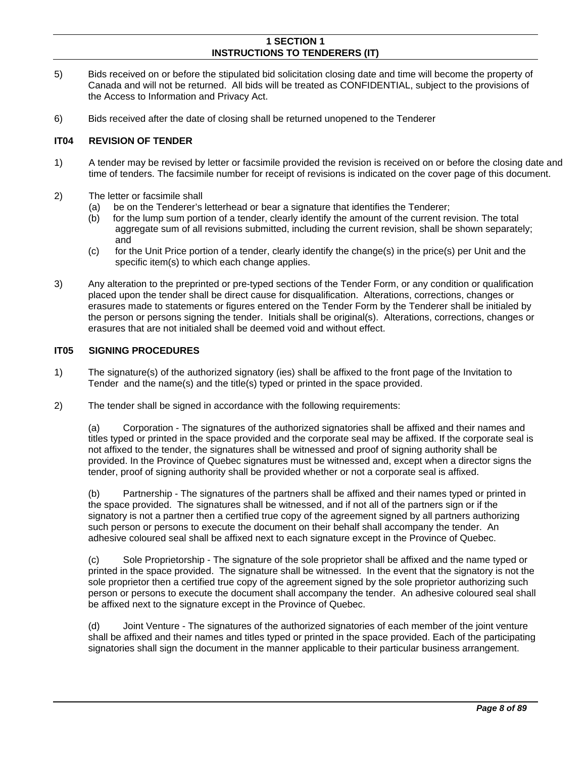5) Bids received on or before the stipulated bid solicitation closing date and time will become the property of Canada and will not be returned. All bids will be treated as CONFIDENTIAL, subject to the provisions of the Access to Information and Privacy Act.

6) Bids received after the date of closing shall be returned unopened to the Tenderer

### IT04 REVISION OF TENDER

1) A tender may be revised by letter or facsimile provided the revision is received on or before the closing date and time of tenders. The facsimile number for receipt of revisions is indicated on the cover page of this document.

2) The letter or facsimile shall
   (a) be on the Tenderer's letterhead or bear a signature that identifies the Tenderer;
   (b) for the lump sum portion of a tender, clearly identify the amount of the current revision. The total aggregate sum of all revisions submitted, including the current revision, shall be shown separately; and
   (c) for the Unit Price portion of a tender, clearly identify the change(s) in the price(s) per Unit and the specific item(s) to which each change applies.

3) Any alteration to the preprinted or pre-typed sections of the Tender Form, or any condition or qualification placed upon the tender shall be direct cause for disqualification. Alterations, corrections, changes or erasures made to statements or figures entered on the Tender Form by the Tenderer shall be initialed by the person or persons signing the tender. Initials shall be original(s). Alterations, corrections, changes or erasures that are not initialed shall be deemed void and without effect.

### IT05 SIGNING PROCEDURES

1) The signature(s) of the authorized signatory (ies) shall be affixed to the front page of the Invitation to Tender and the name(s) and the title(s) typed or printed in the space provided.

2) The tender shall be signed in accordance with the following requirements:

   (a) Corporation - The signatures of the authorized signatories shall be affixed and their names and titles typed or printed in the space provided and the corporate seal may be affixed. If the corporate seal is not affixed to the tender, the signatures shall be witnessed and proof of signing authority shall be provided. In the Province of Quebec signatures must be witnessed and, except when a director signs the tender, proof of signing authority shall be provided whether or not a corporate seal is affixed.

   (b) Partnership - The signatures of the partners shall be affixed and their names typed or printed in the space provided. The signatures shall be witnessed, and if not all of the partners sign or if the signatory is not a partner then a certified true copy of the agreement signed by all partners authorizing such person or persons to execute the document on their behalf shall accompany the tender. An adhesive coloured seal shall be affixed next to each signature except in the Province of Quebec.

   (c) Sole Proprietorship - The signature of the sole proprietor shall be affixed and the name typed or printed in the space provided. The signature shall be witnessed. In the event that the signatory is not the sole proprietor then a certified true copy of the agreement signed by the sole proprietor authorizing such person or persons to execute the document shall accompany the tender. An adhesive coloured seal shall be affixed next to the signature except in the Province of Quebec.

   (d) Joint Venture - The signatures of the authorized signatories of each member of the joint venture shall be affixed and their names and titles typed or printed in the space provided. Each of the participating signatories shall sign the document in the manner applicable to their particular business arrangement.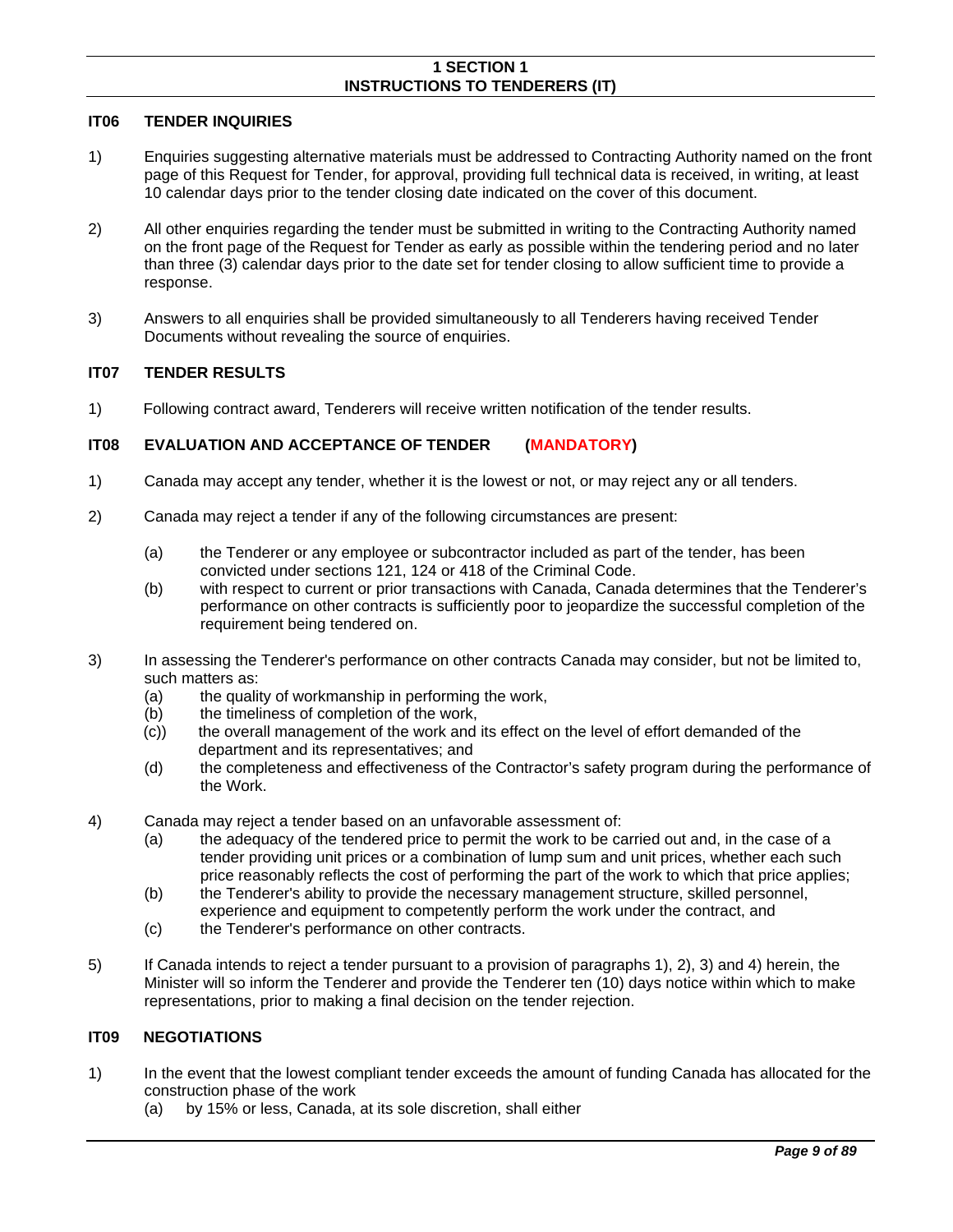# 1 SECTION 1
# INSTRUCTIONS TO TENDERERS (IT)

### IT06 TENDER INQUIRIES

1) Enquiries suggesting alternative materials must be addressed to Contracting Authority named on the front page of this Request for Tender, for approval, providing full technical data is received, in writing, at least 10 calendar days prior to the tender closing date indicated on the cover of this document.

2) All other enquiries regarding the tender must be submitted in writing to the Contracting Authority named on the front page of the Request for Tender as early as possible within the tendering period and no later than three (3) calendar days prior to the date set for tender closing to allow sufficient time to provide a response.

3) Answers to all enquiries shall be provided simultaneously to all Tenderers having received Tender Documents without revealing the source of enquiries.

### IT07 TENDER RESULTS

1) Following contract award, Tenderers will receive written notification of the tender results.

### IT08 EVALUATION AND ACCEPTANCE OF TENDER (MANDATORY)

1) Canada may accept any tender, whether it is the lowest or not, or may reject any or all tenders.

2) Canada may reject a tender if any of the following circumstances are present:

   (a) the Tenderer or any employee or subcontractor included as part of the tender, has been convicted under sections 121, 124 or 418 of the Criminal Code.
   
   (b) with respect to current or prior transactions with Canada, Canada determines that the Tenderer's performance on other contracts is sufficiently poor to jeopardize the successful completion of the requirement being tendered on.

3) In assessing the Tenderer's performance on other contracts Canada may consider, but not be limited to, such matters as:

   (a) the quality of workmanship in performing the work,
   
   (b) the timeliness of completion of the work,
   
   (c)) the overall management of the work and its effect on the level of effort demanded of the department and its representatives; and
   
   (d) the completeness and effectiveness of the Contractor's safety program during the performance of the Work.

4) Canada may reject a tender based on an unfavorable assessment of:

   (a) the adequacy of the tendered price to permit the work to be carried out and, in the case of a tender providing unit prices or a combination of lump sum and unit prices, whether each such price reasonably reflects the cost of performing the part of the work to which that price applies;
   
   (b) the Tenderer's ability to provide the necessary management structure, skilled personnel, experience and equipment to competently perform the work under the contract, and
   
   (c) the Tenderer's performance on other contracts.

5) If Canada intends to reject a tender pursuant to a provision of paragraphs 1), 2), 3) and 4) herein, the Minister will so inform the Tenderer and provide the Tenderer ten (10) days notice within which to make representations, prior to making a final decision on the tender rejection.

### IT09 NEGOTIATIONS

1) In the event that the lowest compliant tender exceeds the amount of funding Canada has allocated for the construction phase of the work

   (a) by 15% or less, Canada, at its sole discretion, shall either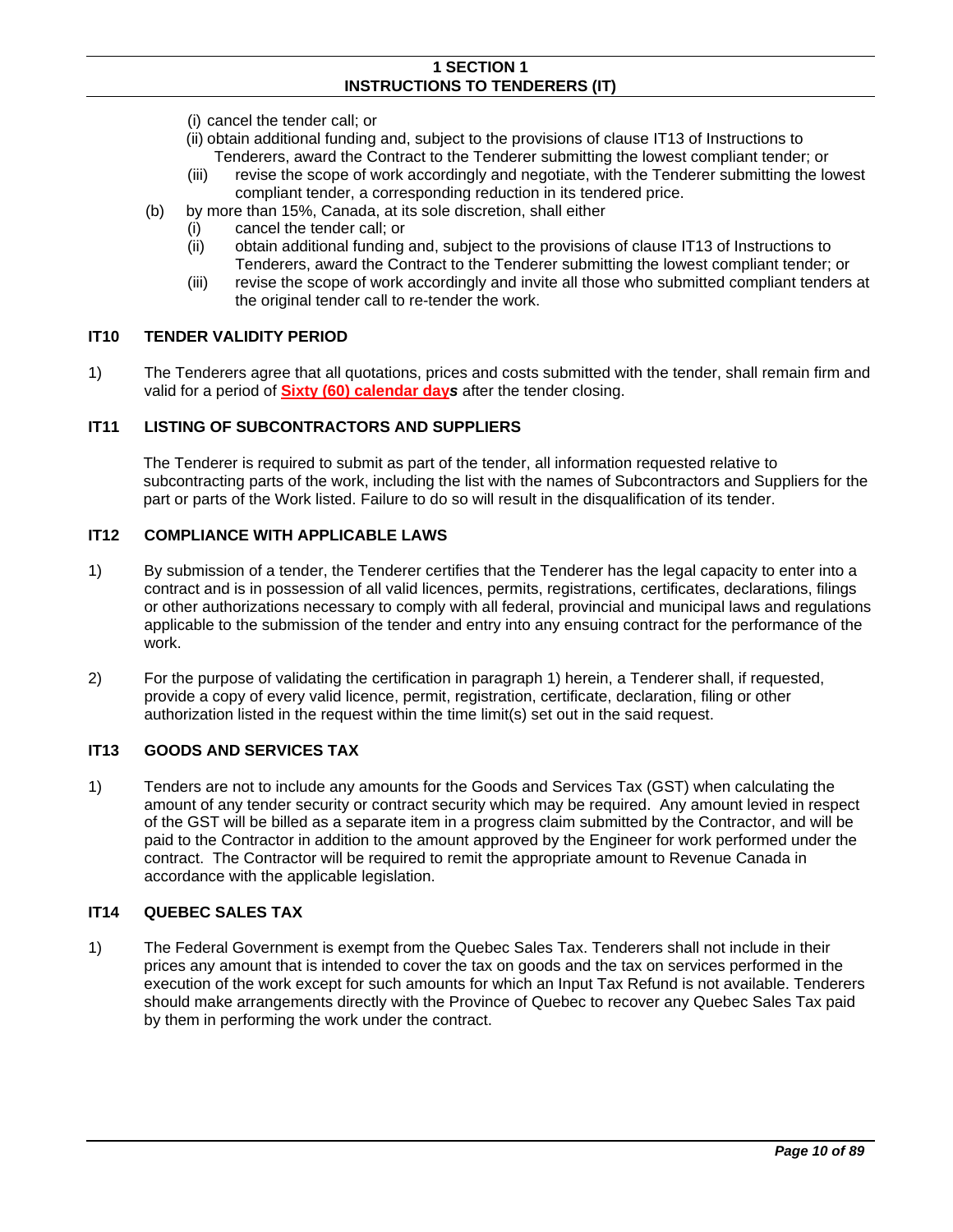(i) cancel the tender call; or

(ii) obtain additional funding and, subject to the provisions of clause IT13 of Instructions to Tenderers, award the Contract to the Tenderer submitting the lowest compliant tender; or

(iii) revise the scope of work accordingly and negotiate, with the Tenderer submitting the lowest compliant tender, a corresponding reduction in its tendered price.

(b) by more than 15%, Canada, at its sole discretion, shall either

(i) cancel the tender call; or

(ii) obtain additional funding and, subject to the provisions of clause IT13 of Instructions to Tenderers, award the Contract to the Tenderer submitting the lowest compliant tender; or

(iii) revise the scope of work accordingly and invite all those who submitted compliant tenders at the original tender call to re-tender the work.

## IT10 TENDER VALIDITY PERIOD

1) The Tenderers agree that all quotations, prices and costs submitted with the tender, shall remain firm and valid for a period of **Sixty (60) calendar day*s*** after the tender closing.

## IT11 LISTING OF SUBCONTRACTORS AND SUPPLIERS

The Tenderer is required to submit as part of the tender, all information requested relative to subcontracting parts of the work, including the list with the names of Subcontractors and Suppliers for the part or parts of the Work listed. Failure to do so will result in the disqualification of its tender.

## IT12 COMPLIANCE WITH APPLICABLE LAWS

1) By submission of a tender, the Tenderer certifies that the Tenderer has the legal capacity to enter into a contract and is in possession of all valid licences, permits, registrations, certificates, declarations, filings or other authorizations necessary to comply with all federal, provincial and municipal laws and regulations applicable to the submission of the tender and entry into any ensuing contract for the performance of the work.

2) For the purpose of validating the certification in paragraph 1) herein, a Tenderer shall, if requested, provide a copy of every valid licence, permit, registration, certificate, declaration, filing or other authorization listed in the request within the time limit(s) set out in the said request.

## IT13 GOODS AND SERVICES TAX

1) Tenders are not to include any amounts for the Goods and Services Tax (GST) when calculating the amount of any tender security or contract security which may be required. Any amount levied in respect of the GST will be billed as a separate item in a progress claim submitted by the Contractor, and will be paid to the Contractor in addition to the amount approved by the Engineer for work performed under the contract. The Contractor will be required to remit the appropriate amount to Revenue Canada in accordance with the applicable legislation.

## IT14 QUEBEC SALES TAX

1) The Federal Government is exempt from the Quebec Sales Tax. Tenderers shall not include in their prices any amount that is intended to cover the tax on goods and the tax on services performed in the execution of the work except for such amounts for which an Input Tax Refund is not available. Tenderers should make arrangements directly with the Province of Quebec to recover any Quebec Sales Tax paid by them in performing the work under the contract.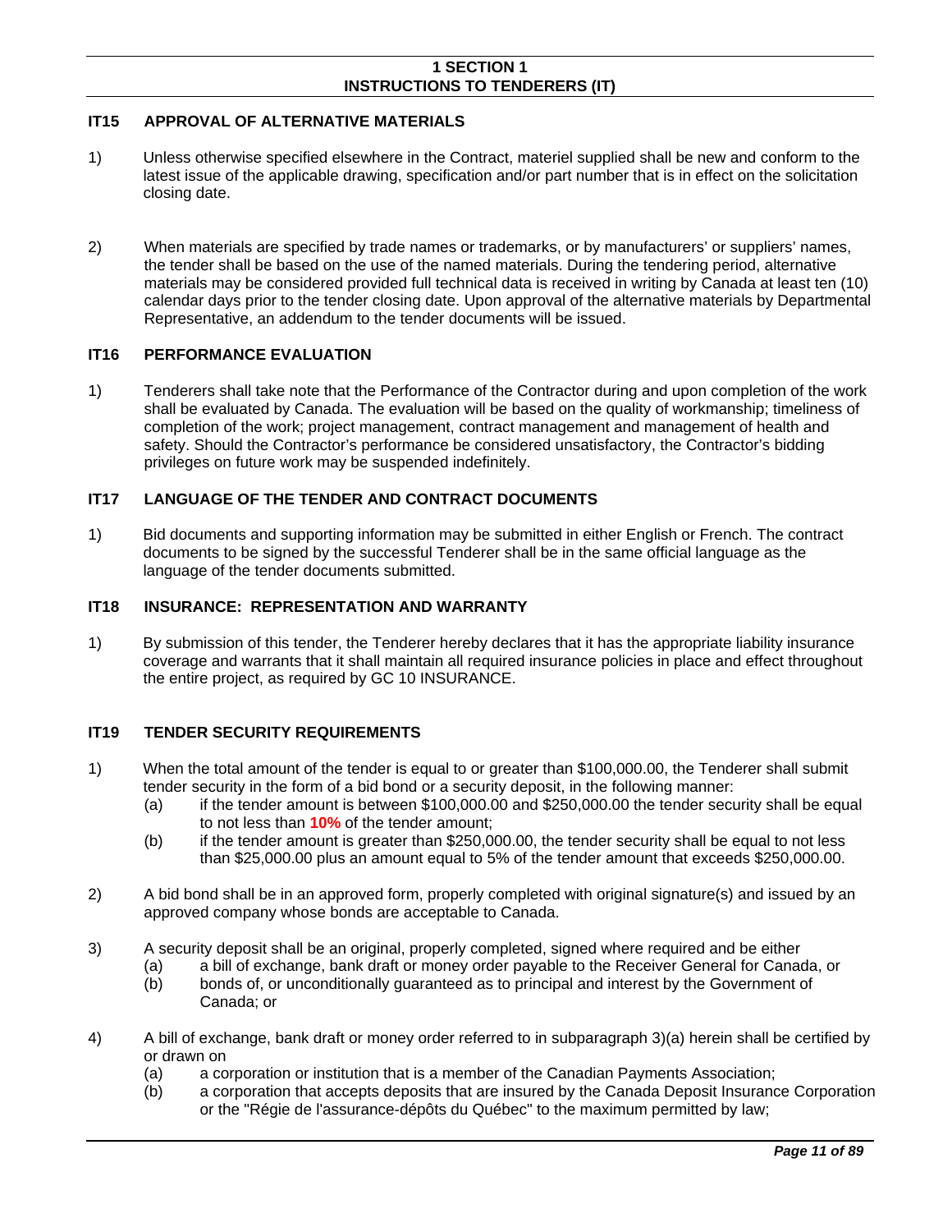# 1 SECTION 1
# INSTRUCTIONS TO TENDERERS (IT)

## IT15 APPROVAL OF ALTERNATIVE MATERIALS

1) Unless otherwise specified elsewhere in the Contract, materiel supplied shall be new and conform to the latest issue of the applicable drawing, specification and/or part number that is in effect on the solicitation closing date.

2) When materials are specified by trade names or trademarks, or by manufacturers' or suppliers' names, the tender shall be based on the use of the named materials. During the tendering period, alternative materials may be considered provided full technical data is received in writing by Canada at least ten (10) calendar days prior to the tender closing date. Upon approval of the alternative materials by Departmental Representative, an addendum to the tender documents will be issued.

## IT16 PERFORMANCE EVALUATION

1) Tenderers shall take note that the Performance of the Contractor during and upon completion of the work shall be evaluated by Canada. The evaluation will be based on the quality of workmanship; timeliness of completion of the work; project management, contract management and management of health and safety. Should the Contractor's performance be considered unsatisfactory, the Contractor's bidding privileges on future work may be suspended indefinitely.

## IT17 LANGUAGE OF THE TENDER AND CONTRACT DOCUMENTS

1) Bid documents and supporting information may be submitted in either English or French. The contract documents to be signed by the successful Tenderer shall be in the same official language as the language of the tender documents submitted.

## IT18 INSURANCE: REPRESENTATION AND WARRANTY

1) By submission of this tender, the Tenderer hereby declares that it has the appropriate liability insurance coverage and warrants that it shall maintain all required insurance policies in place and effect throughout the entire project, as required by GC 10 INSURANCE.

## IT19 TENDER SECURITY REQUIREMENTS

1) When the total amount of the tender is equal to or greater than $100,000.00, the Tenderer shall submit tender security in the form of a bid bond or a security deposit, in the following manner:
   (a) if the tender amount is between $100,000.00 and $250,000.00 the tender security shall be equal to not less than **10%** of the tender amount;
   (b) if the tender amount is greater than $250,000.00, the tender security shall be equal to not less than $25,000.00 plus an amount equal to 5% of the tender amount that exceeds $250,000.00.

2) A bid bond shall be in an approved form, properly completed with original signature(s) and issued by an approved company whose bonds are acceptable to Canada.

3) A security deposit shall be an original, properly completed, signed where required and be either
   (a) a bill of exchange, bank draft or money order payable to the Receiver General for Canada, or
   (b) bonds of, or unconditionally guaranteed as to principal and interest by the Government of Canada; or

4) A bill of exchange, bank draft or money order referred to in subparagraph 3)(a) herein shall be certified by or drawn on
   (a) a corporation or institution that is a member of the Canadian Payments Association;
   (b) a corporation that accepts deposits that are insured by the Canada Deposit Insurance Corporation or the "Régie de l'assurance-dépôts du Québec" to the maximum permitted by law;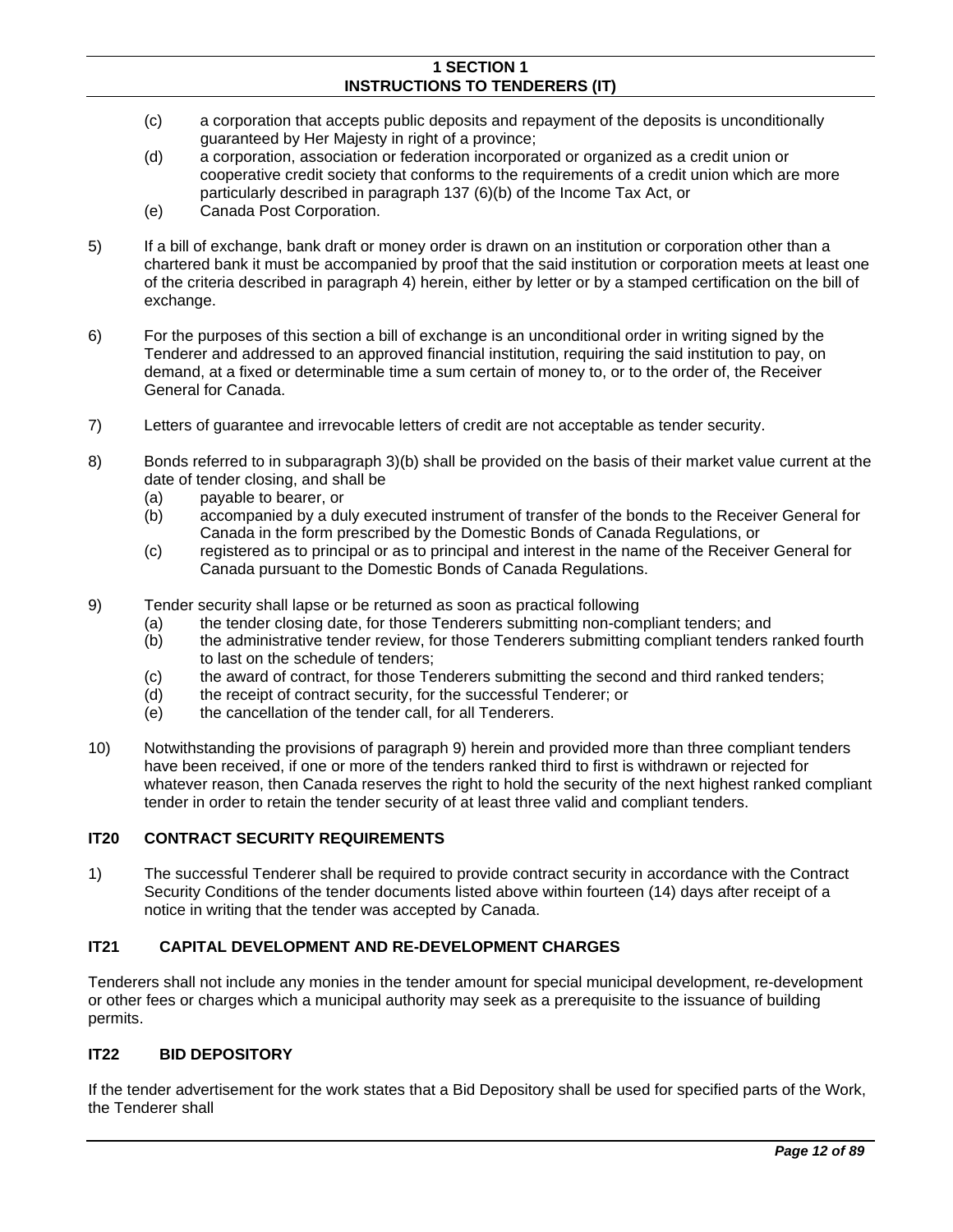(c) a corporation that accepts public deposits and repayment of the deposits is unconditionally guaranteed by Her Majesty in right of a province;

(d) a corporation, association or federation incorporated or organized as a credit union or cooperative credit society that conforms to the requirements of a credit union which are more particularly described in paragraph 137 (6)(b) of the Income Tax Act, or

(e) Canada Post Corporation.

5) If a bill of exchange, bank draft or money order is drawn on an institution or corporation other than a chartered bank it must be accompanied by proof that the said institution or corporation meets at least one of the criteria described in paragraph 4) herein, either by letter or by a stamped certification on the bill of exchange.

6) For the purposes of this section a bill of exchange is an unconditional order in writing signed by the Tenderer and addressed to an approved financial institution, requiring the said institution to pay, on demand, at a fixed or determinable time a sum certain of money to, or to the order of, the Receiver General for Canada.

7) Letters of guarantee and irrevocable letters of credit are not acceptable as tender security.

8) Bonds referred to in subparagraph 3)(b) shall be provided on the basis of their market value current at the date of tender closing, and shall be

   (a) payable to bearer, or

   (b) accompanied by a duly executed instrument of transfer of the bonds to the Receiver General for Canada in the form prescribed by the Domestic Bonds of Canada Regulations, or

   (c) registered as to principal or as to principal and interest in the name of the Receiver General for Canada pursuant to the Domestic Bonds of Canada Regulations.

9) Tender security shall lapse or be returned as soon as practical following

   (a) the tender closing date, for those Tenderers submitting non-compliant tenders; and

   (b) the administrative tender review, for those Tenderers submitting compliant tenders ranked fourth to last on the schedule of tenders;

   (c) the award of contract, for those Tenderers submitting the second and third ranked tenders;

   (d) the receipt of contract security, for the successful Tenderer; or

   (e) the cancellation of the tender call, for all Tenderers.

10) Notwithstanding the provisions of paragraph 9) herein and provided more than three compliant tenders have been received, if one or more of the tenders ranked third to first is withdrawn or rejected for whatever reason, then Canada reserves the right to hold the security of the next highest ranked compliant tender in order to retain the tender security of at least three valid and compliant tenders.

### IT20 CONTRACT SECURITY REQUIREMENTS

1) The successful Tenderer shall be required to provide contract security in accordance with the Contract Security Conditions of the tender documents listed above within fourteen (14) days after receipt of a notice in writing that the tender was accepted by Canada.

### IT21 CAPITAL DEVELOPMENT AND RE-DEVELOPMENT CHARGES

Tenderers shall not include any monies in the tender amount for special municipal development, re-development or other fees or charges which a municipal authority may seek as a prerequisite to the issuance of building permits.

### IT22 BID DEPOSITORY

If the tender advertisement for the work states that a Bid Depository shall be used for specified parts of the Work, the Tenderer shall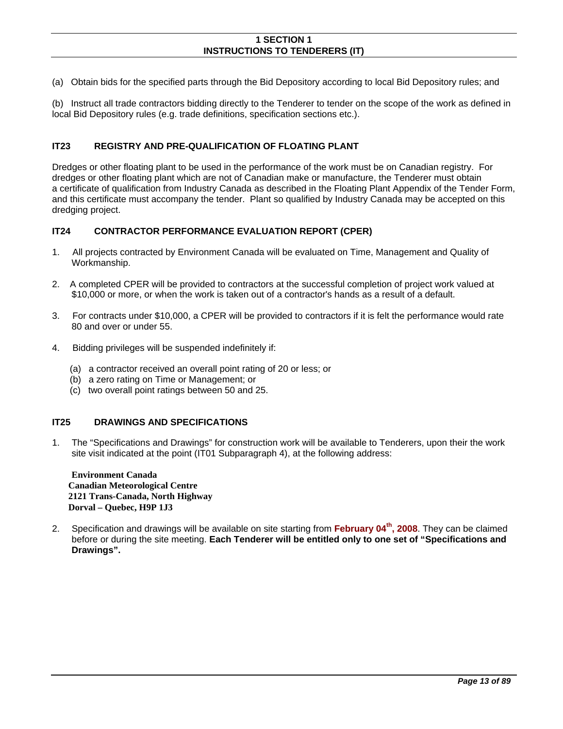(a) Obtain bids for the specified parts through the Bid Depository according to local Bid Depository rules; and

(b) Instruct all trade contractors bidding directly to the Tenderer to tender on the scope of the work as defined in local Bid Depository rules (e.g. trade definitions, specification sections etc.).

## IT23 REGISTRY AND PRE-QUALIFICATION OF FLOATING PLANT

Dredges or other floating plant to be used in the performance of the work must be on Canadian registry. For dredges or other floating plant which are not of Canadian make or manufacture, the Tenderer must obtain a certificate of qualification from Industry Canada as described in the Floating Plant Appendix of the Tender Form, and this certificate must accompany the tender. Plant so qualified by Industry Canada may be accepted on this dredging project.

## IT24 CONTRACTOR PERFORMANCE EVALUATION REPORT (CPER)

1. All projects contracted by Environment Canada will be evaluated on Time, Management and Quality of Workmanship.

2. A completed CPER will be provided to contractors at the successful completion of project work valued at $10,000 or more, or when the work is taken out of a contractor's hands as a result of a default.

3. For contracts under $10,000, a CPER will be provided to contractors if it is felt the performance would rate 80 and over or under 55.

4. Bidding privileges will be suspended indefinitely if:

   (a) a contractor received an overall point rating of 20 or less; or
   (b) a zero rating on Time or Management; or
   (c) two overall point ratings between 50 and 25.

## IT25 DRAWINGS AND SPECIFICATIONS

1. The "Specifications and Drawings" for construction work will be available to Tenderers, upon their the work site visit indicated at the point (IT01 Subparagraph 4), at the following address:

   **Environment Canada**
   **Canadian Meteorological Centre**
   **2121 Trans-Canada, North Highway**
   **Dorval – Quebec, H9P 1J3**

2. Specification and drawings will be available on site starting from **February 04th, 2008**. They can be claimed before or during the site meeting. **Each Tenderer will be entitled only to one set of "Specifications and Drawings".**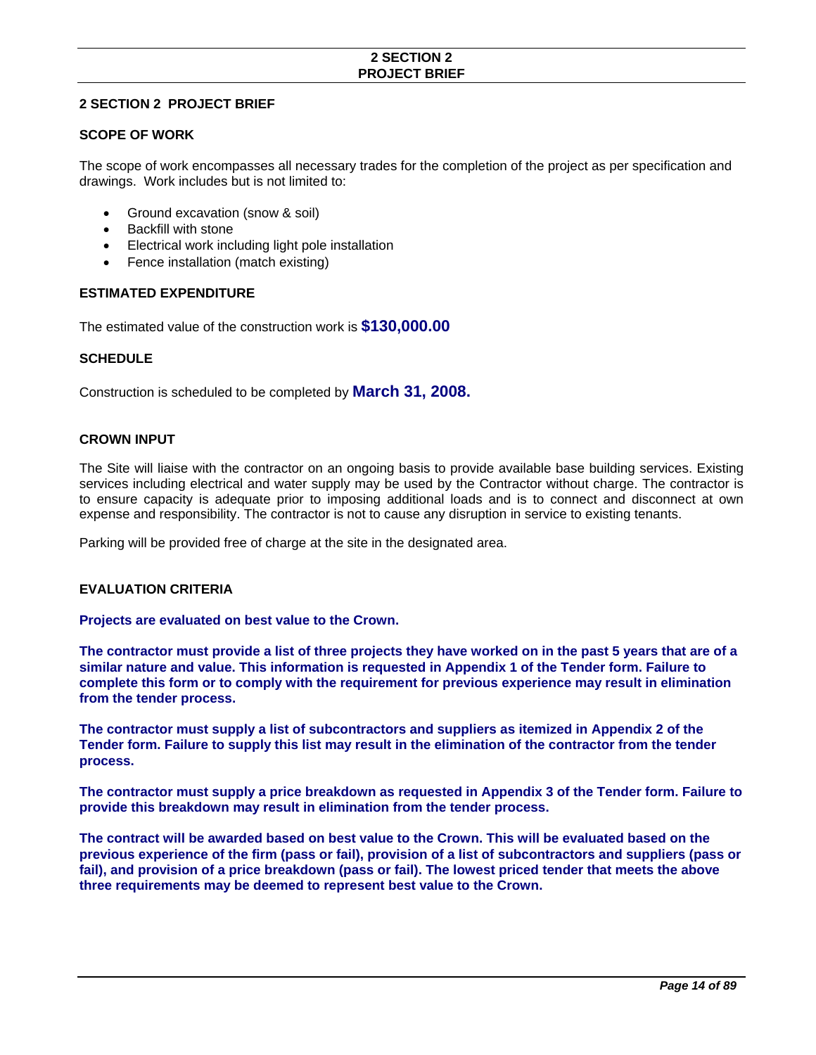# 2 SECTION 2 PROJECT BRIEF

## SCOPE OF WORK

The scope of work encompasses all necessary trades for the completion of the project as per specification and drawings. Work includes but is not limited to:

- Ground excavation (snow & soil)
- Backfill with stone
- Electrical work including light pole installation
- Fence installation (match existing)

## ESTIMATED EXPENDITURE

The estimated value of the construction work is **$130,000.00**

## SCHEDULE

Construction is scheduled to be completed by **March 31, 2008.**

## CROWN INPUT

The Site will liaise with the contractor on an ongoing basis to provide available base building services. Existing services including electrical and water supply may be used by the Contractor without charge. The contractor is to ensure capacity is adequate prior to imposing additional loads and is to connect and disconnect at own expense and responsibility. The contractor is not to cause any disruption in service to existing tenants.

Parking will be provided free of charge at the site in the designated area.

## EVALUATION CRITERIA

**Projects are evaluated on best value to the Crown.**

**The contractor must provide a list of three projects they have worked on in the past 5 years that are of a similar nature and value. This information is requested in Appendix 1 of the Tender form. Failure to complete this form or to comply with the requirement for previous experience may result in elimination from the tender process.**

**The contractor must supply a list of subcontractors and suppliers as itemized in Appendix 2 of the Tender form. Failure to supply this list may result in the elimination of the contractor from the tender process.**

**The contractor must supply a price breakdown as requested in Appendix 3 of the Tender form. Failure to provide this breakdown may result in elimination from the tender process.**

**The contract will be awarded based on best value to the Crown. This will be evaluated based on the previous experience of the firm (pass or fail), provision of a list of subcontractors and suppliers (pass or fail), and provision of a price breakdown (pass or fail). The lowest priced tender that meets the above three requirements may be deemed to represent best value to the Crown.**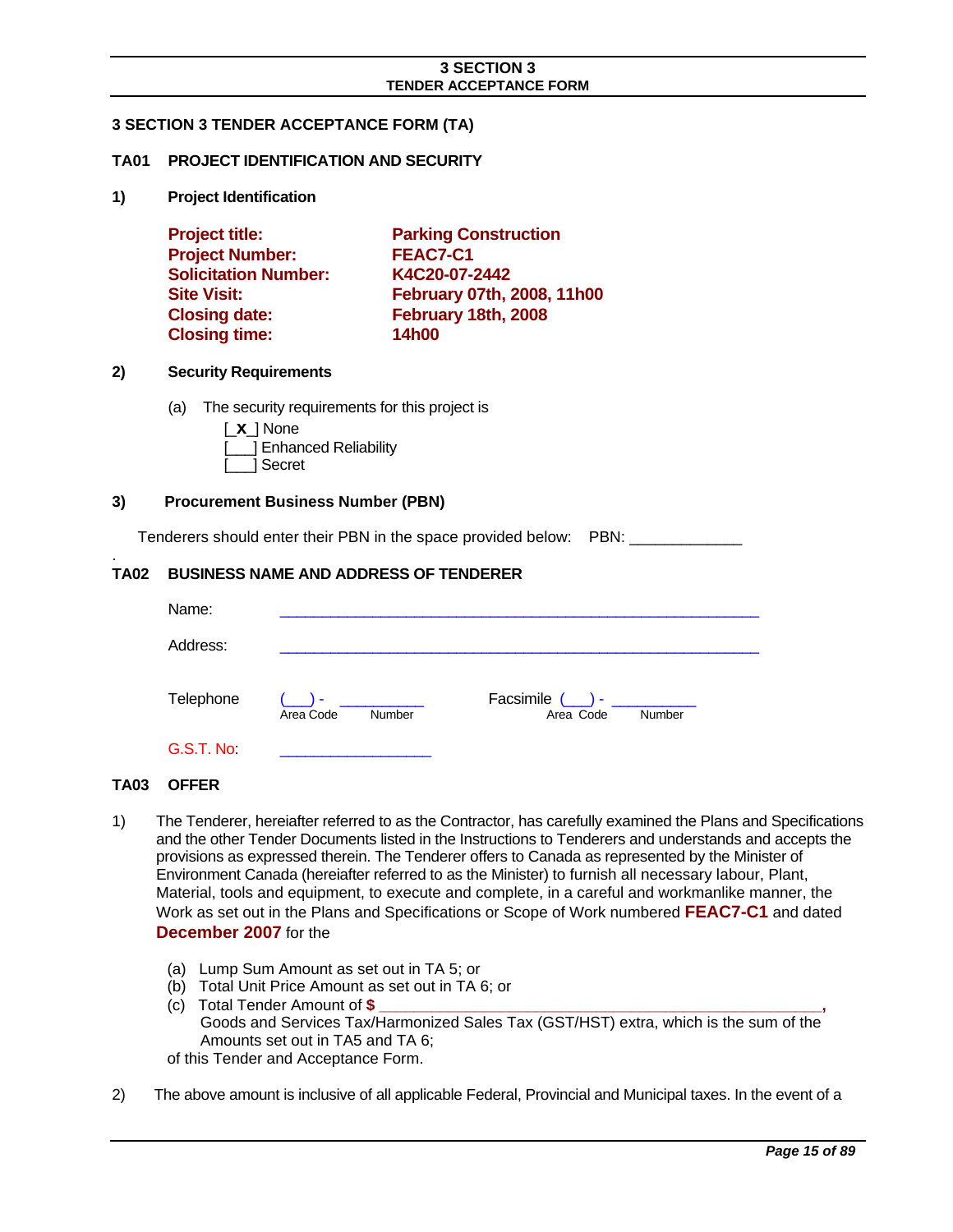# 3 SECTION 3 TENDER ACCEPTANCE FORM (TA)

## TA01 PROJECT IDENTIFICATION AND SECURITY

**1) Project Identification**

**Project title:** **Parking Construction**
**Project Number:** **FEAC7-C1**
**Solicitation Number:** **K4C20-07-2442**
**Site Visit:** **February 07th, 2008, 11h00**
**Closing date:** **February 18th, 2008**
**Closing time:** **14h00**

**2) Security Requirements**

(a) The security requirements for this project is

[ **X** ] None
[___] Enhanced Reliability
[___] Secret

**3) Procurement Business Number (PBN)**

Tenderers should enter their PBN in the space provided below: PBN: _____________

## TA02 BUSINESS NAME AND ADDRESS OF TENDERER

Name: ____________________________________________________________

Address: ____________________________________________________________

Telephone (___) - __________ (Area Code, Number) Facsimile (___) - __________ (Area Code, Number)

G.S.T. No: __________________

## TA03 OFFER

1) The Tenderer, hereafter referred to as the Contractor, has carefully examined the Plans and Specifications and the other Tender Documents listed in the Instructions to Tenderers and understands and accepts the provisions as expressed therein. The Tenderer offers to Canada as represented by the Minister of Environment Canada (hereafter referred to as the Minister) to furnish all necessary labour, Plant, Material, tools and equipment, to execute and complete, in a careful and workmanlike manner, the Work as set out in the Plans and Specifications or Scope of Work numbered **FEAC7-C1** and dated **December 2007** for the

   (a) Lump Sum Amount as set out in TA 5; or
   (b) Total Unit Price Amount as set out in TA 6; or
   (c) Total Tender Amount of **$** ______________________________________________________,
   Goods and Services Tax/Harmonized Sales Tax (GST/HST) extra, which is the sum of the Amounts set out in TA5 and TA 6;

   of this Tender and Acceptance Form.

2) The above amount is inclusive of all applicable Federal, Provincial and Municipal taxes. In the event of a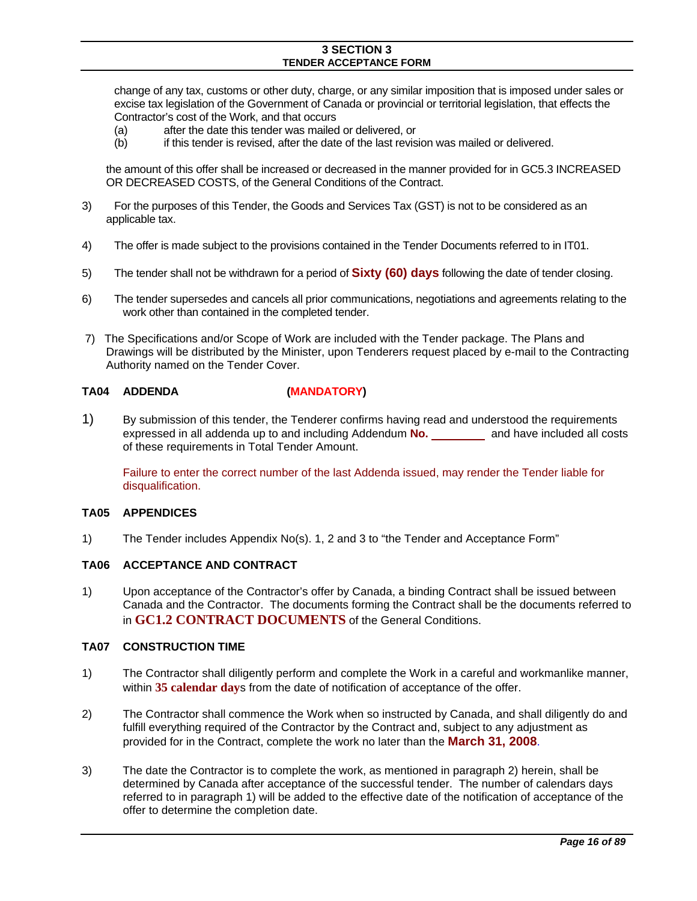change of any tax, customs or other duty, charge, or any similar imposition that is imposed under sales or excise tax legislation of the Government of Canada or provincial or territorial legislation, that effects the Contractor's cost of the Work, and that occurs

(a) after the date this tender was mailed or delivered, or
(b) if this tender is revised, after the date of the last revision was mailed or delivered.

the amount of this offer shall be increased or decreased in the manner provided for in GC5.3 INCREASED OR DECREASED COSTS, of the General Conditions of the Contract.

3) For the purposes of this Tender, the Goods and Services Tax (GST) is not to be considered as an applicable tax.

4) The offer is made subject to the provisions contained in the Tender Documents referred to in IT01.

5) The tender shall not be withdrawn for a period of **Sixty (60) days** following the date of tender closing.

6) The tender supersedes and cancels all prior communications, negotiations and agreements relating to the work other than contained in the completed tender.

7) The Specifications and/or Scope of Work are included with the Tender package. The Plans and Drawings will be distributed by the Minister, upon Tenderers request placed by e-mail to the Contracting Authority named on the Tender Cover.

### TA04 ADDENDA (MANDATORY)

1) By submission of this tender, the Tenderer confirms having read and understood the requirements expressed in all addenda up to and including Addendum **No.** ________ and have included all costs of these requirements in Total Tender Amount.

Failure to enter the correct number of the last Addenda issued, may render the Tender liable for disqualification.

### TA05 APPENDICES

1) The Tender includes Appendix No(s). 1, 2 and 3 to "the Tender and Acceptance Form"

### TA06 ACCEPTANCE AND CONTRACT

1) Upon acceptance of the Contractor's offer by Canada, a binding Contract shall be issued between Canada and the Contractor. The documents forming the Contract shall be the documents referred to in **GC1.2 CONTRACT DOCUMENTS** of the General Conditions.

### TA07 CONSTRUCTION TIME

1) The Contractor shall diligently perform and complete the Work in a careful and workmanlike manner, within **35 calendar days** from the date of notification of acceptance of the offer.

2) The Contractor shall commence the Work when so instructed by Canada, and shall diligently do and fulfill everything required of the Contractor by the Contract and, subject to any adjustment as provided for in the Contract, complete the work no later than the **March 31, 2008**.

3) The date the Contractor is to complete the work, as mentioned in paragraph 2) herein, shall be determined by Canada after acceptance of the successful tender. The number of calendars days referred to in paragraph 1) will be added to the effective date of the notification of acceptance of the offer to determine the completion date.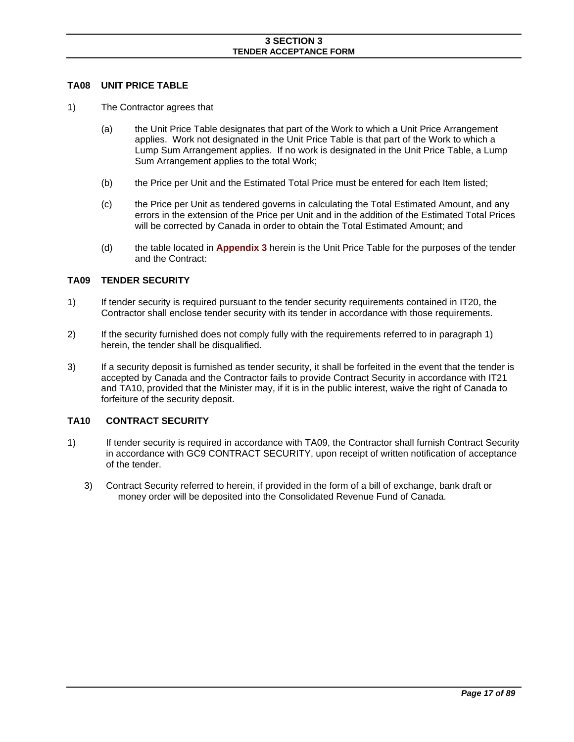## 3 SECTION 3
## TENDER ACCEPTANCE FORM

### TA08 UNIT PRICE TABLE

1) The Contractor agrees that

   (a) the Unit Price Table designates that part of the Work to which a Unit Price Arrangement applies. Work not designated in the Unit Price Table is that part of the Work to which a Lump Sum Arrangement applies. If no work is designated in the Unit Price Table, a Lump Sum Arrangement applies to the total Work;

   (b) the Price per Unit and the Estimated Total Price must be entered for each Item listed;

   (c) the Price per Unit as tendered governs in calculating the Total Estimated Amount, and any errors in the extension of the Price per Unit and in the addition of the Estimated Total Prices will be corrected by Canada in order to obtain the Total Estimated Amount; and

   (d) the table located in **Appendix 3** herein is the Unit Price Table for the purposes of the tender and the Contract:

### TA09 TENDER SECURITY

1) If tender security is required pursuant to the tender security requirements contained in IT20, the Contractor shall enclose tender security with its tender in accordance with those requirements.

2) If the security furnished does not comply fully with the requirements referred to in paragraph 1) herein, the tender shall be disqualified.

3) If a security deposit is furnished as tender security, it shall be forfeited in the event that the tender is accepted by Canada and the Contractor fails to provide Contract Security in accordance with IT21 and TA10, provided that the Minister may, if it is in the public interest, waive the right of Canada to forfeiture of the security deposit.

### TA10 CONTRACT SECURITY

1) If tender security is required in accordance with TA09, the Contractor shall furnish Contract Security in accordance with GC9 CONTRACT SECURITY, upon receipt of written notification of acceptance of the tender.

3) Contract Security referred to herein, if provided in the form of a bill of exchange, bank draft or money order will be deposited into the Consolidated Revenue Fund of Canada.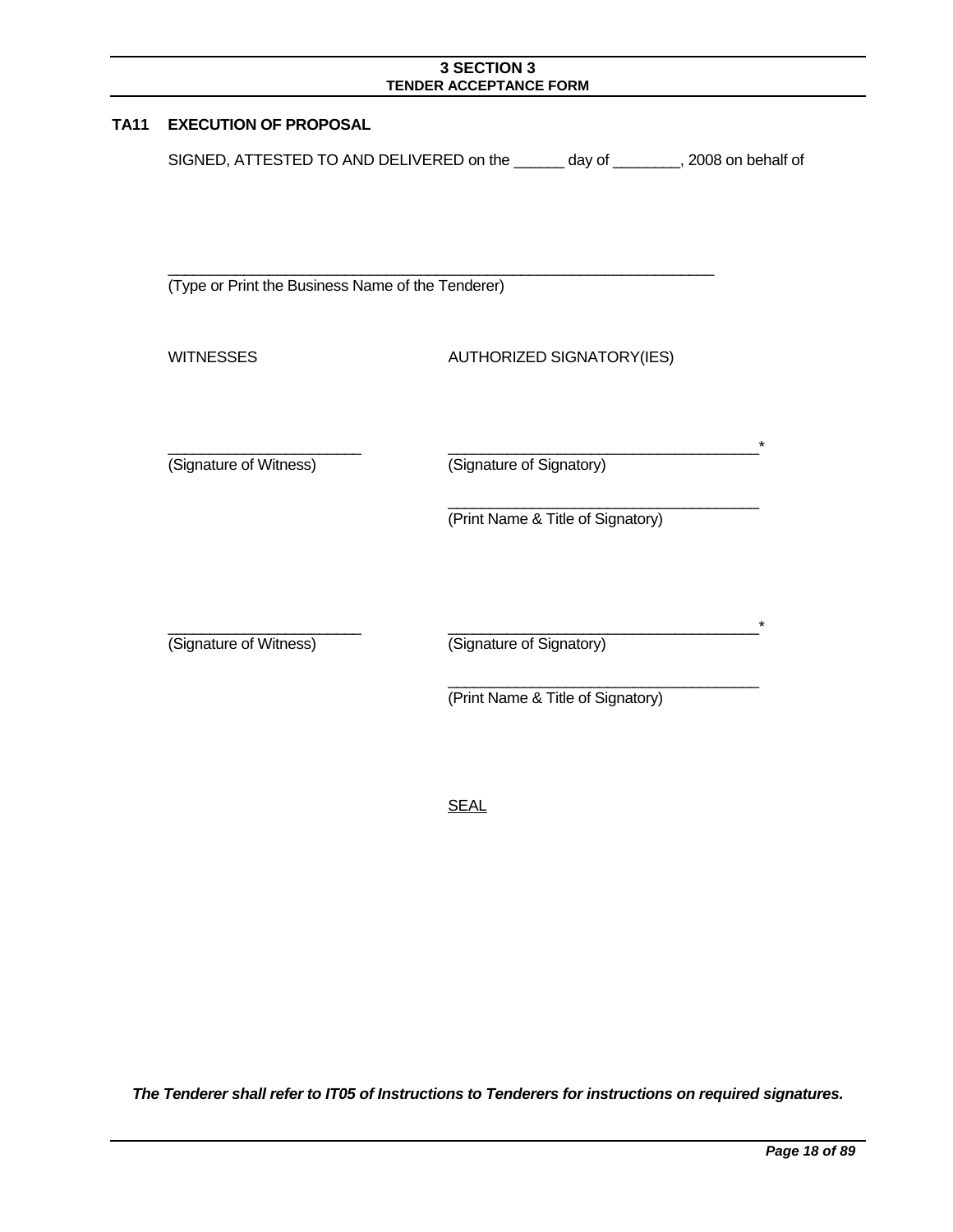## 3 SECTION 3
### TENDER ACCEPTANCE FORM

**TA11 EXECUTION OF PROPOSAL**

SIGNED, ATTESTED TO AND DELIVERED on the ______ day of ________, 2008 on behalf of

_____________________________________________________________________
(Type or Print the Business Name of the Tenderer)

| WITNESSES | AUTHORIZED SIGNATORY(IES) |
|---|---|
| ________________________ (Signature of Witness) | _______________________________________* (Signature of Signatory) |
| | _______________________________________ (Print Name & Title of Signatory) |
| ________________________ (Signature of Witness) | _______________________________________* (Signature of Signatory) |
| | _______________________________________ (Print Name & Title of Signatory) |
| | SEAL |

***The Tenderer shall refer to IT05 of Instructions to Tenderers for instructions on required signatures.***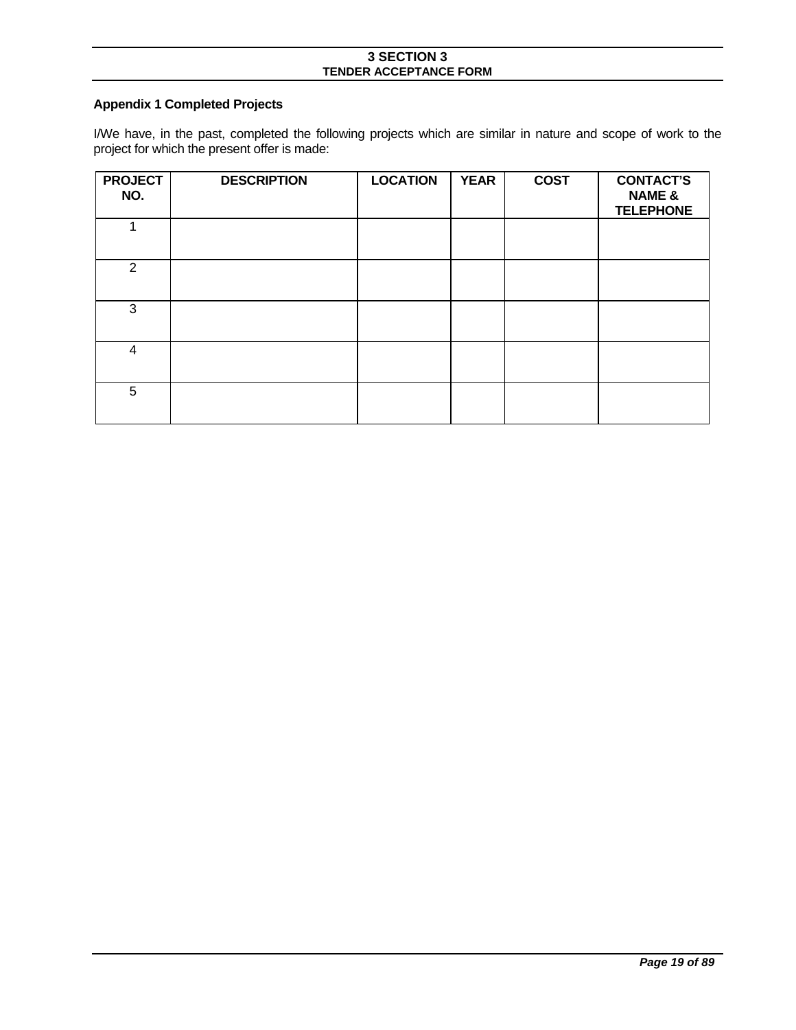## Appendix 1 Completed Projects

I/We have, in the past, completed the following projects which are similar in nature and scope of work to the project for which the present offer is made:

| PROJECT NO. | DESCRIPTION | LOCATION | YEAR | COST | CONTACT'S NAME & TELEPHONE |
|---|---|---|---|---|---|
| 1 | | | | | |
| 2 | | | | | |
| 3 | | | | | |
| 4 | | | | | |
| 5 | | | | | |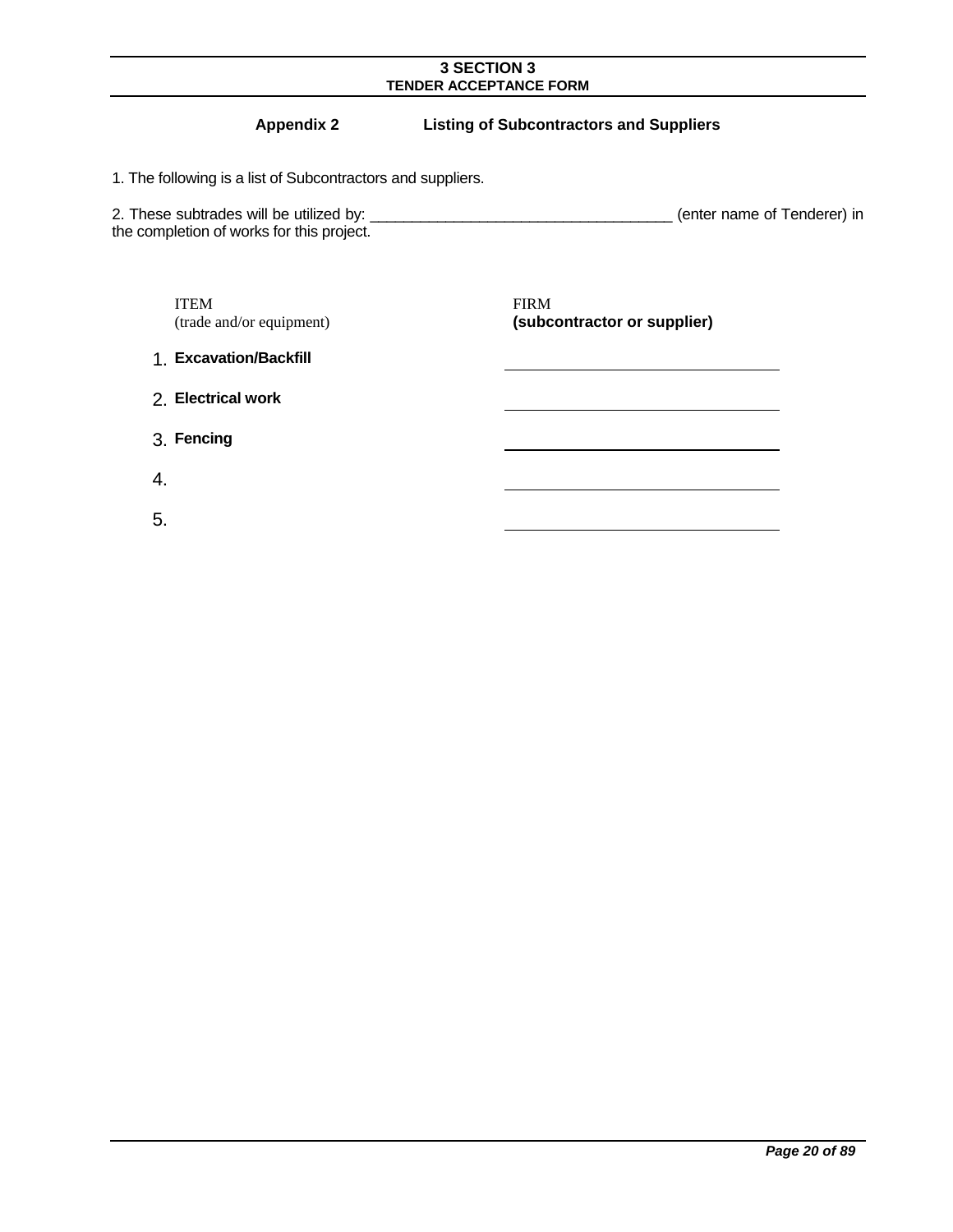**3 SECTION 3**
**TENDER ACCEPTANCE FORM**

## Appendix 2 Listing of Subcontractors and Suppliers

1. The following is a list of Subcontractors and suppliers.

2. These subtrades will be utilized by: ___________________________________ (enter name of Tenderer) in the completion of works for this project.

| ITEM (trade and/or equipment) | FIRM **(subcontractor or supplier)** |
|---|---|
| 1. **Excavation/Backfill** | |
| 2. **Electrical work** | |
| 3. **Fencing** | |
| 4. | |
| 5. | |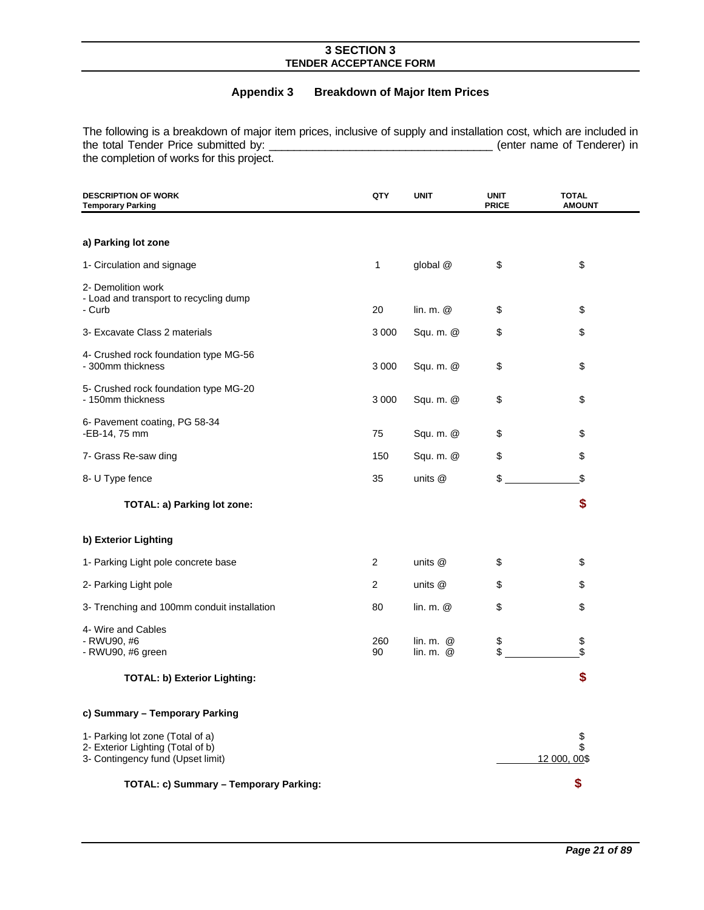## 3 SECTION 3
## TENDER ACCEPTANCE FORM

### Appendix 3 Breakdown of Major Item Prices

The following is a breakdown of major item prices, inclusive of supply and installation cost, which are included in the total Tender Price submitted by: ___________________________________ (enter name of Tenderer) in the completion of works for this project.

| DESCRIPTION OF WORK<br>Temporary Parking | QTY | UNIT | UNIT PRICE | TOTAL AMOUNT |
|---|---|---|---|---|
| **a) Parking lot zone** | | | | |
| 1- Circulation and signage | 1 | global @ | $ | $ |
| 2- Demolition work<br>- Load and transport to recycling dump<br>- Curb | 20 | lin. m. @ | $ | $ |
| 3- Excavate Class 2 materials | 3 000 | Squ. m. @ | $ | $ |
| 4- Crushed rock foundation type MG-56<br>- 300mm thickness | 3 000 | Squ. m. @ | $ | $ |
| 5- Crushed rock foundation type MG-20<br>- 150mm thickness | 3 000 | Squ. m. @ | $ | $ |
| 6- Pavement coating, PG 58-34<br>-EB-14, 75 mm | 75 | Squ. m. @ | $ | $ |
| 7- Grass Re-saw ding | 150 | Squ. m. @ | $ | $ |
| 8- U Type fence | 35 | units @ | $ ____________ | $ |
| **TOTAL: a) Parking lot zone:** | | | | **$** |
| **b) Exterior Lighting** | | | | |
| 1- Parking Light pole concrete base | 2 | units @ | $ | $ |
| 2- Parking Light pole | 2 | units @ | $ | $ |
| 3- Trenching and 100mm conduit installation | 80 | lin. m. @ | $ | $ |
| 4- Wire and Cables<br>- RWU90, #6<br>- RWU90, #6 green | <br>260<br>90 | <br>lin. m. @<br>lin. m. @ | <br>$<br>$ ____________ | <br>$<br>$ |
| **TOTAL: b) Exterior Lighting:** | | | | **$** |
| **c) Summary – Temporary Parking** | | | | |
| 1- Parking lot zone (Total of a) | | | | $ |
| 2- Exterior Lighting (Total of b) | | | | $ |
| 3- Contingency fund (Upset limit) | | | | 12 000, 00$ |
| **TOTAL: c) Summary – Temporary Parking:** | | | | **$** |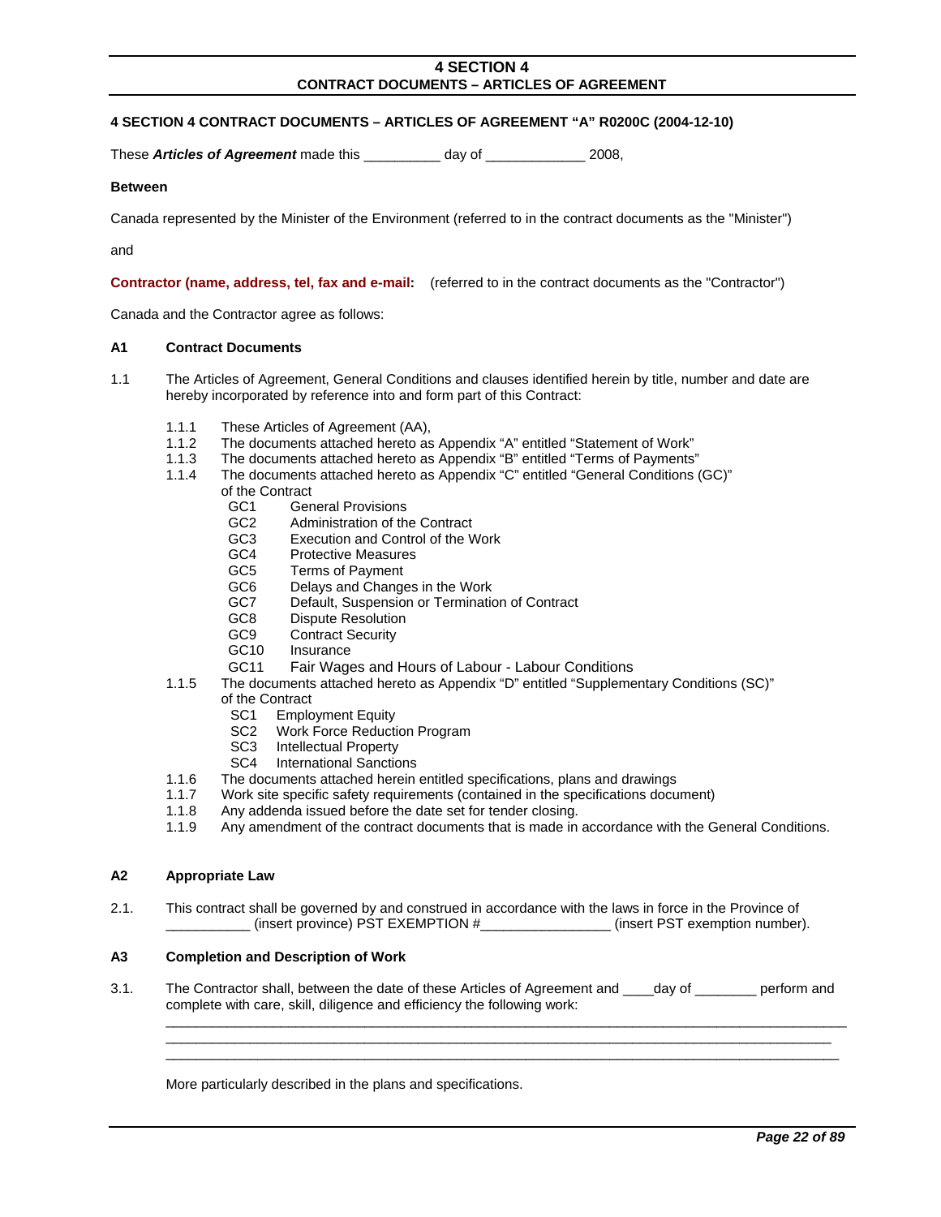# 4 SECTION 4
## CONTRACT DOCUMENTS – ARTICLES OF AGREEMENT

### 4 SECTION 4 CONTRACT DOCUMENTS – ARTICLES OF AGREEMENT "A" R0200C (2004-12-10)

These ***Articles of Agreement*** made this __________ day of _____________ 2008,

**Between**

Canada represented by the Minister of the Environment (referred to in the contract documents as the "Minister")

and

**Contractor (name, address, tel, fax and e-mail:** (referred to in the contract documents as the "Contractor")

Canada and the Contractor agree as follows:

### A1 Contract Documents

1.1 The Articles of Agreement, General Conditions and clauses identified herein by title, number and date are hereby incorporated by reference into and form part of this Contract:

- 1.1.1 These Articles of Agreement (AA),
- 1.1.2 The documents attached hereto as Appendix "A" entitled "Statement of Work"
- 1.1.3 The documents attached hereto as Appendix "B" entitled "Terms of Payments"
- 1.1.4 The documents attached hereto as Appendix "C" entitled "General Conditions (GC)" of the Contract
  - GC1 General Provisions
  - GC2 Administration of the Contract
  - GC3 Execution and Control of the Work
  - GC4 Protective Measures
  - GC5 Terms of Payment
  - GC6 Delays and Changes in the Work
  - GC7 Default, Suspension or Termination of Contract
  - GC8 Dispute Resolution
  - GC9 Contract Security
  - GC10 Insurance
  - GC11 Fair Wages and Hours of Labour - Labour Conditions
- 1.1.5 The documents attached hereto as Appendix "D" entitled "Supplementary Conditions (SC)" of the Contract
  - SC1 Employment Equity
  - SC2 Work Force Reduction Program
  - SC3 Intellectual Property
  - SC4 International Sanctions
- 1.1.6 The documents attached herein entitled specifications, plans and drawings
- 1.1.7 Work site specific safety requirements (contained in the specifications document)
- 1.1.8 Any addenda issued before the date set for tender closing.
- 1.1.9 Any amendment of the contract documents that is made in accordance with the General Conditions.

### A2 Appropriate Law

2.1. This contract shall be governed by and construed in accordance with the laws in force in the Province of ___________ (insert province) PST EXEMPTION #_________________ (insert PST exemption number).

### A3 Completion and Description of Work

3.1. The Contractor shall, between the date of these Articles of Agreement and ____day of ________ perform and complete with care, skill, diligence and efficiency the following work:

_____________________________________________________________________________________________
_____________________________________________________________________________________________
_____________________________________________________________________________________________

More particularly described in the plans and specifications.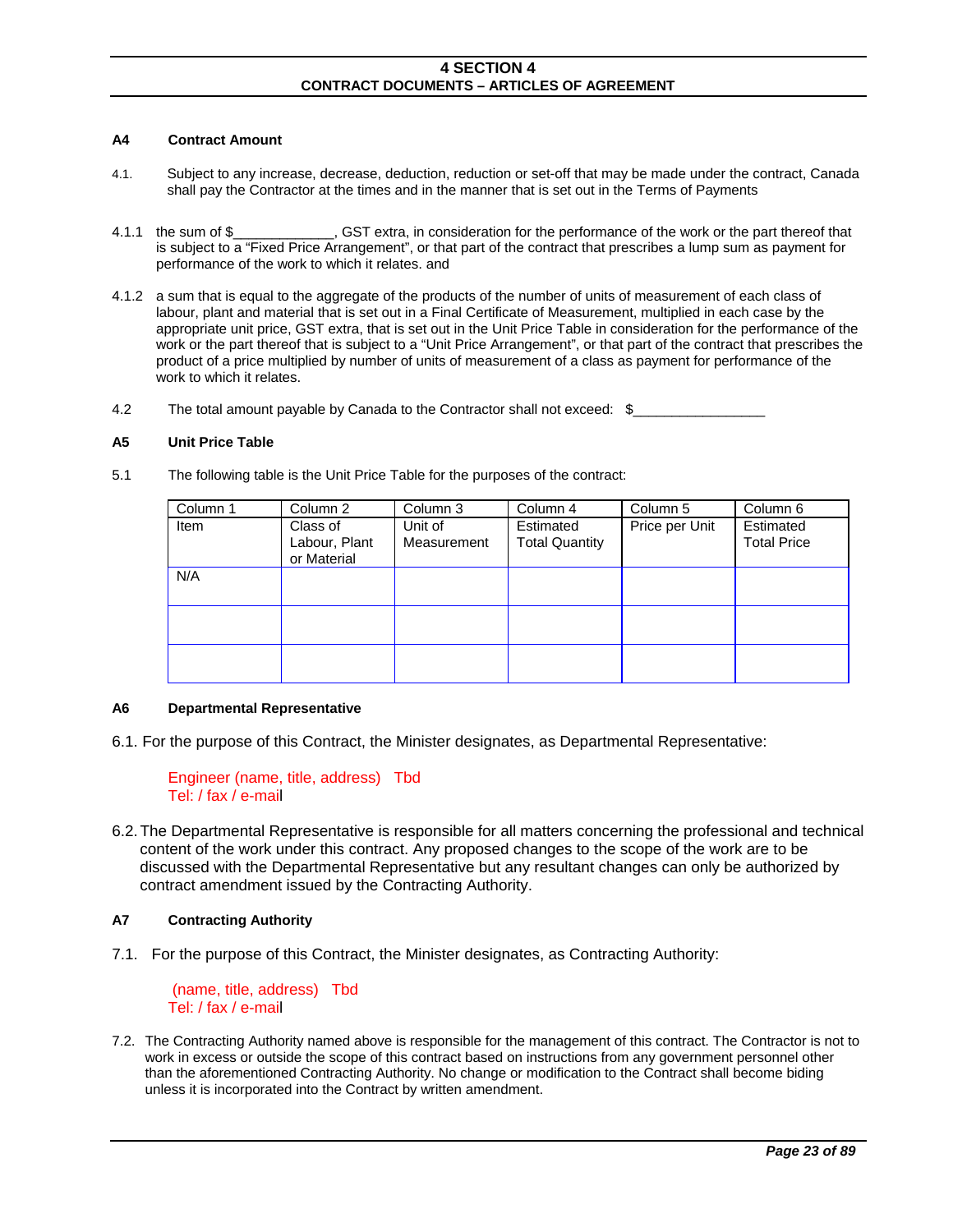# 4 SECTION 4
## CONTRACT DOCUMENTS – ARTICLES OF AGREEMENT

**A4 Contract Amount**

4.1. Subject to any increase, decrease, deduction, reduction or set-off that may be made under the contract, Canada shall pay the Contractor at the times and in the manner that is set out in the Terms of Payments

4.1.1 the sum of $_____________, GST extra, in consideration for the performance of the work or the part thereof that is subject to a "Fixed Price Arrangement", or that part of the contract that prescribes a lump sum as payment for performance of the work to which it relates. and

4.1.2 a sum that is equal to the aggregate of the products of the number of units of measurement of each class of labour, plant and material that is set out in a Final Certificate of Measurement, multiplied in each case by the appropriate unit price, GST extra, that is set out in the Unit Price Table in consideration for the performance of the work or the part thereof that is subject to a "Unit Price Arrangement", or that part of the contract that prescribes the product of a price multiplied by number of units of measurement of a class as payment for performance of the work to which it relates.

4.2 The total amount payable by Canada to the Contractor shall not exceed: $_________________

**A5 Unit Price Table**

5.1 The following table is the Unit Price Table for the purposes of the contract:

| Column 1 | Column 2 | Column 3 | Column 4 | Column 5 | Column 6 |
|---|---|---|---|---|---|
| Item | Class of Labour, Plant or Material | Unit of Measurement | Estimated Total Quantity | Price per Unit | Estimated Total Price |
| N/A | | | | | |
| | | | | | |
| | | | | | |

**A6 Departmental Representative**

6.1. For the purpose of this Contract, the Minister designates, as Departmental Representative:

Engineer (name, title, address) Tbd
Tel: / fax / e-mail

6.2. The Departmental Representative is responsible for all matters concerning the professional and technical content of the work under this contract. Any proposed changes to the scope of the work are to be discussed with the Departmental Representative but any resultant changes can only be authorized by contract amendment issued by the Contracting Authority.

**A7 Contracting Authority**

7.1. For the purpose of this Contract, the Minister designates, as Contracting Authority:

(name, title, address) Tbd
Tel: / fax / e-mail

7.2. The Contracting Authority named above is responsible for the management of this contract. The Contractor is not to work in excess or outside the scope of this contract based on instructions from any government personnel other than the aforementioned Contracting Authority. No change or modification to the Contract shall become biding unless it is incorporated into the Contract by written amendment.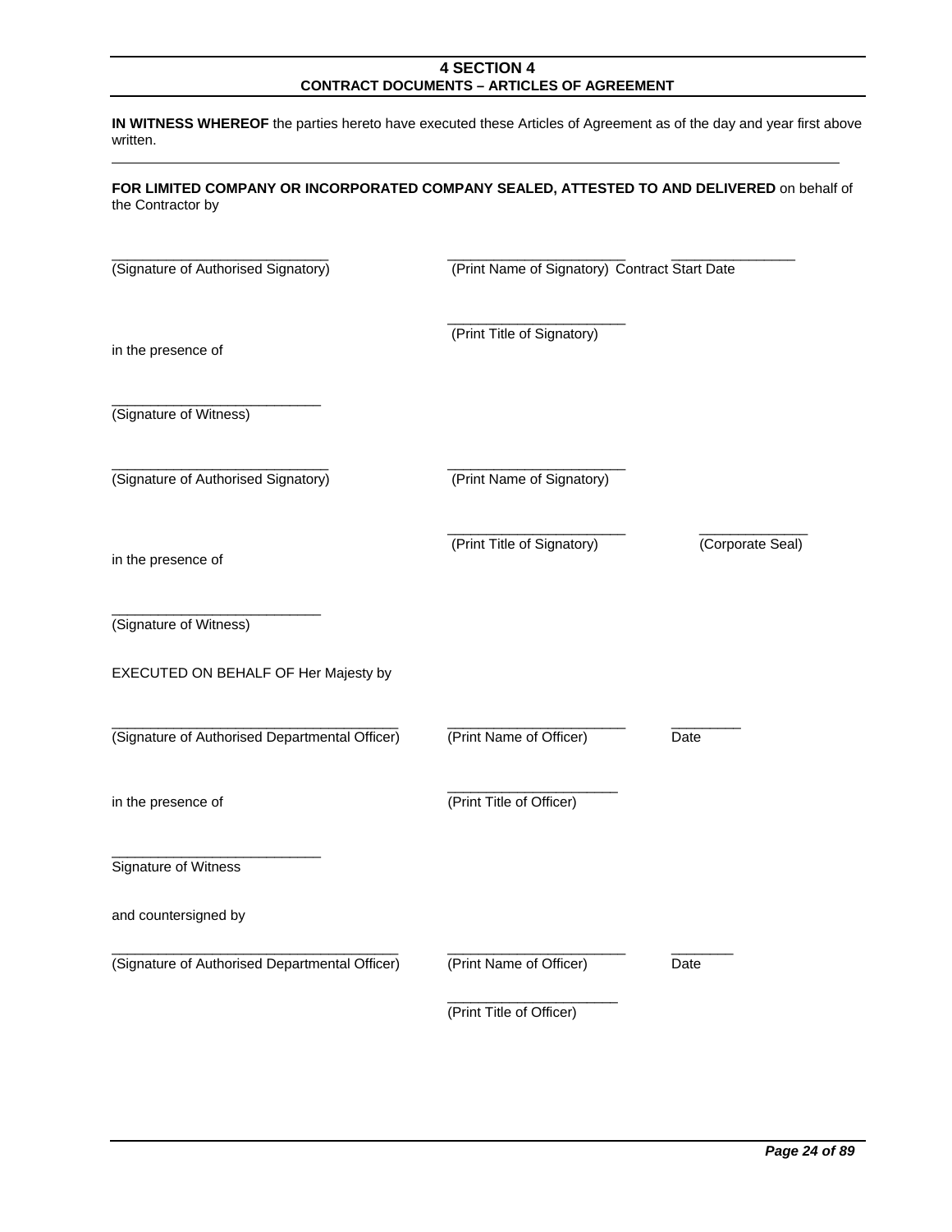# 4 SECTION 4
## CONTRACT DOCUMENTS – ARTICLES OF AGREEMENT

**IN WITNESS WHEREOF** the parties hereto have executed these Articles of Agreement as of the day and year first above written.

---

**FOR LIMITED COMPANY OR INCORPORATED COMPANY SEALED, ATTESTED TO AND DELIVERED** on behalf of the Contractor by

____________________________ (Signature of Authorised Signatory)

_______________________ (Print Name of Signatory)

________________ Contract Start Date

_______________________ (Print Title of Signatory)

in the presence of

___________________________ (Signature of Witness)

____________________________ (Signature of Authorised Signatory)

_______________________ (Print Name of Signatory)

_______________________ (Print Title of Signatory)

______________ (Corporate Seal)

in the presence of

___________________________ (Signature of Witness)

EXECUTED ON BEHALF OF Her Majesty by

_____________________________________ (Signature of Authorised Departmental Officer)

_______________________ (Print Name of Officer)

_________ Date

in the presence of

______________________ (Print Title of Officer)

___________________________ Signature of Witness

and countersigned by

_____________________________________ (Signature of Authorised Departmental Officer)

_______________________ (Print Name of Officer)

________ Date

______________________ (Print Title of Officer)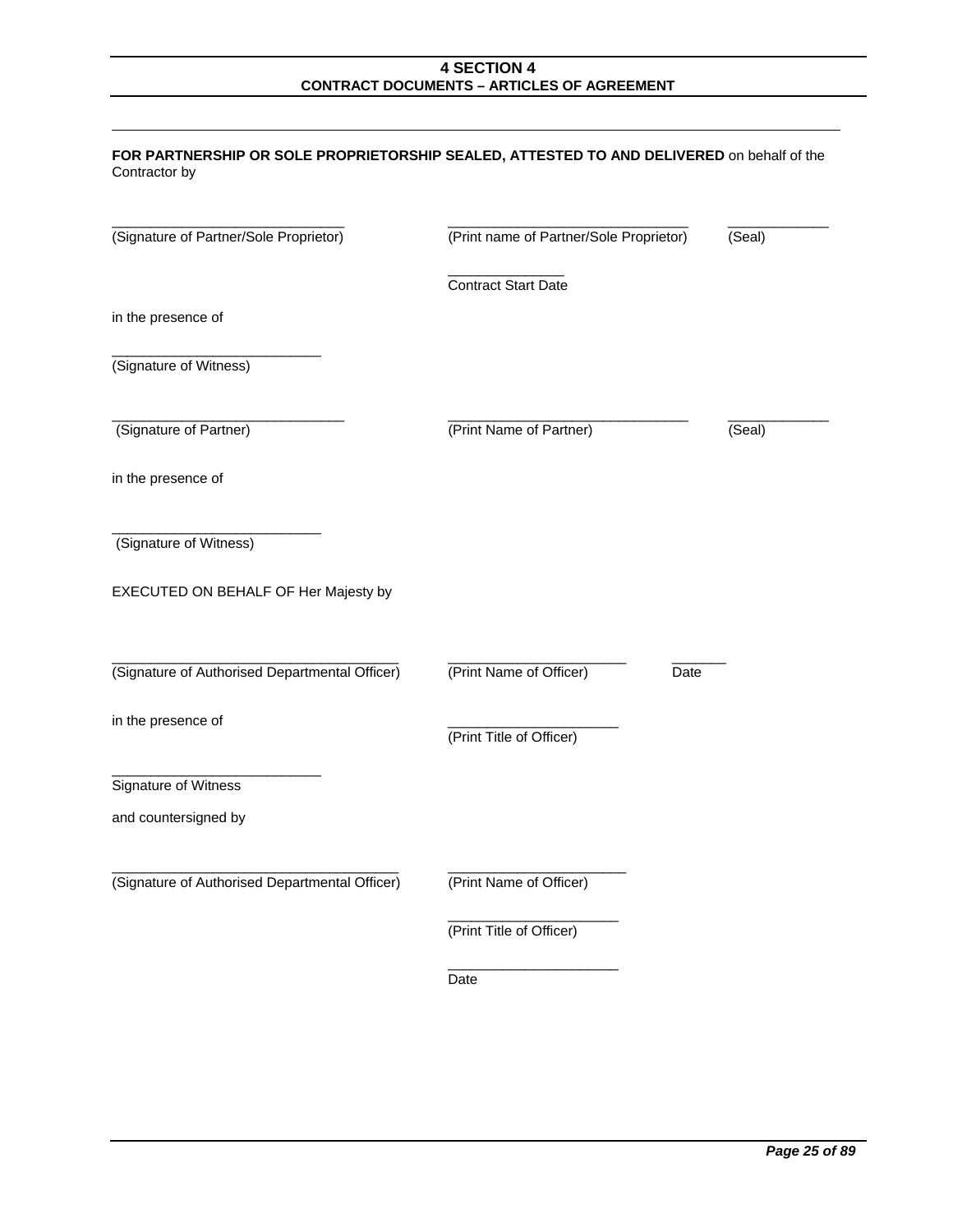# 4 SECTION 4
## CONTRACT DOCUMENTS – ARTICLES OF AGREEMENT

---

**FOR PARTNERSHIP OR SOLE PROPRIETORSHIP SEALED, ATTESTED TO AND DELIVERED** on behalf of the Contractor by

| | | |
|---|---|---|
| ______________________________ | ______________________________ | ____________ |
| (Signature of Partner/Sole Proprietor) | (Print name of Partner/Sole Proprietor) | (Seal) |
| | _______________ | |
| | Contract Start Date | |

in the presence of

___________________________
(Signature of Witness)

| | | |
|---|---|---|
| ______________________________ | ______________________________ | ____________ |
| (Signature of Partner) | (Print Name of Partner) | (Seal) |

in the presence of

___________________________
(Signature of Witness)

EXECUTED ON BEHALF OF Her Majesty by

| | | |
|---|---|---|
| _____________________________________ | _______________________ | _______ |
| (Signature of Authorised Departmental Officer) | (Print Name of Officer) | Date |
| in the presence of | ______________________ | |
| | (Print Title of Officer) | |

___________________________
Signature of Witness

and countersigned by

| | |
|---|---|
| _____________________________________ | _______________________ |
| (Signature of Authorised Departmental Officer) | (Print Name of Officer) |
| | ______________________ |
| | (Print Title of Officer) |
| | ______________________ |
| | Date |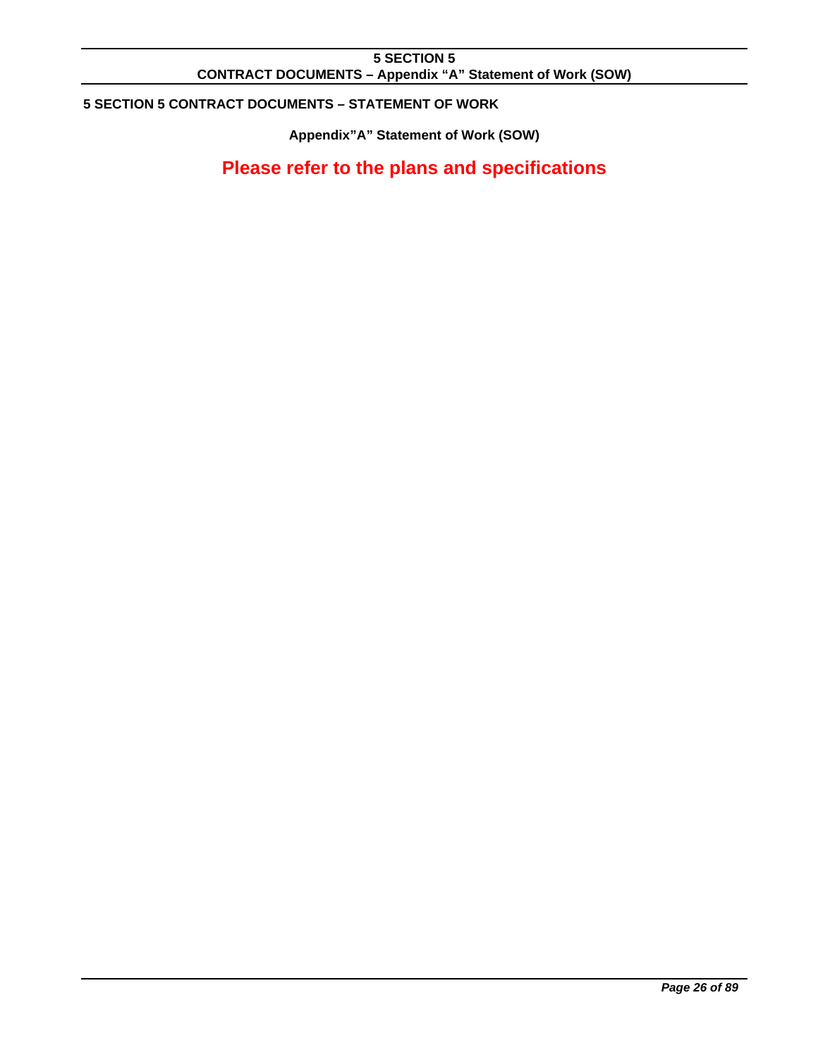# 5 SECTION 5 CONTRACT DOCUMENTS – STATEMENT OF WORK

**Appendix"A" Statement of Work (SOW)**

**Please refer to the plans and specifications**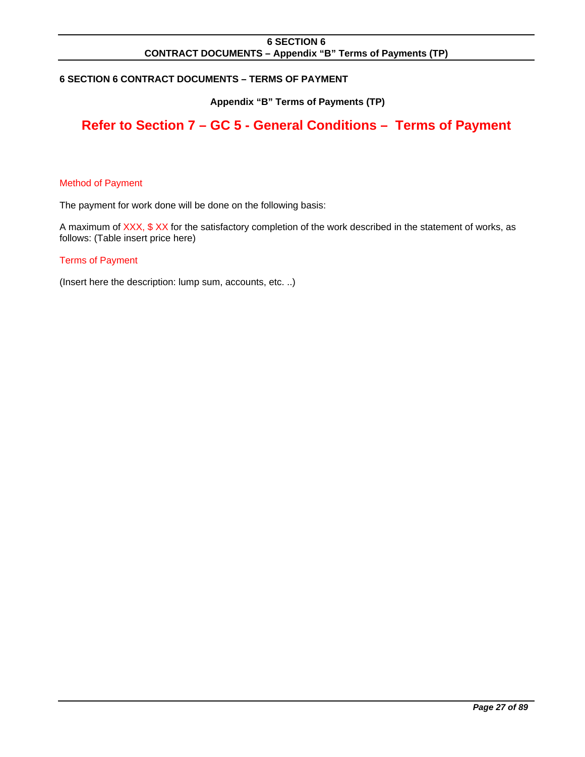## 6 SECTION 6 CONTRACT DOCUMENTS – TERMS OF PAYMENT

**Appendix "B" Terms of Payments (TP)**

# Refer to Section 7 – GC 5 - General Conditions – Terms of Payment

Method of Payment

The payment for work done will be done on the following basis:

A maximum of XXX, $ XX for the satisfactory completion of the work described in the statement of works, as follows: (Table insert price here)

Terms of Payment

(Insert here the description: lump sum, accounts, etc. ..)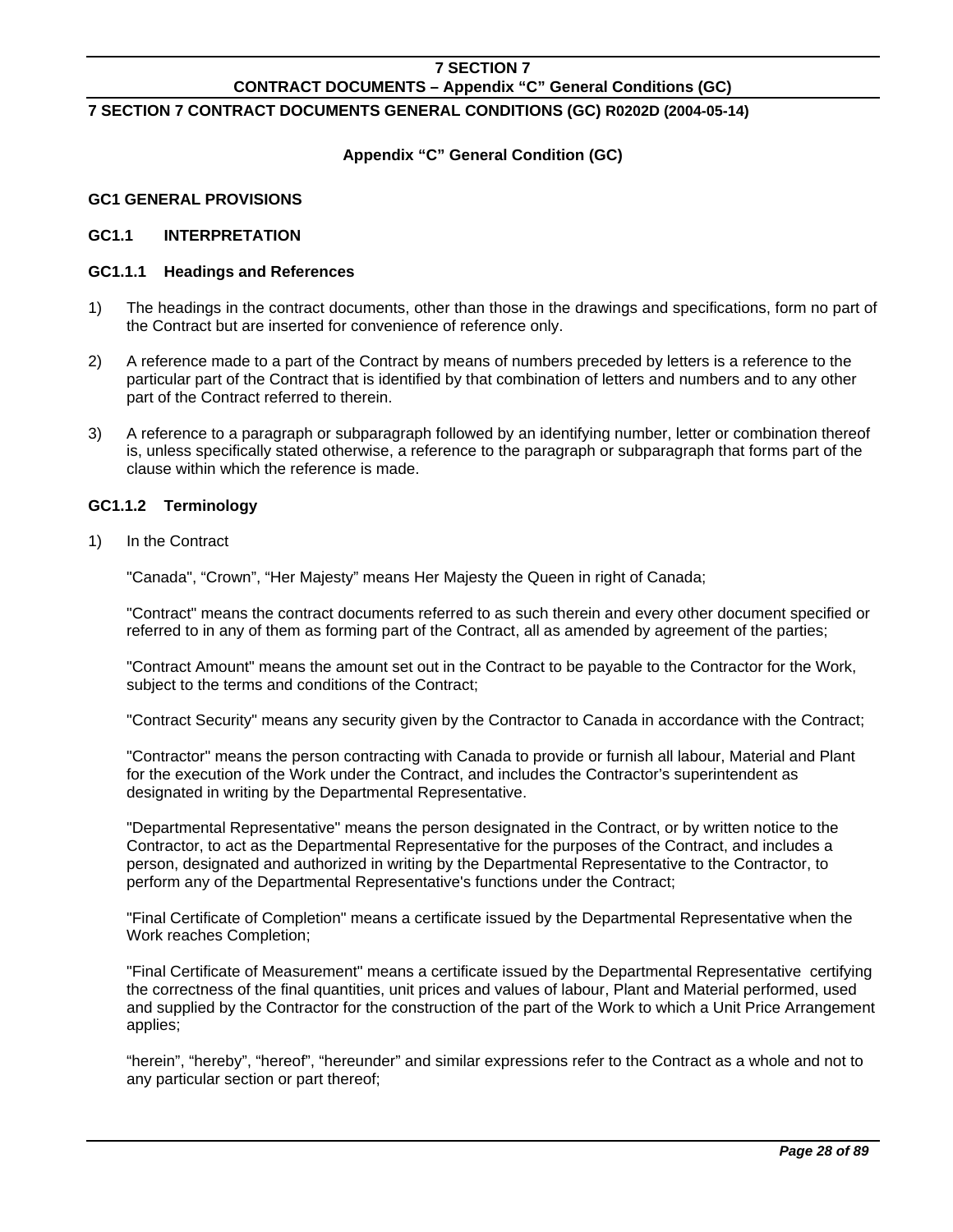**7 SECTION 7 CONTRACT DOCUMENTS GENERAL CONDITIONS (GC) R0202D (2004-05-14)**

**Appendix "C" General Condition (GC)**

## GC1 GENERAL PROVISIONS

### GC1.1 INTERPRETATION

#### GC1.1.1 Headings and References

1) The headings in the contract documents, other than those in the drawings and specifications, form no part of the Contract but are inserted for convenience of reference only.

2) A reference made to a part of the Contract by means of numbers preceded by letters is a reference to the particular part of the Contract that is identified by that combination of letters and numbers and to any other part of the Contract referred to therein.

3) A reference to a paragraph or subparagraph followed by an identifying number, letter or combination thereof is, unless specifically stated otherwise, a reference to the paragraph or subparagraph that forms part of the clause within which the reference is made.

#### GC1.1.2 Terminology

1) In the Contract

"Canada", "Crown", "Her Majesty" means Her Majesty the Queen in right of Canada;

"Contract" means the contract documents referred to as such therein and every other document specified or referred to in any of them as forming part of the Contract, all as amended by agreement of the parties;

"Contract Amount" means the amount set out in the Contract to be payable to the Contractor for the Work, subject to the terms and conditions of the Contract;

"Contract Security" means any security given by the Contractor to Canada in accordance with the Contract;

"Contractor" means the person contracting with Canada to provide or furnish all labour, Material and Plant for the execution of the Work under the Contract, and includes the Contractor's superintendent as designated in writing by the Departmental Representative.

"Departmental Representative" means the person designated in the Contract, or by written notice to the Contractor, to act as the Departmental Representative for the purposes of the Contract, and includes a person, designated and authorized in writing by the Departmental Representative to the Contractor, to perform any of the Departmental Representative's functions under the Contract;

"Final Certificate of Completion" means a certificate issued by the Departmental Representative when the Work reaches Completion;

"Final Certificate of Measurement" means a certificate issued by the Departmental Representative certifying the correctness of the final quantities, unit prices and values of labour, Plant and Material performed, used and supplied by the Contractor for the construction of the part of the Work to which a Unit Price Arrangement applies;

"herein", "hereby", "hereof", "hereunder" and similar expressions refer to the Contract as a whole and not to any particular section or part thereof;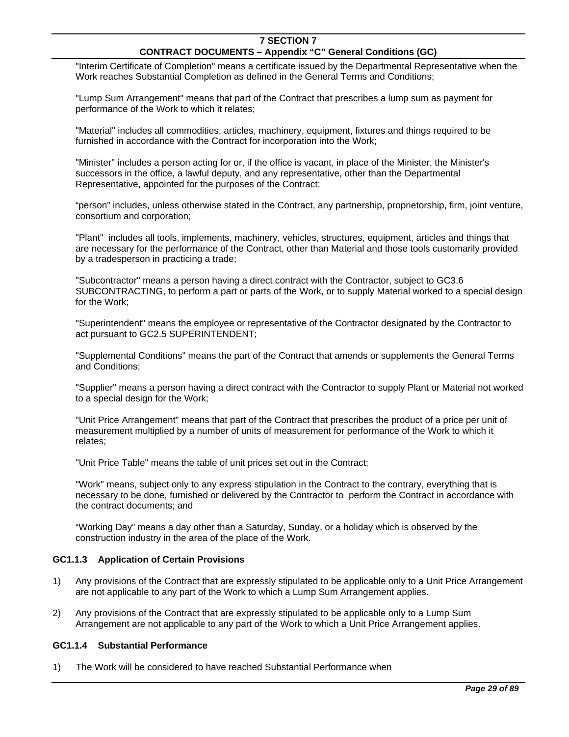"Interim Certificate of Completion" means a certificate issued by the Departmental Representative when the Work reaches Substantial Completion as defined in the General Terms and Conditions;

"Lump Sum Arrangement" means that part of the Contract that prescribes a lump sum as payment for performance of the Work to which it relates;

"Material" includes all commodities, articles, machinery, equipment, fixtures and things required to be furnished in accordance with the Contract for incorporation into the Work;

"Minister" includes a person acting for or, if the office is vacant, in place of the Minister, the Minister's successors in the office, a lawful deputy, and any representative, other than the Departmental Representative, appointed for the purposes of the Contract;

"person" includes, unless otherwise stated in the Contract, any partnership, proprietorship, firm, joint venture, consortium and corporation;

"Plant" includes all tools, implements, machinery, vehicles, structures, equipment, articles and things that are necessary for the performance of the Contract, other than Material and those tools customarily provided by a tradesperson in practicing a trade;

"Subcontractor" means a person having a direct contract with the Contractor, subject to GC3.6 SUBCONTRACTING, to perform a part or parts of the Work, or to supply Material worked to a special design for the Work;

"Superintendent" means the employee or representative of the Contractor designated by the Contractor to act pursuant to GC2.5 SUPERINTENDENT;

"Supplemental Conditions" means the part of the Contract that amends or supplements the General Terms and Conditions;

"Supplier" means a person having a direct contract with the Contractor to supply Plant or Material not worked to a special design for the Work;

"Unit Price Arrangement" means that part of the Contract that prescribes the product of a price per unit of measurement multiplied by a number of units of measurement for performance of the Work to which it relates;

"Unit Price Table" means the table of unit prices set out in the Contract;

"Work" means, subject only to any express stipulation in the Contract to the contrary, everything that is necessary to be done, furnished or delivered by the Contractor to perform the Contract in accordance with the contract documents; and

"Working Day" means a day other than a Saturday, Sunday, or a holiday which is observed by the construction industry in the area of the place of the Work.

### GC1.1.3 Application of Certain Provisions

1) Any provisions of the Contract that are expressly stipulated to be applicable only to a Unit Price Arrangement are not applicable to any part of the Work to which a Lump Sum Arrangement applies.

2) Any provisions of the Contract that are expressly stipulated to be applicable only to a Lump Sum Arrangement are not applicable to any part of the Work to which a Unit Price Arrangement applies.

### GC1.1.4 Substantial Performance

1) The Work will be considered to have reached Substantial Performance when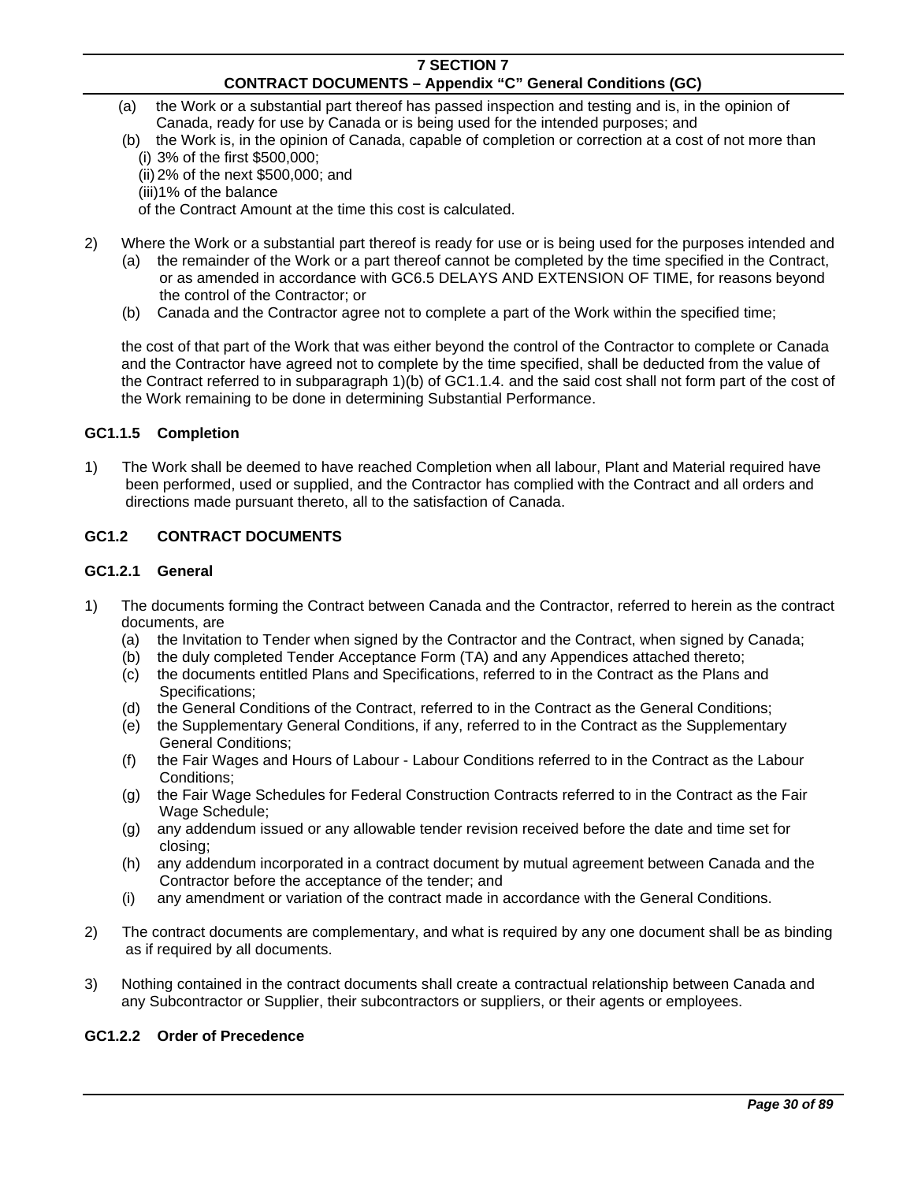(a) the Work or a substantial part thereof has passed inspection and testing and is, in the opinion of Canada, ready for use by Canada or is being used for the intended purposes; and

(b) the Work is, in the opinion of Canada, capable of completion or correction at a cost of not more than
   (i) 3% of the first $500,000;
   (ii) 2% of the next $500,000; and
   (iii) 1% of the balance

   of the Contract Amount at the time this cost is calculated.

2) Where the Work or a substantial part thereof is ready for use or is being used for the purposes intended and
   (a) the remainder of the Work or a part thereof cannot be completed by the time specified in the Contract, or as amended in accordance with GC6.5 DELAYS AND EXTENSION OF TIME, for reasons beyond the control of the Contractor; or
   (b) Canada and the Contractor agree not to complete a part of the Work within the specified time;

   the cost of that part of the Work that was either beyond the control of the Contractor to complete or Canada and the Contractor have agreed not to complete by the time specified, shall be deducted from the value of the Contract referred to in subparagraph 1)(b) of GC1.1.4. and the said cost shall not form part of the cost of the Work remaining to be done in determining Substantial Performance.

### GC1.1.5 Completion

1) The Work shall be deemed to have reached Completion when all labour, Plant and Material required have been performed, used or supplied, and the Contractor has complied with the Contract and all orders and directions made pursuant thereto, all to the satisfaction of Canada.

## GC1.2 CONTRACT DOCUMENTS

### GC1.2.1 General

1) The documents forming the Contract between Canada and the Contractor, referred to herein as the contract documents, are
   (a) the Invitation to Tender when signed by the Contractor and the Contract, when signed by Canada;
   (b) the duly completed Tender Acceptance Form (TA) and any Appendices attached thereto;
   (c) the documents entitled Plans and Specifications, referred to in the Contract as the Plans and Specifications;
   (d) the General Conditions of the Contract, referred to in the Contract as the General Conditions;
   (e) the Supplementary General Conditions, if any, referred to in the Contract as the Supplementary General Conditions;
   (f) the Fair Wages and Hours of Labour - Labour Conditions referred to in the Contract as the Labour Conditions;
   (g) the Fair Wage Schedules for Federal Construction Contracts referred to in the Contract as the Fair Wage Schedule;
   (g) any addendum issued or any allowable tender revision received before the date and time set for closing;
   (h) any addendum incorporated in a contract document by mutual agreement between Canada and the Contractor before the acceptance of the tender; and
   (i) any amendment or variation of the contract made in accordance with the General Conditions.

2) The contract documents are complementary, and what is required by any one document shall be as binding as if required by all documents.

3) Nothing contained in the contract documents shall create a contractual relationship between Canada and any Subcontractor or Supplier, their subcontractors or suppliers, or their agents or employees.

### GC1.2.2 Order of Precedence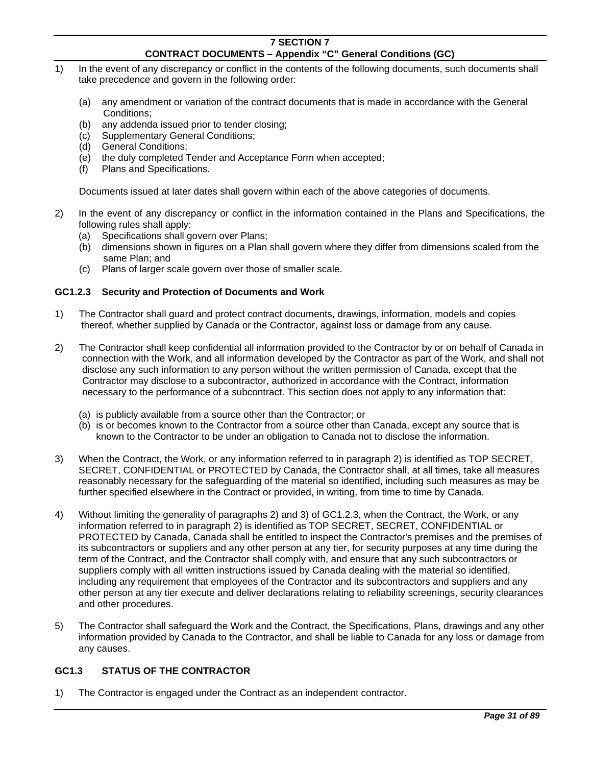1) In the event of any discrepancy or conflict in the contents of the following documents, such documents shall take precedence and govern in the following order:

   (a) any amendment or variation of the contract documents that is made in accordance with the General Conditions;
   (b) any addenda issued prior to tender closing;
   (c) Supplementary General Conditions;
   (d) General Conditions;
   (e) the duly completed Tender and Acceptance Form when accepted;
   (f) Plans and Specifications.

   Documents issued at later dates shall govern within each of the above categories of documents.

2) In the event of any discrepancy or conflict in the information contained in the Plans and Specifications, the following rules shall apply:
   (a) Specifications shall govern over Plans;
   (b) dimensions shown in figures on a Plan shall govern where they differ from dimensions scaled from the same Plan; and
   (c) Plans of larger scale govern over those of smaller scale.

### GC1.2.3 Security and Protection of Documents and Work

1) The Contractor shall guard and protect contract documents, drawings, information, models and copies thereof, whether supplied by Canada or the Contractor, against loss or damage from any cause.

2) The Contractor shall keep confidential all information provided to the Contractor by or on behalf of Canada in connection with the Work, and all information developed by the Contractor as part of the Work, and shall not disclose any such information to any person without the written permission of Canada, except that the Contractor may disclose to a subcontractor, authorized in accordance with the Contract, information necessary to the performance of a subcontract. This section does not apply to any information that:

   (a) is publicly available from a source other than the Contractor; or
   (b) is or becomes known to the Contractor from a source other than Canada, except any source that is known to the Contractor to be under an obligation to Canada not to disclose the information.

3) When the Contract, the Work, or any information referred to in paragraph 2) is identified as TOP SECRET, SECRET, CONFIDENTIAL or PROTECTED by Canada, the Contractor shall, at all times, take all measures reasonably necessary for the safeguarding of the material so identified, including such measures as may be further specified elsewhere in the Contract or provided, in writing, from time to time by Canada.

4) Without limiting the generality of paragraphs 2) and 3) of GC1.2.3, when the Contract, the Work, or any information referred to in paragraph 2) is identified as TOP SECRET, SECRET, CONFIDENTIAL or PROTECTED by Canada, Canada shall be entitled to inspect the Contractor's premises and the premises of its subcontractors or suppliers and any other person at any tier, for security purposes at any time during the term of the Contract, and the Contractor shall comply with, and ensure that any such subcontractors or suppliers comply with all written instructions issued by Canada dealing with the material so identified, including any requirement that employees of the Contractor and its subcontractors and suppliers and any other person at any tier execute and deliver declarations relating to reliability screenings, security clearances and other procedures.

5) The Contractor shall safeguard the Work and the Contract, the Specifications, Plans, drawings and any other information provided by Canada to the Contractor, and shall be liable to Canada for any loss or damage from any causes.

## GC1.3 STATUS OF THE CONTRACTOR

1) The Contractor is engaged under the Contract as an independent contractor.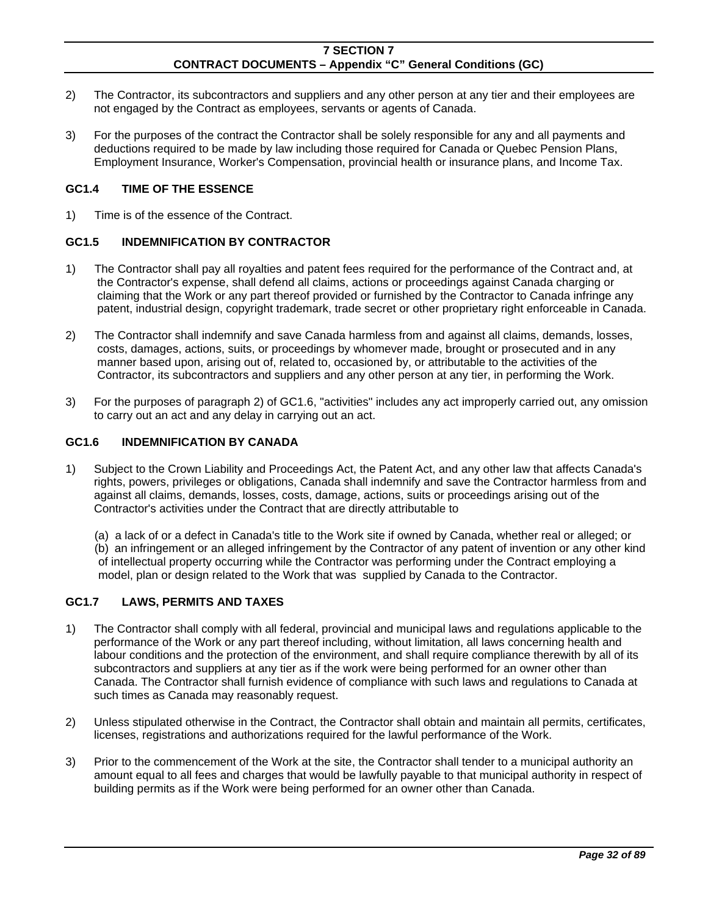2) The Contractor, its subcontractors and suppliers and any other person at any tier and their employees are not engaged by the Contract as employees, servants or agents of Canada.

3) For the purposes of the contract the Contractor shall be solely responsible for any and all payments and deductions required to be made by law including those required for Canada or Quebec Pension Plans, Employment Insurance, Worker's Compensation, provincial health or insurance plans, and Income Tax.

### GC1.4 TIME OF THE ESSENCE

1) Time is of the essence of the Contract.

### GC1.5 INDEMNIFICATION BY CONTRACTOR

1) The Contractor shall pay all royalties and patent fees required for the performance of the Contract and, at the Contractor's expense, shall defend all claims, actions or proceedings against Canada charging or claiming that the Work or any part thereof provided or furnished by the Contractor to Canada infringe any patent, industrial design, copyright trademark, trade secret or other proprietary right enforceable in Canada.

2) The Contractor shall indemnify and save Canada harmless from and against all claims, demands, losses, costs, damages, actions, suits, or proceedings by whomever made, brought or prosecuted and in any manner based upon, arising out of, related to, occasioned by, or attributable to the activities of the Contractor, its subcontractors and suppliers and any other person at any tier, in performing the Work.

3) For the purposes of paragraph 2) of GC1.6, "activities" includes any act improperly carried out, any omission to carry out an act and any delay in carrying out an act.

### GC1.6 INDEMNIFICATION BY CANADA

1) Subject to the Crown Liability and Proceedings Act, the Patent Act, and any other law that affects Canada's rights, powers, privileges or obligations, Canada shall indemnify and save the Contractor harmless from and against all claims, demands, losses, costs, damage, actions, suits or proceedings arising out of the Contractor's activities under the Contract that are directly attributable to

   (a) a lack of or a defect in Canada's title to the Work site if owned by Canada, whether real or alleged; or
   (b) an infringement or an alleged infringement by the Contractor of any patent of invention or any other kind of intellectual property occurring while the Contractor was performing under the Contract employing a model, plan or design related to the Work that was supplied by Canada to the Contractor.

### GC1.7 LAWS, PERMITS AND TAXES

1) The Contractor shall comply with all federal, provincial and municipal laws and regulations applicable to the performance of the Work or any part thereof including, without limitation, all laws concerning health and labour conditions and the protection of the environment, and shall require compliance therewith by all of its subcontractors and suppliers at any tier as if the work were being performed for an owner other than Canada. The Contractor shall furnish evidence of compliance with such laws and regulations to Canada at such times as Canada may reasonably request.

2) Unless stipulated otherwise in the Contract, the Contractor shall obtain and maintain all permits, certificates, licenses, registrations and authorizations required for the lawful performance of the Work.

3) Prior to the commencement of the Work at the site, the Contractor shall tender to a municipal authority an amount equal to all fees and charges that would be lawfully payable to that municipal authority in respect of building permits as if the Work were being performed for an owner other than Canada.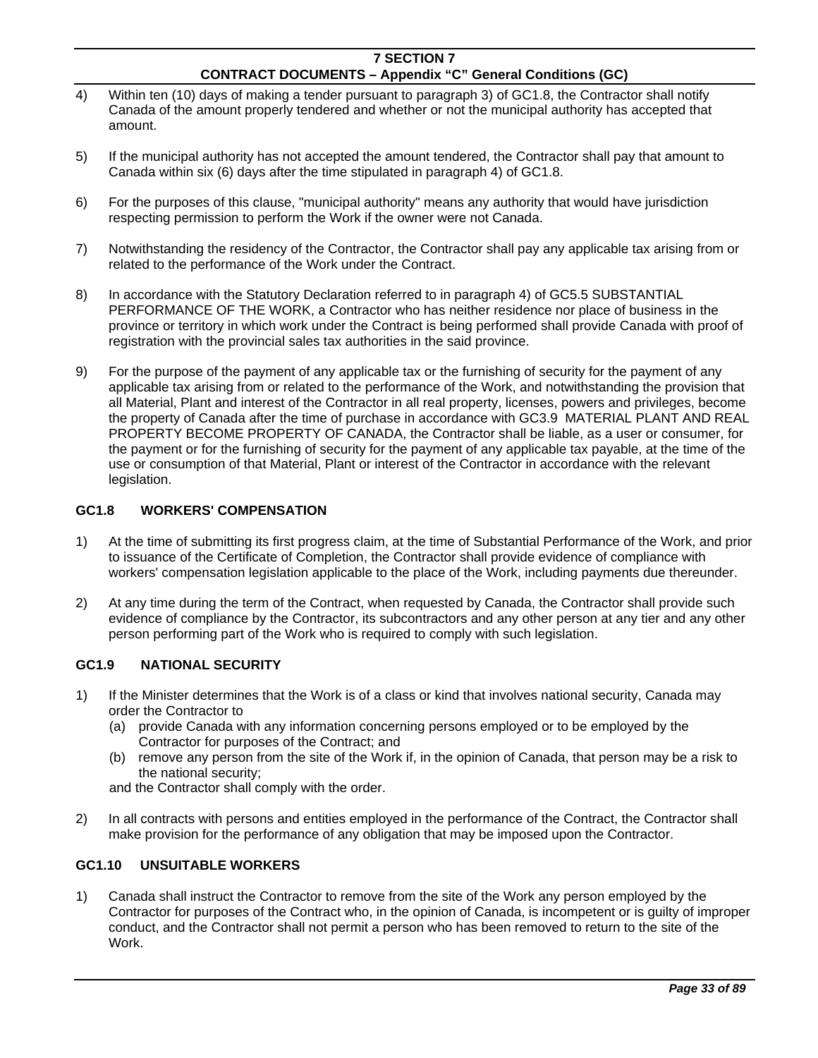4) Within ten (10) days of making a tender pursuant to paragraph 3) of GC1.8, the Contractor shall notify Canada of the amount properly tendered and whether or not the municipal authority has accepted that amount.

5) If the municipal authority has not accepted the amount tendered, the Contractor shall pay that amount to Canada within six (6) days after the time stipulated in paragraph 4) of GC1.8.

6) For the purposes of this clause, "municipal authority" means any authority that would have jurisdiction respecting permission to perform the Work if the owner were not Canada.

7) Notwithstanding the residency of the Contractor, the Contractor shall pay any applicable tax arising from or related to the performance of the Work under the Contract.

8) In accordance with the Statutory Declaration referred to in paragraph 4) of GC5.5 SUBSTANTIAL PERFORMANCE OF THE WORK, a Contractor who has neither residence nor place of business in the province or territory in which work under the Contract is being performed shall provide Canada with proof of registration with the provincial sales tax authorities in the said province.

9) For the purpose of the payment of any applicable tax or the furnishing of security for the payment of any applicable tax arising from or related to the performance of the Work, and notwithstanding the provision that all Material, Plant and interest of the Contractor in all real property, licenses, powers and privileges, become the property of Canada after the time of purchase in accordance with GC3.9 MATERIAL PLANT AND REAL PROPERTY BECOME PROPERTY OF CANADA, the Contractor shall be liable, as a user or consumer, for the payment or for the furnishing of security for the payment of any applicable tax payable, at the time of the use or consumption of that Material, Plant or interest of the Contractor in accordance with the relevant legislation.

### GC1.8 WORKERS' COMPENSATION

1) At the time of submitting its first progress claim, at the time of Substantial Performance of the Work, and prior to issuance of the Certificate of Completion, the Contractor shall provide evidence of compliance with workers' compensation legislation applicable to the place of the Work, including payments due thereunder.

2) At any time during the term of the Contract, when requested by Canada, the Contractor shall provide such evidence of compliance by the Contractor, its subcontractors and any other person at any tier and any other person performing part of the Work who is required to comply with such legislation.

### GC1.9 NATIONAL SECURITY

1) If the Minister determines that the Work is of a class or kind that involves national security, Canada may order the Contractor to
   (a) provide Canada with any information concerning persons employed or to be employed by the Contractor for purposes of the Contract; and
   (b) remove any person from the site of the Work if, in the opinion of Canada, that person may be a risk to the national security;

   and the Contractor shall comply with the order.

2) In all contracts with persons and entities employed in the performance of the Contract, the Contractor shall make provision for the performance of any obligation that may be imposed upon the Contractor.

### GC1.10 UNSUITABLE WORKERS

1) Canada shall instruct the Contractor to remove from the site of the Work any person employed by the Contractor for purposes of the Contract who, in the opinion of Canada, is incompetent or is guilty of improper conduct, and the Contractor shall not permit a person who has been removed to return to the site of the Work.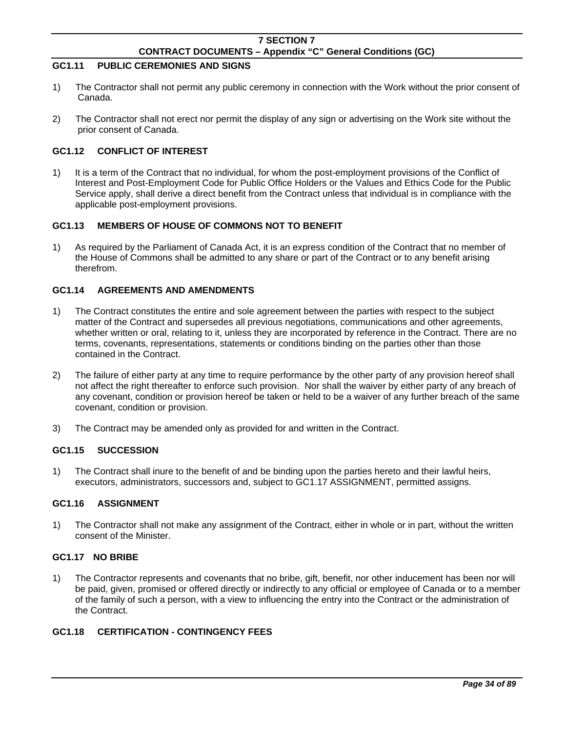## GC1.11 PUBLIC CEREMONIES AND SIGNS

1) The Contractor shall not permit any public ceremony in connection with the Work without the prior consent of Canada.

2) The Contractor shall not erect nor permit the display of any sign or advertising on the Work site without the prior consent of Canada.

## GC1.12 CONFLICT OF INTEREST

1) It is a term of the Contract that no individual, for whom the post-employment provisions of the Conflict of Interest and Post-Employment Code for Public Office Holders or the Values and Ethics Code for the Public Service apply, shall derive a direct benefit from the Contract unless that individual is in compliance with the applicable post-employment provisions.

## GC1.13 MEMBERS OF HOUSE OF COMMONS NOT TO BENEFIT

1) As required by the Parliament of Canada Act, it is an express condition of the Contract that no member of the House of Commons shall be admitted to any share or part of the Contract or to any benefit arising therefrom.

## GC1.14 AGREEMENTS AND AMENDMENTS

1) The Contract constitutes the entire and sole agreement between the parties with respect to the subject matter of the Contract and supersedes all previous negotiations, communications and other agreements, whether written or oral, relating to it, unless they are incorporated by reference in the Contract. There are no terms, covenants, representations, statements or conditions binding on the parties other than those contained in the Contract.

2) The failure of either party at any time to require performance by the other party of any provision hereof shall not affect the right thereafter to enforce such provision. Nor shall the waiver by either party of any breach of any covenant, condition or provision hereof be taken or held to be a waiver of any further breach of the same covenant, condition or provision.

3) The Contract may be amended only as provided for and written in the Contract.

## GC1.15 SUCCESSION

1) The Contract shall inure to the benefit of and be binding upon the parties hereto and their lawful heirs, executors, administrators, successors and, subject to GC1.17 ASSIGNMENT, permitted assigns.

## GC1.16 ASSIGNMENT

1) The Contractor shall not make any assignment of the Contract, either in whole or in part, without the written consent of the Minister.

## GC1.17 NO BRIBE

1) The Contractor represents and covenants that no bribe, gift, benefit, nor other inducement has been nor will be paid, given, promised or offered directly or indirectly to any official or employee of Canada or to a member of the family of such a person, with a view to influencing the entry into the Contract or the administration of the Contract.

## GC1.18 CERTIFICATION - CONTINGENCY FEES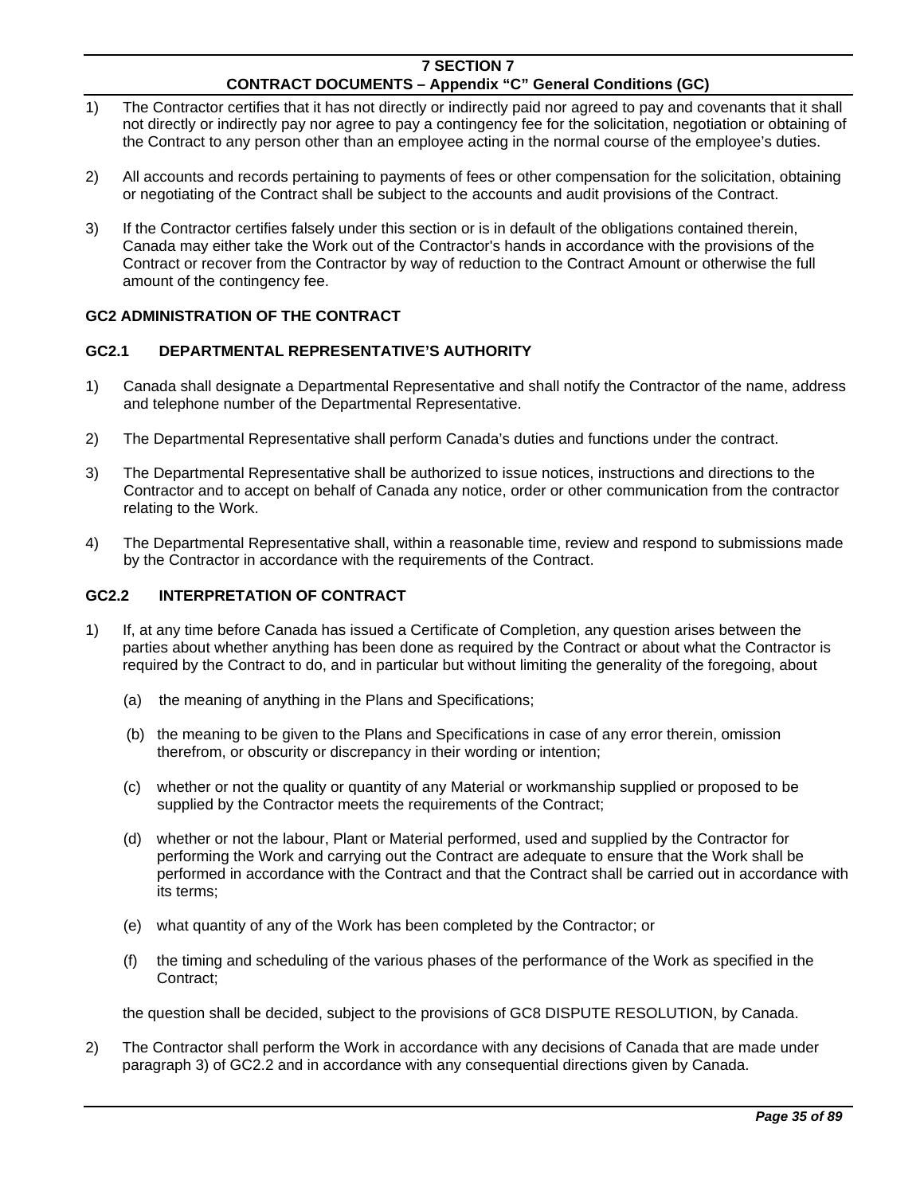1) The Contractor certifies that it has not directly or indirectly paid nor agreed to pay and covenants that it shall not directly or indirectly pay nor agree to pay a contingency fee for the solicitation, negotiation or obtaining of the Contract to any person other than an employee acting in the normal course of the employee's duties.

2) All accounts and records pertaining to payments of fees or other compensation for the solicitation, obtaining or negotiating of the Contract shall be subject to the accounts and audit provisions of the Contract.

3) If the Contractor certifies falsely under this section or is in default of the obligations contained therein, Canada may either take the Work out of the Contractor's hands in accordance with the provisions of the Contract or recover from the Contractor by way of reduction to the Contract Amount or otherwise the full amount of the contingency fee.

## GC2 ADMINISTRATION OF THE CONTRACT

### GC2.1 DEPARTMENTAL REPRESENTATIVE'S AUTHORITY

1) Canada shall designate a Departmental Representative and shall notify the Contractor of the name, address and telephone number of the Departmental Representative.

2) The Departmental Representative shall perform Canada's duties and functions under the contract.

3) The Departmental Representative shall be authorized to issue notices, instructions and directions to the Contractor and to accept on behalf of Canada any notice, order or other communication from the contractor relating to the Work.

4) The Departmental Representative shall, within a reasonable time, review and respond to submissions made by the Contractor in accordance with the requirements of the Contract.

### GC2.2 INTERPRETATION OF CONTRACT

1) If, at any time before Canada has issued a Certificate of Completion, any question arises between the parties about whether anything has been done as required by the Contract or about what the Contractor is required by the Contract to do, and in particular but without limiting the generality of the foregoing, about

   (a) the meaning of anything in the Plans and Specifications;

   (b) the meaning to be given to the Plans and Specifications in case of any error therein, omission therefrom, or obscurity or discrepancy in their wording or intention;

   (c) whether or not the quality or quantity of any Material or workmanship supplied or proposed to be supplied by the Contractor meets the requirements of the Contract;

   (d) whether or not the labour, Plant or Material performed, used and supplied by the Contractor for performing the Work and carrying out the Contract are adequate to ensure that the Work shall be performed in accordance with the Contract and that the Contract shall be carried out in accordance with its terms;

   (e) what quantity of any of the Work has been completed by the Contractor; or

   (f) the timing and scheduling of the various phases of the performance of the Work as specified in the Contract;

   the question shall be decided, subject to the provisions of GC8 DISPUTE RESOLUTION, by Canada.

2) The Contractor shall perform the Work in accordance with any decisions of Canada that are made under paragraph 3) of GC2.2 and in accordance with any consequential directions given by Canada.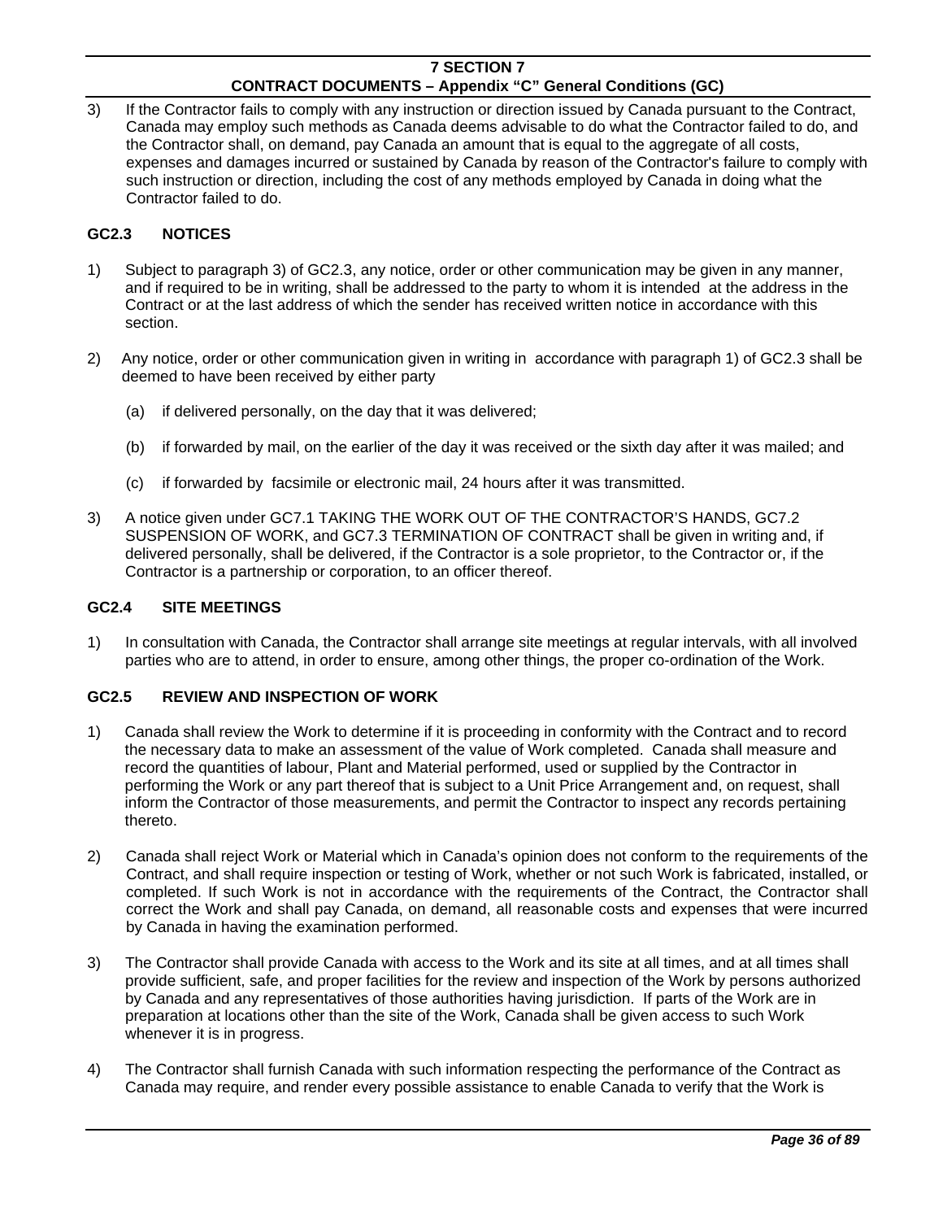3) If the Contractor fails to comply with any instruction or direction issued by Canada pursuant to the Contract, Canada may employ such methods as Canada deems advisable to do what the Contractor failed to do, and the Contractor shall, on demand, pay Canada an amount that is equal to the aggregate of all costs, expenses and damages incurred or sustained by Canada by reason of the Contractor's failure to comply with such instruction or direction, including the cost of any methods employed by Canada in doing what the Contractor failed to do.

### GC2.3 NOTICES

1) Subject to paragraph 3) of GC2.3, any notice, order or other communication may be given in any manner, and if required to be in writing, shall be addressed to the party to whom it is intended at the address in the Contract or at the last address of which the sender has received written notice in accordance with this section.

2) Any notice, order or other communication given in writing in accordance with paragraph 1) of GC2.3 shall be deemed to have been received by either party

   (a) if delivered personally, on the day that it was delivered;

   (b) if forwarded by mail, on the earlier of the day it was received or the sixth day after it was mailed; and

   (c) if forwarded by facsimile or electronic mail, 24 hours after it was transmitted.

3) A notice given under GC7.1 TAKING THE WORK OUT OF THE CONTRACTOR'S HANDS, GC7.2 SUSPENSION OF WORK, and GC7.3 TERMINATION OF CONTRACT shall be given in writing and, if delivered personally, shall be delivered, if the Contractor is a sole proprietor, to the Contractor or, if the Contractor is a partnership or corporation, to an officer thereof.

### GC2.4 SITE MEETINGS

1) In consultation with Canada, the Contractor shall arrange site meetings at regular intervals, with all involved parties who are to attend, in order to ensure, among other things, the proper co-ordination of the Work.

### GC2.5 REVIEW AND INSPECTION OF WORK

1) Canada shall review the Work to determine if it is proceeding in conformity with the Contract and to record the necessary data to make an assessment of the value of Work completed. Canada shall measure and record the quantities of labour, Plant and Material performed, used or supplied by the Contractor in performing the Work or any part thereof that is subject to a Unit Price Arrangement and, on request, shall inform the Contractor of those measurements, and permit the Contractor to inspect any records pertaining thereto.

2) Canada shall reject Work or Material which in Canada's opinion does not conform to the requirements of the Contract, and shall require inspection or testing of Work, whether or not such Work is fabricated, installed, or completed. If such Work is not in accordance with the requirements of the Contract, the Contractor shall correct the Work and shall pay Canada, on demand, all reasonable costs and expenses that were incurred by Canada in having the examination performed.

3) The Contractor shall provide Canada with access to the Work and its site at all times, and at all times shall provide sufficient, safe, and proper facilities for the review and inspection of the Work by persons authorized by Canada and any representatives of those authorities having jurisdiction. If parts of the Work are in preparation at locations other than the site of the Work, Canada shall be given access to such Work whenever it is in progress.

4) The Contractor shall furnish Canada with such information respecting the performance of the Contract as Canada may require, and render every possible assistance to enable Canada to verify that the Work is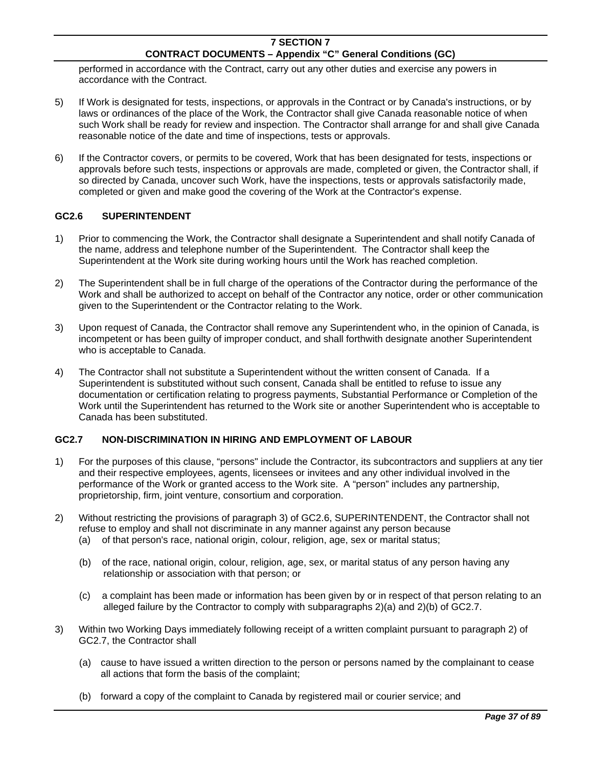performed in accordance with the Contract, carry out any other duties and exercise any powers in accordance with the Contract.

5) If Work is designated for tests, inspections, or approvals in the Contract or by Canada's instructions, or by laws or ordinances of the place of the Work, the Contractor shall give Canada reasonable notice of when such Work shall be ready for review and inspection. The Contractor shall arrange for and shall give Canada reasonable notice of the date and time of inspections, tests or approvals.

6) If the Contractor covers, or permits to be covered, Work that has been designated for tests, inspections or approvals before such tests, inspections or approvals are made, completed or given, the Contractor shall, if so directed by Canada, uncover such Work, have the inspections, tests or approvals satisfactorily made, completed or given and make good the covering of the Work at the Contractor's expense.

### GC2.6 SUPERINTENDENT

1) Prior to commencing the Work, the Contractor shall designate a Superintendent and shall notify Canada of the name, address and telephone number of the Superintendent. The Contractor shall keep the Superintendent at the Work site during working hours until the Work has reached completion.

2) The Superintendent shall be in full charge of the operations of the Contractor during the performance of the Work and shall be authorized to accept on behalf of the Contractor any notice, order or other communication given to the Superintendent or the Contractor relating to the Work.

3) Upon request of Canada, the Contractor shall remove any Superintendent who, in the opinion of Canada, is incompetent or has been guilty of improper conduct, and shall forthwith designate another Superintendent who is acceptable to Canada.

4) The Contractor shall not substitute a Superintendent without the written consent of Canada. If a Superintendent is substituted without such consent, Canada shall be entitled to refuse to issue any documentation or certification relating to progress payments, Substantial Performance or Completion of the Work until the Superintendent has returned to the Work site or another Superintendent who is acceptable to Canada has been substituted.

### GC2.7 NON-DISCRIMINATION IN HIRING AND EMPLOYMENT OF LABOUR

1) For the purposes of this clause, "persons" include the Contractor, its subcontractors and suppliers at any tier and their respective employees, agents, licensees or invitees and any other individual involved in the performance of the Work or granted access to the Work site. A "person" includes any partnership, proprietorship, firm, joint venture, consortium and corporation.

2) Without restricting the provisions of paragraph 3) of GC2.6, SUPERINTENDENT, the Contractor shall not refuse to employ and shall not discriminate in any manner against any person because
   (a) of that person's race, national origin, colour, religion, age, sex or marital status;

   (b) of the race, national origin, colour, religion, age, sex, or marital status of any person having any relationship or association with that person; or

   (c) a complaint has been made or information has been given by or in respect of that person relating to an alleged failure by the Contractor to comply with subparagraphs 2)(a) and 2)(b) of GC2.7.

3) Within two Working Days immediately following receipt of a written complaint pursuant to paragraph 2) of GC2.7, the Contractor shall

   (a) cause to have issued a written direction to the person or persons named by the complainant to cease all actions that form the basis of the complaint;

   (b) forward a copy of the complaint to Canada by registered mail or courier service; and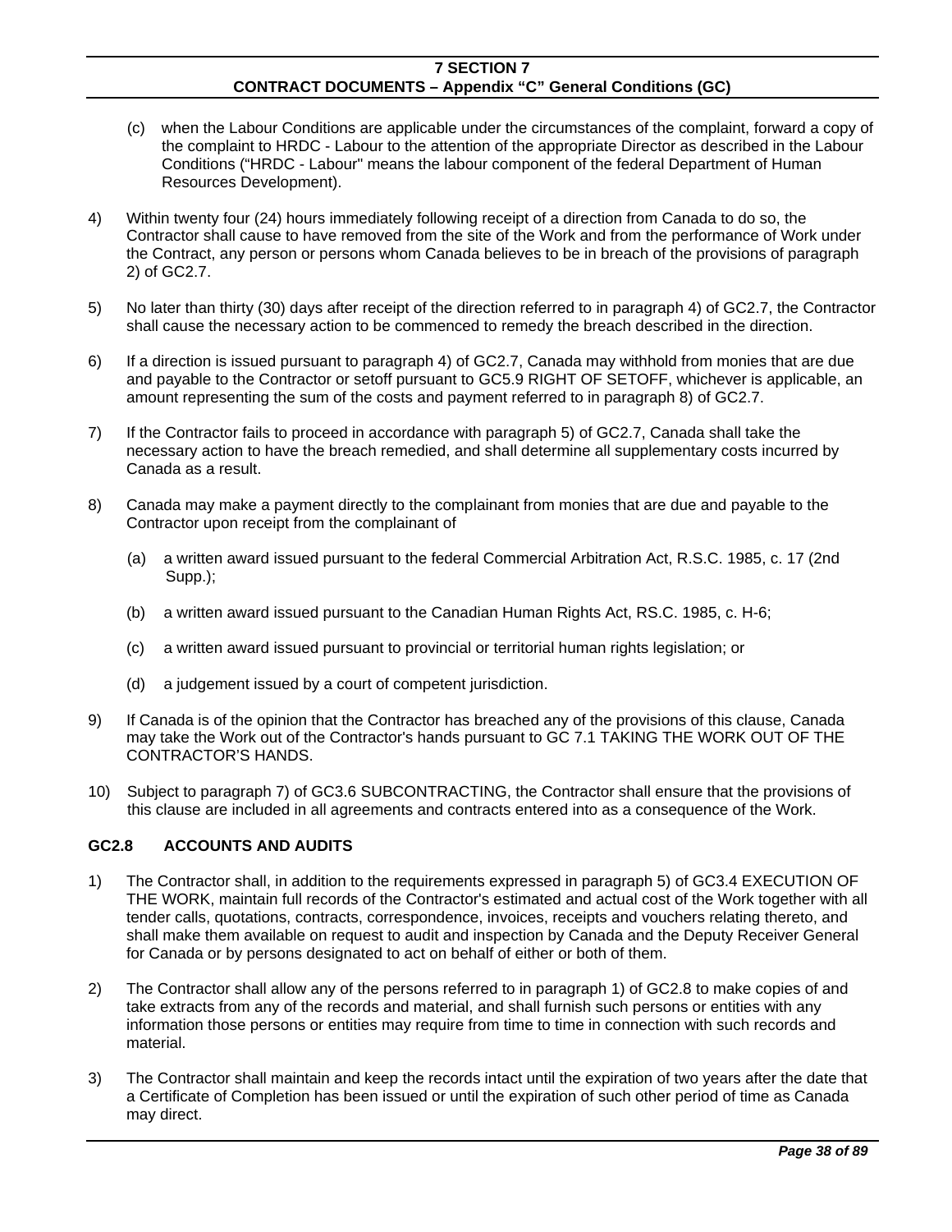(c) when the Labour Conditions are applicable under the circumstances of the complaint, forward a copy of the complaint to HRDC - Labour to the attention of the appropriate Director as described in the Labour Conditions ("HRDC - Labour" means the labour component of the federal Department of Human Resources Development).

4) Within twenty four (24) hours immediately following receipt of a direction from Canada to do so, the Contractor shall cause to have removed from the site of the Work and from the performance of Work under the Contract, any person or persons whom Canada believes to be in breach of the provisions of paragraph 2) of GC2.7.

5) No later than thirty (30) days after receipt of the direction referred to in paragraph 4) of GC2.7, the Contractor shall cause the necessary action to be commenced to remedy the breach described in the direction.

6) If a direction is issued pursuant to paragraph 4) of GC2.7, Canada may withhold from monies that are due and payable to the Contractor or setoff pursuant to GC5.9 RIGHT OF SETOFF, whichever is applicable, an amount representing the sum of the costs and payment referred to in paragraph 8) of GC2.7.

7) If the Contractor fails to proceed in accordance with paragraph 5) of GC2.7, Canada shall take the necessary action to have the breach remedied, and shall determine all supplementary costs incurred by Canada as a result.

8) Canada may make a payment directly to the complainant from monies that are due and payable to the Contractor upon receipt from the complainant of

   (a) a written award issued pursuant to the federal Commercial Arbitration Act, R.S.C. 1985, c. 17 (2nd Supp.);

   (b) a written award issued pursuant to the Canadian Human Rights Act, RS.C. 1985, c. H-6;

   (c) a written award issued pursuant to provincial or territorial human rights legislation; or

   (d) a judgement issued by a court of competent jurisdiction.

9) If Canada is of the opinion that the Contractor has breached any of the provisions of this clause, Canada may take the Work out of the Contractor's hands pursuant to GC 7.1 TAKING THE WORK OUT OF THE CONTRACTOR'S HANDS.

10) Subject to paragraph 7) of GC3.6 SUBCONTRACTING, the Contractor shall ensure that the provisions of this clause are included in all agreements and contracts entered into as a consequence of the Work.

## GC2.8 ACCOUNTS AND AUDITS

1) The Contractor shall, in addition to the requirements expressed in paragraph 5) of GC3.4 EXECUTION OF THE WORK, maintain full records of the Contractor's estimated and actual cost of the Work together with all tender calls, quotations, contracts, correspondence, invoices, receipts and vouchers relating thereto, and shall make them available on request to audit and inspection by Canada and the Deputy Receiver General for Canada or by persons designated to act on behalf of either or both of them.

2) The Contractor shall allow any of the persons referred to in paragraph 1) of GC2.8 to make copies of and take extracts from any of the records and material, and shall furnish such persons or entities with any information those persons or entities may require from time to time in connection with such records and material.

3) The Contractor shall maintain and keep the records intact until the expiration of two years after the date that a Certificate of Completion has been issued or until the expiration of such other period of time as Canada may direct.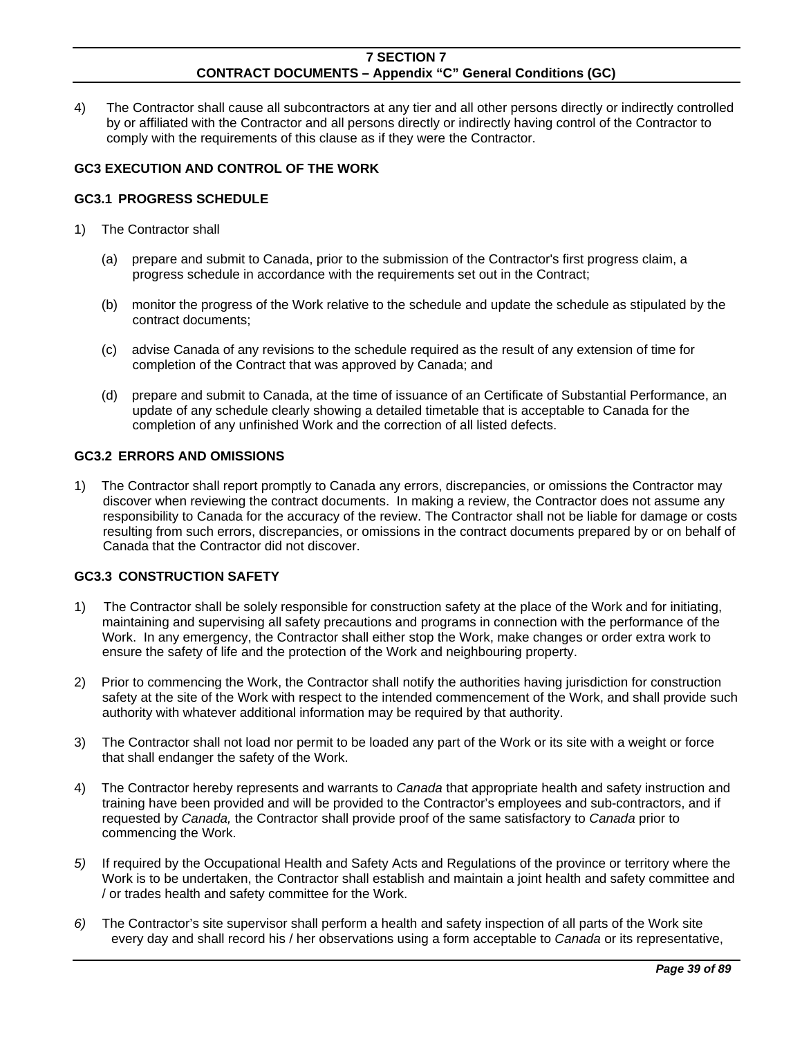4) The Contractor shall cause all subcontractors at any tier and all other persons directly or indirectly controlled by or affiliated with the Contractor and all persons directly or indirectly having control of the Contractor to comply with the requirements of this clause as if they were the Contractor.

## GC3 EXECUTION AND CONTROL OF THE WORK

### GC3.1 PROGRESS SCHEDULE

1) The Contractor shall

   (a) prepare and submit to Canada, prior to the submission of the Contractor's first progress claim, a progress schedule in accordance with the requirements set out in the Contract;

   (b) monitor the progress of the Work relative to the schedule and update the schedule as stipulated by the contract documents;

   (c) advise Canada of any revisions to the schedule required as the result of any extension of time for completion of the Contract that was approved by Canada; and

   (d) prepare and submit to Canada, at the time of issuance of an Certificate of Substantial Performance, an update of any schedule clearly showing a detailed timetable that is acceptable to Canada for the completion of any unfinished Work and the correction of all listed defects.

### GC3.2 ERRORS AND OMISSIONS

1) The Contractor shall report promptly to Canada any errors, discrepancies, or omissions the Contractor may discover when reviewing the contract documents. In making a review, the Contractor does not assume any responsibility to Canada for the accuracy of the review. The Contractor shall not be liable for damage or costs resulting from such errors, discrepancies, or omissions in the contract documents prepared by or on behalf of Canada that the Contractor did not discover.

### GC3.3 CONSTRUCTION SAFETY

1) The Contractor shall be solely responsible for construction safety at the place of the Work and for initiating, maintaining and supervising all safety precautions and programs in connection with the performance of the Work. In any emergency, the Contractor shall either stop the Work, make changes or order extra work to ensure the safety of life and the protection of the Work and neighbouring property.

2) Prior to commencing the Work, the Contractor shall notify the authorities having jurisdiction for construction safety at the site of the Work with respect to the intended commencement of the Work, and shall provide such authority with whatever additional information may be required by that authority.

3) The Contractor shall not load nor permit to be loaded any part of the Work or its site with a weight or force that shall endanger the safety of the Work.

4) The Contractor hereby represents and warrants to *Canada* that appropriate health and safety instruction and training have been provided and will be provided to the Contractor's employees and sub-contractors, and if requested by *Canada,* the Contractor shall provide proof of the same satisfactory to *Canada* prior to commencing the Work.

*5)* If required by the Occupational Health and Safety Acts and Regulations of the province or territory where the Work is to be undertaken, the Contractor shall establish and maintain a joint health and safety committee and / or trades health and safety committee for the Work.

*6)* The Contractor's site supervisor shall perform a health and safety inspection of all parts of the Work site every day and shall record his / her observations using a form acceptable to *Canada* or its representative,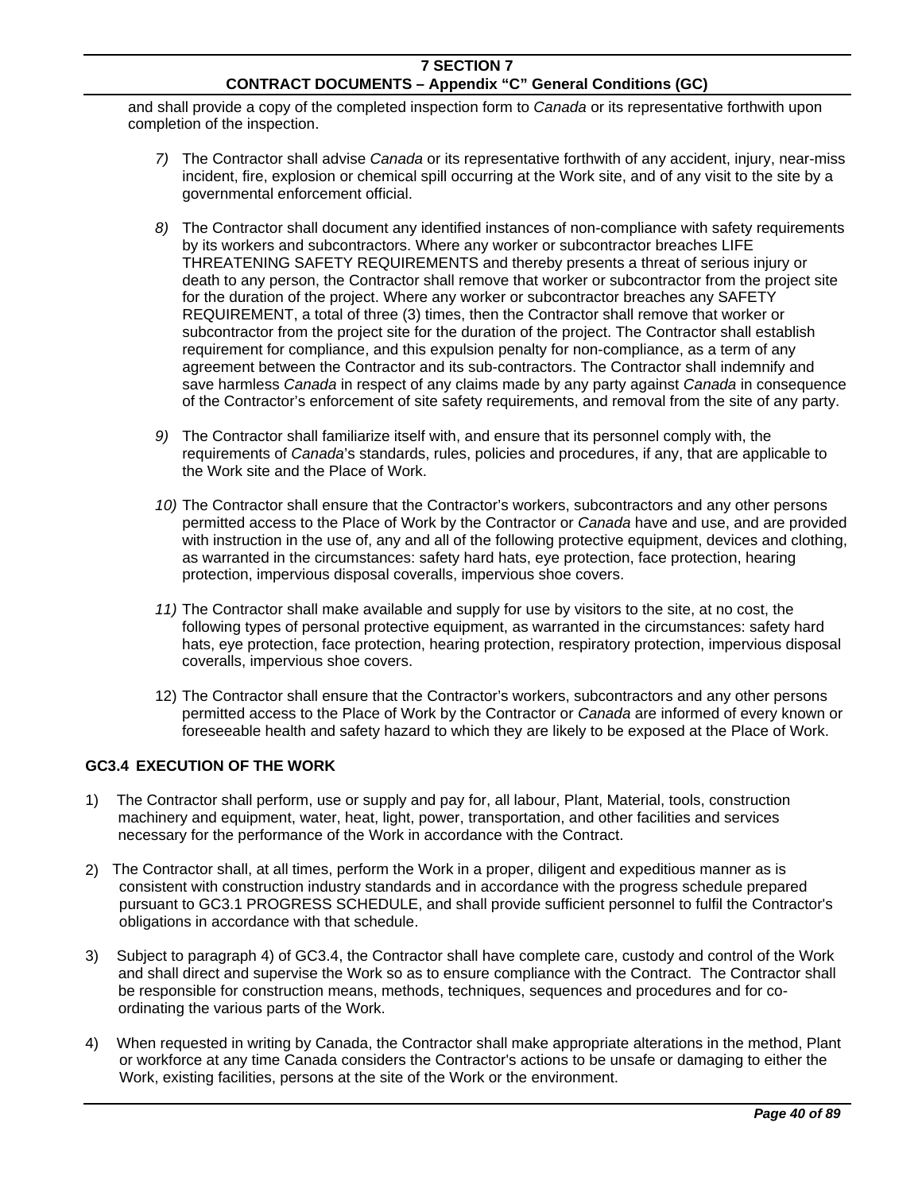and shall provide a copy of the completed inspection form to *Canada* or its representative forthwith upon completion of the inspection.

*7)* The Contractor shall advise *Canada* or its representative forthwith of any accident, injury, near-miss incident, fire, explosion or chemical spill occurring at the Work site, and of any visit to the site by a governmental enforcement official.

*8)* The Contractor shall document any identified instances of non-compliance with safety requirements by its workers and subcontractors. Where any worker or subcontractor breaches LIFE THREATENING SAFETY REQUIREMENTS and thereby presents a threat of serious injury or death to any person, the Contractor shall remove that worker or subcontractor from the project site for the duration of the project. Where any worker or subcontractor breaches any SAFETY REQUIREMENT, a total of three (3) times, then the Contractor shall remove that worker or subcontractor from the project site for the duration of the project. The Contractor shall establish requirement for compliance, and this expulsion penalty for non-compliance, as a term of any agreement between the Contractor and its sub-contractors. The Contractor shall indemnify and save harmless *Canada* in respect of any claims made by any party against *Canada* in consequence of the Contractor's enforcement of site safety requirements, and removal from the site of any party.

*9)* The Contractor shall familiarize itself with, and ensure that its personnel comply with, the requirements of *Canada*'s standards, rules, policies and procedures, if any, that are applicable to the Work site and the Place of Work.

*10)* The Contractor shall ensure that the Contractor's workers, subcontractors and any other persons permitted access to the Place of Work by the Contractor or *Canada* have and use, and are provided with instruction in the use of, any and all of the following protective equipment, devices and clothing, as warranted in the circumstances: safety hard hats, eye protection, face protection, hearing protection, impervious disposal coveralls, impervious shoe covers.

*11)* The Contractor shall make available and supply for use by visitors to the site, at no cost, the following types of personal protective equipment, as warranted in the circumstances: safety hard hats, eye protection, face protection, hearing protection, respiratory protection, impervious disposal coveralls, impervious shoe covers.

12) The Contractor shall ensure that the Contractor's workers, subcontractors and any other persons permitted access to the Place of Work by the Contractor or *Canada* are informed of every known or foreseeable health and safety hazard to which they are likely to be exposed at the Place of Work.

## GC3.4 EXECUTION OF THE WORK

1) The Contractor shall perform, use or supply and pay for, all labour, Plant, Material, tools, construction machinery and equipment, water, heat, light, power, transportation, and other facilities and services necessary for the performance of the Work in accordance with the Contract.

2) The Contractor shall, at all times, perform the Work in a proper, diligent and expeditious manner as is consistent with construction industry standards and in accordance with the progress schedule prepared pursuant to GC3.1 PROGRESS SCHEDULE, and shall provide sufficient personnel to fulfil the Contractor's obligations in accordance with that schedule.

3) Subject to paragraph 4) of GC3.4, the Contractor shall have complete care, custody and control of the Work and shall direct and supervise the Work so as to ensure compliance with the Contract. The Contractor shall be responsible for construction means, methods, techniques, sequences and procedures and for co-ordinating the various parts of the Work.

4) When requested in writing by Canada, the Contractor shall make appropriate alterations in the method, Plant or workforce at any time Canada considers the Contractor's actions to be unsafe or damaging to either the Work, existing facilities, persons at the site of the Work or the environment.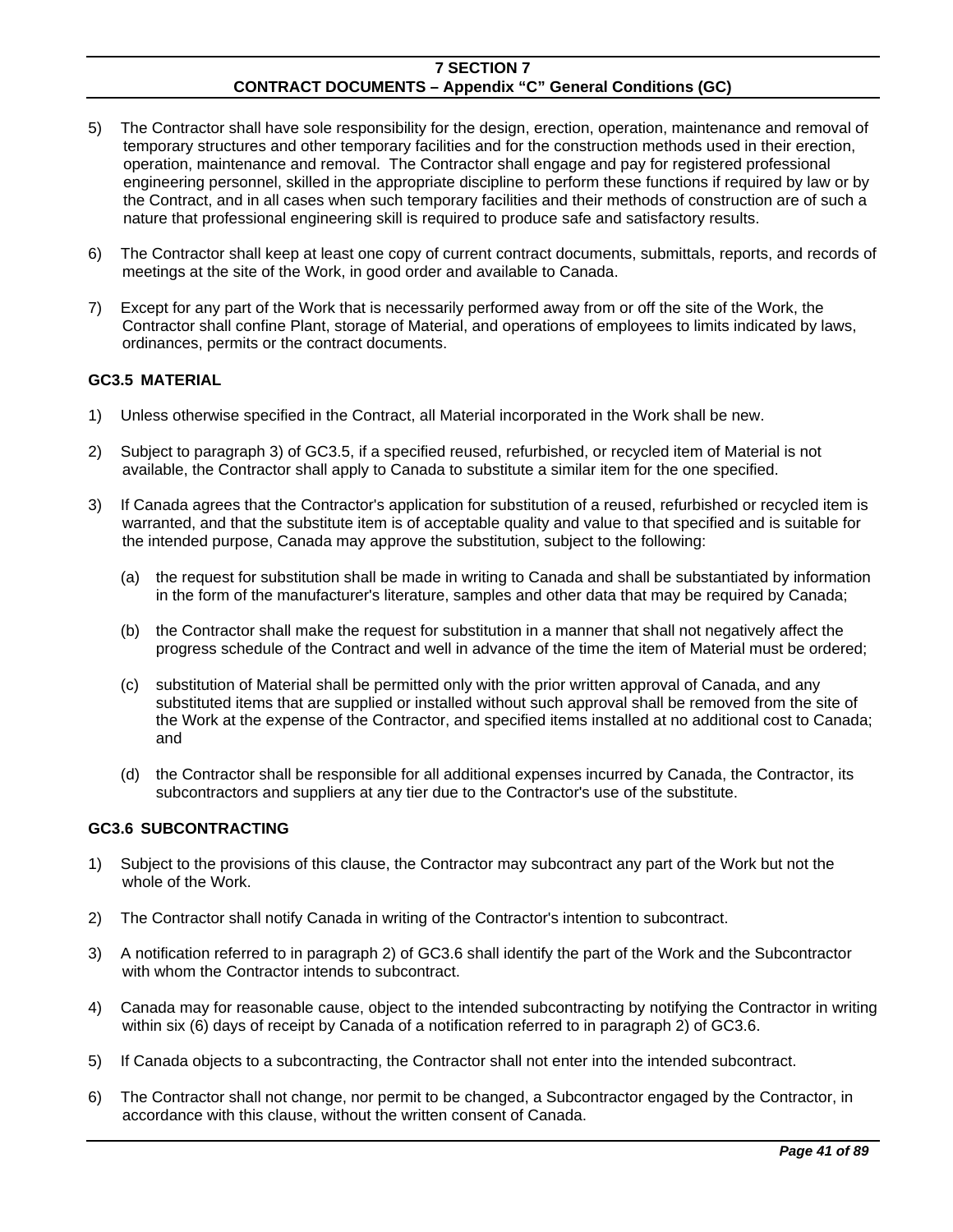5) The Contractor shall have sole responsibility for the design, erection, operation, maintenance and removal of temporary structures and other temporary facilities and for the construction methods used in their erection, operation, maintenance and removal. The Contractor shall engage and pay for registered professional engineering personnel, skilled in the appropriate discipline to perform these functions if required by law or by the Contract, and in all cases when such temporary facilities and their methods of construction are of such a nature that professional engineering skill is required to produce safe and satisfactory results.

6) The Contractor shall keep at least one copy of current contract documents, submittals, reports, and records of meetings at the site of the Work, in good order and available to Canada.

7) Except for any part of the Work that is necessarily performed away from or off the site of the Work, the Contractor shall confine Plant, storage of Material, and operations of employees to limits indicated by laws, ordinances, permits or the contract documents.

### GC3.5 MATERIAL

1) Unless otherwise specified in the Contract, all Material incorporated in the Work shall be new.

2) Subject to paragraph 3) of GC3.5, if a specified reused, refurbished, or recycled item of Material is not available, the Contractor shall apply to Canada to substitute a similar item for the one specified.

3) If Canada agrees that the Contractor's application for substitution of a reused, refurbished or recycled item is warranted, and that the substitute item is of acceptable quality and value to that specified and is suitable for the intended purpose, Canada may approve the substitution, subject to the following:

   (a) the request for substitution shall be made in writing to Canada and shall be substantiated by information in the form of the manufacturer's literature, samples and other data that may be required by Canada;

   (b) the Contractor shall make the request for substitution in a manner that shall not negatively affect the progress schedule of the Contract and well in advance of the time the item of Material must be ordered;

   (c) substitution of Material shall be permitted only with the prior written approval of Canada, and any substituted items that are supplied or installed without such approval shall be removed from the site of the Work at the expense of the Contractor, and specified items installed at no additional cost to Canada; and

   (d) the Contractor shall be responsible for all additional expenses incurred by Canada, the Contractor, its subcontractors and suppliers at any tier due to the Contractor's use of the substitute.

### GC3.6 SUBCONTRACTING

1) Subject to the provisions of this clause, the Contractor may subcontract any part of the Work but not the whole of the Work.

2) The Contractor shall notify Canada in writing of the Contractor's intention to subcontract.

3) A notification referred to in paragraph 2) of GC3.6 shall identify the part of the Work and the Subcontractor with whom the Contractor intends to subcontract.

4) Canada may for reasonable cause, object to the intended subcontracting by notifying the Contractor in writing within six (6) days of receipt by Canada of a notification referred to in paragraph 2) of GC3.6.

5) If Canada objects to a subcontracting, the Contractor shall not enter into the intended subcontract.

6) The Contractor shall not change, nor permit to be changed, a Subcontractor engaged by the Contractor, in accordance with this clause, without the written consent of Canada.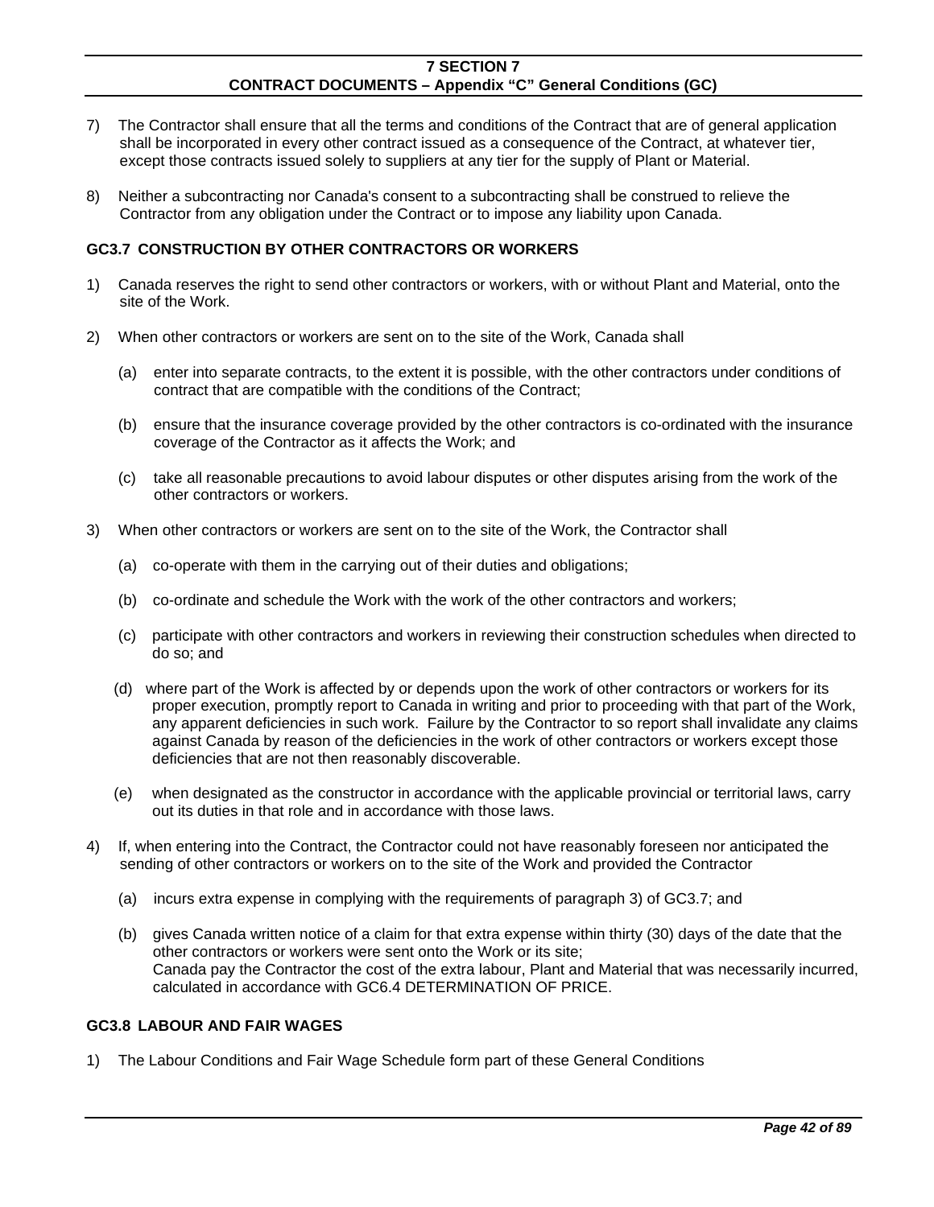7) The Contractor shall ensure that all the terms and conditions of the Contract that are of general application shall be incorporated in every other contract issued as a consequence of the Contract, at whatever tier, except those contracts issued solely to suppliers at any tier for the supply of Plant or Material.

8) Neither a subcontracting nor Canada's consent to a subcontracting shall be construed to relieve the Contractor from any obligation under the Contract or to impose any liability upon Canada.

### GC3.7 CONSTRUCTION BY OTHER CONTRACTORS OR WORKERS

1) Canada reserves the right to send other contractors or workers, with or without Plant and Material, onto the site of the Work.

2) When other contractors or workers are sent on to the site of the Work, Canada shall

   (a) enter into separate contracts, to the extent it is possible, with the other contractors under conditions of contract that are compatible with the conditions of the Contract;

   (b) ensure that the insurance coverage provided by the other contractors is co-ordinated with the insurance coverage of the Contractor as it affects the Work; and

   (c) take all reasonable precautions to avoid labour disputes or other disputes arising from the work of the other contractors or workers.

3) When other contractors or workers are sent on to the site of the Work, the Contractor shall

   (a) co-operate with them in the carrying out of their duties and obligations;

   (b) co-ordinate and schedule the Work with the work of the other contractors and workers;

   (c) participate with other contractors and workers in reviewing their construction schedules when directed to do so; and

   (d) where part of the Work is affected by or depends upon the work of other contractors or workers for its proper execution, promptly report to Canada in writing and prior to proceeding with that part of the Work, any apparent deficiencies in such work. Failure by the Contractor to so report shall invalidate any claims against Canada by reason of the deficiencies in the work of other contractors or workers except those deficiencies that are not then reasonably discoverable.

   (e) when designated as the constructor in accordance with the applicable provincial or territorial laws, carry out its duties in that role and in accordance with those laws.

4) If, when entering into the Contract, the Contractor could not have reasonably foreseen nor anticipated the sending of other contractors or workers on to the site of the Work and provided the Contractor

   (a) incurs extra expense in complying with the requirements of paragraph 3) of GC3.7; and

   (b) gives Canada written notice of a claim for that extra expense within thirty (30) days of the date that the other contractors or workers were sent onto the Work or its site;
   Canada pay the Contractor the cost of the extra labour, Plant and Material that was necessarily incurred, calculated in accordance with GC6.4 DETERMINATION OF PRICE.

### GC3.8 LABOUR AND FAIR WAGES

1) The Labour Conditions and Fair Wage Schedule form part of these General Conditions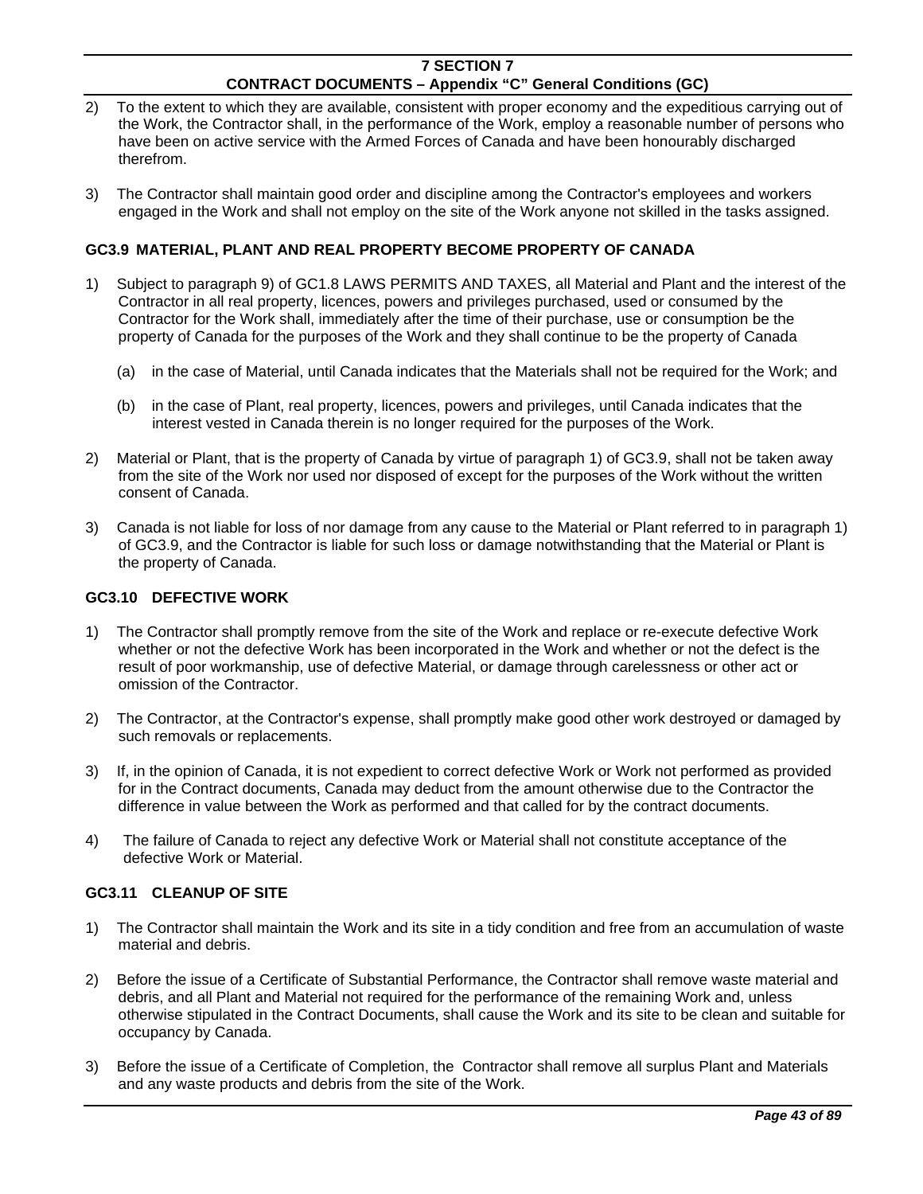2) To the extent to which they are available, consistent with proper economy and the expeditious carrying out of the Work, the Contractor shall, in the performance of the Work, employ a reasonable number of persons who have been on active service with the Armed Forces of Canada and have been honourably discharged therefrom.

3) The Contractor shall maintain good order and discipline among the Contractor's employees and workers engaged in the Work and shall not employ on the site of the Work anyone not skilled in the tasks assigned.

### GC3.9 MATERIAL, PLANT AND REAL PROPERTY BECOME PROPERTY OF CANADA

1) Subject to paragraph 9) of GC1.8 LAWS PERMITS AND TAXES, all Material and Plant and the interest of the Contractor in all real property, licences, powers and privileges purchased, used or consumed by the Contractor for the Work shall, immediately after the time of their purchase, use or consumption be the property of Canada for the purposes of the Work and they shall continue to be the property of Canada

   (a) in the case of Material, until Canada indicates that the Materials shall not be required for the Work; and

   (b) in the case of Plant, real property, licences, powers and privileges, until Canada indicates that the interest vested in Canada therein is no longer required for the purposes of the Work.

2) Material or Plant, that is the property of Canada by virtue of paragraph 1) of GC3.9, shall not be taken away from the site of the Work nor used nor disposed of except for the purposes of the Work without the written consent of Canada.

3) Canada is not liable for loss of nor damage from any cause to the Material or Plant referred to in paragraph 1) of GC3.9, and the Contractor is liable for such loss or damage notwithstanding that the Material or Plant is the property of Canada.

### GC3.10 DEFECTIVE WORK

1) The Contractor shall promptly remove from the site of the Work and replace or re-execute defective Work whether or not the defective Work has been incorporated in the Work and whether or not the defect is the result of poor workmanship, use of defective Material, or damage through carelessness or other act or omission of the Contractor.

2) The Contractor, at the Contractor's expense, shall promptly make good other work destroyed or damaged by such removals or replacements.

3) If, in the opinion of Canada, it is not expedient to correct defective Work or Work not performed as provided for in the Contract documents, Canada may deduct from the amount otherwise due to the Contractor the difference in value between the Work as performed and that called for by the contract documents.

4) The failure of Canada to reject any defective Work or Material shall not constitute acceptance of the defective Work or Material.

### GC3.11 CLEANUP OF SITE

1) The Contractor shall maintain the Work and its site in a tidy condition and free from an accumulation of waste material and debris.

2) Before the issue of a Certificate of Substantial Performance, the Contractor shall remove waste material and debris, and all Plant and Material not required for the performance of the remaining Work and, unless otherwise stipulated in the Contract Documents, shall cause the Work and its site to be clean and suitable for occupancy by Canada.

3) Before the issue of a Certificate of Completion, the Contractor shall remove all surplus Plant and Materials and any waste products and debris from the site of the Work.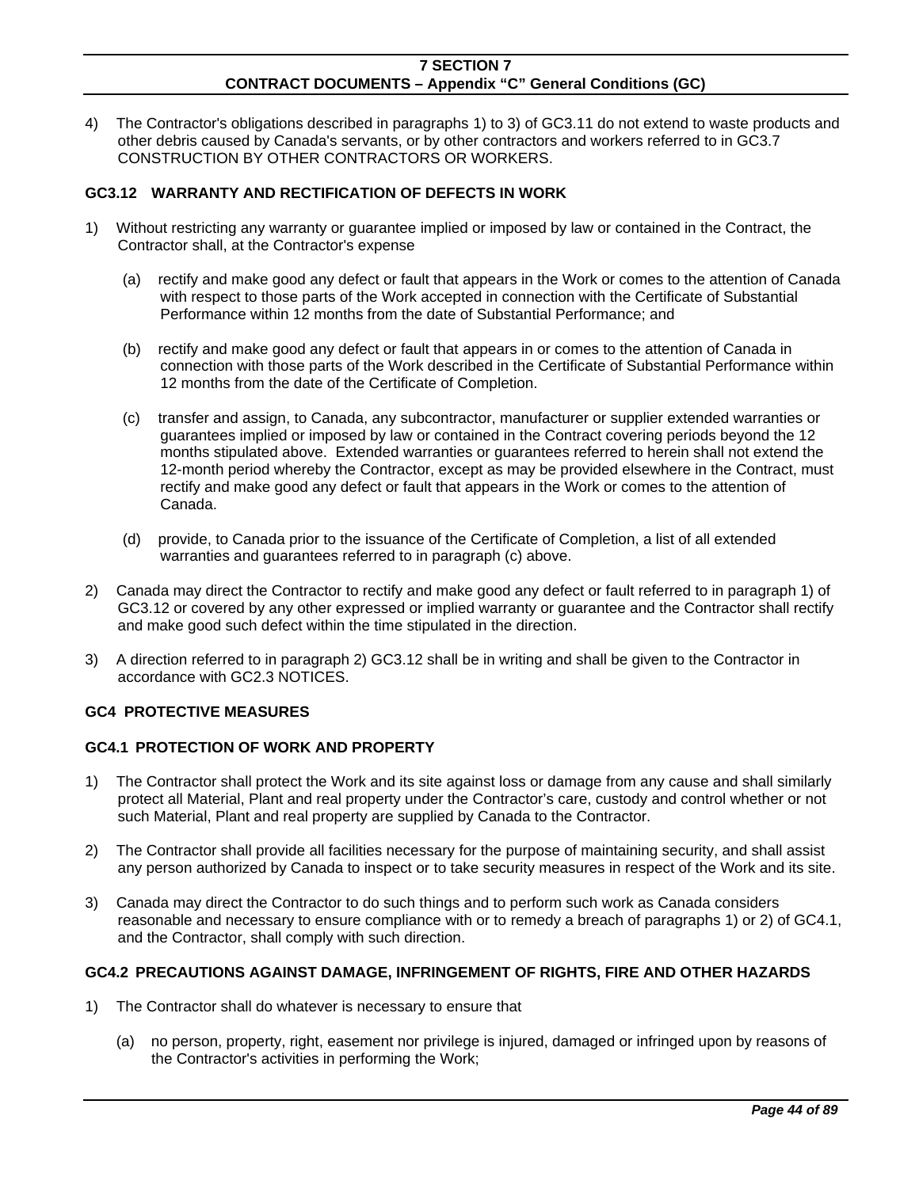4) The Contractor's obligations described in paragraphs 1) to 3) of GC3.11 do not extend to waste products and other debris caused by Canada's servants, or by other contractors and workers referred to in GC3.7 CONSTRUCTION BY OTHER CONTRACTORS OR WORKERS.

### GC3.12 WARRANTY AND RECTIFICATION OF DEFECTS IN WORK

1) Without restricting any warranty or guarantee implied or imposed by law or contained in the Contract, the Contractor shall, at the Contractor's expense

   (a) rectify and make good any defect or fault that appears in the Work or comes to the attention of Canada with respect to those parts of the Work accepted in connection with the Certificate of Substantial Performance within 12 months from the date of Substantial Performance; and

   (b) rectify and make good any defect or fault that appears in or comes to the attention of Canada in connection with those parts of the Work described in the Certificate of Substantial Performance within 12 months from the date of the Certificate of Completion.

   (c) transfer and assign, to Canada, any subcontractor, manufacturer or supplier extended warranties or guarantees implied or imposed by law or contained in the Contract covering periods beyond the 12 months stipulated above. Extended warranties or guarantees referred to herein shall not extend the 12-month period whereby the Contractor, except as may be provided elsewhere in the Contract, must rectify and make good any defect or fault that appears in the Work or comes to the attention of Canada.

   (d) provide, to Canada prior to the issuance of the Certificate of Completion, a list of all extended warranties and guarantees referred to in paragraph (c) above.

2) Canada may direct the Contractor to rectify and make good any defect or fault referred to in paragraph 1) of GC3.12 or covered by any other expressed or implied warranty or guarantee and the Contractor shall rectify and make good such defect within the time stipulated in the direction.

3) A direction referred to in paragraph 2) GC3.12 shall be in writing and shall be given to the Contractor in accordance with GC2.3 NOTICES.

## GC4 PROTECTIVE MEASURES

### GC4.1 PROTECTION OF WORK AND PROPERTY

1) The Contractor shall protect the Work and its site against loss or damage from any cause and shall similarly protect all Material, Plant and real property under the Contractor's care, custody and control whether or not such Material, Plant and real property are supplied by Canada to the Contractor.

2) The Contractor shall provide all facilities necessary for the purpose of maintaining security, and shall assist any person authorized by Canada to inspect or to take security measures in respect of the Work and its site.

3) Canada may direct the Contractor to do such things and to perform such work as Canada considers reasonable and necessary to ensure compliance with or to remedy a breach of paragraphs 1) or 2) of GC4.1, and the Contractor, shall comply with such direction.

### GC4.2 PRECAUTIONS AGAINST DAMAGE, INFRINGEMENT OF RIGHTS, FIRE AND OTHER HAZARDS

1) The Contractor shall do whatever is necessary to ensure that

   (a) no person, property, right, easement nor privilege is injured, damaged or infringed upon by reasons of the Contractor's activities in performing the Work;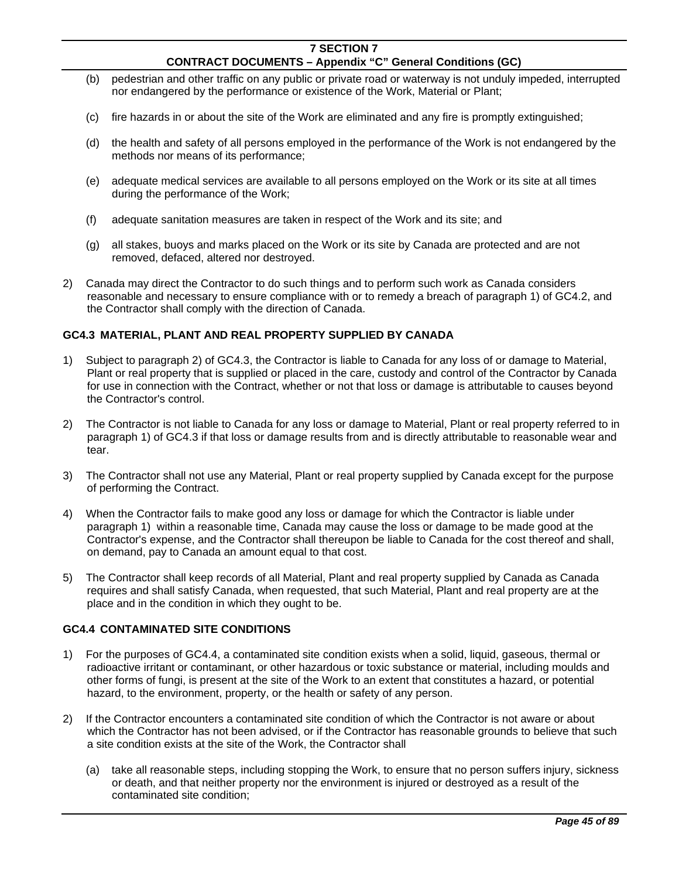(b) pedestrian and other traffic on any public or private road or waterway is not unduly impeded, interrupted nor endangered by the performance or existence of the Work, Material or Plant;

(c) fire hazards in or about the site of the Work are eliminated and any fire is promptly extinguished;

(d) the health and safety of all persons employed in the performance of the Work is not endangered by the methods nor means of its performance;

(e) adequate medical services are available to all persons employed on the Work or its site at all times during the performance of the Work;

(f) adequate sanitation measures are taken in respect of the Work and its site; and

(g) all stakes, buoys and marks placed on the Work or its site by Canada are protected and are not removed, defaced, altered nor destroyed.

2) Canada may direct the Contractor to do such things and to perform such work as Canada considers reasonable and necessary to ensure compliance with or to remedy a breach of paragraph 1) of GC4.2, and the Contractor shall comply with the direction of Canada.

### GC4.3 MATERIAL, PLANT AND REAL PROPERTY SUPPLIED BY CANADA

1) Subject to paragraph 2) of GC4.3, the Contractor is liable to Canada for any loss of or damage to Material, Plant or real property that is supplied or placed in the care, custody and control of the Contractor by Canada for use in connection with the Contract, whether or not that loss or damage is attributable to causes beyond the Contractor's control.

2) The Contractor is not liable to Canada for any loss or damage to Material, Plant or real property referred to in paragraph 1) of GC4.3 if that loss or damage results from and is directly attributable to reasonable wear and tear.

3) The Contractor shall not use any Material, Plant or real property supplied by Canada except for the purpose of performing the Contract.

4) When the Contractor fails to make good any loss or damage for which the Contractor is liable under paragraph 1) within a reasonable time, Canada may cause the loss or damage to be made good at the Contractor's expense, and the Contractor shall thereupon be liable to Canada for the cost thereof and shall, on demand, pay to Canada an amount equal to that cost.

5) The Contractor shall keep records of all Material, Plant and real property supplied by Canada as Canada requires and shall satisfy Canada, when requested, that such Material, Plant and real property are at the place and in the condition in which they ought to be.

### GC4.4 CONTAMINATED SITE CONDITIONS

1) For the purposes of GC4.4, a contaminated site condition exists when a solid, liquid, gaseous, thermal or radioactive irritant or contaminant, or other hazardous or toxic substance or material, including moulds and other forms of fungi, is present at the site of the Work to an extent that constitutes a hazard, or potential hazard, to the environment, property, or the health or safety of any person.

2) If the Contractor encounters a contaminated site condition of which the Contractor is not aware or about which the Contractor has not been advised, or if the Contractor has reasonable grounds to believe that such a site condition exists at the site of the Work, the Contractor shall

(a) take all reasonable steps, including stopping the Work, to ensure that no person suffers injury, sickness or death, and that neither property nor the environment is injured or destroyed as a result of the contaminated site condition;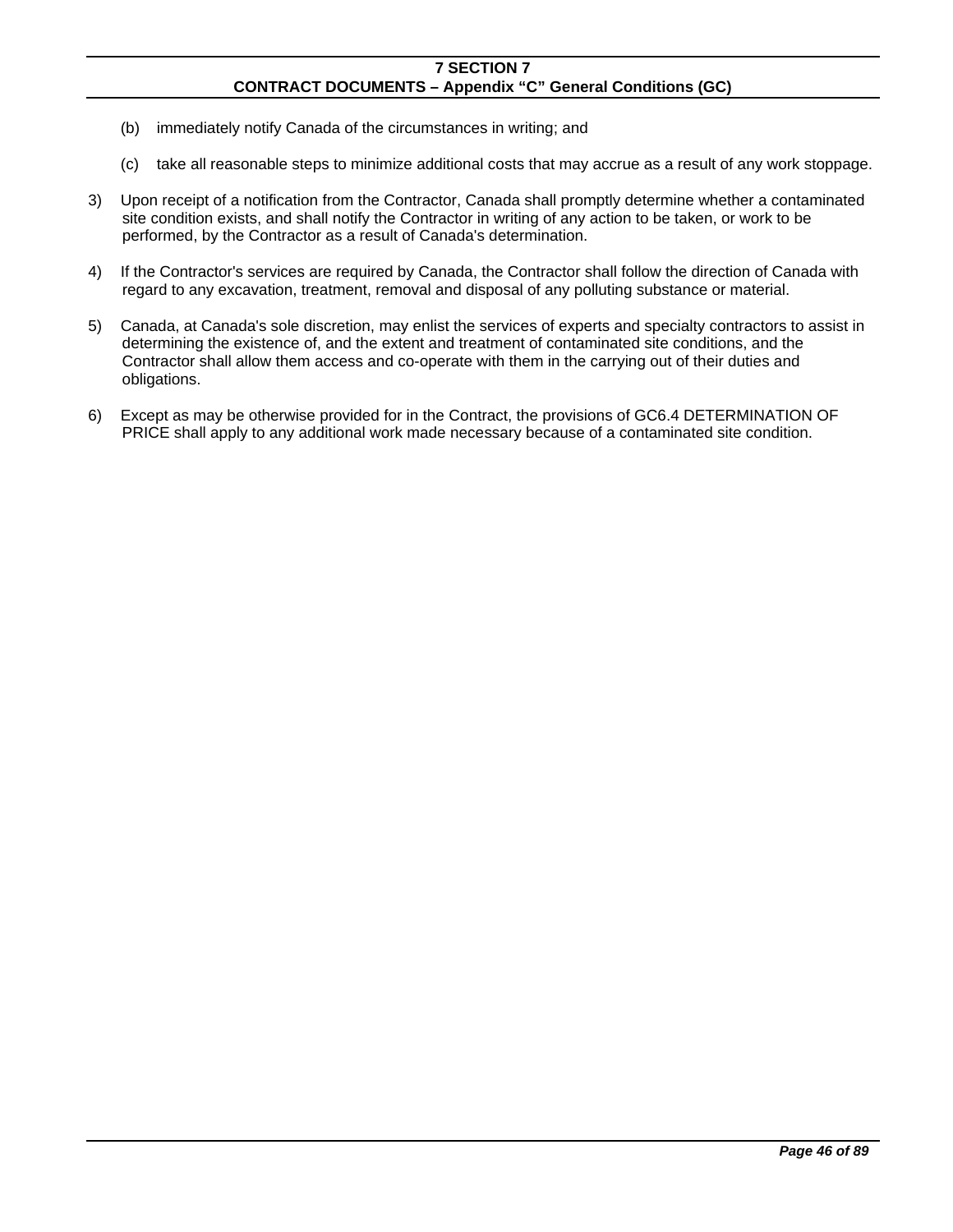(b) immediately notify Canada of the circumstances in writing; and

(c) take all reasonable steps to minimize additional costs that may accrue as a result of any work stoppage.

3) Upon receipt of a notification from the Contractor, Canada shall promptly determine whether a contaminated site condition exists, and shall notify the Contractor in writing of any action to be taken, or work to be performed, by the Contractor as a result of Canada's determination.

4) If the Contractor's services are required by Canada, the Contractor shall follow the direction of Canada with regard to any excavation, treatment, removal and disposal of any polluting substance or material.

5) Canada, at Canada's sole discretion, may enlist the services of experts and specialty contractors to assist in determining the existence of, and the extent and treatment of contaminated site conditions, and the Contractor shall allow them access and co-operate with them in the carrying out of their duties and obligations.

6) Except as may be otherwise provided for in the Contract, the provisions of GC6.4 DETERMINATION OF PRICE shall apply to any additional work made necessary because of a contaminated site condition.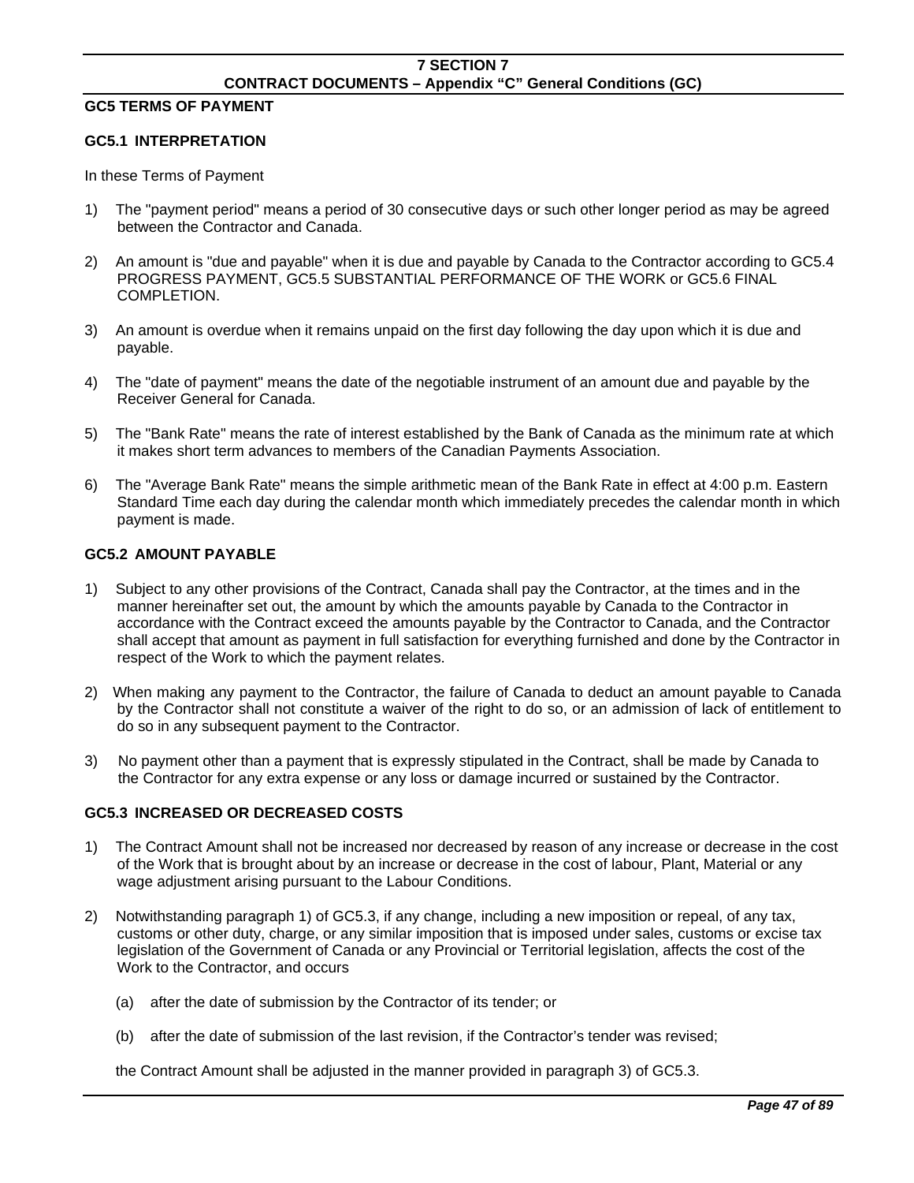## GC5 TERMS OF PAYMENT

### GC5.1 INTERPRETATION

In these Terms of Payment

1) The "payment period" means a period of 30 consecutive days or such other longer period as may be agreed between the Contractor and Canada.

2) An amount is "due and payable" when it is due and payable by Canada to the Contractor according to GC5.4 PROGRESS PAYMENT, GC5.5 SUBSTANTIAL PERFORMANCE OF THE WORK or GC5.6 FINAL COMPLETION.

3) An amount is overdue when it remains unpaid on the first day following the day upon which it is due and payable.

4) The "date of payment" means the date of the negotiable instrument of an amount due and payable by the Receiver General for Canada.

5) The "Bank Rate" means the rate of interest established by the Bank of Canada as the minimum rate at which it makes short term advances to members of the Canadian Payments Association.

6) The "Average Bank Rate" means the simple arithmetic mean of the Bank Rate in effect at 4:00 p.m. Eastern Standard Time each day during the calendar month which immediately precedes the calendar month in which payment is made.

### GC5.2 AMOUNT PAYABLE

1) Subject to any other provisions of the Contract, Canada shall pay the Contractor, at the times and in the manner hereinafter set out, the amount by which the amounts payable by Canada to the Contractor in accordance with the Contract exceed the amounts payable by the Contractor to Canada, and the Contractor shall accept that amount as payment in full satisfaction for everything furnished and done by the Contractor in respect of the Work to which the payment relates.

2) When making any payment to the Contractor, the failure of Canada to deduct an amount payable to Canada by the Contractor shall not constitute a waiver of the right to do so, or an admission of lack of entitlement to do so in any subsequent payment to the Contractor.

3) No payment other than a payment that is expressly stipulated in the Contract, shall be made by Canada to the Contractor for any extra expense or any loss or damage incurred or sustained by the Contractor.

### GC5.3 INCREASED OR DECREASED COSTS

1) The Contract Amount shall not be increased nor decreased by reason of any increase or decrease in the cost of the Work that is brought about by an increase or decrease in the cost of labour, Plant, Material or any wage adjustment arising pursuant to the Labour Conditions.

2) Notwithstanding paragraph 1) of GC5.3, if any change, including a new imposition or repeal, of any tax, customs or other duty, charge, or any similar imposition that is imposed under sales, customs or excise tax legislation of the Government of Canada or any Provincial or Territorial legislation, affects the cost of the Work to the Contractor, and occurs

   (a) after the date of submission by the Contractor of its tender; or

   (b) after the date of submission of the last revision, if the Contractor's tender was revised;

   the Contract Amount shall be adjusted in the manner provided in paragraph 3) of GC5.3.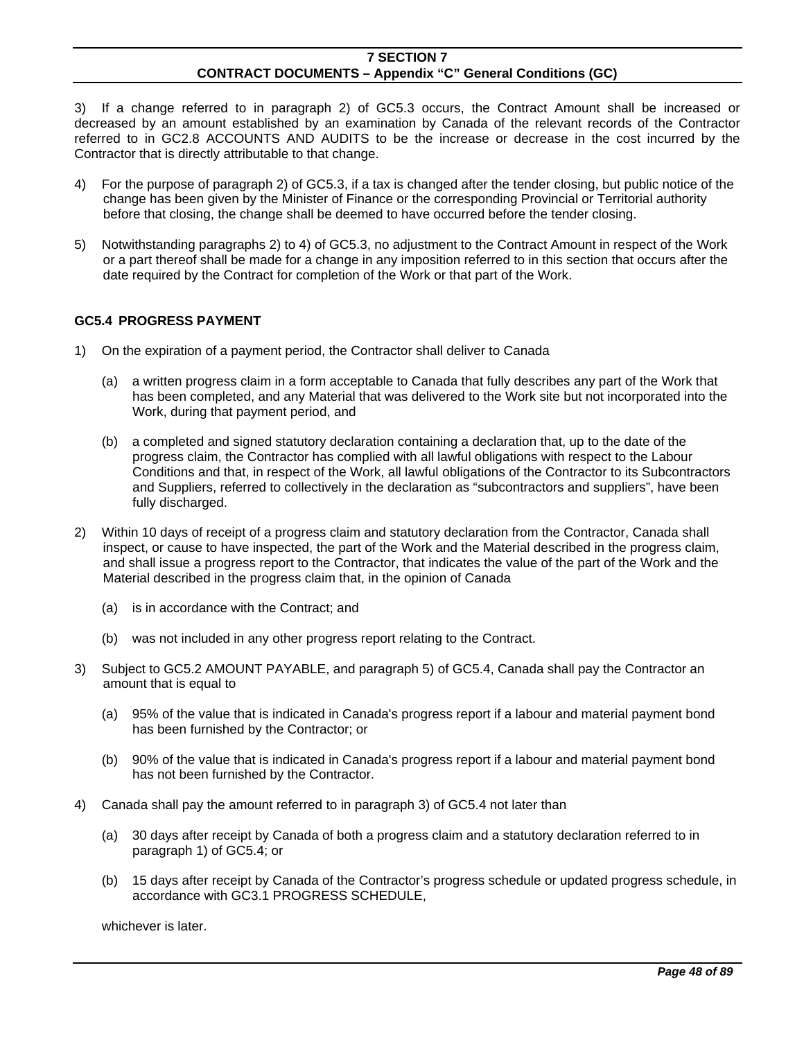3) If a change referred to in paragraph 2) of GC5.3 occurs, the Contract Amount shall be increased or decreased by an amount established by an examination by Canada of the relevant records of the Contractor referred to in GC2.8 ACCOUNTS AND AUDITS to be the increase or decrease in the cost incurred by the Contractor that is directly attributable to that change.

4) For the purpose of paragraph 2) of GC5.3, if a tax is changed after the tender closing, but public notice of the change has been given by the Minister of Finance or the corresponding Provincial or Territorial authority before that closing, the change shall be deemed to have occurred before the tender closing.

5) Notwithstanding paragraphs 2) to 4) of GC5.3, no adjustment to the Contract Amount in respect of the Work or a part thereof shall be made for a change in any imposition referred to in this section that occurs after the date required by the Contract for completion of the Work or that part of the Work.

### GC5.4 PROGRESS PAYMENT

1) On the expiration of a payment period, the Contractor shall deliver to Canada

   (a) a written progress claim in a form acceptable to Canada that fully describes any part of the Work that has been completed, and any Material that was delivered to the Work site but not incorporated into the Work, during that payment period, and

   (b) a completed and signed statutory declaration containing a declaration that, up to the date of the progress claim, the Contractor has complied with all lawful obligations with respect to the Labour Conditions and that, in respect of the Work, all lawful obligations of the Contractor to its Subcontractors and Suppliers, referred to collectively in the declaration as "subcontractors and suppliers", have been fully discharged.

2) Within 10 days of receipt of a progress claim and statutory declaration from the Contractor, Canada shall inspect, or cause to have inspected, the part of the Work and the Material described in the progress claim, and shall issue a progress report to the Contractor, that indicates the value of the part of the Work and the Material described in the progress claim that, in the opinion of Canada

   (a) is in accordance with the Contract; and

   (b) was not included in any other progress report relating to the Contract.

3) Subject to GC5.2 AMOUNT PAYABLE, and paragraph 5) of GC5.4, Canada shall pay the Contractor an amount that is equal to

   (a) 95% of the value that is indicated in Canada's progress report if a labour and material payment bond has been furnished by the Contractor; or

   (b) 90% of the value that is indicated in Canada's progress report if a labour and material payment bond has not been furnished by the Contractor.

4) Canada shall pay the amount referred to in paragraph 3) of GC5.4 not later than

   (a) 30 days after receipt by Canada of both a progress claim and a statutory declaration referred to in paragraph 1) of GC5.4; or

   (b) 15 days after receipt by Canada of the Contractor's progress schedule or updated progress schedule, in accordance with GC3.1 PROGRESS SCHEDULE,

   whichever is later.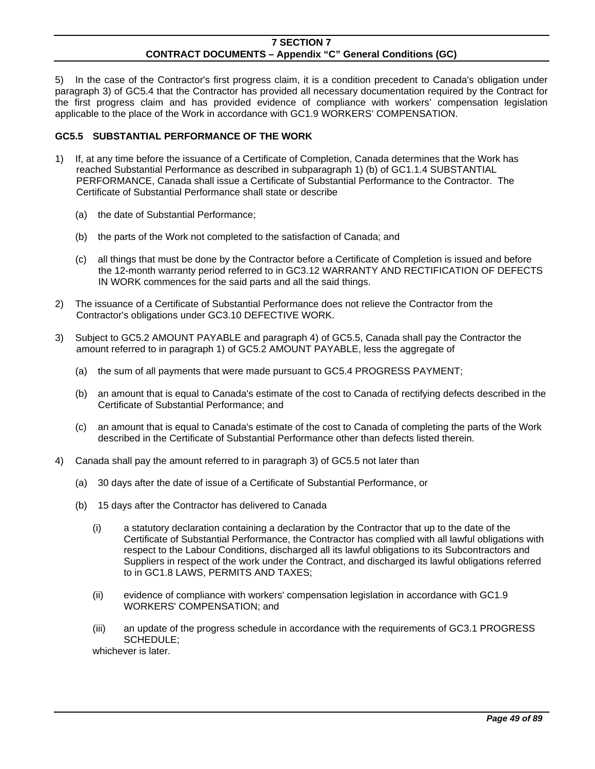5) In the case of the Contractor's first progress claim, it is a condition precedent to Canada's obligation under paragraph 3) of GC5.4 that the Contractor has provided all necessary documentation required by the Contract for the first progress claim and has provided evidence of compliance with workers' compensation legislation applicable to the place of the Work in accordance with GC1.9 WORKERS' COMPENSATION.

### GC5.5 SUBSTANTIAL PERFORMANCE OF THE WORK

1) If, at any time before the issuance of a Certificate of Completion, Canada determines that the Work has reached Substantial Performance as described in subparagraph 1) (b) of GC1.1.4 SUBSTANTIAL PERFORMANCE, Canada shall issue a Certificate of Substantial Performance to the Contractor. The Certificate of Substantial Performance shall state or describe

   (a) the date of Substantial Performance;

   (b) the parts of the Work not completed to the satisfaction of Canada; and

   (c) all things that must be done by the Contractor before a Certificate of Completion is issued and before the 12-month warranty period referred to in GC3.12 WARRANTY AND RECTIFICATION OF DEFECTS IN WORK commences for the said parts and all the said things.

2) The issuance of a Certificate of Substantial Performance does not relieve the Contractor from the Contractor's obligations under GC3.10 DEFECTIVE WORK.

3) Subject to GC5.2 AMOUNT PAYABLE and paragraph 4) of GC5.5, Canada shall pay the Contractor the amount referred to in paragraph 1) of GC5.2 AMOUNT PAYABLE, less the aggregate of

   (a) the sum of all payments that were made pursuant to GC5.4 PROGRESS PAYMENT;

   (b) an amount that is equal to Canada's estimate of the cost to Canada of rectifying defects described in the Certificate of Substantial Performance; and

   (c) an amount that is equal to Canada's estimate of the cost to Canada of completing the parts of the Work described in the Certificate of Substantial Performance other than defects listed therein.

4) Canada shall pay the amount referred to in paragraph 3) of GC5.5 not later than

   (a) 30 days after the date of issue of a Certificate of Substantial Performance, or

   (b) 15 days after the Contractor has delivered to Canada

      (i) a statutory declaration containing a declaration by the Contractor that up to the date of the Certificate of Substantial Performance, the Contractor has complied with all lawful obligations with respect to the Labour Conditions, discharged all its lawful obligations to its Subcontractors and Suppliers in respect of the work under the Contract, and discharged its lawful obligations referred to in GC1.8 LAWS, PERMITS AND TAXES;

      (ii) evidence of compliance with workers' compensation legislation in accordance with GC1.9 WORKERS' COMPENSATION; and

      (iii) an update of the progress schedule in accordance with the requirements of GC3.1 PROGRESS SCHEDULE;

   whichever is later.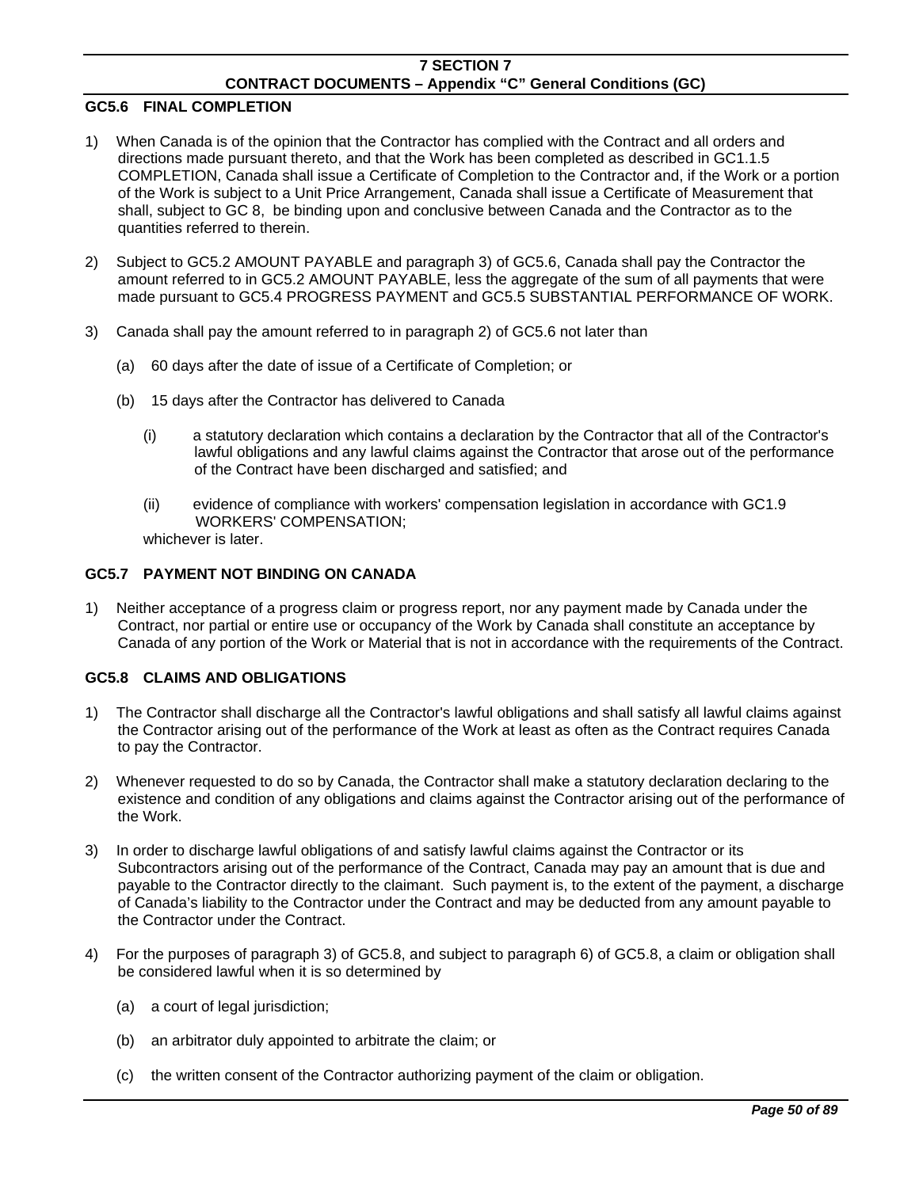### GC5.6 FINAL COMPLETION

1) When Canada is of the opinion that the Contractor has complied with the Contract and all orders and directions made pursuant thereto, and that the Work has been completed as described in GC1.1.5 COMPLETION, Canada shall issue a Certificate of Completion to the Contractor and, if the Work or a portion of the Work is subject to a Unit Price Arrangement, Canada shall issue a Certificate of Measurement that shall, subject to GC 8, be binding upon and conclusive between Canada and the Contractor as to the quantities referred to therein.

2) Subject to GC5.2 AMOUNT PAYABLE and paragraph 3) of GC5.6, Canada shall pay the Contractor the amount referred to in GC5.2 AMOUNT PAYABLE, less the aggregate of the sum of all payments that were made pursuant to GC5.4 PROGRESS PAYMENT and GC5.5 SUBSTANTIAL PERFORMANCE OF WORK.

3) Canada shall pay the amount referred to in paragraph 2) of GC5.6 not later than

   (a) 60 days after the date of issue of a Certificate of Completion; or

   (b) 15 days after the Contractor has delivered to Canada

      (i) a statutory declaration which contains a declaration by the Contractor that all of the Contractor's lawful obligations and any lawful claims against the Contractor that arose out of the performance of the Contract have been discharged and satisfied; and

      (ii) evidence of compliance with workers' compensation legislation in accordance with GC1.9 WORKERS' COMPENSATION;

   whichever is later.

### GC5.7 PAYMENT NOT BINDING ON CANADA

1) Neither acceptance of a progress claim or progress report, nor any payment made by Canada under the Contract, nor partial or entire use or occupancy of the Work by Canada shall constitute an acceptance by Canada of any portion of the Work or Material that is not in accordance with the requirements of the Contract.

### GC5.8 CLAIMS AND OBLIGATIONS

1) The Contractor shall discharge all the Contractor's lawful obligations and shall satisfy all lawful claims against the Contractor arising out of the performance of the Work at least as often as the Contract requires Canada to pay the Contractor.

2) Whenever requested to do so by Canada, the Contractor shall make a statutory declaration declaring to the existence and condition of any obligations and claims against the Contractor arising out of the performance of the Work.

3) In order to discharge lawful obligations of and satisfy lawful claims against the Contractor or its Subcontractors arising out of the performance of the Contract, Canada may pay an amount that is due and payable to the Contractor directly to the claimant. Such payment is, to the extent of the payment, a discharge of Canada's liability to the Contractor under the Contract and may be deducted from any amount payable to the Contractor under the Contract.

4) For the purposes of paragraph 3) of GC5.8, and subject to paragraph 6) of GC5.8, a claim or obligation shall be considered lawful when it is so determined by

   (a) a court of legal jurisdiction;

   (b) an arbitrator duly appointed to arbitrate the claim; or

   (c) the written consent of the Contractor authorizing payment of the claim or obligation.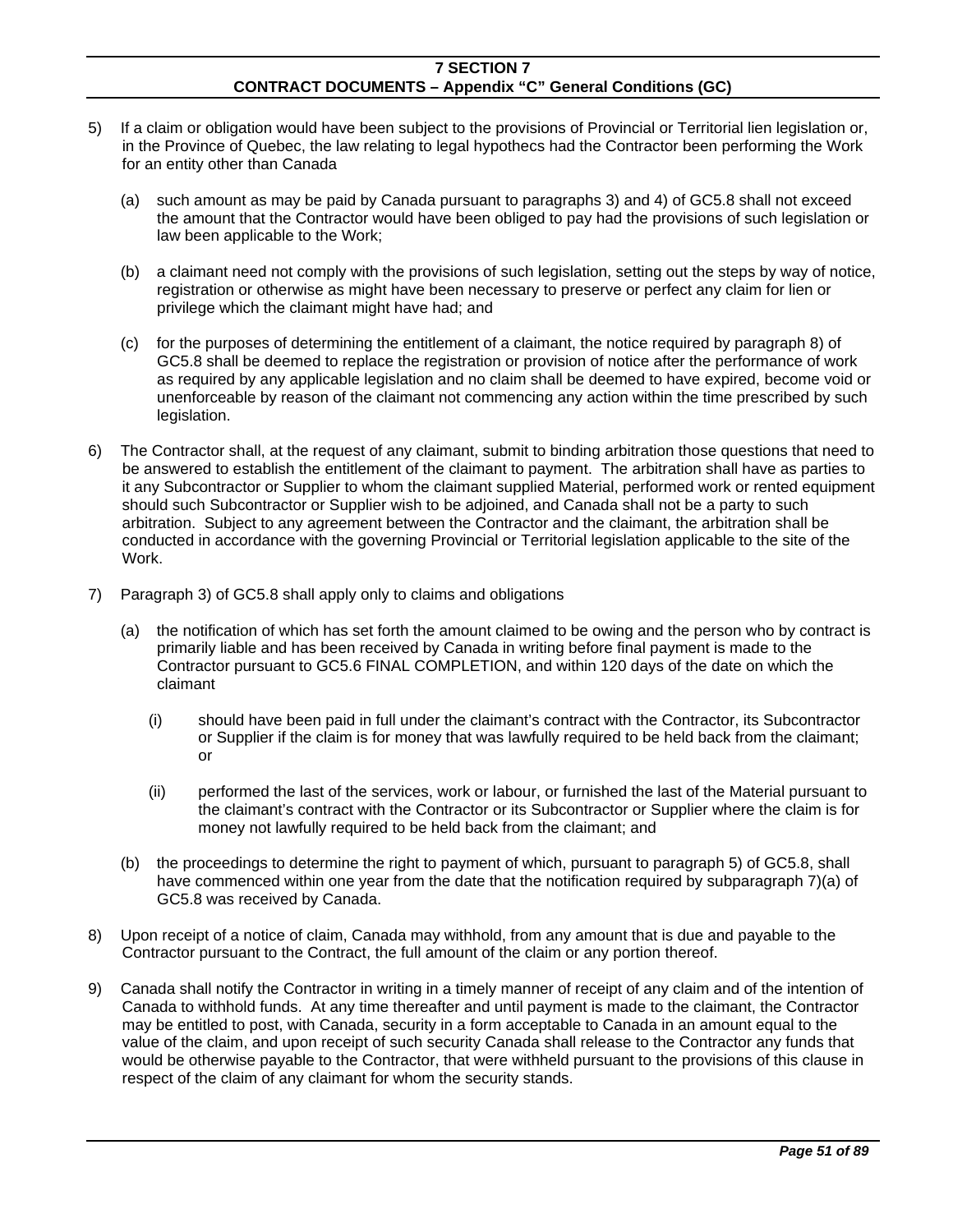5) If a claim or obligation would have been subject to the provisions of Provincial or Territorial lien legislation or, in the Province of Quebec, the law relating to legal hypothecs had the Contractor been performing the Work for an entity other than Canada

   (a) such amount as may be paid by Canada pursuant to paragraphs 3) and 4) of GC5.8 shall not exceed the amount that the Contractor would have been obliged to pay had the provisions of such legislation or law been applicable to the Work;

   (b) a claimant need not comply with the provisions of such legislation, setting out the steps by way of notice, registration or otherwise as might have been necessary to preserve or perfect any claim for lien or privilege which the claimant might have had; and

   (c) for the purposes of determining the entitlement of a claimant, the notice required by paragraph 8) of GC5.8 shall be deemed to replace the registration or provision of notice after the performance of work as required by any applicable legislation and no claim shall be deemed to have expired, become void or unenforceable by reason of the claimant not commencing any action within the time prescribed by such legislation.

6) The Contractor shall, at the request of any claimant, submit to binding arbitration those questions that need to be answered to establish the entitlement of the claimant to payment. The arbitration shall have as parties to it any Subcontractor or Supplier to whom the claimant supplied Material, performed work or rented equipment should such Subcontractor or Supplier wish to be adjoined, and Canada shall not be a party to such arbitration. Subject to any agreement between the Contractor and the claimant, the arbitration shall be conducted in accordance with the governing Provincial or Territorial legislation applicable to the site of the Work.

7) Paragraph 3) of GC5.8 shall apply only to claims and obligations

   (a) the notification of which has set forth the amount claimed to be owing and the person who by contract is primarily liable and has been received by Canada in writing before final payment is made to the Contractor pursuant to GC5.6 FINAL COMPLETION, and within 120 days of the date on which the claimant

      (i) should have been paid in full under the claimant's contract with the Contractor, its Subcontractor or Supplier if the claim is for money that was lawfully required to be held back from the claimant; or

      (ii) performed the last of the services, work or labour, or furnished the last of the Material pursuant to the claimant's contract with the Contractor or its Subcontractor or Supplier where the claim is for money not lawfully required to be held back from the claimant; and

   (b) the proceedings to determine the right to payment of which, pursuant to paragraph 5) of GC5.8, shall have commenced within one year from the date that the notification required by subparagraph 7)(a) of GC5.8 was received by Canada.

8) Upon receipt of a notice of claim, Canada may withhold, from any amount that is due and payable to the Contractor pursuant to the Contract, the full amount of the claim or any portion thereof.

9) Canada shall notify the Contractor in writing in a timely manner of receipt of any claim and of the intention of Canada to withhold funds. At any time thereafter and until payment is made to the claimant, the Contractor may be entitled to post, with Canada, security in a form acceptable to Canada in an amount equal to the value of the claim, and upon receipt of such security Canada shall release to the Contractor any funds that would be otherwise payable to the Contractor, that were withheld pursuant to the provisions of this clause in respect of the claim of any claimant for whom the security stands.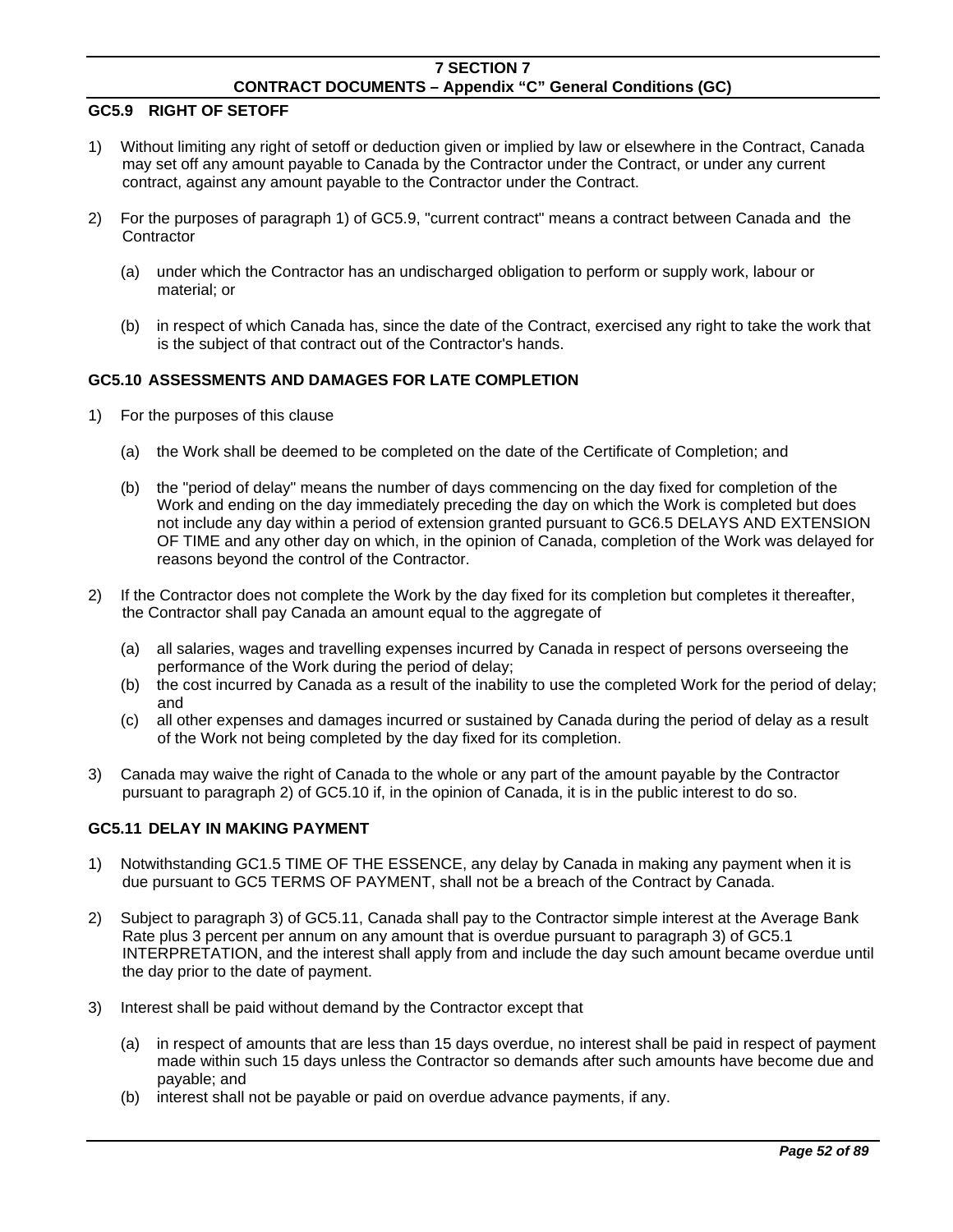### GC5.9 RIGHT OF SETOFF

1) Without limiting any right of setoff or deduction given or implied by law or elsewhere in the Contract, Canada may set off any amount payable to Canada by the Contractor under the Contract, or under any current contract, against any amount payable to the Contractor under the Contract.

2) For the purposes of paragraph 1) of GC5.9, "current contract" means a contract between Canada and the Contractor

   (a) under which the Contractor has an undischarged obligation to perform or supply work, labour or material; or

   (b) in respect of which Canada has, since the date of the Contract, exercised any right to take the work that is the subject of that contract out of the Contractor's hands.

### GC5.10 ASSESSMENTS AND DAMAGES FOR LATE COMPLETION

1) For the purposes of this clause

   (a) the Work shall be deemed to be completed on the date of the Certificate of Completion; and

   (b) the "period of delay" means the number of days commencing on the day fixed for completion of the Work and ending on the day immediately preceding the day on which the Work is completed but does not include any day within a period of extension granted pursuant to GC6.5 DELAYS AND EXTENSION OF TIME and any other day on which, in the opinion of Canada, completion of the Work was delayed for reasons beyond the control of the Contractor.

2) If the Contractor does not complete the Work by the day fixed for its completion but completes it thereafter, the Contractor shall pay Canada an amount equal to the aggregate of

   (a) all salaries, wages and travelling expenses incurred by Canada in respect of persons overseeing the performance of the Work during the period of delay;
   (b) the cost incurred by Canada as a result of the inability to use the completed Work for the period of delay; and
   (c) all other expenses and damages incurred or sustained by Canada during the period of delay as a result of the Work not being completed by the day fixed for its completion.

3) Canada may waive the right of Canada to the whole or any part of the amount payable by the Contractor pursuant to paragraph 2) of GC5.10 if, in the opinion of Canada, it is in the public interest to do so.

### GC5.11 DELAY IN MAKING PAYMENT

1) Notwithstanding GC1.5 TIME OF THE ESSENCE, any delay by Canada in making any payment when it is due pursuant to GC5 TERMS OF PAYMENT, shall not be a breach of the Contract by Canada.

2) Subject to paragraph 3) of GC5.11, Canada shall pay to the Contractor simple interest at the Average Bank Rate plus 3 percent per annum on any amount that is overdue pursuant to paragraph 3) of GC5.1 INTERPRETATION, and the interest shall apply from and include the day such amount became overdue until the day prior to the date of payment.

3) Interest shall be paid without demand by the Contractor except that

   (a) in respect of amounts that are less than 15 days overdue, no interest shall be paid in respect of payment made within such 15 days unless the Contractor so demands after such amounts have become due and payable; and
   (b) interest shall not be payable or paid on overdue advance payments, if any.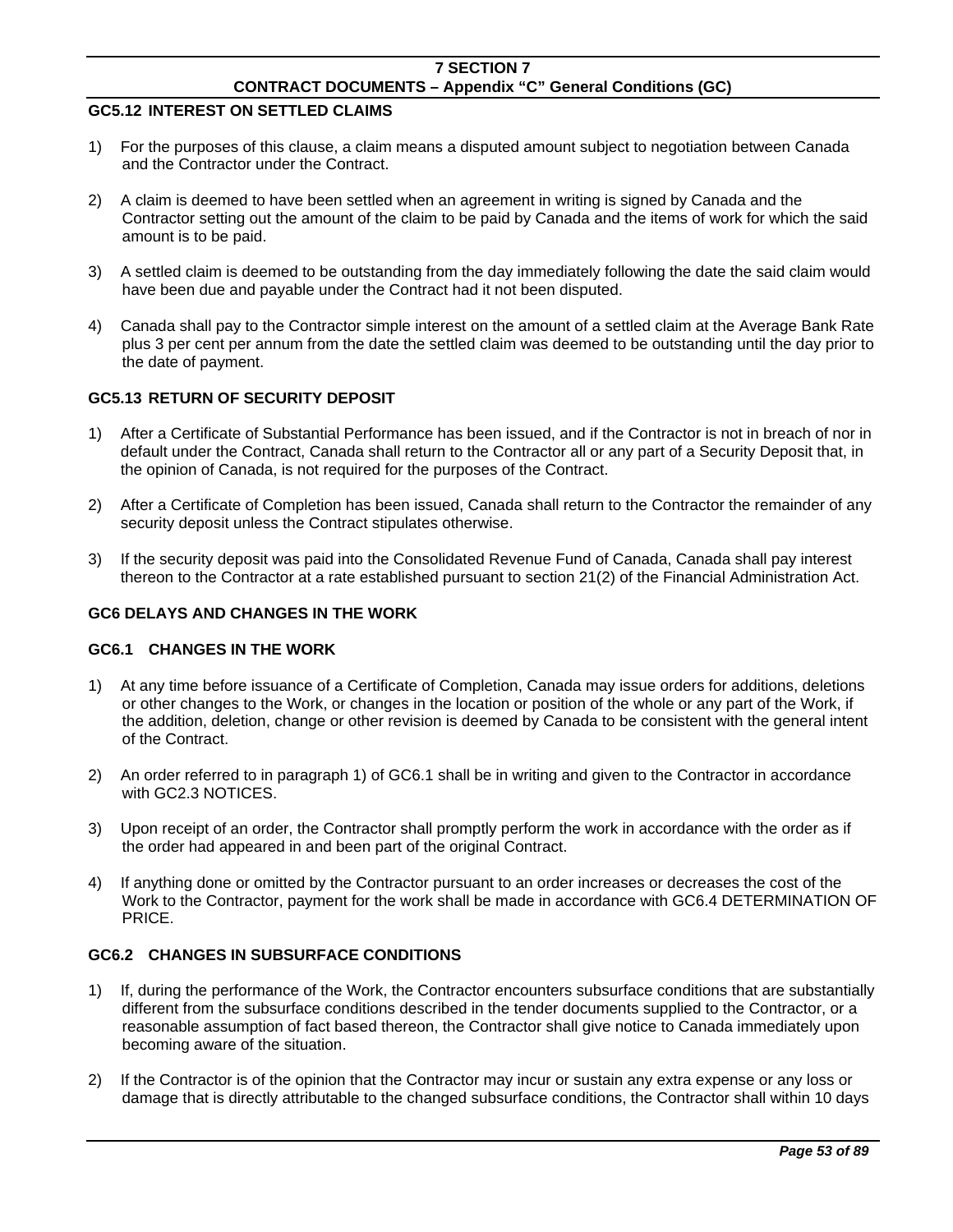### GC5.12 INTEREST ON SETTLED CLAIMS

1) For the purposes of this clause, a claim means a disputed amount subject to negotiation between Canada and the Contractor under the Contract.

2) A claim is deemed to have been settled when an agreement in writing is signed by Canada and the Contractor setting out the amount of the claim to be paid by Canada and the items of work for which the said amount is to be paid.

3) A settled claim is deemed to be outstanding from the day immediately following the date the said claim would have been due and payable under the Contract had it not been disputed.

4) Canada shall pay to the Contractor simple interest on the amount of a settled claim at the Average Bank Rate plus 3 per cent per annum from the date the settled claim was deemed to be outstanding until the day prior to the date of payment.

### GC5.13 RETURN OF SECURITY DEPOSIT

1) After a Certificate of Substantial Performance has been issued, and if the Contractor is not in breach of nor in default under the Contract, Canada shall return to the Contractor all or any part of a Security Deposit that, in the opinion of Canada, is not required for the purposes of the Contract.

2) After a Certificate of Completion has been issued, Canada shall return to the Contractor the remainder of any security deposit unless the Contract stipulates otherwise.

3) If the security deposit was paid into the Consolidated Revenue Fund of Canada, Canada shall pay interest thereon to the Contractor at a rate established pursuant to section 21(2) of the Financial Administration Act.

## GC6 DELAYS AND CHANGES IN THE WORK

### GC6.1 CHANGES IN THE WORK

1) At any time before issuance of a Certificate of Completion, Canada may issue orders for additions, deletions or other changes to the Work, or changes in the location or position of the whole or any part of the Work, if the addition, deletion, change or other revision is deemed by Canada to be consistent with the general intent of the Contract.

2) An order referred to in paragraph 1) of GC6.1 shall be in writing and given to the Contractor in accordance with GC2.3 NOTICES.

3) Upon receipt of an order, the Contractor shall promptly perform the work in accordance with the order as if the order had appeared in and been part of the original Contract.

4) If anything done or omitted by the Contractor pursuant to an order increases or decreases the cost of the Work to the Contractor, payment for the work shall be made in accordance with GC6.4 DETERMINATION OF PRICE.

### GC6.2 CHANGES IN SUBSURFACE CONDITIONS

1) If, during the performance of the Work, the Contractor encounters subsurface conditions that are substantially different from the subsurface conditions described in the tender documents supplied to the Contractor, or a reasonable assumption of fact based thereon, the Contractor shall give notice to Canada immediately upon becoming aware of the situation.

2) If the Contractor is of the opinion that the Contractor may incur or sustain any extra expense or any loss or damage that is directly attributable to the changed subsurface conditions, the Contractor shall within 10 days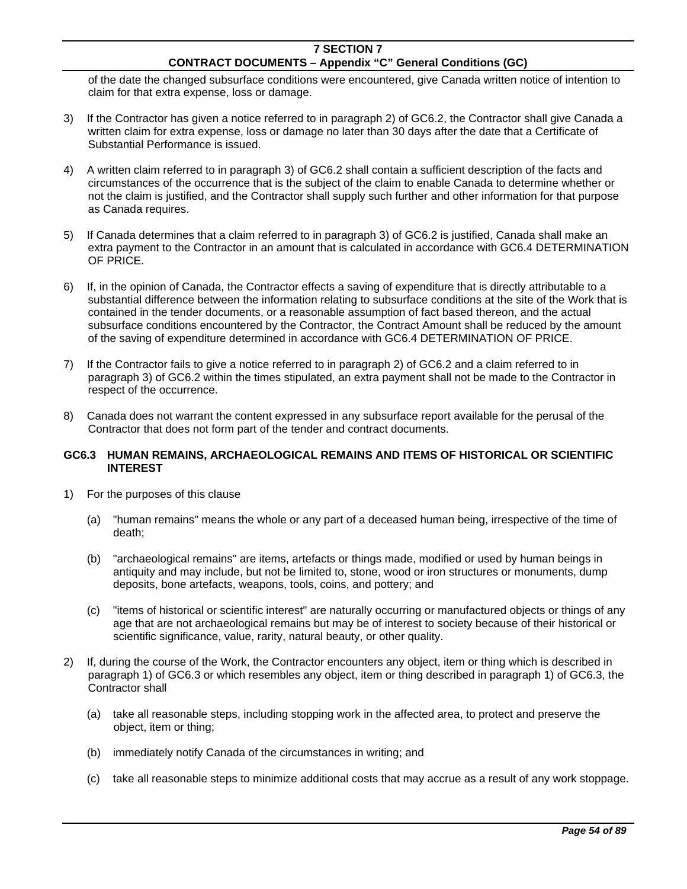of the date the changed subsurface conditions were encountered, give Canada written notice of intention to claim for that extra expense, loss or damage.

3) If the Contractor has given a notice referred to in paragraph 2) of GC6.2, the Contractor shall give Canada a written claim for extra expense, loss or damage no later than 30 days after the date that a Certificate of Substantial Performance is issued.

4) A written claim referred to in paragraph 3) of GC6.2 shall contain a sufficient description of the facts and circumstances of the occurrence that is the subject of the claim to enable Canada to determine whether or not the claim is justified, and the Contractor shall supply such further and other information for that purpose as Canada requires.

5) If Canada determines that a claim referred to in paragraph 3) of GC6.2 is justified, Canada shall make an extra payment to the Contractor in an amount that is calculated in accordance with GC6.4 DETERMINATION OF PRICE.

6) If, in the opinion of Canada, the Contractor effects a saving of expenditure that is directly attributable to a substantial difference between the information relating to subsurface conditions at the site of the Work that is contained in the tender documents, or a reasonable assumption of fact based thereon, and the actual subsurface conditions encountered by the Contractor, the Contract Amount shall be reduced by the amount of the saving of expenditure determined in accordance with GC6.4 DETERMINATION OF PRICE.

7) If the Contractor fails to give a notice referred to in paragraph 2) of GC6.2 and a claim referred to in paragraph 3) of GC6.2 within the times stipulated, an extra payment shall not be made to the Contractor in respect of the occurrence.

8) Canada does not warrant the content expressed in any subsurface report available for the perusal of the Contractor that does not form part of the tender and contract documents.

### GC6.3 HUMAN REMAINS, ARCHAEOLOGICAL REMAINS AND ITEMS OF HISTORICAL OR SCIENTIFIC INTEREST

1) For the purposes of this clause

   (a) "human remains" means the whole or any part of a deceased human being, irrespective of the time of death;

   (b) "archaeological remains" are items, artefacts or things made, modified or used by human beings in antiquity and may include, but not be limited to, stone, wood or iron structures or monuments, dump deposits, bone artefacts, weapons, tools, coins, and pottery; and

   (c) "items of historical or scientific interest" are naturally occurring or manufactured objects or things of any age that are not archaeological remains but may be of interest to society because of their historical or scientific significance, value, rarity, natural beauty, or other quality.

2) If, during the course of the Work, the Contractor encounters any object, item or thing which is described in paragraph 1) of GC6.3 or which resembles any object, item or thing described in paragraph 1) of GC6.3, the Contractor shall

   (a) take all reasonable steps, including stopping work in the affected area, to protect and preserve the object, item or thing;

   (b) immediately notify Canada of the circumstances in writing; and

   (c) take all reasonable steps to minimize additional costs that may accrue as a result of any work stoppage.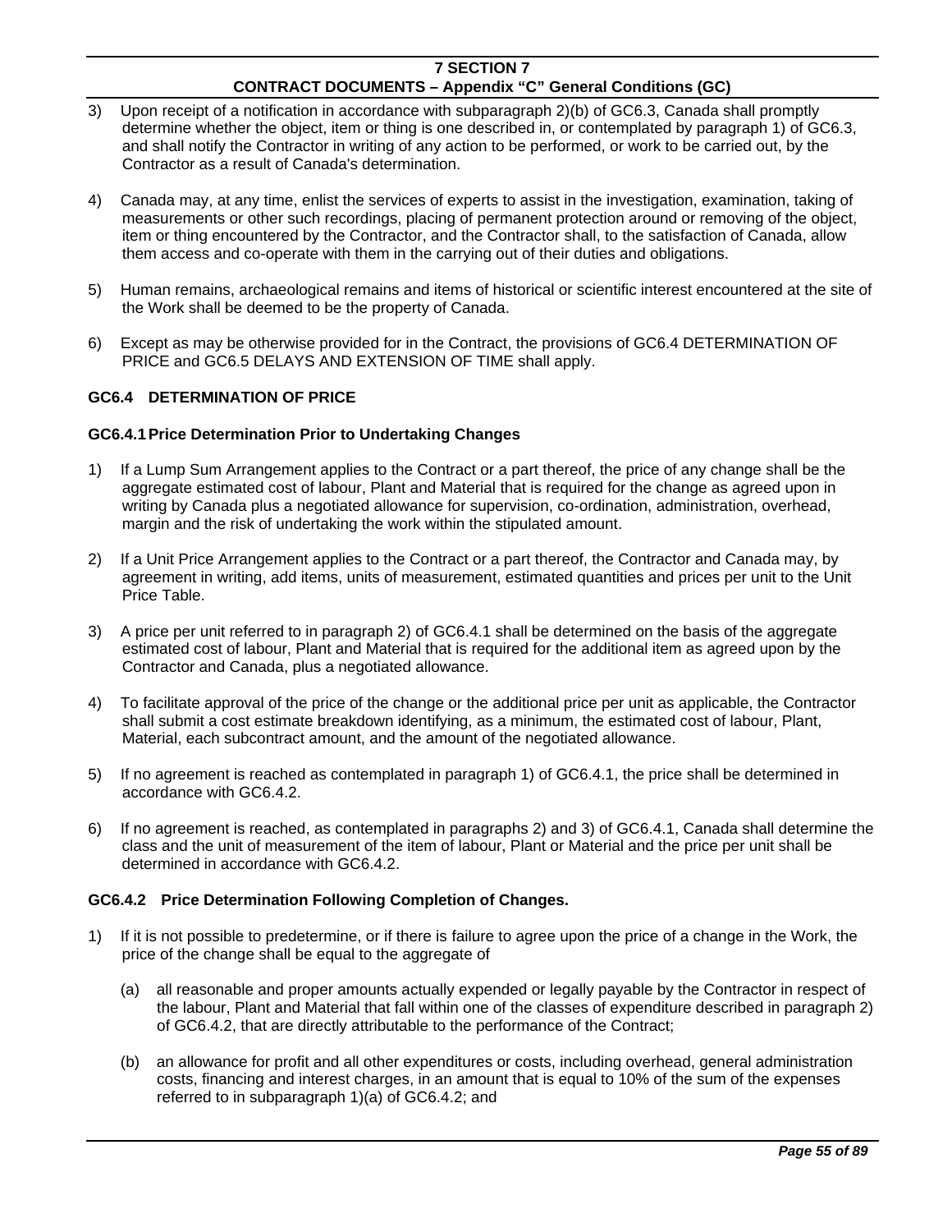3) Upon receipt of a notification in accordance with subparagraph 2)(b) of GC6.3, Canada shall promptly determine whether the object, item or thing is one described in, or contemplated by paragraph 1) of GC6.3, and shall notify the Contractor in writing of any action to be performed, or work to be carried out, by the Contractor as a result of Canada's determination.

4) Canada may, at any time, enlist the services of experts to assist in the investigation, examination, taking of measurements or other such recordings, placing of permanent protection around or removing of the object, item or thing encountered by the Contractor, and the Contractor shall, to the satisfaction of Canada, allow them access and co-operate with them in the carrying out of their duties and obligations.

5) Human remains, archaeological remains and items of historical or scientific interest encountered at the site of the Work shall be deemed to be the property of Canada.

6) Except as may be otherwise provided for in the Contract, the provisions of GC6.4 DETERMINATION OF PRICE and GC6.5 DELAYS AND EXTENSION OF TIME shall apply.

### GC6.4 DETERMINATION OF PRICE

#### GC6.4.1 Price Determination Prior to Undertaking Changes

1) If a Lump Sum Arrangement applies to the Contract or a part thereof, the price of any change shall be the aggregate estimated cost of labour, Plant and Material that is required for the change as agreed upon in writing by Canada plus a negotiated allowance for supervision, co-ordination, administration, overhead, margin and the risk of undertaking the work within the stipulated amount.

2) If a Unit Price Arrangement applies to the Contract or a part thereof, the Contractor and Canada may, by agreement in writing, add items, units of measurement, estimated quantities and prices per unit to the Unit Price Table.

3) A price per unit referred to in paragraph 2) of GC6.4.1 shall be determined on the basis of the aggregate estimated cost of labour, Plant and Material that is required for the additional item as agreed upon by the Contractor and Canada, plus a negotiated allowance.

4) To facilitate approval of the price of the change or the additional price per unit as applicable, the Contractor shall submit a cost estimate breakdown identifying, as a minimum, the estimated cost of labour, Plant, Material, each subcontract amount, and the amount of the negotiated allowance.

5) If no agreement is reached as contemplated in paragraph 1) of GC6.4.1, the price shall be determined in accordance with GC6.4.2.

6) If no agreement is reached, as contemplated in paragraphs 2) and 3) of GC6.4.1, Canada shall determine the class and the unit of measurement of the item of labour, Plant or Material and the price per unit shall be determined in accordance with GC6.4.2.

#### GC6.4.2 Price Determination Following Completion of Changes.

1) If it is not possible to predetermine, or if there is failure to agree upon the price of a change in the Work, the price of the change shall be equal to the aggregate of

   (a) all reasonable and proper amounts actually expended or legally payable by the Contractor in respect of the labour, Plant and Material that fall within one of the classes of expenditure described in paragraph 2) of GC6.4.2, that are directly attributable to the performance of the Contract;

   (b) an allowance for profit and all other expenditures or costs, including overhead, general administration costs, financing and interest charges, in an amount that is equal to 10% of the sum of the expenses referred to in subparagraph 1)(a) of GC6.4.2; and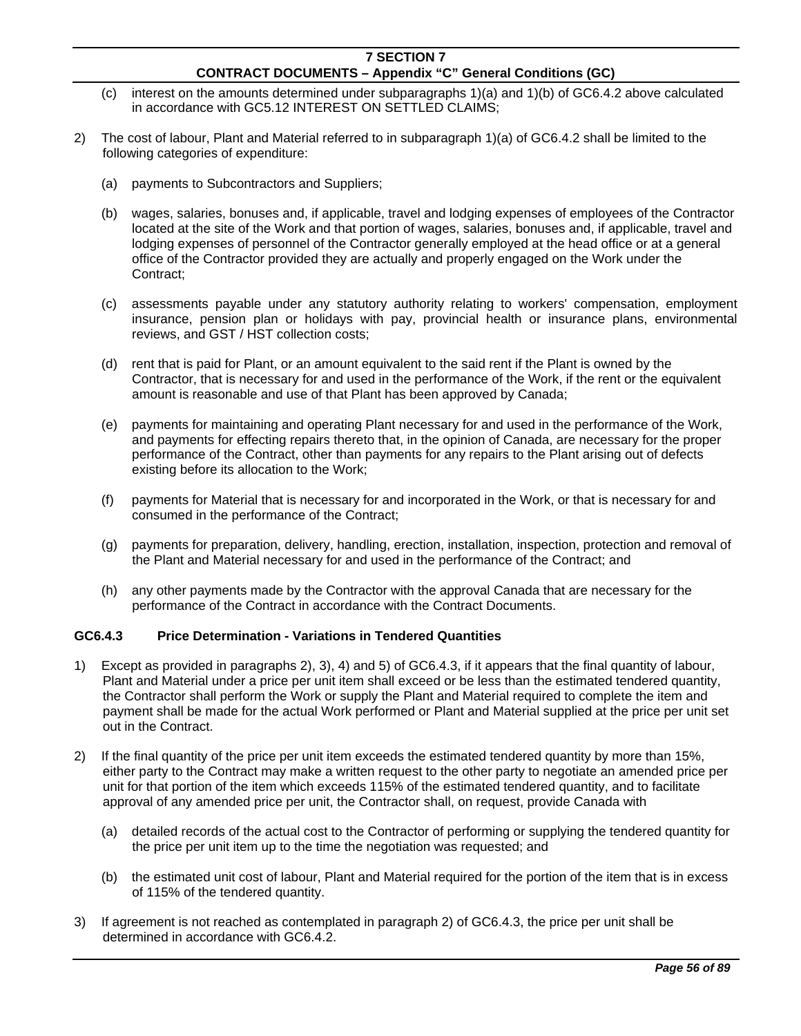(c) interest on the amounts determined under subparagraphs 1)(a) and 1)(b) of GC6.4.2 above calculated in accordance with GC5.12 INTEREST ON SETTLED CLAIMS;

2) The cost of labour, Plant and Material referred to in subparagraph 1)(a) of GC6.4.2 shall be limited to the following categories of expenditure:

   (a) payments to Subcontractors and Suppliers;

   (b) wages, salaries, bonuses and, if applicable, travel and lodging expenses of employees of the Contractor located at the site of the Work and that portion of wages, salaries, bonuses and, if applicable, travel and lodging expenses of personnel of the Contractor generally employed at the head office or at a general office of the Contractor provided they are actually and properly engaged on the Work under the Contract;

   (c) assessments payable under any statutory authority relating to workers' compensation, employment insurance, pension plan or holidays with pay, provincial health or insurance plans, environmental reviews, and GST / HST collection costs;

   (d) rent that is paid for Plant, or an amount equivalent to the said rent if the Plant is owned by the Contractor, that is necessary for and used in the performance of the Work, if the rent or the equivalent amount is reasonable and use of that Plant has been approved by Canada;

   (e) payments for maintaining and operating Plant necessary for and used in the performance of the Work, and payments for effecting repairs thereto that, in the opinion of Canada, are necessary for the proper performance of the Contract, other than payments for any repairs to the Plant arising out of defects existing before its allocation to the Work;

   (f) payments for Material that is necessary for and incorporated in the Work, or that is necessary for and consumed in the performance of the Contract;

   (g) payments for preparation, delivery, handling, erection, installation, inspection, protection and removal of the Plant and Material necessary for and used in the performance of the Contract; and

   (h) any other payments made by the Contractor with the approval Canada that are necessary for the performance of the Contract in accordance with the Contract Documents.

### GC6.4.3 Price Determination - Variations in Tendered Quantities

1) Except as provided in paragraphs 2), 3), 4) and 5) of GC6.4.3, if it appears that the final quantity of labour, Plant and Material under a price per unit item shall exceed or be less than the estimated tendered quantity, the Contractor shall perform the Work or supply the Plant and Material required to complete the item and payment shall be made for the actual Work performed or Plant and Material supplied at the price per unit set out in the Contract.

2) If the final quantity of the price per unit item exceeds the estimated tendered quantity by more than 15%, either party to the Contract may make a written request to the other party to negotiate an amended price per unit for that portion of the item which exceeds 115% of the estimated tendered quantity, and to facilitate approval of any amended price per unit, the Contractor shall, on request, provide Canada with

   (a) detailed records of the actual cost to the Contractor of performing or supplying the tendered quantity for the price per unit item up to the time the negotiation was requested; and

   (b) the estimated unit cost of labour, Plant and Material required for the portion of the item that is in excess of 115% of the tendered quantity.

3) If agreement is not reached as contemplated in paragraph 2) of GC6.4.3, the price per unit shall be determined in accordance with GC6.4.2.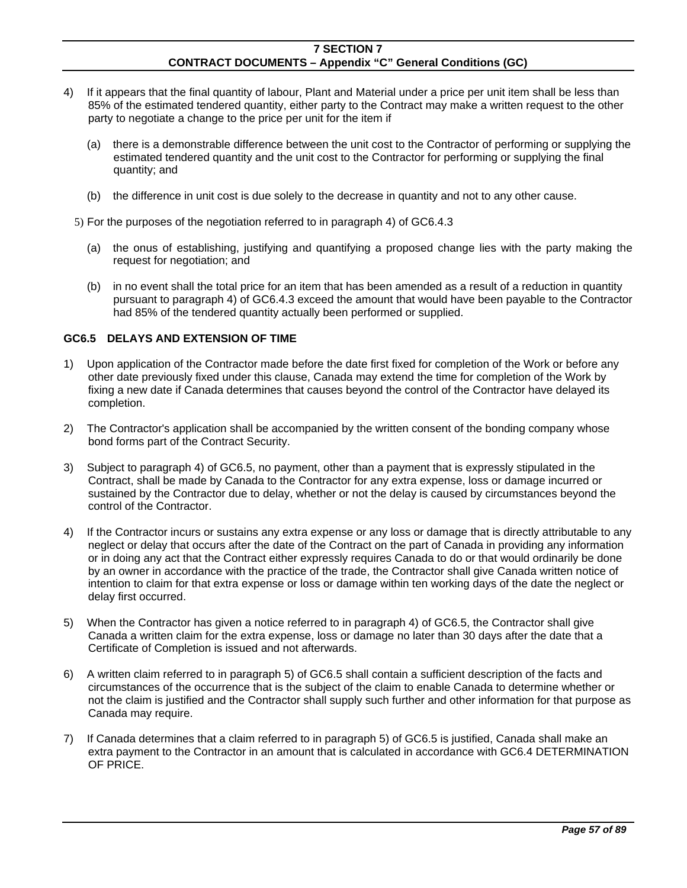4) If it appears that the final quantity of labour, Plant and Material under a price per unit item shall be less than 85% of the estimated tendered quantity, either party to the Contract may make a written request to the other party to negotiate a change to the price per unit for the item if

   (a) there is a demonstrable difference between the unit cost to the Contractor of performing or supplying the estimated tendered quantity and the unit cost to the Contractor for performing or supplying the final quantity; and

   (b) the difference in unit cost is due solely to the decrease in quantity and not to any other cause.

5) For the purposes of the negotiation referred to in paragraph 4) of GC6.4.3

   (a) the onus of establishing, justifying and quantifying a proposed change lies with the party making the request for negotiation; and

   (b) in no event shall the total price for an item that has been amended as a result of a reduction in quantity pursuant to paragraph 4) of GC6.4.3 exceed the amount that would have been payable to the Contractor had 85% of the tendered quantity actually been performed or supplied.

### GC6.5 DELAYS AND EXTENSION OF TIME

1) Upon application of the Contractor made before the date first fixed for completion of the Work or before any other date previously fixed under this clause, Canada may extend the time for completion of the Work by fixing a new date if Canada determines that causes beyond the control of the Contractor have delayed its completion.

2) The Contractor's application shall be accompanied by the written consent of the bonding company whose bond forms part of the Contract Security.

3) Subject to paragraph 4) of GC6.5, no payment, other than a payment that is expressly stipulated in the Contract, shall be made by Canada to the Contractor for any extra expense, loss or damage incurred or sustained by the Contractor due to delay, whether or not the delay is caused by circumstances beyond the control of the Contractor.

4) If the Contractor incurs or sustains any extra expense or any loss or damage that is directly attributable to any neglect or delay that occurs after the date of the Contract on the part of Canada in providing any information or in doing any act that the Contract either expressly requires Canada to do or that would ordinarily be done by an owner in accordance with the practice of the trade, the Contractor shall give Canada written notice of intention to claim for that extra expense or loss or damage within ten working days of the date the neglect or delay first occurred.

5) When the Contractor has given a notice referred to in paragraph 4) of GC6.5, the Contractor shall give Canada a written claim for the extra expense, loss or damage no later than 30 days after the date that a Certificate of Completion is issued and not afterwards.

6) A written claim referred to in paragraph 5) of GC6.5 shall contain a sufficient description of the facts and circumstances of the occurrence that is the subject of the claim to enable Canada to determine whether or not the claim is justified and the Contractor shall supply such further and other information for that purpose as Canada may require.

7) If Canada determines that a claim referred to in paragraph 5) of GC6.5 is justified, Canada shall make an extra payment to the Contractor in an amount that is calculated in accordance with GC6.4 DETERMINATION OF PRICE.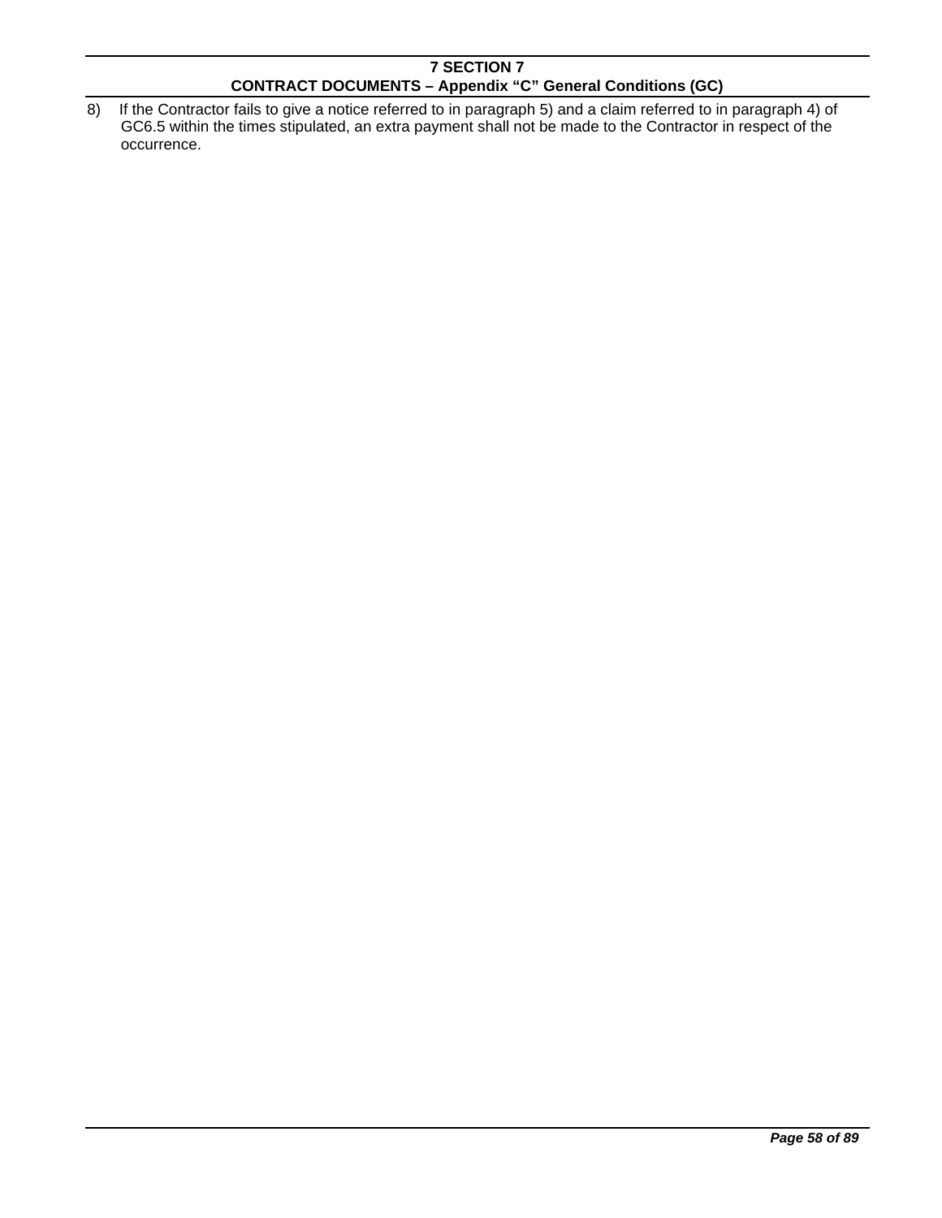8) If the Contractor fails to give a notice referred to in paragraph 5) and a claim referred to in paragraph 4) of GC6.5 within the times stipulated, an extra payment shall not be made to the Contractor in respect of the occurrence.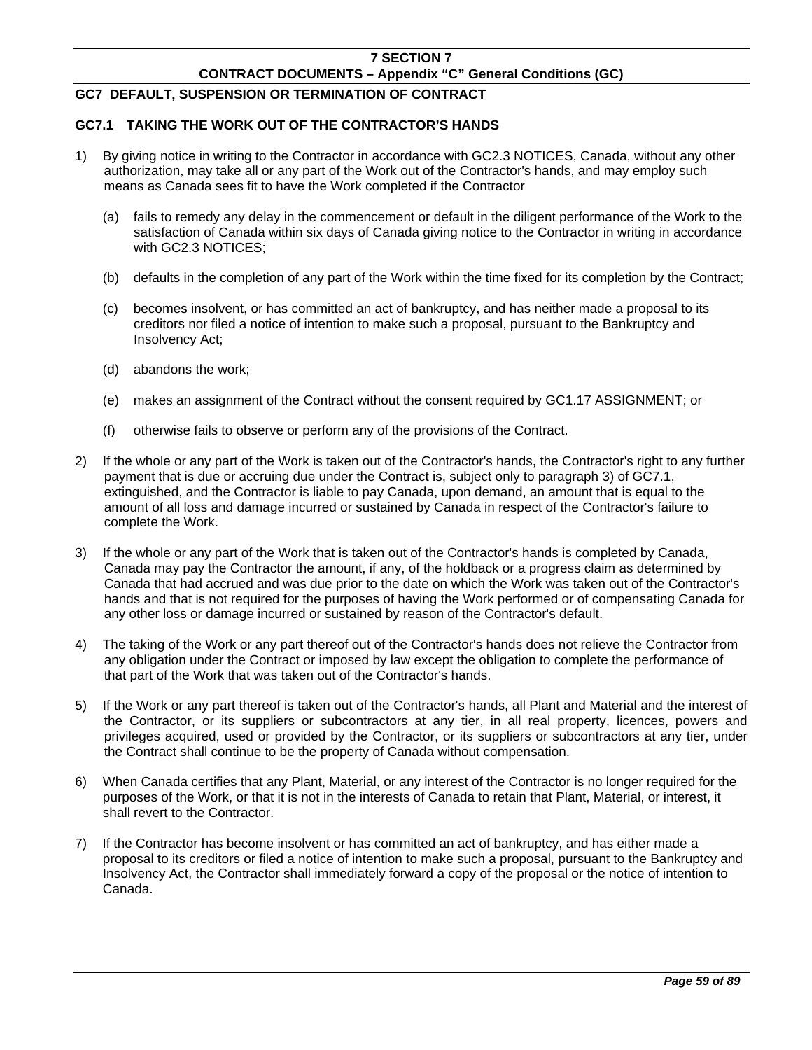## GC7 DEFAULT, SUSPENSION OR TERMINATION OF CONTRACT

### GC7.1 TAKING THE WORK OUT OF THE CONTRACTOR'S HANDS

1) By giving notice in writing to the Contractor in accordance with GC2.3 NOTICES, Canada, without any other authorization, may take all or any part of the Work out of the Contractor's hands, and may employ such means as Canada sees fit to have the Work completed if the Contractor

   (a) fails to remedy any delay in the commencement or default in the diligent performance of the Work to the satisfaction of Canada within six days of Canada giving notice to the Contractor in writing in accordance with GC2.3 NOTICES;

   (b) defaults in the completion of any part of the Work within the time fixed for its completion by the Contract;

   (c) becomes insolvent, or has committed an act of bankruptcy, and has neither made a proposal to its creditors nor filed a notice of intention to make such a proposal, pursuant to the Bankruptcy and Insolvency Act;

   (d) abandons the work;

   (e) makes an assignment of the Contract without the consent required by GC1.17 ASSIGNMENT; or

   (f) otherwise fails to observe or perform any of the provisions of the Contract.

2) If the whole or any part of the Work is taken out of the Contractor's hands, the Contractor's right to any further payment that is due or accruing due under the Contract is, subject only to paragraph 3) of GC7.1, extinguished, and the Contractor is liable to pay Canada, upon demand, an amount that is equal to the amount of all loss and damage incurred or sustained by Canada in respect of the Contractor's failure to complete the Work.

3) If the whole or any part of the Work that is taken out of the Contractor's hands is completed by Canada, Canada may pay the Contractor the amount, if any, of the holdback or a progress claim as determined by Canada that had accrued and was due prior to the date on which the Work was taken out of the Contractor's hands and that is not required for the purposes of having the Work performed or of compensating Canada for any other loss or damage incurred or sustained by reason of the Contractor's default.

4) The taking of the Work or any part thereof out of the Contractor's hands does not relieve the Contractor from any obligation under the Contract or imposed by law except the obligation to complete the performance of that part of the Work that was taken out of the Contractor's hands.

5) If the Work or any part thereof is taken out of the Contractor's hands, all Plant and Material and the interest of the Contractor, or its suppliers or subcontractors at any tier, in all real property, licences, powers and privileges acquired, used or provided by the Contractor, or its suppliers or subcontractors at any tier, under the Contract shall continue to be the property of Canada without compensation.

6) When Canada certifies that any Plant, Material, or any interest of the Contractor is no longer required for the purposes of the Work, or that it is not in the interests of Canada to retain that Plant, Material, or interest, it shall revert to the Contractor.

7) If the Contractor has become insolvent or has committed an act of bankruptcy, and has either made a proposal to its creditors or filed a notice of intention to make such a proposal, pursuant to the Bankruptcy and Insolvency Act, the Contractor shall immediately forward a copy of the proposal or the notice of intention to Canada.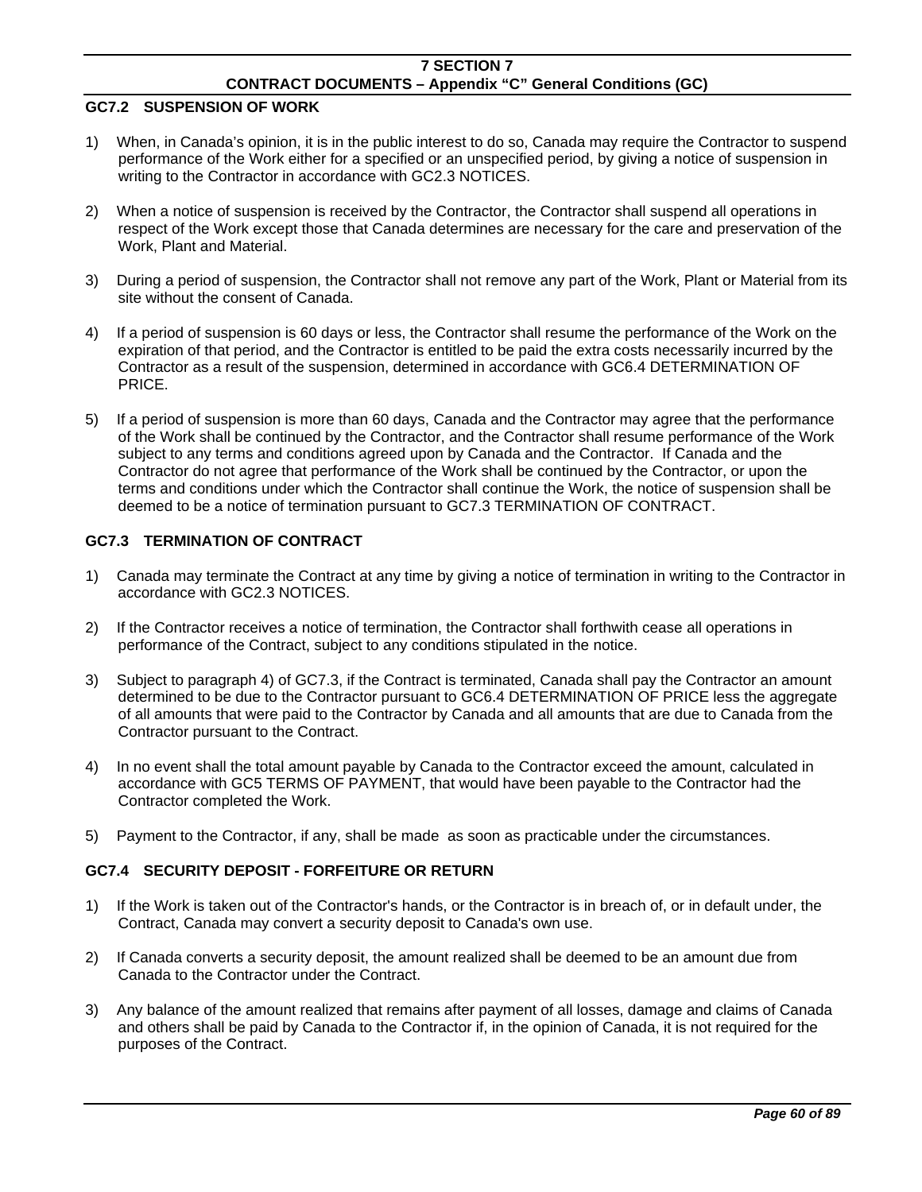### GC7.2 SUSPENSION OF WORK

1) When, in Canada's opinion, it is in the public interest to do so, Canada may require the Contractor to suspend performance of the Work either for a specified or an unspecified period, by giving a notice of suspension in writing to the Contractor in accordance with GC2.3 NOTICES.

2) When a notice of suspension is received by the Contractor, the Contractor shall suspend all operations in respect of the Work except those that Canada determines are necessary for the care and preservation of the Work, Plant and Material.

3) During a period of suspension, the Contractor shall not remove any part of the Work, Plant or Material from its site without the consent of Canada.

4) If a period of suspension is 60 days or less, the Contractor shall resume the performance of the Work on the expiration of that period, and the Contractor is entitled to be paid the extra costs necessarily incurred by the Contractor as a result of the suspension, determined in accordance with GC6.4 DETERMINATION OF PRICE.

5) If a period of suspension is more than 60 days, Canada and the Contractor may agree that the performance of the Work shall be continued by the Contractor, and the Contractor shall resume performance of the Work subject to any terms and conditions agreed upon by Canada and the Contractor. If Canada and the Contractor do not agree that performance of the Work shall be continued by the Contractor, or upon the terms and conditions under which the Contractor shall continue the Work, the notice of suspension shall be deemed to be a notice of termination pursuant to GC7.3 TERMINATION OF CONTRACT.

### GC7.3 TERMINATION OF CONTRACT

1) Canada may terminate the Contract at any time by giving a notice of termination in writing to the Contractor in accordance with GC2.3 NOTICES.

2) If the Contractor receives a notice of termination, the Contractor shall forthwith cease all operations in performance of the Contract, subject to any conditions stipulated in the notice.

3) Subject to paragraph 4) of GC7.3, if the Contract is terminated, Canada shall pay the Contractor an amount determined to be due to the Contractor pursuant to GC6.4 DETERMINATION OF PRICE less the aggregate of all amounts that were paid to the Contractor by Canada and all amounts that are due to Canada from the Contractor pursuant to the Contract.

4) In no event shall the total amount payable by Canada to the Contractor exceed the amount, calculated in accordance with GC5 TERMS OF PAYMENT, that would have been payable to the Contractor had the Contractor completed the Work.

5) Payment to the Contractor, if any, shall be made as soon as practicable under the circumstances.

### GC7.4 SECURITY DEPOSIT - FORFEITURE OR RETURN

1) If the Work is taken out of the Contractor's hands, or the Contractor is in breach of, or in default under, the Contract, Canada may convert a security deposit to Canada's own use.

2) If Canada converts a security deposit, the amount realized shall be deemed to be an amount due from Canada to the Contractor under the Contract.

3) Any balance of the amount realized that remains after payment of all losses, damage and claims of Canada and others shall be paid by Canada to the Contractor if, in the opinion of Canada, it is not required for the purposes of the Contract.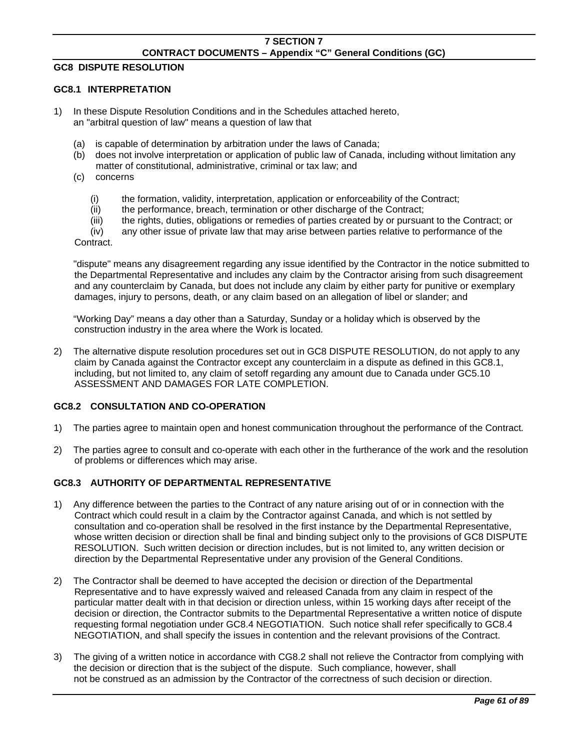## GC8 DISPUTE RESOLUTION

### GC8.1 INTERPRETATION

1) In these Dispute Resolution Conditions and in the Schedules attached hereto, an "arbitral question of law" means a question of law that

   (a) is capable of determination by arbitration under the laws of Canada;

   (b) does not involve interpretation or application of public law of Canada, including without limitation any matter of constitutional, administrative, criminal or tax law; and

   (c) concerns

      (i) the formation, validity, interpretation, application or enforceability of the Contract;

      (ii) the performance, breach, termination or other discharge of the Contract;

      (iii) the rights, duties, obligations or remedies of parties created by or pursuant to the Contract; or

      (iv) any other issue of private law that may arise between parties relative to performance of the Contract.

   "dispute" means any disagreement regarding any issue identified by the Contractor in the notice submitted to the Departmental Representative and includes any claim by the Contractor arising from such disagreement and any counterclaim by Canada, but does not include any claim by either party for punitive or exemplary damages, injury to persons, death, or any claim based on an allegation of libel or slander; and

   "Working Day" means a day other than a Saturday, Sunday or a holiday which is observed by the construction industry in the area where the Work is located*.*

2) The alternative dispute resolution procedures set out in GC8 DISPUTE RESOLUTION, do not apply to any claim by Canada against the Contractor except any counterclaim in a dispute as defined in this GC8.1, including, but not limited to, any claim of setoff regarding any amount due to Canada under GC5.10 ASSESSMENT AND DAMAGES FOR LATE COMPLETION.

### GC8.2 CONSULTATION AND CO-OPERATION

1) The parties agree to maintain open and honest communication throughout the performance of the Contract*.*

2) The parties agree to consult and co-operate with each other in the furtherance of the work and the resolution of problems or differences which may arise.

### GC8.3 AUTHORITY OF DEPARTMENTAL REPRESENTATIVE

1) Any difference between the parties to the Contract of any nature arising out of or in connection with the Contract which could result in a claim by the Contractor against Canada, and which is not settled by consultation and co-operation shall be resolved in the first instance by the Departmental Representative, whose written decision or direction shall be final and binding subject only to the provisions of GC8 DISPUTE RESOLUTION. Such written decision or direction includes, but is not limited to, any written decision or direction by the Departmental Representative under any provision of the General Conditions.

2) The Contractor shall be deemed to have accepted the decision or direction of the Departmental Representative and to have expressly waived and released Canada from any claim in respect of the particular matter dealt with in that decision or direction unless, within 15 working days after receipt of the decision or direction, the Contractor submits to the Departmental Representative a written notice of dispute requesting formal negotiation under GC8.4 NEGOTIATION. Such notice shall refer specifically to GC8.4 NEGOTIATION, and shall specify the issues in contention and the relevant provisions of the Contract.

3) The giving of a written notice in accordance with CG8.2 shall not relieve the Contractor from complying with the decision or direction that is the subject of the dispute. Such compliance, however, shall not be construed as an admission by the Contractor of the correctness of such decision or direction.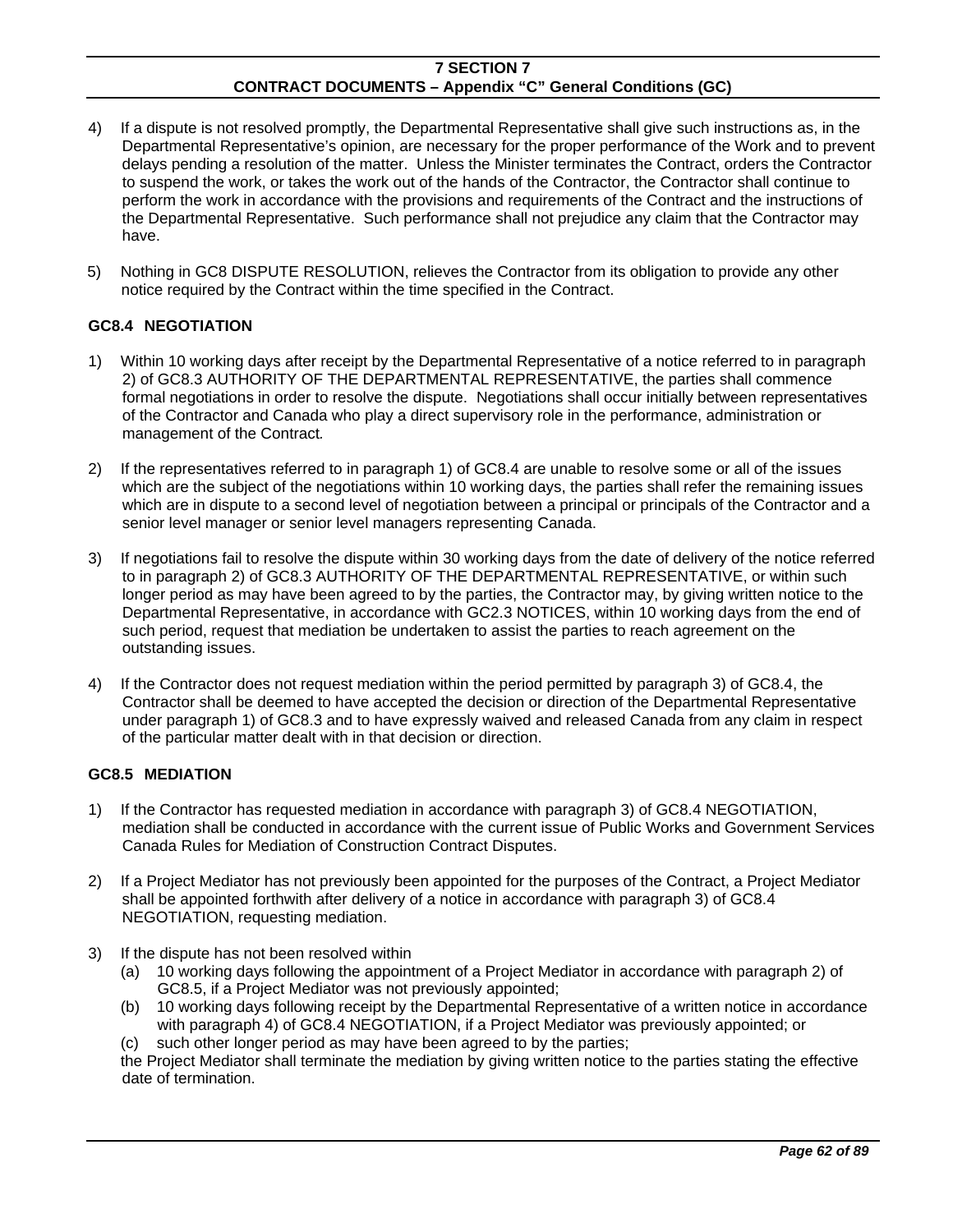4) If a dispute is not resolved promptly, the Departmental Representative shall give such instructions as, in the Departmental Representative's opinion, are necessary for the proper performance of the Work and to prevent delays pending a resolution of the matter. Unless the Minister terminates the Contract, orders the Contractor to suspend the work, or takes the work out of the hands of the Contractor, the Contractor shall continue to perform the work in accordance with the provisions and requirements of the Contract and the instructions of the Departmental Representative. Such performance shall not prejudice any claim that the Contractor may have.

5) Nothing in GC8 DISPUTE RESOLUTION, relieves the Contractor from its obligation to provide any other notice required by the Contract within the time specified in the Contract.

### GC8.4 NEGOTIATION

1) Within 10 working days after receipt by the Departmental Representative of a notice referred to in paragraph 2) of GC8.3 AUTHORITY OF THE DEPARTMENTAL REPRESENTATIVE, the parties shall commence formal negotiations in order to resolve the dispute. Negotiations shall occur initially between representatives of the Contractor and Canada who play a direct supervisory role in the performance, administration or management of the Contract.

2) If the representatives referred to in paragraph 1) of GC8.4 are unable to resolve some or all of the issues which are the subject of the negotiations within 10 working days, the parties shall refer the remaining issues which are in dispute to a second level of negotiation between a principal or principals of the Contractor and a senior level manager or senior level managers representing Canada.

3) If negotiations fail to resolve the dispute within 30 working days from the date of delivery of the notice referred to in paragraph 2) of GC8.3 AUTHORITY OF THE DEPARTMENTAL REPRESENTATIVE, or within such longer period as may have been agreed to by the parties, the Contractor may, by giving written notice to the Departmental Representative, in accordance with GC2.3 NOTICES, within 10 working days from the end of such period, request that mediation be undertaken to assist the parties to reach agreement on the outstanding issues.

4) If the Contractor does not request mediation within the period permitted by paragraph 3) of GC8.4, the Contractor shall be deemed to have accepted the decision or direction of the Departmental Representative under paragraph 1) of GC8.3 and to have expressly waived and released Canada from any claim in respect of the particular matter dealt with in that decision or direction.

### GC8.5 MEDIATION

1) If the Contractor has requested mediation in accordance with paragraph 3) of GC8.4 NEGOTIATION, mediation shall be conducted in accordance with the current issue of Public Works and Government Services Canada Rules for Mediation of Construction Contract Disputes.

2) If a Project Mediator has not previously been appointed for the purposes of the Contract, a Project Mediator shall be appointed forthwith after delivery of a notice in accordance with paragraph 3) of GC8.4 NEGOTIATION, requesting mediation.

3) If the dispute has not been resolved within
   (a) 10 working days following the appointment of a Project Mediator in accordance with paragraph 2) of GC8.5, if a Project Mediator was not previously appointed;
   (b) 10 working days following receipt by the Departmental Representative of a written notice in accordance with paragraph 4) of GC8.4 NEGOTIATION, if a Project Mediator was previously appointed; or
   (c) such other longer period as may have been agreed to by the parties;

   the Project Mediator shall terminate the mediation by giving written notice to the parties stating the effective date of termination.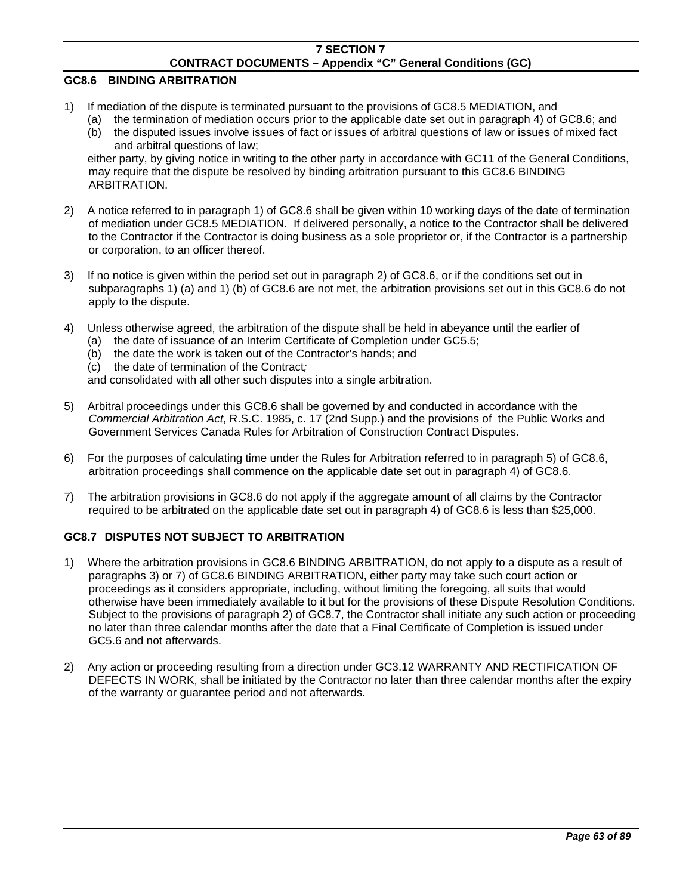## GC8.6 BINDING ARBITRATION

1) If mediation of the dispute is terminated pursuant to the provisions of GC8.5 MEDIATION, and
   (a) the termination of mediation occurs prior to the applicable date set out in paragraph 4) of GC8.6; and
   (b) the disputed issues involve issues of fact or issues of arbitral questions of law or issues of mixed fact and arbitral questions of law;

   either party, by giving notice in writing to the other party in accordance with GC11 of the General Conditions, may require that the dispute be resolved by binding arbitration pursuant to this GC8.6 BINDING ARBITRATION.

2) A notice referred to in paragraph 1) of GC8.6 shall be given within 10 working days of the date of termination of mediation under GC8.5 MEDIATION. If delivered personally, a notice to the Contractor shall be delivered to the Contractor if the Contractor is doing business as a sole proprietor or, if the Contractor is a partnership or corporation, to an officer thereof.

3) If no notice is given within the period set out in paragraph 2) of GC8.6, or if the conditions set out in subparagraphs 1) (a) and 1) (b) of GC8.6 are not met, the arbitration provisions set out in this GC8.6 do not apply to the dispute.

4) Unless otherwise agreed, the arbitration of the dispute shall be held in abeyance until the earlier of
   (a) the date of issuance of an Interim Certificate of Completion under GC5.5;
   (b) the date the work is taken out of the Contractor's hands; and
   (c) the date of termination of the Contract*;*

   and consolidated with all other such disputes into a single arbitration.

5) Arbitral proceedings under this GC8.6 shall be governed by and conducted in accordance with the *Commercial Arbitration Act*, R.S.C. 1985, c. 17 (2nd Supp.) and the provisions of the Public Works and Government Services Canada Rules for Arbitration of Construction Contract Disputes.

6) For the purposes of calculating time under the Rules for Arbitration referred to in paragraph 5) of GC8.6, arbitration proceedings shall commence on the applicable date set out in paragraph 4) of GC8.6.

7) The arbitration provisions in GC8.6 do not apply if the aggregate amount of all claims by the Contractor required to be arbitrated on the applicable date set out in paragraph 4) of GC8.6 is less than $25,000.

## GC8.7 DISPUTES NOT SUBJECT TO ARBITRATION

1) Where the arbitration provisions in GC8.6 BINDING ARBITRATION, do not apply to a dispute as a result of paragraphs 3) or 7) of GC8.6 BINDING ARBITRATION, either party may take such court action or proceedings as it considers appropriate, including, without limiting the foregoing, all suits that would otherwise have been immediately available to it but for the provisions of these Dispute Resolution Conditions. Subject to the provisions of paragraph 2) of GC8.7, the Contractor shall initiate any such action or proceeding no later than three calendar months after the date that a Final Certificate of Completion is issued under GC5.6 and not afterwards.

2) Any action or proceeding resulting from a direction under GC3.12 WARRANTY AND RECTIFICATION OF DEFECTS IN WORK, shall be initiated by the Contractor no later than three calendar months after the expiry of the warranty or guarantee period and not afterwards.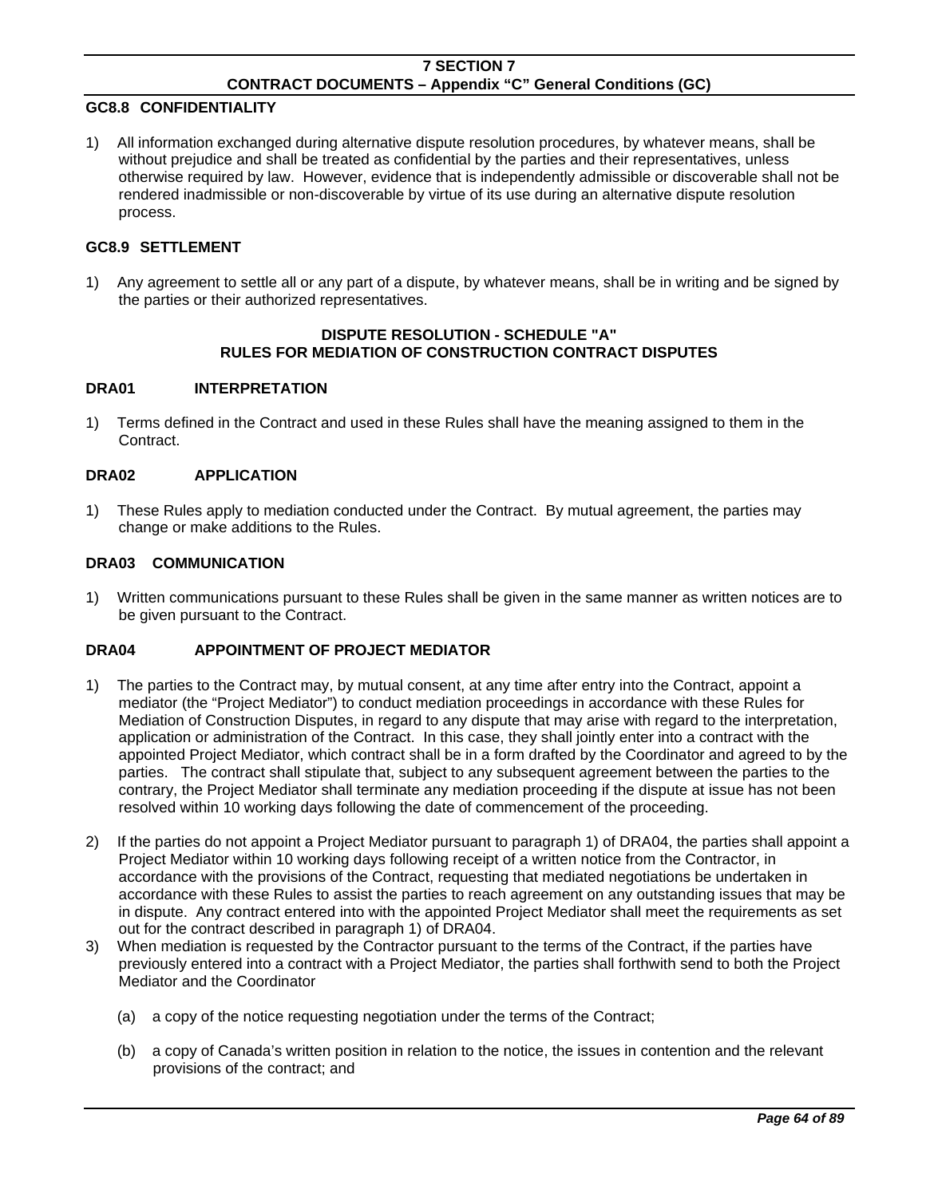### GC8.8 CONFIDENTIALITY

1) All information exchanged during alternative dispute resolution procedures, by whatever means, shall be without prejudice and shall be treated as confidential by the parties and their representatives, unless otherwise required by law. However, evidence that is independently admissible or discoverable shall not be rendered inadmissible or non-discoverable by virtue of its use during an alternative dispute resolution process.

### GC8.9 SETTLEMENT

1) Any agreement to settle all or any part of a dispute, by whatever means, shall be in writing and be signed by the parties or their authorized representatives.

## DISPUTE RESOLUTION - SCHEDULE "A"
## RULES FOR MEDIATION OF CONSTRUCTION CONTRACT DISPUTES

### DRA01 INTERPRETATION

1) Terms defined in the Contract and used in these Rules shall have the meaning assigned to them in the Contract.

### DRA02 APPLICATION

1) These Rules apply to mediation conducted under the Contract. By mutual agreement, the parties may change or make additions to the Rules.

### DRA03 COMMUNICATION

1) Written communications pursuant to these Rules shall be given in the same manner as written notices are to be given pursuant to the Contract.

### DRA04 APPOINTMENT OF PROJECT MEDIATOR

1) The parties to the Contract may, by mutual consent, at any time after entry into the Contract, appoint a mediator (the "Project Mediator") to conduct mediation proceedings in accordance with these Rules for Mediation of Construction Disputes, in regard to any dispute that may arise with regard to the interpretation, application or administration of the Contract. In this case, they shall jointly enter into a contract with the appointed Project Mediator, which contract shall be in a form drafted by the Coordinator and agreed to by the parties. The contract shall stipulate that, subject to any subsequent agreement between the parties to the contrary, the Project Mediator shall terminate any mediation proceeding if the dispute at issue has not been resolved within 10 working days following the date of commencement of the proceeding.

2) If the parties do not appoint a Project Mediator pursuant to paragraph 1) of DRA04, the parties shall appoint a Project Mediator within 10 working days following receipt of a written notice from the Contractor, in accordance with the provisions of the Contract, requesting that mediated negotiations be undertaken in accordance with these Rules to assist the parties to reach agreement on any outstanding issues that may be in dispute. Any contract entered into with the appointed Project Mediator shall meet the requirements as set out for the contract described in paragraph 1) of DRA04.

3) When mediation is requested by the Contractor pursuant to the terms of the Contract, if the parties have previously entered into a contract with a Project Mediator, the parties shall forthwith send to both the Project Mediator and the Coordinator

   (a) a copy of the notice requesting negotiation under the terms of the Contract;

   (b) a copy of Canada's written position in relation to the notice, the issues in contention and the relevant provisions of the contract; and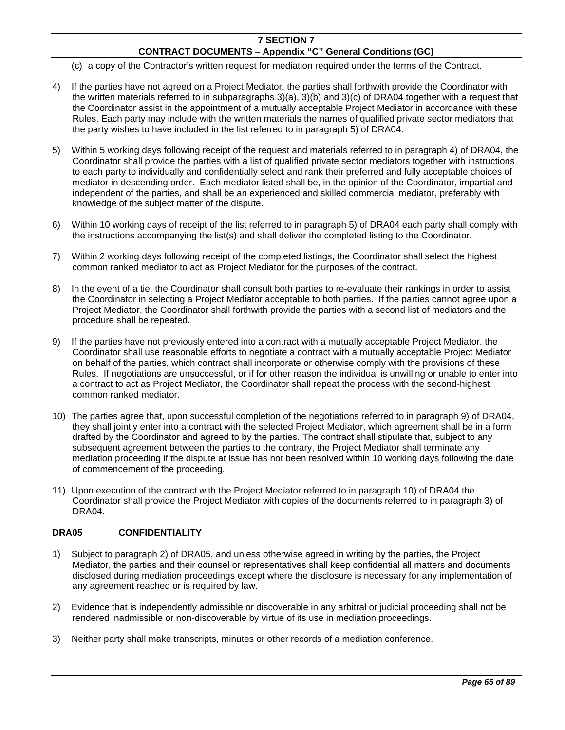(c) a copy of the Contractor's written request for mediation required under the terms of the Contract.

4) If the parties have not agreed on a Project Mediator, the parties shall forthwith provide the Coordinator with the written materials referred to in subparagraphs 3)(a), 3)(b) and 3)(c) of DRA04 together with a request that the Coordinator assist in the appointment of a mutually acceptable Project Mediator in accordance with these Rules. Each party may include with the written materials the names of qualified private sector mediators that the party wishes to have included in the list referred to in paragraph 5) of DRA04.

5) Within 5 working days following receipt of the request and materials referred to in paragraph 4) of DRA04, the Coordinator shall provide the parties with a list of qualified private sector mediators together with instructions to each party to individually and confidentially select and rank their preferred and fully acceptable choices of mediator in descending order. Each mediator listed shall be, in the opinion of the Coordinator, impartial and independent of the parties, and shall be an experienced and skilled commercial mediator, preferably with knowledge of the subject matter of the dispute.

6) Within 10 working days of receipt of the list referred to in paragraph 5) of DRA04 each party shall comply with the instructions accompanying the list(s) and shall deliver the completed listing to the Coordinator.

7) Within 2 working days following receipt of the completed listings, the Coordinator shall select the highest common ranked mediator to act as Project Mediator for the purposes of the contract.

8) In the event of a tie, the Coordinator shall consult both parties to re-evaluate their rankings in order to assist the Coordinator in selecting a Project Mediator acceptable to both parties. If the parties cannot agree upon a Project Mediator, the Coordinator shall forthwith provide the parties with a second list of mediators and the procedure shall be repeated.

9) If the parties have not previously entered into a contract with a mutually acceptable Project Mediator, the Coordinator shall use reasonable efforts to negotiate a contract with a mutually acceptable Project Mediator on behalf of the parties, which contract shall incorporate or otherwise comply with the provisions of these Rules. If negotiations are unsuccessful, or if for other reason the individual is unwilling or unable to enter into a contract to act as Project Mediator, the Coordinator shall repeat the process with the second-highest common ranked mediator.

10) The parties agree that, upon successful completion of the negotiations referred to in paragraph 9) of DRA04, they shall jointly enter into a contract with the selected Project Mediator, which agreement shall be in a form drafted by the Coordinator and agreed to by the parties. The contract shall stipulate that, subject to any subsequent agreement between the parties to the contrary, the Project Mediator shall terminate any mediation proceeding if the dispute at issue has not been resolved within 10 working days following the date of commencement of the proceeding.

11) Upon execution of the contract with the Project Mediator referred to in paragraph 10) of DRA04 the Coordinator shall provide the Project Mediator with copies of the documents referred to in paragraph 3) of DRA04.

## DRA05 CONFIDENTIALITY

1) Subject to paragraph 2) of DRA05, and unless otherwise agreed in writing by the parties, the Project Mediator, the parties and their counsel or representatives shall keep confidential all matters and documents disclosed during mediation proceedings except where the disclosure is necessary for any implementation of any agreement reached or is required by law.

2) Evidence that is independently admissible or discoverable in any arbitral or judicial proceeding shall not be rendered inadmissible or non-discoverable by virtue of its use in mediation proceedings.

3) Neither party shall make transcripts, minutes or other records of a mediation conference.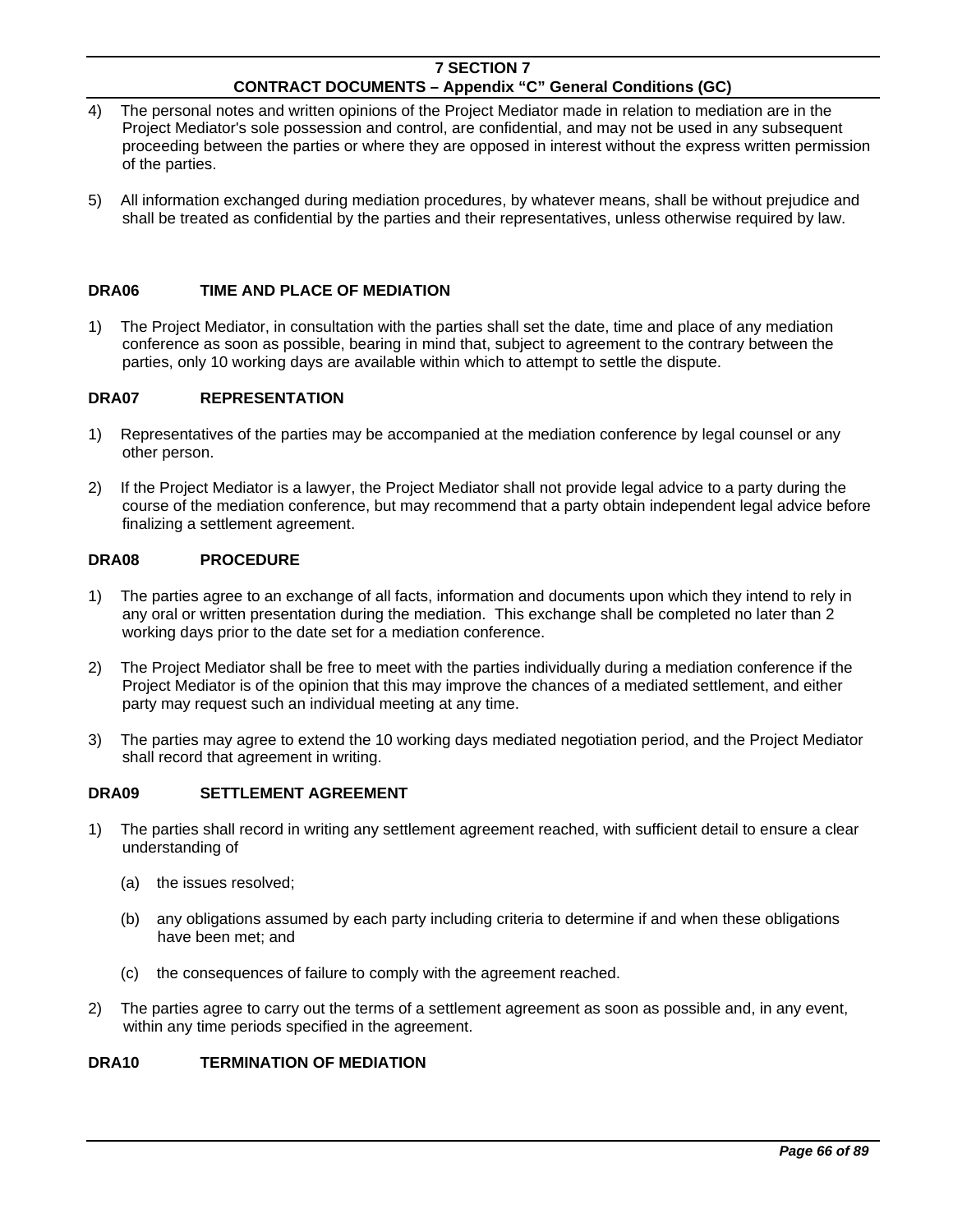4) The personal notes and written opinions of the Project Mediator made in relation to mediation are in the Project Mediator's sole possession and control, are confidential, and may not be used in any subsequent proceeding between the parties or where they are opposed in interest without the express written permission of the parties.

5) All information exchanged during mediation procedures, by whatever means, shall be without prejudice and shall be treated as confidential by the parties and their representatives, unless otherwise required by law.

### DRA06 TIME AND PLACE OF MEDIATION

1) The Project Mediator, in consultation with the parties shall set the date, time and place of any mediation conference as soon as possible, bearing in mind that, subject to agreement to the contrary between the parties, only 10 working days are available within which to attempt to settle the dispute.

### DRA07 REPRESENTATION

1) Representatives of the parties may be accompanied at the mediation conference by legal counsel or any other person.

2) If the Project Mediator is a lawyer, the Project Mediator shall not provide legal advice to a party during the course of the mediation conference, but may recommend that a party obtain independent legal advice before finalizing a settlement agreement.

### DRA08 PROCEDURE

1) The parties agree to an exchange of all facts, information and documents upon which they intend to rely in any oral or written presentation during the mediation. This exchange shall be completed no later than 2 working days prior to the date set for a mediation conference.

2) The Project Mediator shall be free to meet with the parties individually during a mediation conference if the Project Mediator is of the opinion that this may improve the chances of a mediated settlement, and either party may request such an individual meeting at any time.

3) The parties may agree to extend the 10 working days mediated negotiation period, and the Project Mediator shall record that agreement in writing.

### DRA09 SETTLEMENT AGREEMENT

1) The parties shall record in writing any settlement agreement reached, with sufficient detail to ensure a clear understanding of

   (a) the issues resolved;

   (b) any obligations assumed by each party including criteria to determine if and when these obligations have been met; and

   (c) the consequences of failure to comply with the agreement reached.

2) The parties agree to carry out the terms of a settlement agreement as soon as possible and, in any event, within any time periods specified in the agreement.

### DRA10 TERMINATION OF MEDIATION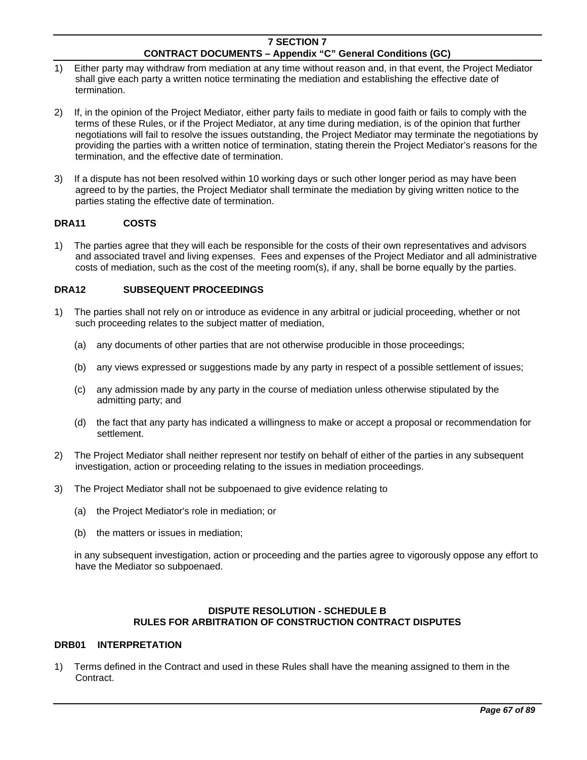1) Either party may withdraw from mediation at any time without reason and, in that event, the Project Mediator shall give each party a written notice terminating the mediation and establishing the effective date of termination.

2) If, in the opinion of the Project Mediator, either party fails to mediate in good faith or fails to comply with the terms of these Rules, or if the Project Mediator, at any time during mediation, is of the opinion that further negotiations will fail to resolve the issues outstanding, the Project Mediator may terminate the negotiations by providing the parties with a written notice of termination, stating therein the Project Mediator's reasons for the termination, and the effective date of termination.

3) If a dispute has not been resolved within 10 working days or such other longer period as may have been agreed to by the parties, the Project Mediator shall terminate the mediation by giving written notice to the parties stating the effective date of termination.

### DRA11 COSTS

1) The parties agree that they will each be responsible for the costs of their own representatives and advisors and associated travel and living expenses. Fees and expenses of the Project Mediator and all administrative costs of mediation, such as the cost of the meeting room(s), if any, shall be borne equally by the parties.

### DRA12 SUBSEQUENT PROCEEDINGS

1) The parties shall not rely on or introduce as evidence in any arbitral or judicial proceeding, whether or not such proceeding relates to the subject matter of mediation,

   (a) any documents of other parties that are not otherwise producible in those proceedings;

   (b) any views expressed or suggestions made by any party in respect of a possible settlement of issues;

   (c) any admission made by any party in the course of mediation unless otherwise stipulated by the admitting party; and

   (d) the fact that any party has indicated a willingness to make or accept a proposal or recommendation for settlement.

2) The Project Mediator shall neither represent nor testify on behalf of either of the parties in any subsequent investigation, action or proceeding relating to the issues in mediation proceedings.

3) The Project Mediator shall not be subpoenaed to give evidence relating to

   (a) the Project Mediator's role in mediation; or

   (b) the matters or issues in mediation;

   in any subsequent investigation, action or proceeding and the parties agree to vigorously oppose any effort to have the Mediator so subpoenaed.

## DISPUTE RESOLUTION - SCHEDULE B
## RULES FOR ARBITRATION OF CONSTRUCTION CONTRACT DISPUTES

### DRB01 INTERPRETATION

1) Terms defined in the Contract and used in these Rules shall have the meaning assigned to them in the Contract.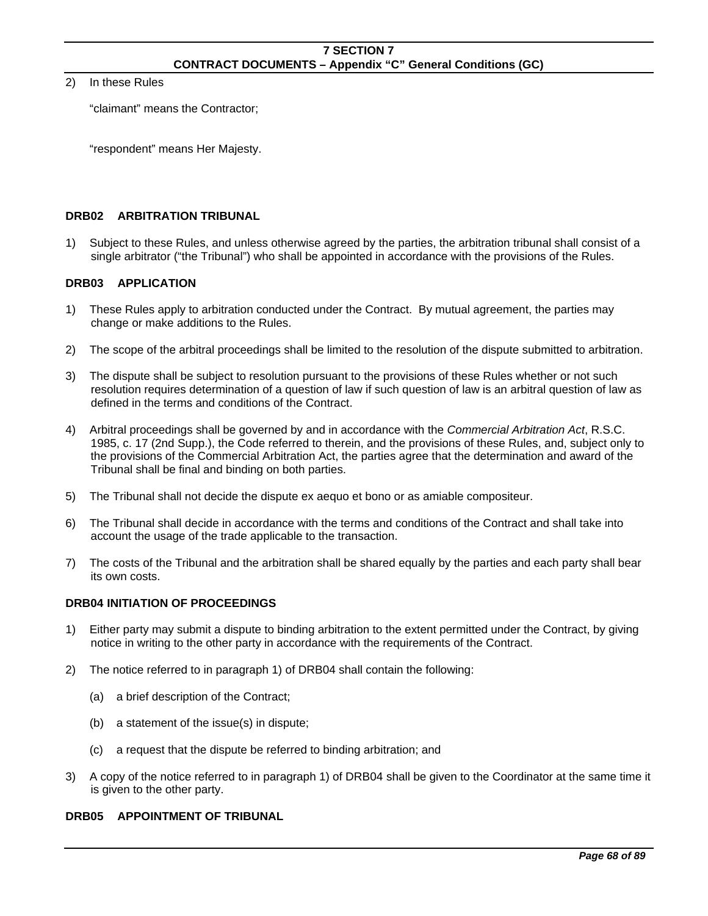2) In these Rules

"claimant" means the Contractor;

"respondent" means Her Majesty.

### DRB02 ARBITRATION TRIBUNAL

1) Subject to these Rules, and unless otherwise agreed by the parties, the arbitration tribunal shall consist of a single arbitrator ("the Tribunal") who shall be appointed in accordance with the provisions of the Rules.

### DRB03 APPLICATION

1) These Rules apply to arbitration conducted under the Contract. By mutual agreement, the parties may change or make additions to the Rules.

2) The scope of the arbitral proceedings shall be limited to the resolution of the dispute submitted to arbitration.

3) The dispute shall be subject to resolution pursuant to the provisions of these Rules whether or not such resolution requires determination of a question of law if such question of law is an arbitral question of law as defined in the terms and conditions of the Contract.

4) Arbitral proceedings shall be governed by and in accordance with the *Commercial Arbitration Act*, R.S.C. 1985, c. 17 (2nd Supp.), the Code referred to therein, and the provisions of these Rules, and, subject only to the provisions of the Commercial Arbitration Act, the parties agree that the determination and award of the Tribunal shall be final and binding on both parties.

5) The Tribunal shall not decide the dispute ex aequo et bono or as amiable compositeur.

6) The Tribunal shall decide in accordance with the terms and conditions of the Contract and shall take into account the usage of the trade applicable to the transaction.

7) The costs of the Tribunal and the arbitration shall be shared equally by the parties and each party shall bear its own costs.

### DRB04 INITIATION OF PROCEEDINGS

1) Either party may submit a dispute to binding arbitration to the extent permitted under the Contract, by giving notice in writing to the other party in accordance with the requirements of the Contract.

2) The notice referred to in paragraph 1) of DRB04 shall contain the following:

   (a) a brief description of the Contract;

   (b) a statement of the issue(s) in dispute;

   (c) a request that the dispute be referred to binding arbitration; and

3) A copy of the notice referred to in paragraph 1) of DRB04 shall be given to the Coordinator at the same time it is given to the other party.

### DRB05 APPOINTMENT OF TRIBUNAL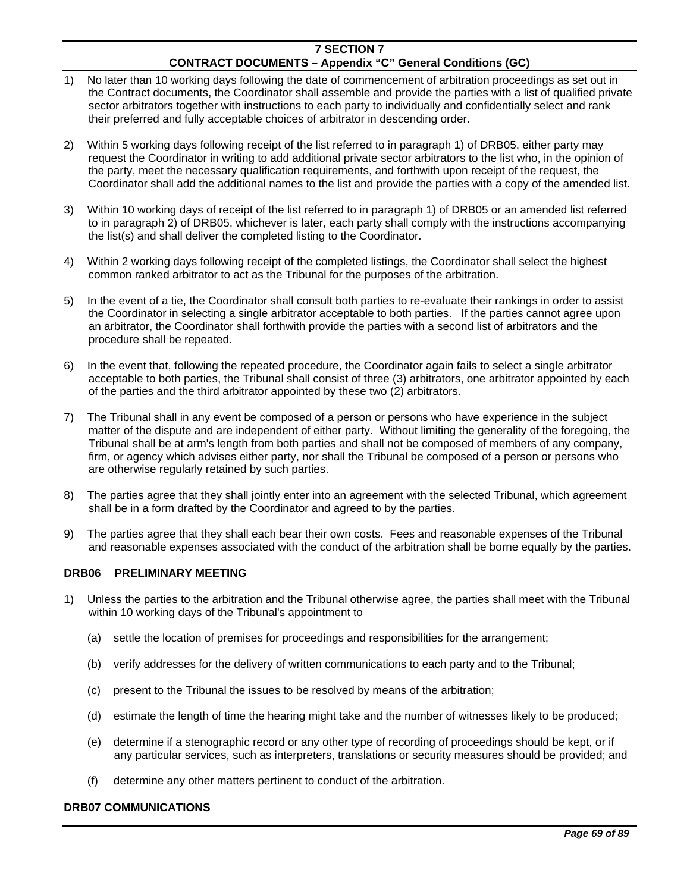1) No later than 10 working days following the date of commencement of arbitration proceedings as set out in the Contract documents, the Coordinator shall assemble and provide the parties with a list of qualified private sector arbitrators together with instructions to each party to individually and confidentially select and rank their preferred and fully acceptable choices of arbitrator in descending order.

2) Within 5 working days following receipt of the list referred to in paragraph 1) of DRB05, either party may request the Coordinator in writing to add additional private sector arbitrators to the list who, in the opinion of the party, meet the necessary qualification requirements, and forthwith upon receipt of the request, the Coordinator shall add the additional names to the list and provide the parties with a copy of the amended list.

3) Within 10 working days of receipt of the list referred to in paragraph 1) of DRB05 or an amended list referred to in paragraph 2) of DRB05, whichever is later, each party shall comply with the instructions accompanying the list(s) and shall deliver the completed listing to the Coordinator.

4) Within 2 working days following receipt of the completed listings, the Coordinator shall select the highest common ranked arbitrator to act as the Tribunal for the purposes of the arbitration.

5) In the event of a tie, the Coordinator shall consult both parties to re-evaluate their rankings in order to assist the Coordinator in selecting a single arbitrator acceptable to both parties. If the parties cannot agree upon an arbitrator, the Coordinator shall forthwith provide the parties with a second list of arbitrators and the procedure shall be repeated.

6) In the event that, following the repeated procedure, the Coordinator again fails to select a single arbitrator acceptable to both parties, the Tribunal shall consist of three (3) arbitrators, one arbitrator appointed by each of the parties and the third arbitrator appointed by these two (2) arbitrators.

7) The Tribunal shall in any event be composed of a person or persons who have experience in the subject matter of the dispute and are independent of either party. Without limiting the generality of the foregoing, the Tribunal shall be at arm's length from both parties and shall not be composed of members of any company, firm, or agency which advises either party, nor shall the Tribunal be composed of a person or persons who are otherwise regularly retained by such parties.

8) The parties agree that they shall jointly enter into an agreement with the selected Tribunal, which agreement shall be in a form drafted by the Coordinator and agreed to by the parties.

9) The parties agree that they shall each bear their own costs. Fees and reasonable expenses of the Tribunal and reasonable expenses associated with the conduct of the arbitration shall be borne equally by the parties.

### DRB06 PRELIMINARY MEETING

1) Unless the parties to the arbitration and the Tribunal otherwise agree, the parties shall meet with the Tribunal within 10 working days of the Tribunal's appointment to

   (a) settle the location of premises for proceedings and responsibilities for the arrangement;

   (b) verify addresses for the delivery of written communications to each party and to the Tribunal;

   (c) present to the Tribunal the issues to be resolved by means of the arbitration;

   (d) estimate the length of time the hearing might take and the number of witnesses likely to be produced;

   (e) determine if a stenographic record or any other type of recording of proceedings should be kept, or if any particular services, such as interpreters, translations or security measures should be provided; and

   (f) determine any other matters pertinent to conduct of the arbitration.

### DRB07 COMMUNICATIONS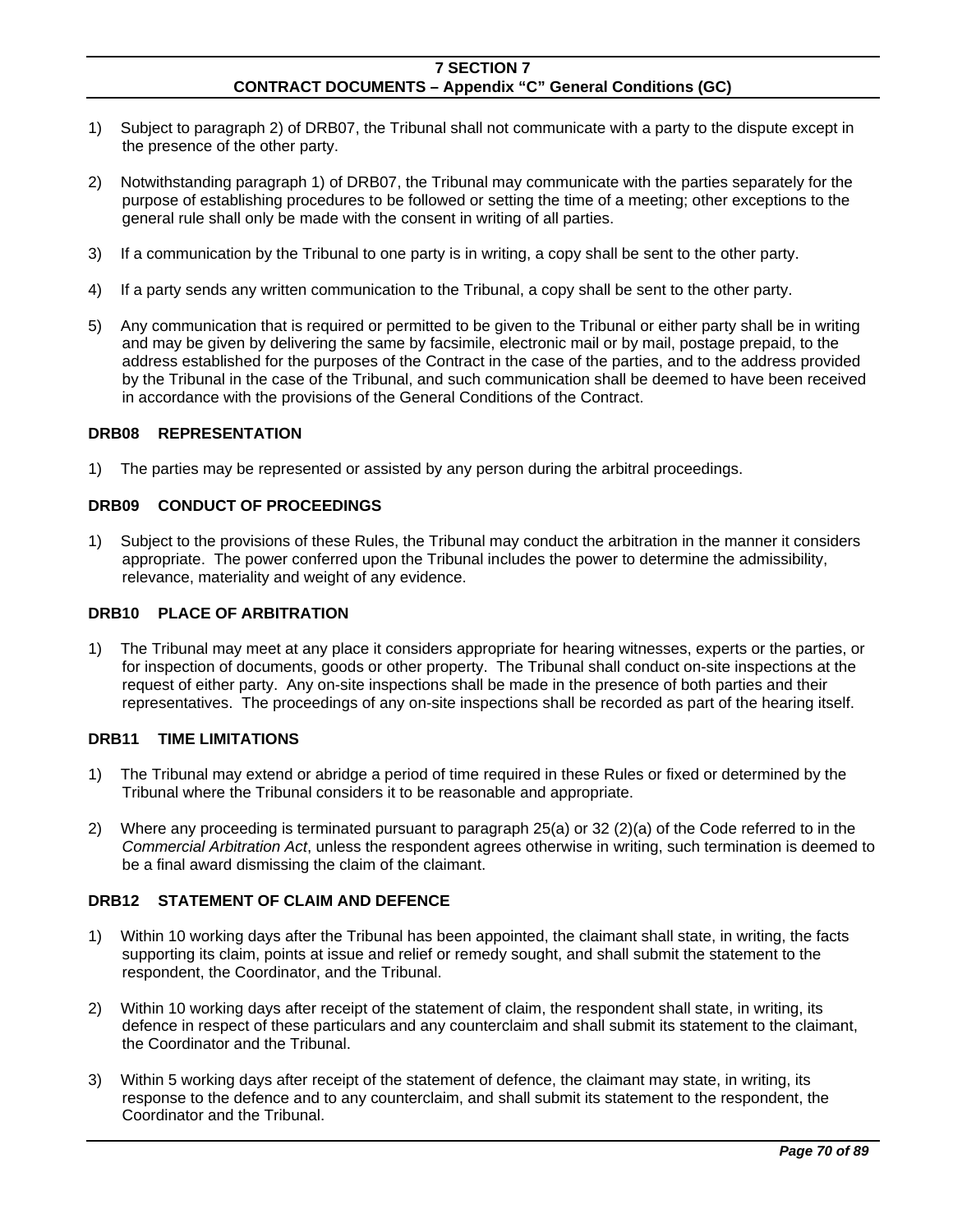1) Subject to paragraph 2) of DRB07, the Tribunal shall not communicate with a party to the dispute except in the presence of the other party.

2) Notwithstanding paragraph 1) of DRB07, the Tribunal may communicate with the parties separately for the purpose of establishing procedures to be followed or setting the time of a meeting; other exceptions to the general rule shall only be made with the consent in writing of all parties.

3) If a communication by the Tribunal to one party is in writing, a copy shall be sent to the other party.

4) If a party sends any written communication to the Tribunal, a copy shall be sent to the other party.

5) Any communication that is required or permitted to be given to the Tribunal or either party shall be in writing and may be given by delivering the same by facsimile, electronic mail or by mail, postage prepaid, to the address established for the purposes of the Contract in the case of the parties, and to the address provided by the Tribunal in the case of the Tribunal, and such communication shall be deemed to have been received in accordance with the provisions of the General Conditions of the Contract.

### DRB08 REPRESENTATION

1) The parties may be represented or assisted by any person during the arbitral proceedings.

### DRB09 CONDUCT OF PROCEEDINGS

1) Subject to the provisions of these Rules, the Tribunal may conduct the arbitration in the manner it considers appropriate. The power conferred upon the Tribunal includes the power to determine the admissibility, relevance, materiality and weight of any evidence.

### DRB10 PLACE OF ARBITRATION

1) The Tribunal may meet at any place it considers appropriate for hearing witnesses, experts or the parties, or for inspection of documents, goods or other property. The Tribunal shall conduct on-site inspections at the request of either party. Any on-site inspections shall be made in the presence of both parties and their representatives. The proceedings of any on-site inspections shall be recorded as part of the hearing itself.

### DRB11 TIME LIMITATIONS

1) The Tribunal may extend or abridge a period of time required in these Rules or fixed or determined by the Tribunal where the Tribunal considers it to be reasonable and appropriate.

2) Where any proceeding is terminated pursuant to paragraph 25(a) or 32 (2)(a) of the Code referred to in the *Commercial Arbitration Act*, unless the respondent agrees otherwise in writing, such termination is deemed to be a final award dismissing the claim of the claimant.

### DRB12 STATEMENT OF CLAIM AND DEFENCE

1) Within 10 working days after the Tribunal has been appointed, the claimant shall state, in writing, the facts supporting its claim, points at issue and relief or remedy sought, and shall submit the statement to the respondent, the Coordinator, and the Tribunal.

2) Within 10 working days after receipt of the statement of claim, the respondent shall state, in writing, its defence in respect of these particulars and any counterclaim and shall submit its statement to the claimant, the Coordinator and the Tribunal.

3) Within 5 working days after receipt of the statement of defence, the claimant may state, in writing, its response to the defence and to any counterclaim, and shall submit its statement to the respondent, the Coordinator and the Tribunal.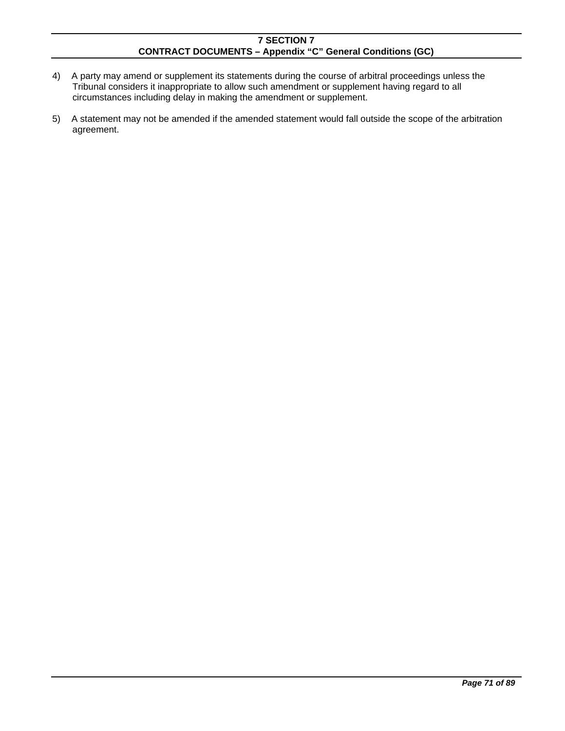4) A party may amend or supplement its statements during the course of arbitral proceedings unless the Tribunal considers it inappropriate to allow such amendment or supplement having regard to all circumstances including delay in making the amendment or supplement.

5) A statement may not be amended if the amended statement would fall outside the scope of the arbitration agreement.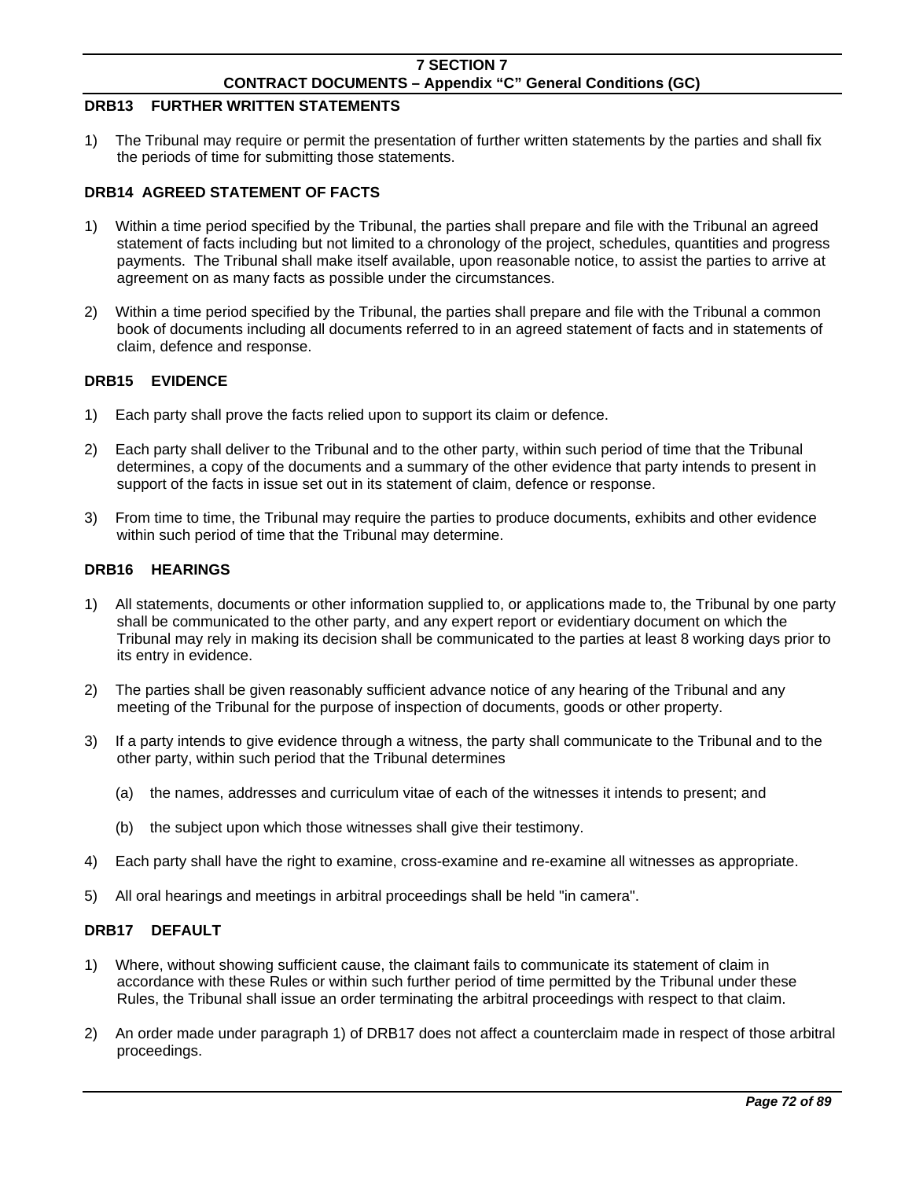### DRB13 FURTHER WRITTEN STATEMENTS

1) The Tribunal may require or permit the presentation of further written statements by the parties and shall fix the periods of time for submitting those statements.

### DRB14 AGREED STATEMENT OF FACTS

1) Within a time period specified by the Tribunal, the parties shall prepare and file with the Tribunal an agreed statement of facts including but not limited to a chronology of the project, schedules, quantities and progress payments. The Tribunal shall make itself available, upon reasonable notice, to assist the parties to arrive at agreement on as many facts as possible under the circumstances.

2) Within a time period specified by the Tribunal, the parties shall prepare and file with the Tribunal a common book of documents including all documents referred to in an agreed statement of facts and in statements of claim, defence and response.

### DRB15 EVIDENCE

1) Each party shall prove the facts relied upon to support its claim or defence.

2) Each party shall deliver to the Tribunal and to the other party, within such period of time that the Tribunal determines, a copy of the documents and a summary of the other evidence that party intends to present in support of the facts in issue set out in its statement of claim, defence or response.

3) From time to time, the Tribunal may require the parties to produce documents, exhibits and other evidence within such period of time that the Tribunal may determine.

### DRB16 HEARINGS

1) All statements, documents or other information supplied to, or applications made to, the Tribunal by one party shall be communicated to the other party, and any expert report or evidentiary document on which the Tribunal may rely in making its decision shall be communicated to the parties at least 8 working days prior to its entry in evidence.

2) The parties shall be given reasonably sufficient advance notice of any hearing of the Tribunal and any meeting of the Tribunal for the purpose of inspection of documents, goods or other property.

3) If a party intends to give evidence through a witness, the party shall communicate to the Tribunal and to the other party, within such period that the Tribunal determines

   (a) the names, addresses and curriculum vitae of each of the witnesses it intends to present; and

   (b) the subject upon which those witnesses shall give their testimony.

4) Each party shall have the right to examine, cross-examine and re-examine all witnesses as appropriate.

5) All oral hearings and meetings in arbitral proceedings shall be held "in camera".

### DRB17 DEFAULT

1) Where, without showing sufficient cause, the claimant fails to communicate its statement of claim in accordance with these Rules or within such further period of time permitted by the Tribunal under these Rules, the Tribunal shall issue an order terminating the arbitral proceedings with respect to that claim.

2) An order made under paragraph 1) of DRB17 does not affect a counterclaim made in respect of those arbitral proceedings.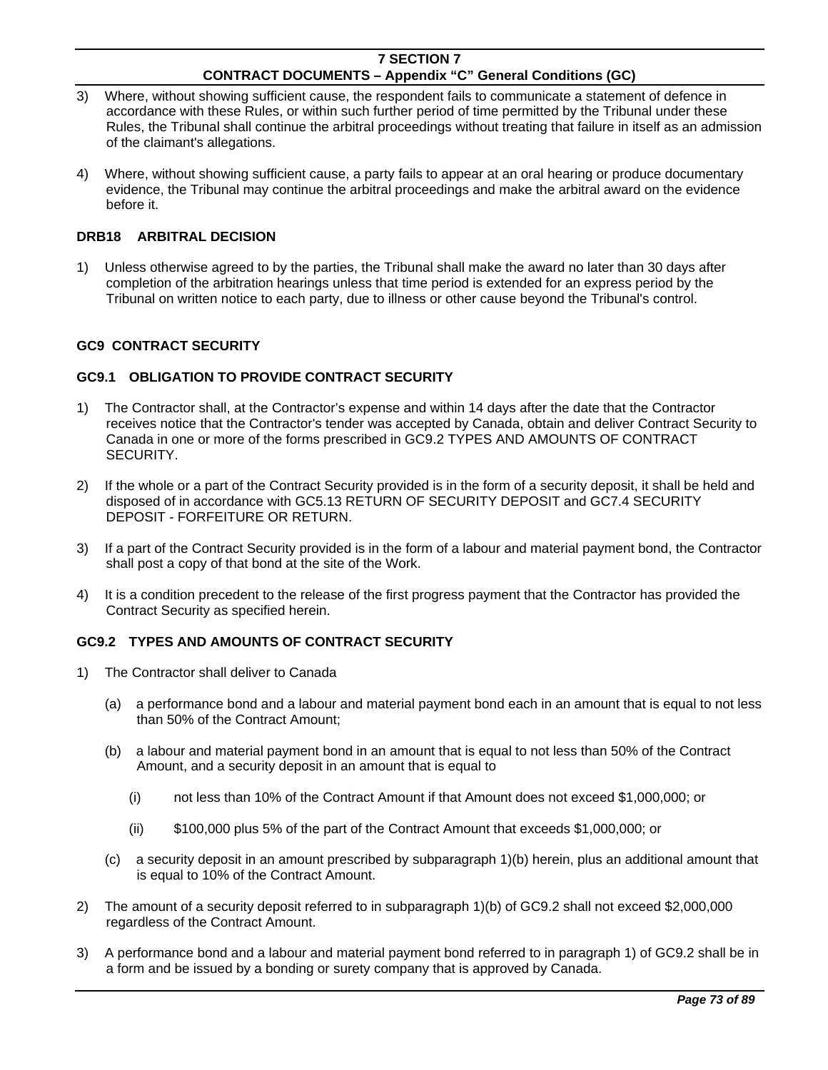3) Where, without showing sufficient cause, the respondent fails to communicate a statement of defence in accordance with these Rules, or within such further period of time permitted by the Tribunal under these Rules, the Tribunal shall continue the arbitral proceedings without treating that failure in itself as an admission of the claimant's allegations.

4) Where, without showing sufficient cause, a party fails to appear at an oral hearing or produce documentary evidence, the Tribunal may continue the arbitral proceedings and make the arbitral award on the evidence before it.

### DRB18 ARBITRAL DECISION

1) Unless otherwise agreed to by the parties, the Tribunal shall make the award no later than 30 days after completion of the arbitration hearings unless that time period is extended for an express period by the Tribunal on written notice to each party, due to illness or other cause beyond the Tribunal's control.

## GC9 CONTRACT SECURITY

### GC9.1 OBLIGATION TO PROVIDE CONTRACT SECURITY

1) The Contractor shall, at the Contractor's expense and within 14 days after the date that the Contractor receives notice that the Contractor's tender was accepted by Canada, obtain and deliver Contract Security to Canada in one or more of the forms prescribed in GC9.2 TYPES AND AMOUNTS OF CONTRACT SECURITY.

2) If the whole or a part of the Contract Security provided is in the form of a security deposit, it shall be held and disposed of in accordance with GC5.13 RETURN OF SECURITY DEPOSIT and GC7.4 SECURITY DEPOSIT - FORFEITURE OR RETURN.

3) If a part of the Contract Security provided is in the form of a labour and material payment bond, the Contractor shall post a copy of that bond at the site of the Work.

4) It is a condition precedent to the release of the first progress payment that the Contractor has provided the Contract Security as specified herein.

### GC9.2 TYPES AND AMOUNTS OF CONTRACT SECURITY

1) The Contractor shall deliver to Canada

   (a) a performance bond and a labour and material payment bond each in an amount that is equal to not less than 50% of the Contract Amount;

   (b) a labour and material payment bond in an amount that is equal to not less than 50% of the Contract Amount, and a security deposit in an amount that is equal to

      (i) not less than 10% of the Contract Amount if that Amount does not exceed $1,000,000; or

      (ii) $100,000 plus 5% of the part of the Contract Amount that exceeds $1,000,000; or

   (c) a security deposit in an amount prescribed by subparagraph 1)(b) herein, plus an additional amount that is equal to 10% of the Contract Amount.

2) The amount of a security deposit referred to in subparagraph 1)(b) of GC9.2 shall not exceed $2,000,000 regardless of the Contract Amount.

3) A performance bond and a labour and material payment bond referred to in paragraph 1) of GC9.2 shall be in a form and be issued by a bonding or surety company that is approved by Canada.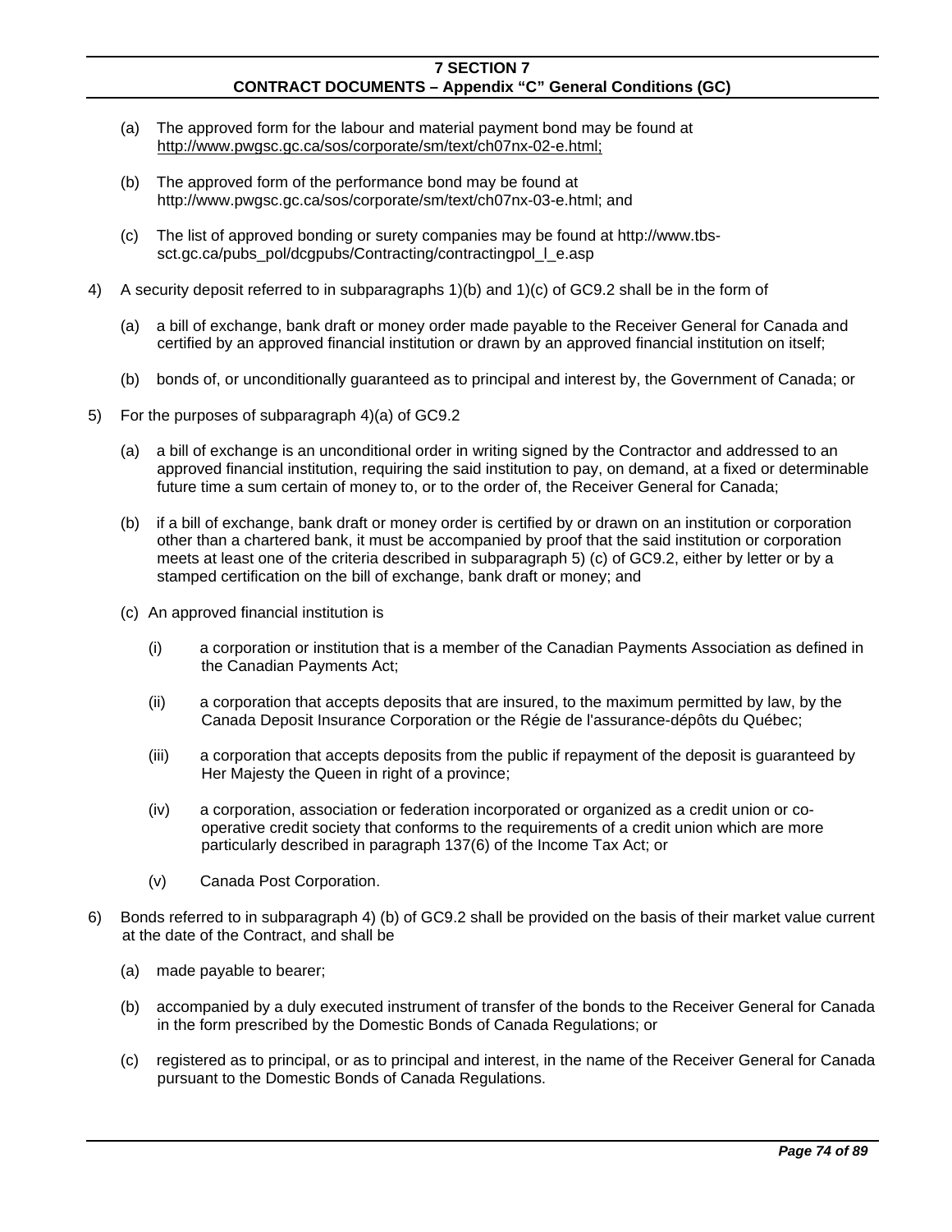(a) The approved form for the labour and material payment bond may be found at http://www.pwgsc.gc.ca/sos/corporate/sm/text/ch07nx-02-e.html;

(b) The approved form of the performance bond may be found at http://www.pwgsc.gc.ca/sos/corporate/sm/text/ch07nx-03-e.html; and

(c) The list of approved bonding or surety companies may be found at http://www.tbs-sct.gc.ca/pubs_pol/dcgpubs/Contracting/contractingpol_l_e.asp

4) A security deposit referred to in subparagraphs 1)(b) and 1)(c) of GC9.2 shall be in the form of

(a) a bill of exchange, bank draft or money order made payable to the Receiver General for Canada and certified by an approved financial institution or drawn by an approved financial institution on itself;

(b) bonds of, or unconditionally guaranteed as to principal and interest by, the Government of Canada; or

5) For the purposes of subparagraph 4)(a) of GC9.2

(a) a bill of exchange is an unconditional order in writing signed by the Contractor and addressed to an approved financial institution, requiring the said institution to pay, on demand, at a fixed or determinable future time a sum certain of money to, or to the order of, the Receiver General for Canada;

(b) if a bill of exchange, bank draft or money order is certified by or drawn on an institution or corporation other than a chartered bank, it must be accompanied by proof that the said institution or corporation meets at least one of the criteria described in subparagraph 5) (c) of GC9.2, either by letter or by a stamped certification on the bill of exchange, bank draft or money; and

(c) An approved financial institution is

(i) a corporation or institution that is a member of the Canadian Payments Association as defined in the Canadian Payments Act;

(ii) a corporation that accepts deposits that are insured, to the maximum permitted by law, by the Canada Deposit Insurance Corporation or the Régie de l'assurance-dépôts du Québec;

(iii) a corporation that accepts deposits from the public if repayment of the deposit is guaranteed by Her Majesty the Queen in right of a province;

(iv) a corporation, association or federation incorporated or organized as a credit union or co-operative credit society that conforms to the requirements of a credit union which are more particularly described in paragraph 137(6) of the Income Tax Act; or

(v) Canada Post Corporation.

6) Bonds referred to in subparagraph 4) (b) of GC9.2 shall be provided on the basis of their market value current at the date of the Contract, and shall be

(a) made payable to bearer;

(b) accompanied by a duly executed instrument of transfer of the bonds to the Receiver General for Canada in the form prescribed by the Domestic Bonds of Canada Regulations; or

(c) registered as to principal, or as to principal and interest, in the name of the Receiver General for Canada pursuant to the Domestic Bonds of Canada Regulations.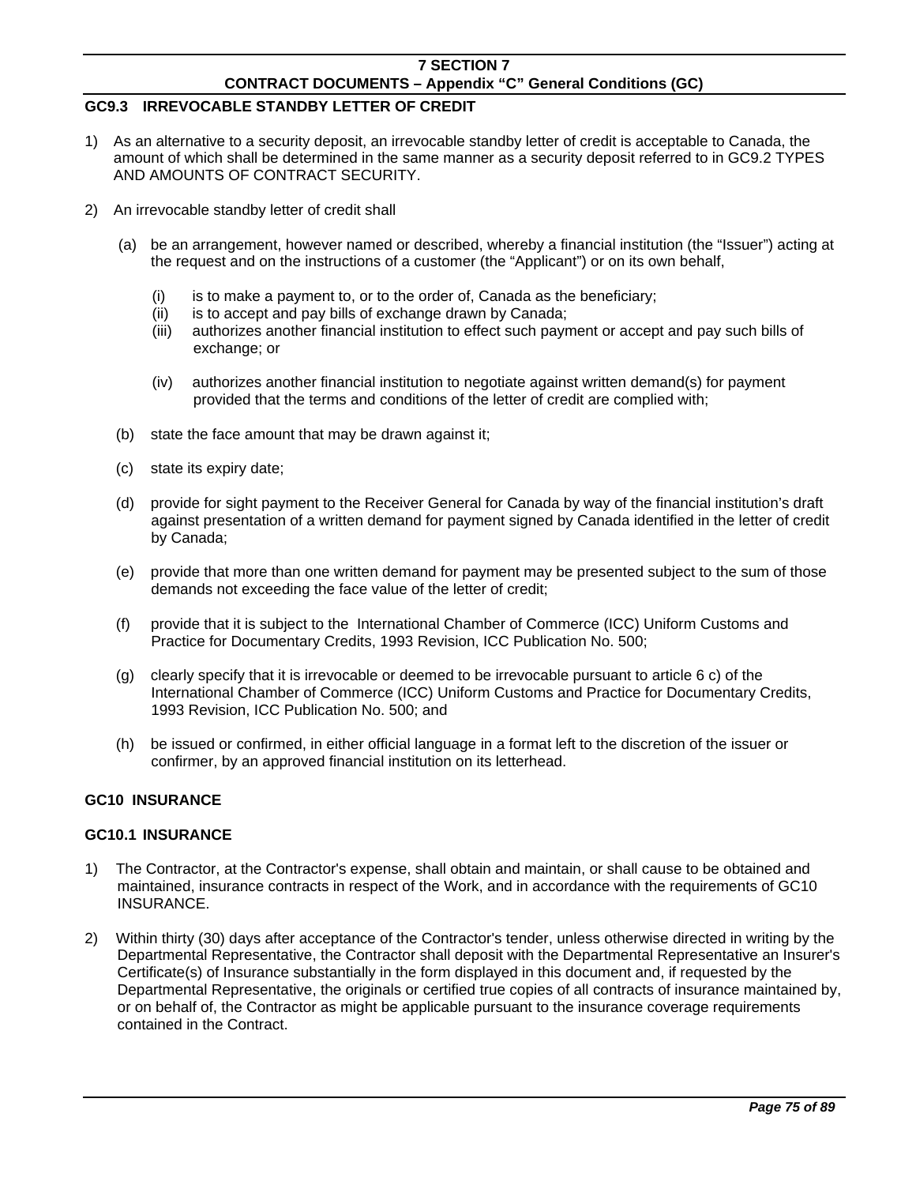### GC9.3 IRREVOCABLE STANDBY LETTER OF CREDIT

1) As an alternative to a security deposit, an irrevocable standby letter of credit is acceptable to Canada, the amount of which shall be determined in the same manner as a security deposit referred to in GC9.2 TYPES AND AMOUNTS OF CONTRACT SECURITY.

2) An irrevocable standby letter of credit shall

   (a) be an arrangement, however named or described, whereby a financial institution (the "Issuer") acting at the request and on the instructions of a customer (the "Applicant") or on its own behalf,

      (i) is to make a payment to, or to the order of, Canada as the beneficiary;
      (ii) is to accept and pay bills of exchange drawn by Canada;
      (iii) authorizes another financial institution to effect such payment or accept and pay such bills of exchange; or

      (iv) authorizes another financial institution to negotiate against written demand(s) for payment provided that the terms and conditions of the letter of credit are complied with;

   (b) state the face amount that may be drawn against it;

   (c) state its expiry date;

   (d) provide for sight payment to the Receiver General for Canada by way of the financial institution's draft against presentation of a written demand for payment signed by Canada identified in the letter of credit by Canada;

   (e) provide that more than one written demand for payment may be presented subject to the sum of those demands not exceeding the face value of the letter of credit;

   (f) provide that it is subject to the International Chamber of Commerce (ICC) Uniform Customs and Practice for Documentary Credits, 1993 Revision, ICC Publication No. 500;

   (g) clearly specify that it is irrevocable or deemed to be irrevocable pursuant to article 6 c) of the International Chamber of Commerce (ICC) Uniform Customs and Practice for Documentary Credits, 1993 Revision, ICC Publication No. 500; and

   (h) be issued or confirmed, in either official language in a format left to the discretion of the issuer or confirmer, by an approved financial institution on its letterhead.

## GC10 INSURANCE

### GC10.1 INSURANCE

1) The Contractor, at the Contractor's expense, shall obtain and maintain, or shall cause to be obtained and maintained, insurance contracts in respect of the Work, and in accordance with the requirements of GC10 INSURANCE.

2) Within thirty (30) days after acceptance of the Contractor's tender, unless otherwise directed in writing by the Departmental Representative, the Contractor shall deposit with the Departmental Representative an Insurer's Certificate(s) of Insurance substantially in the form displayed in this document and, if requested by the Departmental Representative, the originals or certified true copies of all contracts of insurance maintained by, or on behalf of, the Contractor as might be applicable pursuant to the insurance coverage requirements contained in the Contract.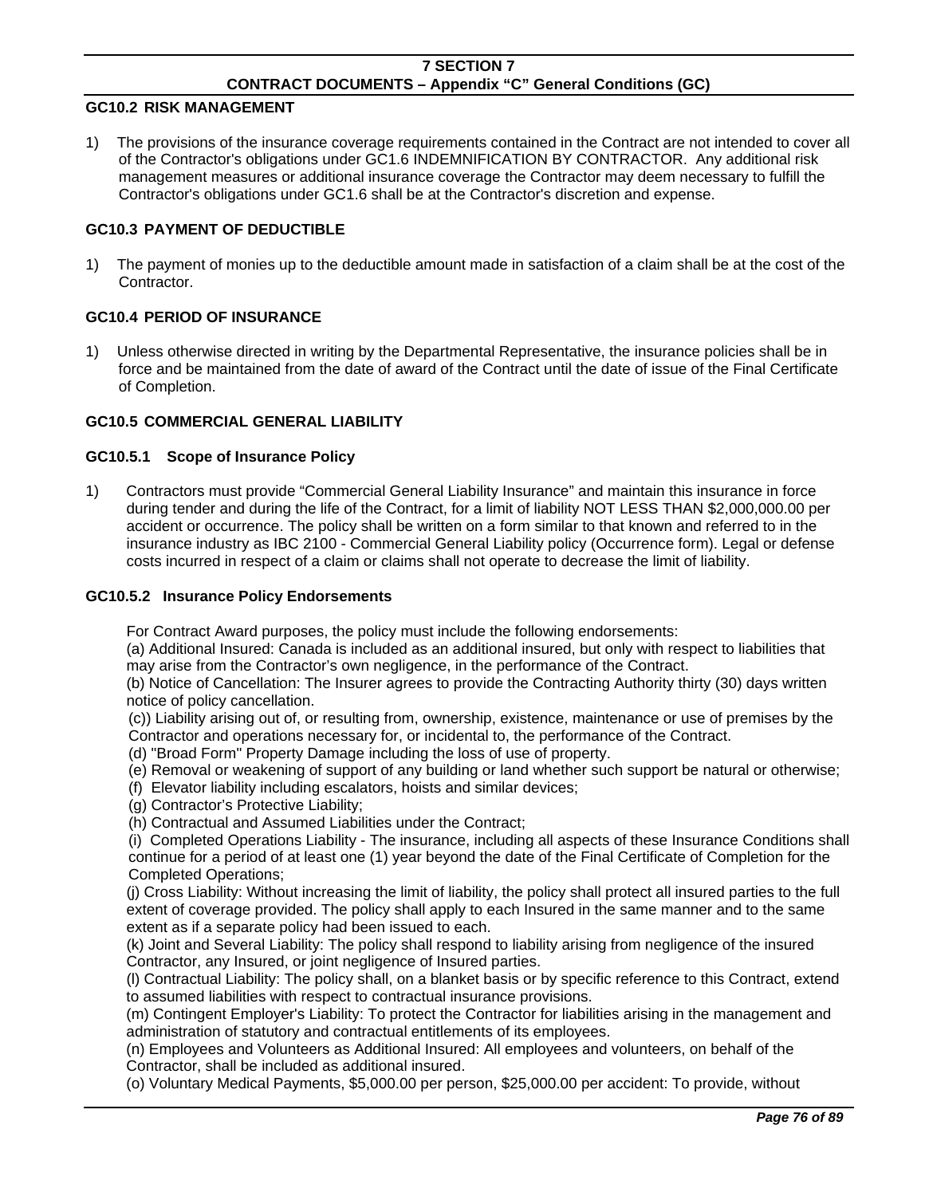### GC10.2 RISK MANAGEMENT

1) The provisions of the insurance coverage requirements contained in the Contract are not intended to cover all of the Contractor's obligations under GC1.6 INDEMNIFICATION BY CONTRACTOR. Any additional risk management measures or additional insurance coverage the Contractor may deem necessary to fulfill the Contractor's obligations under GC1.6 shall be at the Contractor's discretion and expense.

### GC10.3 PAYMENT OF DEDUCTIBLE

1) The payment of monies up to the deductible amount made in satisfaction of a claim shall be at the cost of the Contractor.

### GC10.4 PERIOD OF INSURANCE

1) Unless otherwise directed in writing by the Departmental Representative, the insurance policies shall be in force and be maintained from the date of award of the Contract until the date of issue of the Final Certificate of Completion.

### GC10.5 COMMERCIAL GENERAL LIABILITY

#### GC10.5.1 Scope of Insurance Policy

1) Contractors must provide “Commercial General Liability Insurance” and maintain this insurance in force during tender and during the life of the Contract, for a limit of liability NOT LESS THAN $2,000,000.00 per accident or occurrence. The policy shall be written on a form similar to that known and referred to in the insurance industry as IBC 2100 - Commercial General Liability policy (Occurrence form). Legal or defense costs incurred in respect of a claim or claims shall not operate to decrease the limit of liability.

#### GC10.5.2 Insurance Policy Endorsements

For Contract Award purposes, the policy must include the following endorsements:

(a) Additional Insured: Canada is included as an additional insured, but only with respect to liabilities that may arise from the Contractor’s own negligence, in the performance of the Contract.

(b) Notice of Cancellation: The Insurer agrees to provide the Contracting Authority thirty (30) days written notice of policy cancellation.

(c)) Liability arising out of, or resulting from, ownership, existence, maintenance or use of premises by the Contractor and operations necessary for, or incidental to, the performance of the Contract.

(d) "Broad Form" Property Damage including the loss of use of property.

(e) Removal or weakening of support of any building or land whether such support be natural or otherwise;

(f) Elevator liability including escalators, hoists and similar devices;

(g) Contractor’s Protective Liability;

(h) Contractual and Assumed Liabilities under the Contract;

(i) Completed Operations Liability - The insurance, including all aspects of these Insurance Conditions shall continue for a period of at least one (1) year beyond the date of the Final Certificate of Completion for the Completed Operations;

(j) Cross Liability: Without increasing the limit of liability, the policy shall protect all insured parties to the full extent of coverage provided. The policy shall apply to each Insured in the same manner and to the same extent as if a separate policy had been issued to each.

(k) Joint and Several Liability: The policy shall respond to liability arising from negligence of the insured Contractor, any Insured, or joint negligence of Insured parties.

(l) Contractual Liability: The policy shall, on a blanket basis or by specific reference to this Contract, extend to assumed liabilities with respect to contractual insurance provisions.

(m) Contingent Employer's Liability: To protect the Contractor for liabilities arising in the management and administration of statutory and contractual entitlements of its employees.

(n) Employees and Volunteers as Additional Insured: All employees and volunteers, on behalf of the Contractor, shall be included as additional insured.

(o) Voluntary Medical Payments, $5,000.00 per person, $25,000.00 per accident: To provide, without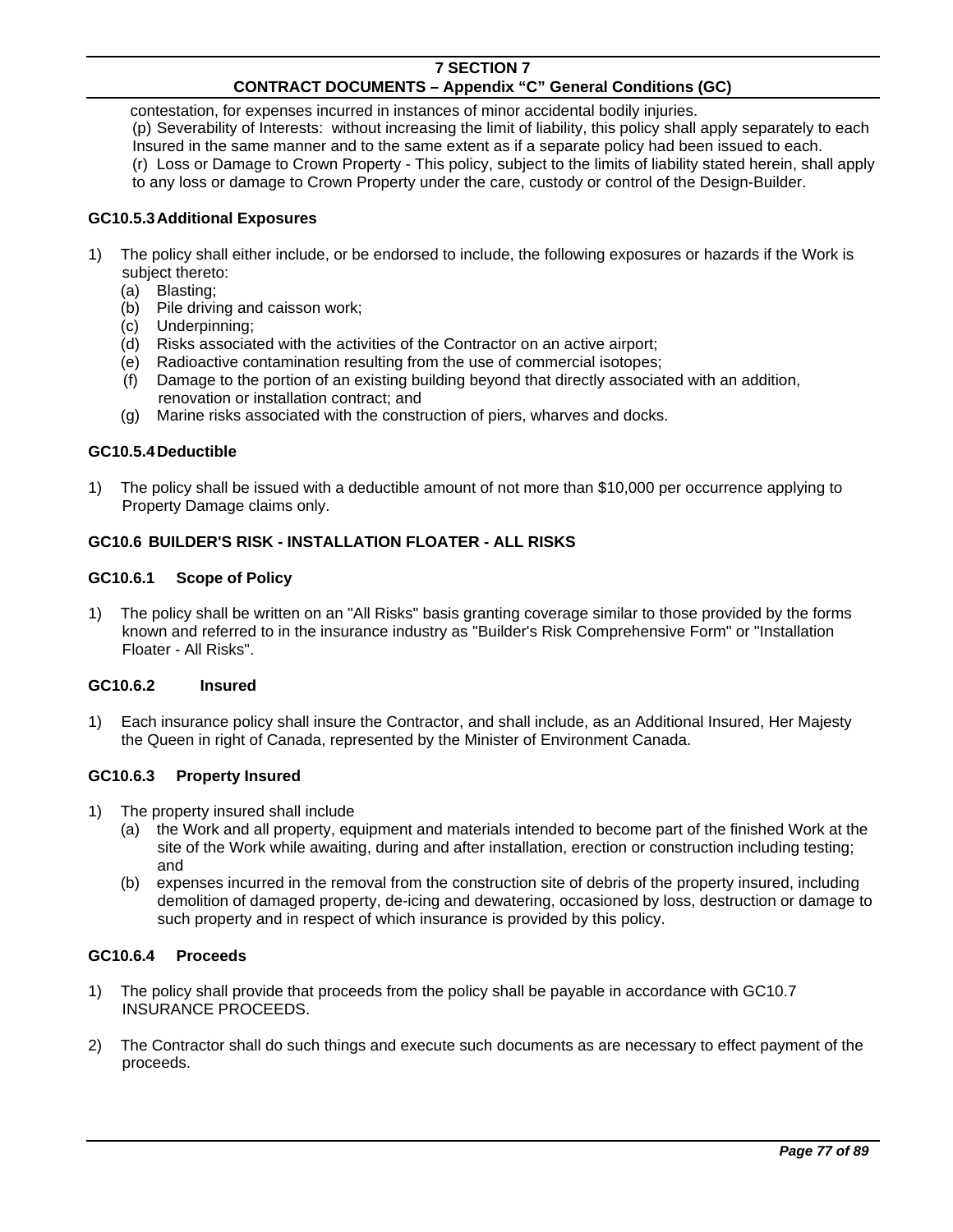contestation, for expenses incurred in instances of minor accidental bodily injuries.
(p) Severability of Interests: without increasing the limit of liability, this policy shall apply separately to each Insured in the same manner and to the same extent as if a separate policy had been issued to each.
(r) Loss or Damage to Crown Property - This policy, subject to the limits of liability stated herein, shall apply to any loss or damage to Crown Property under the care, custody or control of the Design-Builder.

### GC10.5.3 Additional Exposures

1) The policy shall either include, or be endorsed to include, the following exposures or hazards if the Work is subject thereto:
   (a) Blasting;
   (b) Pile driving and caisson work;
   (c) Underpinning;
   (d) Risks associated with the activities of the Contractor on an active airport;
   (e) Radioactive contamination resulting from the use of commercial isotopes;
   (f) Damage to the portion of an existing building beyond that directly associated with an addition, renovation or installation contract; and
   (g) Marine risks associated with the construction of piers, wharves and docks.

### GC10.5.4 Deductible

1) The policy shall be issued with a deductible amount of not more than $10,000 per occurrence applying to Property Damage claims only.

## GC10.6 BUILDER'S RISK - INSTALLATION FLOATER - ALL RISKS

### GC10.6.1 Scope of Policy

1) The policy shall be written on an "All Risks" basis granting coverage similar to those provided by the forms known and referred to in the insurance industry as "Builder's Risk Comprehensive Form" or "Installation Floater - All Risks".

### GC10.6.2 Insured

1) Each insurance policy shall insure the Contractor, and shall include, as an Additional Insured, Her Majesty the Queen in right of Canada, represented by the Minister of Environment Canada.

### GC10.6.3 Property Insured

1) The property insured shall include
   (a) the Work and all property, equipment and materials intended to become part of the finished Work at the site of the Work while awaiting, during and after installation, erection or construction including testing; and
   (b) expenses incurred in the removal from the construction site of debris of the property insured, including demolition of damaged property, de-icing and dewatering, occasioned by loss, destruction or damage to such property and in respect of which insurance is provided by this policy.

### GC10.6.4 Proceeds

1) The policy shall provide that proceeds from the policy shall be payable in accordance with GC10.7 INSURANCE PROCEEDS.

2) The Contractor shall do such things and execute such documents as are necessary to effect payment of the proceeds.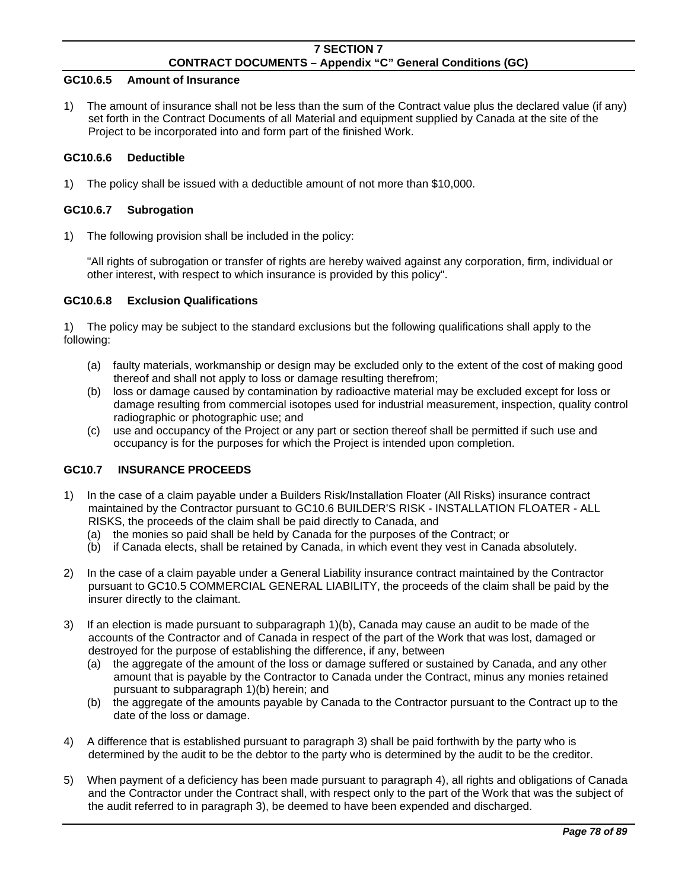#### GC10.6.5 Amount of Insurance

1) The amount of insurance shall not be less than the sum of the Contract value plus the declared value (if any) set forth in the Contract Documents of all Material and equipment supplied by Canada at the site of the Project to be incorporated into and form part of the finished Work.

#### GC10.6.6 Deductible

1) The policy shall be issued with a deductible amount of not more than $10,000.

#### GC10.6.7 Subrogation

1) The following provision shall be included in the policy:

"All rights of subrogation or transfer of rights are hereby waived against any corporation, firm, individual or other interest, with respect to which insurance is provided by this policy".

#### GC10.6.8 Exclusion Qualifications

1) The policy may be subject to the standard exclusions but the following qualifications shall apply to the following:

(a) faulty materials, workmanship or design may be excluded only to the extent of the cost of making good thereof and shall not apply to loss or damage resulting therefrom;
(b) loss or damage caused by contamination by radioactive material may be excluded except for loss or damage resulting from commercial isotopes used for industrial measurement, inspection, quality control radiographic or photographic use; and
(c) use and occupancy of the Project or any part or section thereof shall be permitted if such use and occupancy is for the purposes for which the Project is intended upon completion.

### GC10.7 INSURANCE PROCEEDS

1) In the case of a claim payable under a Builders Risk/Installation Floater (All Risks) insurance contract maintained by the Contractor pursuant to GC10.6 BUILDER'S RISK - INSTALLATION FLOATER - ALL RISKS, the proceeds of the claim shall be paid directly to Canada, and
   (a) the monies so paid shall be held by Canada for the purposes of the Contract; or
   (b) if Canada elects, shall be retained by Canada, in which event they vest in Canada absolutely.

2) In the case of a claim payable under a General Liability insurance contract maintained by the Contractor pursuant to GC10.5 COMMERCIAL GENERAL LIABILITY, the proceeds of the claim shall be paid by the insurer directly to the claimant.

3) If an election is made pursuant to subparagraph 1)(b), Canada may cause an audit to be made of the accounts of the Contractor and of Canada in respect of the part of the Work that was lost, damaged or destroyed for the purpose of establishing the difference, if any, between
   (a) the aggregate of the amount of the loss or damage suffered or sustained by Canada, and any other amount that is payable by the Contractor to Canada under the Contract, minus any monies retained pursuant to subparagraph 1)(b) herein; and
   (b) the aggregate of the amounts payable by Canada to the Contractor pursuant to the Contract up to the date of the loss or damage.

4) A difference that is established pursuant to paragraph 3) shall be paid forthwith by the party who is determined by the audit to be the debtor to the party who is determined by the audit to be the creditor.

5) When payment of a deficiency has been made pursuant to paragraph 4), all rights and obligations of Canada and the Contractor under the Contract shall, with respect only to the part of the Work that was the subject of the audit referred to in paragraph 3), be deemed to have been expended and discharged.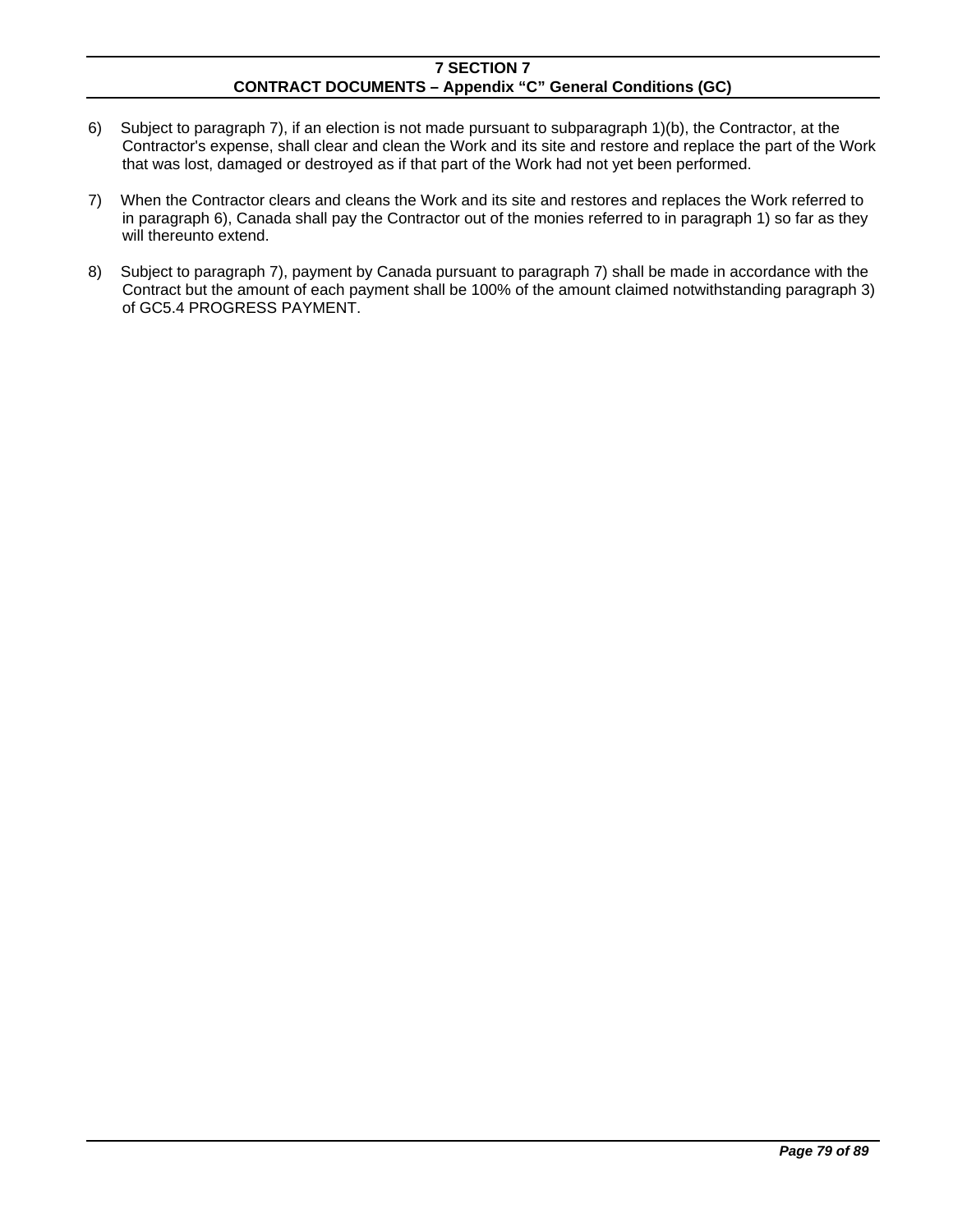6) Subject to paragraph 7), if an election is not made pursuant to subparagraph 1)(b), the Contractor, at the Contractor's expense, shall clear and clean the Work and its site and restore and replace the part of the Work that was lost, damaged or destroyed as if that part of the Work had not yet been performed.

7) When the Contractor clears and cleans the Work and its site and restores and replaces the Work referred to in paragraph 6), Canada shall pay the Contractor out of the monies referred to in paragraph 1) so far as they will thereunto extend.

8) Subject to paragraph 7), payment by Canada pursuant to paragraph 7) shall be made in accordance with the Contract but the amount of each payment shall be 100% of the amount claimed notwithstanding paragraph 3) of GC5.4 PROGRESS PAYMENT.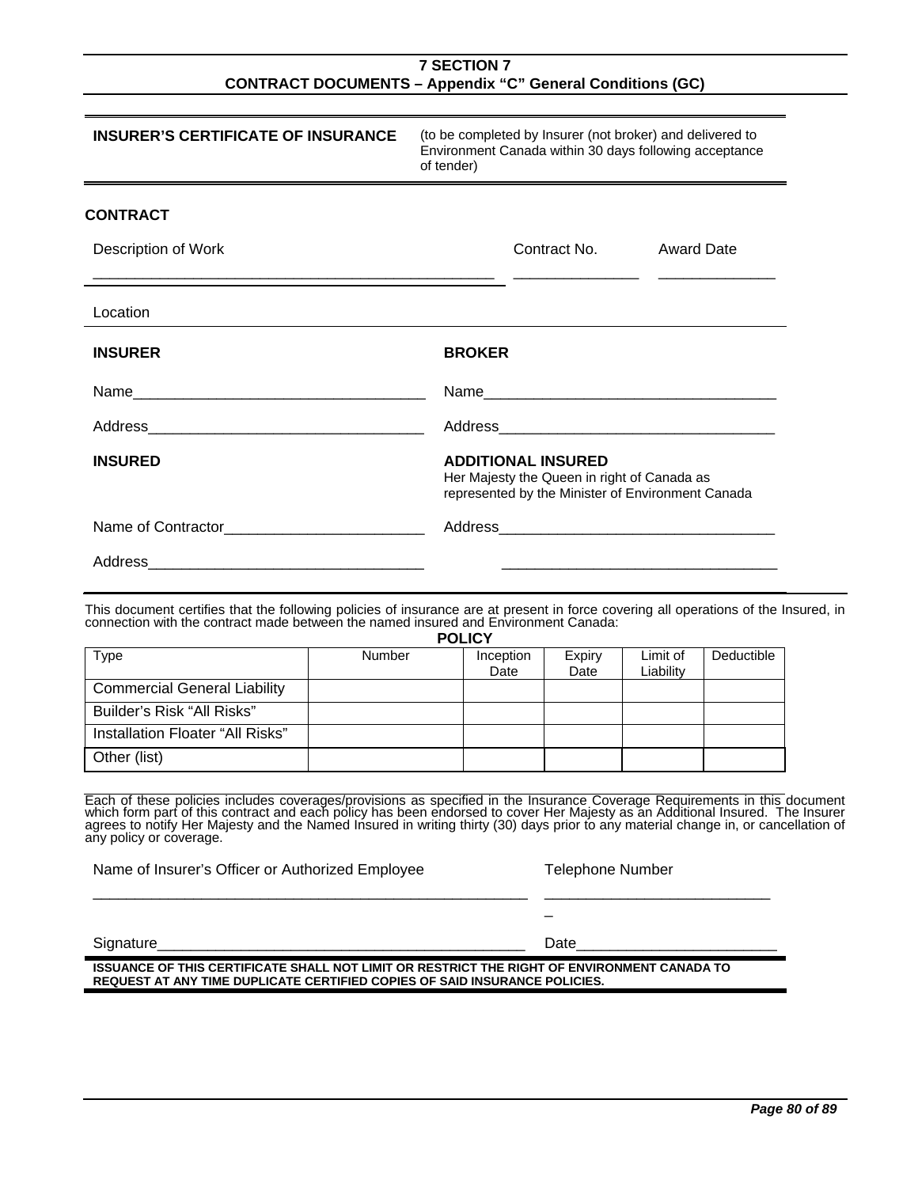**7 SECTION 7**
**CONTRACT DOCUMENTS – Appendix "C" General Conditions (GC)**

**INSURER'S CERTIFICATE OF INSURANCE** (to be completed by Insurer (not broker) and delivered to Environment Canada within 30 days following acceptance of tender)

**CONTRACT**

Description of Work ______________________________ Contract No. ______________ Award Date ______________

Location

| **INSURER** | **BROKER** |
|---|---|
| Name___________________________________ | Name___________________________________ |
| Address_________________________________ | Address_________________________________ |
| **INSURED** | **ADDITIONAL INSURED**<br>Her Majesty the Queen in right of Canada as represented by the Minister of Environment Canada |
| Name of Contractor_______________________ | Address_________________________________ |
| Address_________________________________ | _________________________________ |

This document certifies that the following policies of insurance are at present in force covering all operations of the Insured, in connection with the contract made between the named insured and Environment Canada:

**POLICY**

| Type | Number | Inception Date | Expiry Date | Limit of Liability | Deductible |
|---|---|---|---|---|---|
| Commercial General Liability | | | | | |
| Builder's Risk "All Risks" | | | | | |
| Installation Floater "All Risks" | | | | | |
| Other (list) | | | | | |

Each of these policies includes coverages/provisions as specified in the Insurance Coverage Requirements in this document which form part of this contract and each policy has been endorsed to cover Her Majesty as an Additional Insured. The Insurer agrees to notify Her Majesty and the Named Insured in writing thirty (30) days prior to any material change in, or cancellation of any policy or coverage.

Name of Insurer's Officer or Authorized Employee ______________________________ Telephone Number ______________________________

Signature______________________________ Date______________________________

**ISSUANCE OF THIS CERTIFICATE SHALL NOT LIMIT OR RESTRICT THE RIGHT OF ENVIRONMENT CANADA TO REQUEST AT ANY TIME DUPLICATE CERTIFIED COPIES OF SAID INSURANCE POLICIES.**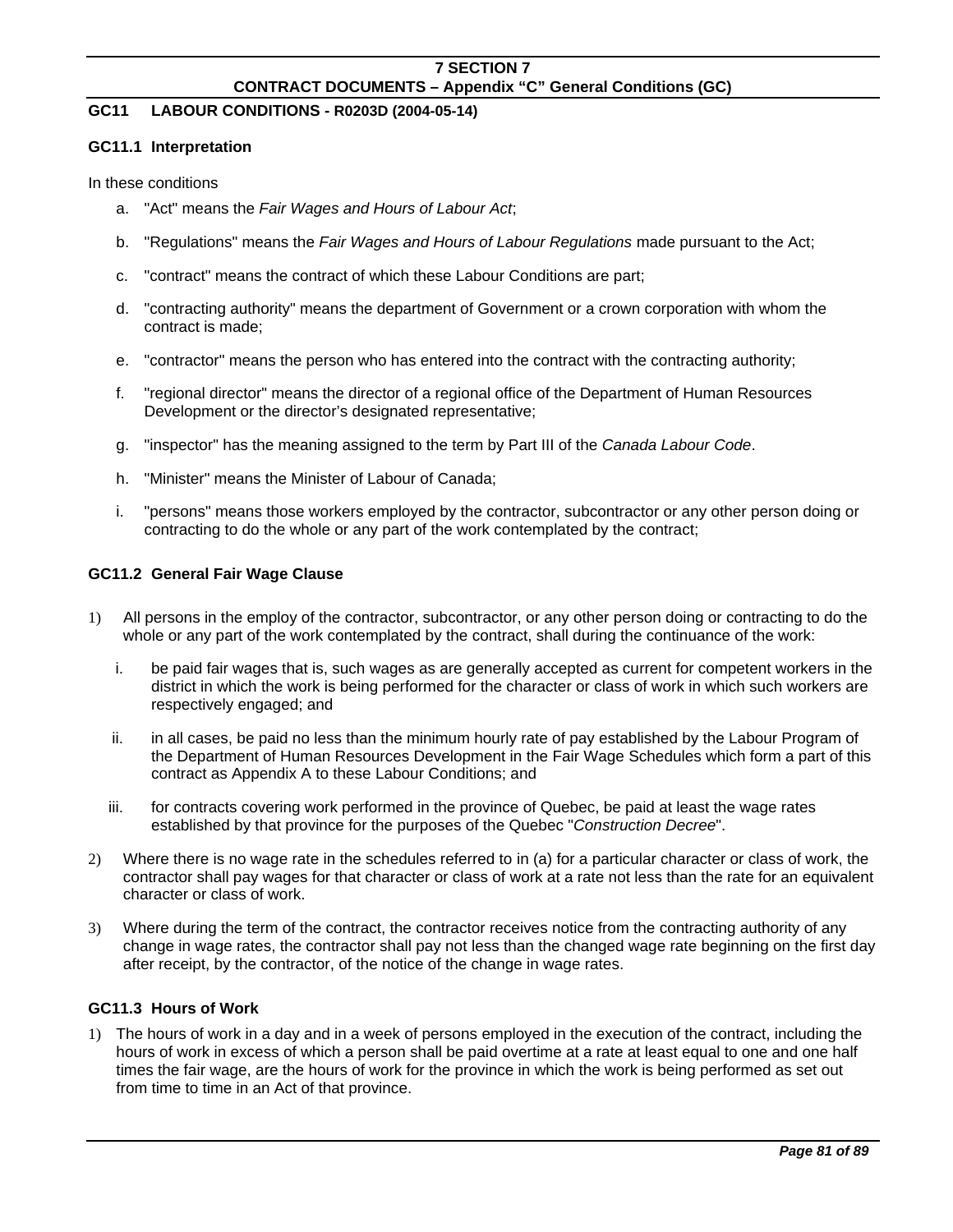## GC11 LABOUR CONDITIONS - R0203D (2004-05-14)

### GC11.1 Interpretation

In these conditions

a. "Act" means the *Fair Wages and Hours of Labour Act*;

b. "Regulations" means the *Fair Wages and Hours of Labour Regulations* made pursuant to the Act;

c. "contract" means the contract of which these Labour Conditions are part;

d. "contracting authority" means the department of Government or a crown corporation with whom the contract is made;

e. "contractor" means the person who has entered into the contract with the contracting authority;

f. "regional director" means the director of a regional office of the Department of Human Resources Development or the director's designated representative;

g. "inspector" has the meaning assigned to the term by Part III of the *Canada Labour Code*.

h. "Minister" means the Minister of Labour of Canada;

i. "persons" means those workers employed by the contractor, subcontractor or any other person doing or contracting to do the whole or any part of the work contemplated by the contract;

### GC11.2 General Fair Wage Clause

1) All persons in the employ of the contractor, subcontractor, or any other person doing or contracting to do the whole or any part of the work contemplated by the contract, shall during the continuance of the work:

   i. be paid fair wages that is, such wages as are generally accepted as current for competent workers in the district in which the work is being performed for the character or class of work in which such workers are respectively engaged; and

   ii. in all cases, be paid no less than the minimum hourly rate of pay established by the Labour Program of the Department of Human Resources Development in the Fair Wage Schedules which form a part of this contract as Appendix A to these Labour Conditions; and

   iii. for contracts covering work performed in the province of Quebec, be paid at least the wage rates established by that province for the purposes of the Quebec "*Construction Decree*".

2) Where there is no wage rate in the schedules referred to in (a) for a particular character or class of work, the contractor shall pay wages for that character or class of work at a rate not less than the rate for an equivalent character or class of work.

3) Where during the term of the contract, the contractor receives notice from the contracting authority of any change in wage rates, the contractor shall pay not less than the changed wage rate beginning on the first day after receipt, by the contractor, of the notice of the change in wage rates.

### GC11.3 Hours of Work

1) The hours of work in a day and in a week of persons employed in the execution of the contract, including the hours of work in excess of which a person shall be paid overtime at a rate at least equal to one and one half times the fair wage, are the hours of work for the province in which the work is being performed as set out from time to time in an Act of that province.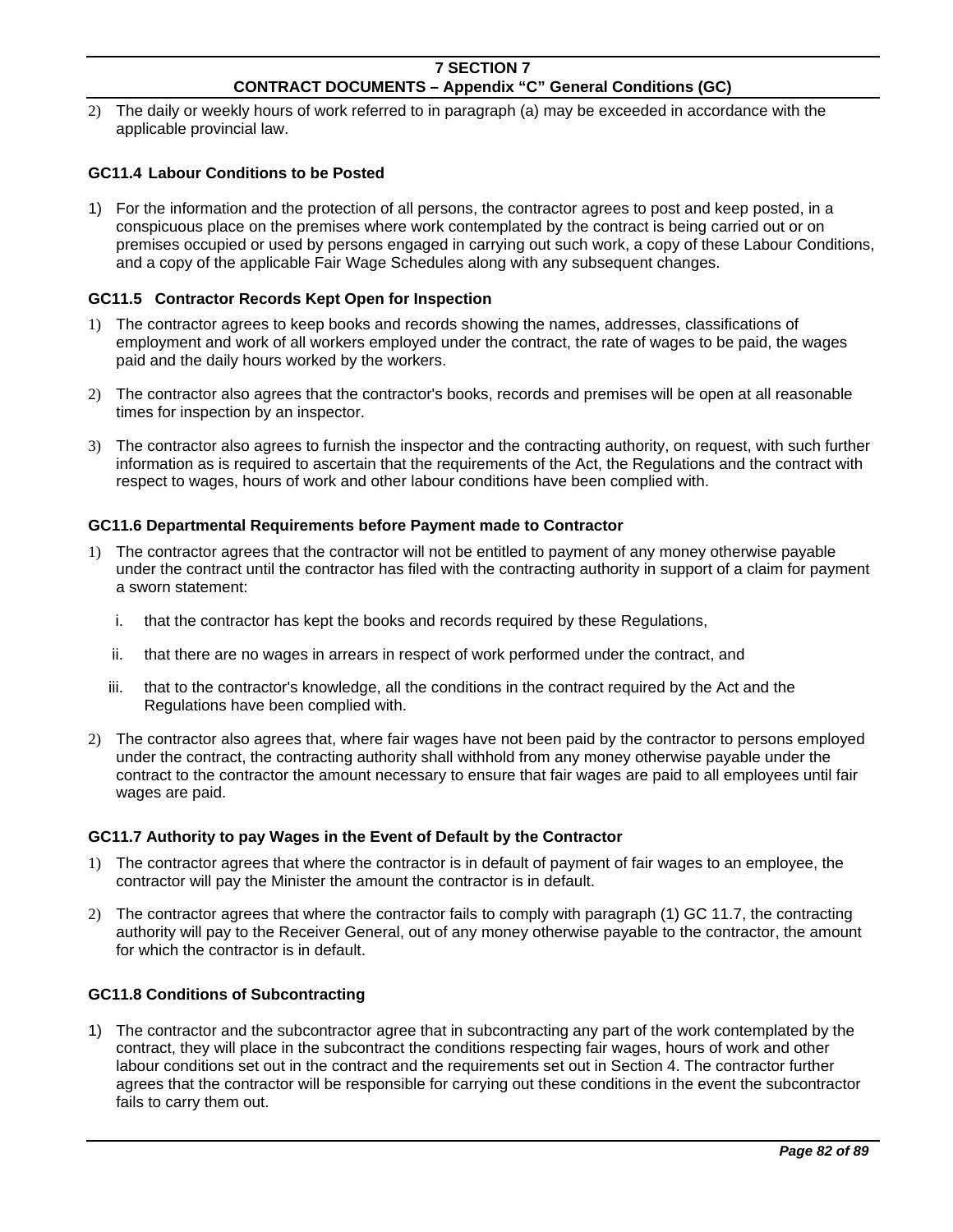2) The daily or weekly hours of work referred to in paragraph (a) may be exceeded in accordance with the applicable provincial law.

### GC11.4 Labour Conditions to be Posted

1) For the information and the protection of all persons, the contractor agrees to post and keep posted, in a conspicuous place on the premises where work contemplated by the contract is being carried out or on premises occupied or used by persons engaged in carrying out such work, a copy of these Labour Conditions, and a copy of the applicable Fair Wage Schedules along with any subsequent changes.

### GC11.5 Contractor Records Kept Open for Inspection

1) The contractor agrees to keep books and records showing the names, addresses, classifications of employment and work of all workers employed under the contract, the rate of wages to be paid, the wages paid and the daily hours worked by the workers.

2) The contractor also agrees that the contractor's books, records and premises will be open at all reasonable times for inspection by an inspector.

3) The contractor also agrees to furnish the inspector and the contracting authority, on request, with such further information as is required to ascertain that the requirements of the Act, the Regulations and the contract with respect to wages, hours of work and other labour conditions have been complied with.

### GC11.6 Departmental Requirements before Payment made to Contractor

1) The contractor agrees that the contractor will not be entitled to payment of any money otherwise payable under the contract until the contractor has filed with the contracting authority in support of a claim for payment a sworn statement:

   i. that the contractor has kept the books and records required by these Regulations,

   ii. that there are no wages in arrears in respect of work performed under the contract, and

   iii. that to the contractor's knowledge, all the conditions in the contract required by the Act and the Regulations have been complied with.

2) The contractor also agrees that, where fair wages have not been paid by the contractor to persons employed under the contract, the contracting authority shall withhold from any money otherwise payable under the contract to the contractor the amount necessary to ensure that fair wages are paid to all employees until fair wages are paid.

### GC11.7 Authority to pay Wages in the Event of Default by the Contractor

1) The contractor agrees that where the contractor is in default of payment of fair wages to an employee, the contractor will pay the Minister the amount the contractor is in default.

2) The contractor agrees that where the contractor fails to comply with paragraph (1) GC 11.7, the contracting authority will pay to the Receiver General, out of any money otherwise payable to the contractor, the amount for which the contractor is in default.

### GC11.8 Conditions of Subcontracting

1) The contractor and the subcontractor agree that in subcontracting any part of the work contemplated by the contract, they will place in the subcontract the conditions respecting fair wages, hours of work and other labour conditions set out in the contract and the requirements set out in Section 4. The contractor further agrees that the contractor will be responsible for carrying out these conditions in the event the subcontractor fails to carry them out.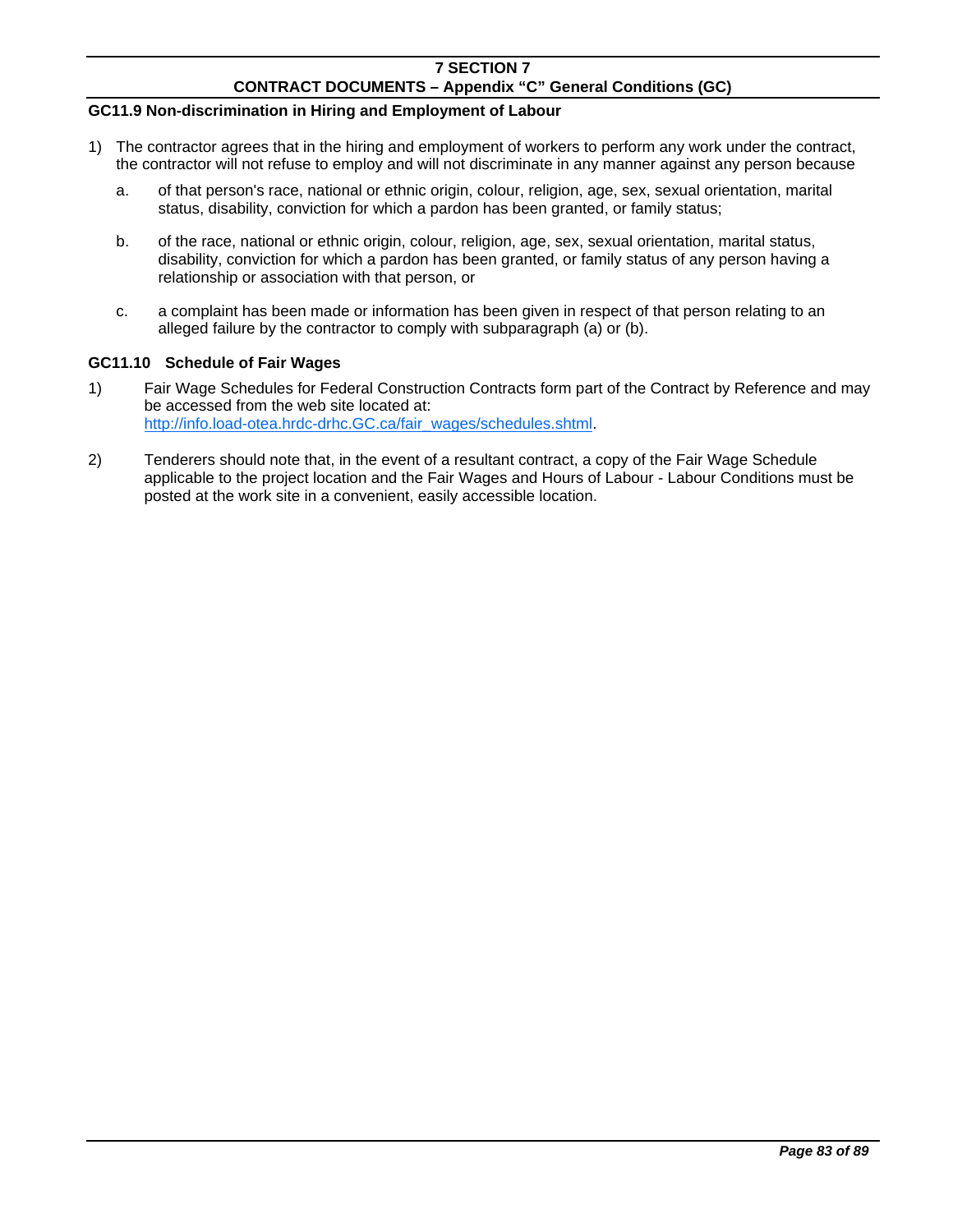### GC11.9 Non-discrimination in Hiring and Employment of Labour

1) The contractor agrees that in the hiring and employment of workers to perform any work under the contract, the contractor will not refuse to employ and will not discriminate in any manner against any person because

   a. of that person's race, national or ethnic origin, colour, religion, age, sex, sexual orientation, marital status, disability, conviction for which a pardon has been granted, or family status;

   b. of the race, national or ethnic origin, colour, religion, age, sex, sexual orientation, marital status, disability, conviction for which a pardon has been granted, or family status of any person having a relationship or association with that person, or

   c. a complaint has been made or information has been given in respect of that person relating to an alleged failure by the contractor to comply with subparagraph (a) or (b).

### GC11.10 Schedule of Fair Wages

1) Fair Wage Schedules for Federal Construction Contracts form part of the Contract by Reference and may be accessed from the web site located at: [http://info.load-otea.hrdc-drhc.GC.ca/fair_wages/schedules.shtml](http://info.load-otea.hrdc-drhc.GC.ca/fair_wages/schedules.shtml).

2) Tenderers should note that, in the event of a resultant contract, a copy of the Fair Wage Schedule applicable to the project location and the Fair Wages and Hours of Labour - Labour Conditions must be posted at the work site in a convenient, easily accessible location.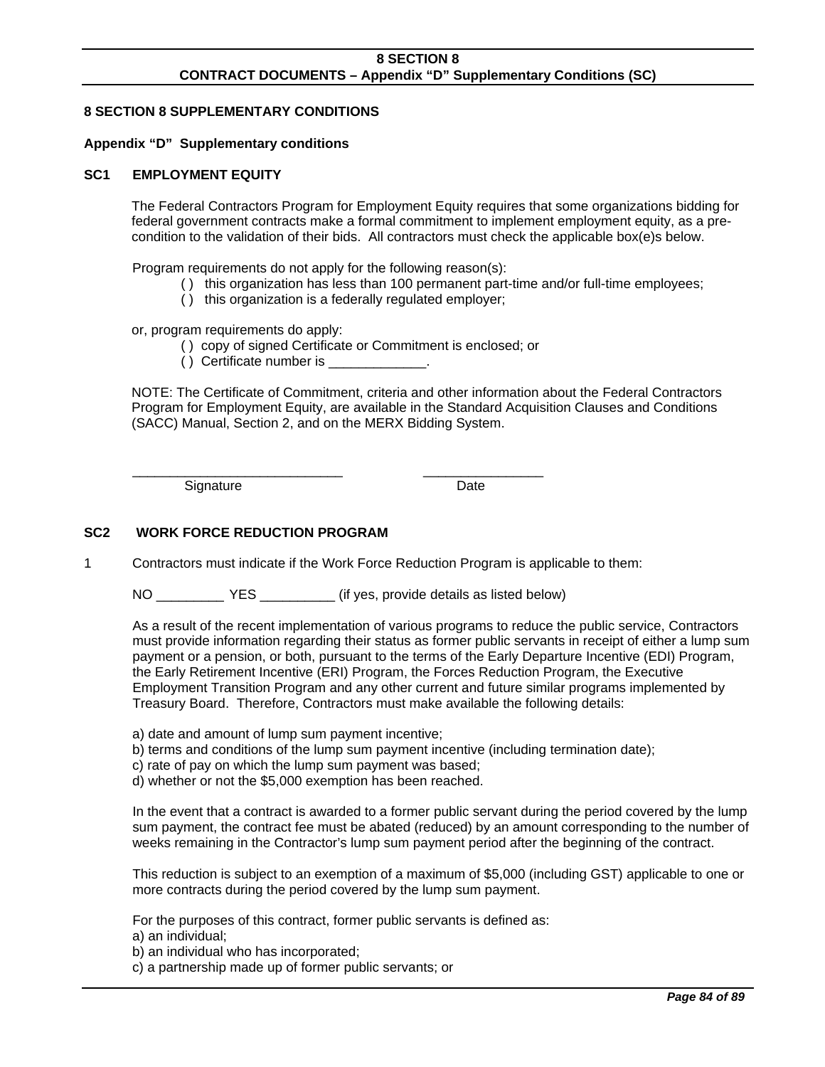# 8 SECTION 8 SUPPLEMENTARY CONDITIONS

## Appendix "D" Supplementary conditions

### SC1 EMPLOYMENT EQUITY

The Federal Contractors Program for Employment Equity requires that some organizations bidding for federal government contracts make a formal commitment to implement employment equity, as a pre-condition to the validation of their bids. All contractors must check the applicable box(e)s below.

Program requirements do not apply for the following reason(s):

( ) this organization has less than 100 permanent part-time and/or full-time employees;
( ) this organization is a federally regulated employer;

or, program requirements do apply:

( ) copy of signed Certificate or Commitment is enclosed; or
( ) Certificate number is _____________.

NOTE: The Certificate of Commitment, criteria and other information about the Federal Contractors Program for Employment Equity, are available in the Standard Acquisition Clauses and Conditions (SACC) Manual, Section 2, and on the MERX Bidding System.

____________________________ ________________
Signature Date

### SC2 WORK FORCE REDUCTION PROGRAM

1 Contractors must indicate if the Work Force Reduction Program is applicable to them:

NO _________ YES __________ (if yes, provide details as listed below)

As a result of the recent implementation of various programs to reduce the public service, Contractors must provide information regarding their status as former public servants in receipt of either a lump sum payment or a pension, or both, pursuant to the terms of the Early Departure Incentive (EDI) Program, the Early Retirement Incentive (ERI) Program, the Forces Reduction Program, the Executive Employment Transition Program and any other current and future similar programs implemented by Treasury Board. Therefore, Contractors must make available the following details:

a) date and amount of lump sum payment incentive;
b) terms and conditions of the lump sum payment incentive (including termination date);
c) rate of pay on which the lump sum payment was based;
d) whether or not the $5,000 exemption has been reached.

In the event that a contract is awarded to a former public servant during the period covered by the lump sum payment, the contract fee must be abated (reduced) by an amount corresponding to the number of weeks remaining in the Contractor's lump sum payment period after the beginning of the contract.

This reduction is subject to an exemption of a maximum of $5,000 (including GST) applicable to one or more contracts during the period covered by the lump sum payment.

For the purposes of this contract, former public servants is defined as:
a) an individual;
b) an individual who has incorporated;
c) a partnership made up of former public servants; or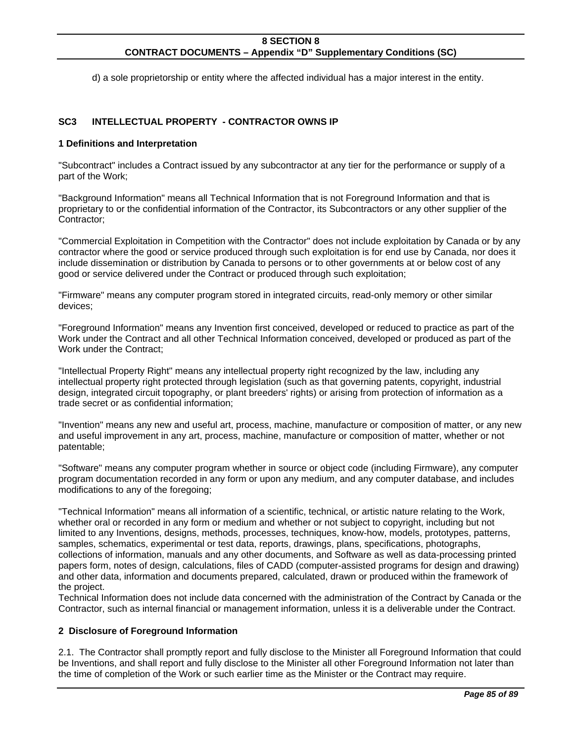d) a sole proprietorship or entity where the affected individual has a major interest in the entity.

## SC3 INTELLECTUAL PROPERTY - CONTRACTOR OWNS IP

### 1 Definitions and Interpretation

"Subcontract" includes a Contract issued by any subcontractor at any tier for the performance or supply of a part of the Work;

"Background Information" means all Technical Information that is not Foreground Information and that is proprietary to or the confidential information of the Contractor, its Subcontractors or any other supplier of the Contractor;

"Commercial Exploitation in Competition with the Contractor" does not include exploitation by Canada or by any contractor where the good or service produced through such exploitation is for end use by Canada, nor does it include dissemination or distribution by Canada to persons or to other governments at or below cost of any good or service delivered under the Contract or produced through such exploitation;

"Firmware" means any computer program stored in integrated circuits, read-only memory or other similar devices;

"Foreground Information" means any Invention first conceived, developed or reduced to practice as part of the Work under the Contract and all other Technical Information conceived, developed or produced as part of the Work under the Contract;

"Intellectual Property Right" means any intellectual property right recognized by the law, including any intellectual property right protected through legislation (such as that governing patents, copyright, industrial design, integrated circuit topography, or plant breeders' rights) or arising from protection of information as a trade secret or as confidential information;

"Invention" means any new and useful art, process, machine, manufacture or composition of matter, or any new and useful improvement in any art, process, machine, manufacture or composition of matter, whether or not patentable;

"Software" means any computer program whether in source or object code (including Firmware), any computer program documentation recorded in any form or upon any medium, and any computer database, and includes modifications to any of the foregoing;

"Technical Information" means all information of a scientific, technical, or artistic nature relating to the Work, whether oral or recorded in any form or medium and whether or not subject to copyright, including but not limited to any Inventions, designs, methods, processes, techniques, know-how, models, prototypes, patterns, samples, schematics, experimental or test data, reports, drawings, plans, specifications, photographs, collections of information, manuals and any other documents, and Software as well as data-processing printed papers form, notes of design, calculations, files of CADD (computer-assisted programs for design and drawing) and other data, information and documents prepared, calculated, drawn or produced within the framework of the project.
Technical Information does not include data concerned with the administration of the Contract by Canada or the Contractor, such as internal financial or management information, unless it is a deliverable under the Contract.

### 2 Disclosure of Foreground Information

2.1. The Contractor shall promptly report and fully disclose to the Minister all Foreground Information that could be Inventions, and shall report and fully disclose to the Minister all other Foreground Information not later than the time of completion of the Work or such earlier time as the Minister or the Contract may require.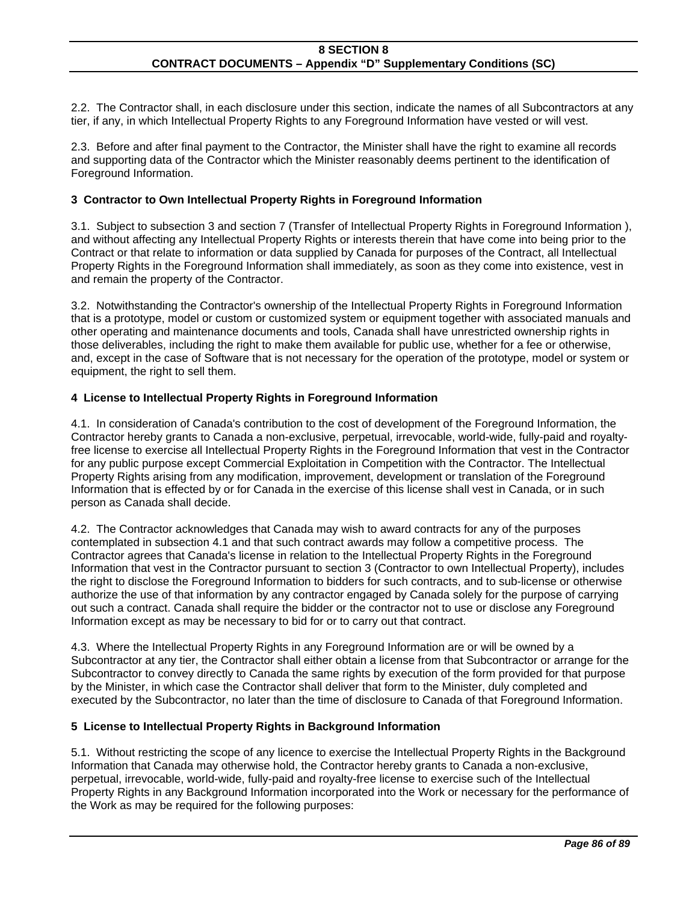2.2. The Contractor shall, in each disclosure under this section, indicate the names of all Subcontractors at any tier, if any, in which Intellectual Property Rights to any Foreground Information have vested or will vest.

2.3. Before and after final payment to the Contractor, the Minister shall have the right to examine all records and supporting data of the Contractor which the Minister reasonably deems pertinent to the identification of Foreground Information.

### 3 Contractor to Own Intellectual Property Rights in Foreground Information

3.1. Subject to subsection 3 and section 7 (Transfer of Intellectual Property Rights in Foreground Information ), and without affecting any Intellectual Property Rights or interests therein that have come into being prior to the Contract or that relate to information or data supplied by Canada for purposes of the Contract, all Intellectual Property Rights in the Foreground Information shall immediately, as soon as they come into existence, vest in and remain the property of the Contractor.

3.2. Notwithstanding the Contractor's ownership of the Intellectual Property Rights in Foreground Information that is a prototype, model or custom or customized system or equipment together with associated manuals and other operating and maintenance documents and tools, Canada shall have unrestricted ownership rights in those deliverables, including the right to make them available for public use, whether for a fee or otherwise, and, except in the case of Software that is not necessary for the operation of the prototype, model or system or equipment, the right to sell them.

### 4 License to Intellectual Property Rights in Foreground Information

4.1. In consideration of Canada's contribution to the cost of development of the Foreground Information, the Contractor hereby grants to Canada a non-exclusive, perpetual, irrevocable, world-wide, fully-paid and royalty-free license to exercise all Intellectual Property Rights in the Foreground Information that vest in the Contractor for any public purpose except Commercial Exploitation in Competition with the Contractor. The Intellectual Property Rights arising from any modification, improvement, development or translation of the Foreground Information that is effected by or for Canada in the exercise of this license shall vest in Canada, or in such person as Canada shall decide.

4.2. The Contractor acknowledges that Canada may wish to award contracts for any of the purposes contemplated in subsection 4.1 and that such contract awards may follow a competitive process. The Contractor agrees that Canada's license in relation to the Intellectual Property Rights in the Foreground Information that vest in the Contractor pursuant to section 3 (Contractor to own Intellectual Property), includes the right to disclose the Foreground Information to bidders for such contracts, and to sub-license or otherwise authorize the use of that information by any contractor engaged by Canada solely for the purpose of carrying out such a contract. Canada shall require the bidder or the contractor not to use or disclose any Foreground Information except as may be necessary to bid for or to carry out that contract.

4.3. Where the Intellectual Property Rights in any Foreground Information are or will be owned by a Subcontractor at any tier, the Contractor shall either obtain a license from that Subcontractor or arrange for the Subcontractor to convey directly to Canada the same rights by execution of the form provided for that purpose by the Minister, in which case the Contractor shall deliver that form to the Minister, duly completed and executed by the Subcontractor, no later than the time of disclosure to Canada of that Foreground Information.

### 5 License to Intellectual Property Rights in Background Information

5.1. Without restricting the scope of any licence to exercise the Intellectual Property Rights in the Background Information that Canada may otherwise hold, the Contractor hereby grants to Canada a non-exclusive, perpetual, irrevocable, world-wide, fully-paid and royalty-free license to exercise such of the Intellectual Property Rights in any Background Information incorporated into the Work or necessary for the performance of the Work as may be required for the following purposes: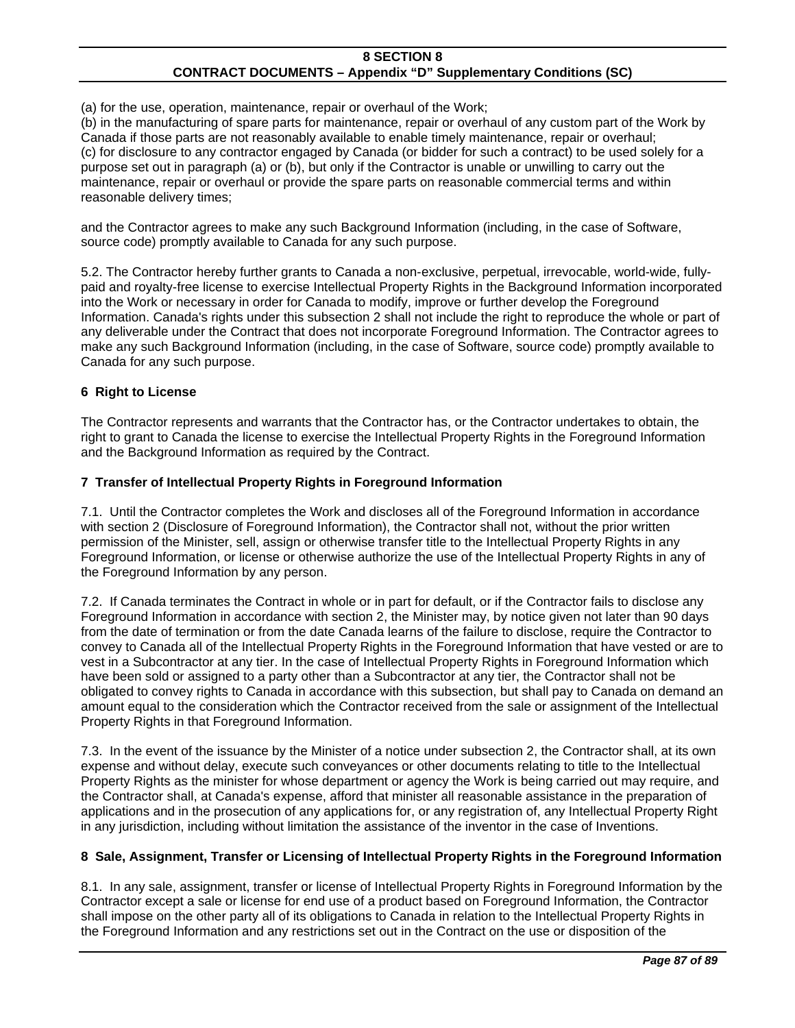(a) for the use, operation, maintenance, repair or overhaul of the Work;
(b) in the manufacturing of spare parts for maintenance, repair or overhaul of any custom part of the Work by Canada if those parts are not reasonably available to enable timely maintenance, repair or overhaul;
(c) for disclosure to any contractor engaged by Canada (or bidder for such a contract) to be used solely for a purpose set out in paragraph (a) or (b), but only if the Contractor is unable or unwilling to carry out the maintenance, repair or overhaul or provide the spare parts on reasonable commercial terms and within reasonable delivery times;

and the Contractor agrees to make any such Background Information (including, in the case of Software, source code) promptly available to Canada for any such purpose.

5.2. The Contractor hereby further grants to Canada a non-exclusive, perpetual, irrevocable, world-wide, fully-paid and royalty-free license to exercise Intellectual Property Rights in the Background Information incorporated into the Work or necessary in order for Canada to modify, improve or further develop the Foreground Information. Canada's rights under this subsection 2 shall not include the right to reproduce the whole or part of any deliverable under the Contract that does not incorporate Foreground Information. The Contractor agrees to make any such Background Information (including, in the case of Software, source code) promptly available to Canada for any such purpose.

### 6 Right to License

The Contractor represents and warrants that the Contractor has, or the Contractor undertakes to obtain, the right to grant to Canada the license to exercise the Intellectual Property Rights in the Foreground Information and the Background Information as required by the Contract.

### 7 Transfer of Intellectual Property Rights in Foreground Information

7.1. Until the Contractor completes the Work and discloses all of the Foreground Information in accordance with section 2 (Disclosure of Foreground Information), the Contractor shall not, without the prior written permission of the Minister, sell, assign or otherwise transfer title to the Intellectual Property Rights in any Foreground Information, or license or otherwise authorize the use of the Intellectual Property Rights in any of the Foreground Information by any person.

7.2. If Canada terminates the Contract in whole or in part for default, or if the Contractor fails to disclose any Foreground Information in accordance with section 2, the Minister may, by notice given not later than 90 days from the date of termination or from the date Canada learns of the failure to disclose, require the Contractor to convey to Canada all of the Intellectual Property Rights in the Foreground Information that have vested or are to vest in a Subcontractor at any tier. In the case of Intellectual Property Rights in Foreground Information which have been sold or assigned to a party other than a Subcontractor at any tier, the Contractor shall not be obligated to convey rights to Canada in accordance with this subsection, but shall pay to Canada on demand an amount equal to the consideration which the Contractor received from the sale or assignment of the Intellectual Property Rights in that Foreground Information.

7.3. In the event of the issuance by the Minister of a notice under subsection 2, the Contractor shall, at its own expense and without delay, execute such conveyances or other documents relating to title to the Intellectual Property Rights as the minister for whose department or agency the Work is being carried out may require, and the Contractor shall, at Canada's expense, afford that minister all reasonable assistance in the preparation of applications and in the prosecution of any applications for, or any registration of, any Intellectual Property Right in any jurisdiction, including without limitation the assistance of the inventor in the case of Inventions.

### 8 Sale, Assignment, Transfer or Licensing of Intellectual Property Rights in the Foreground Information

8.1. In any sale, assignment, transfer or license of Intellectual Property Rights in Foreground Information by the Contractor except a sale or license for end use of a product based on Foreground Information, the Contractor shall impose on the other party all of its obligations to Canada in relation to the Intellectual Property Rights in the Foreground Information and any restrictions set out in the Contract on the use or disposition of the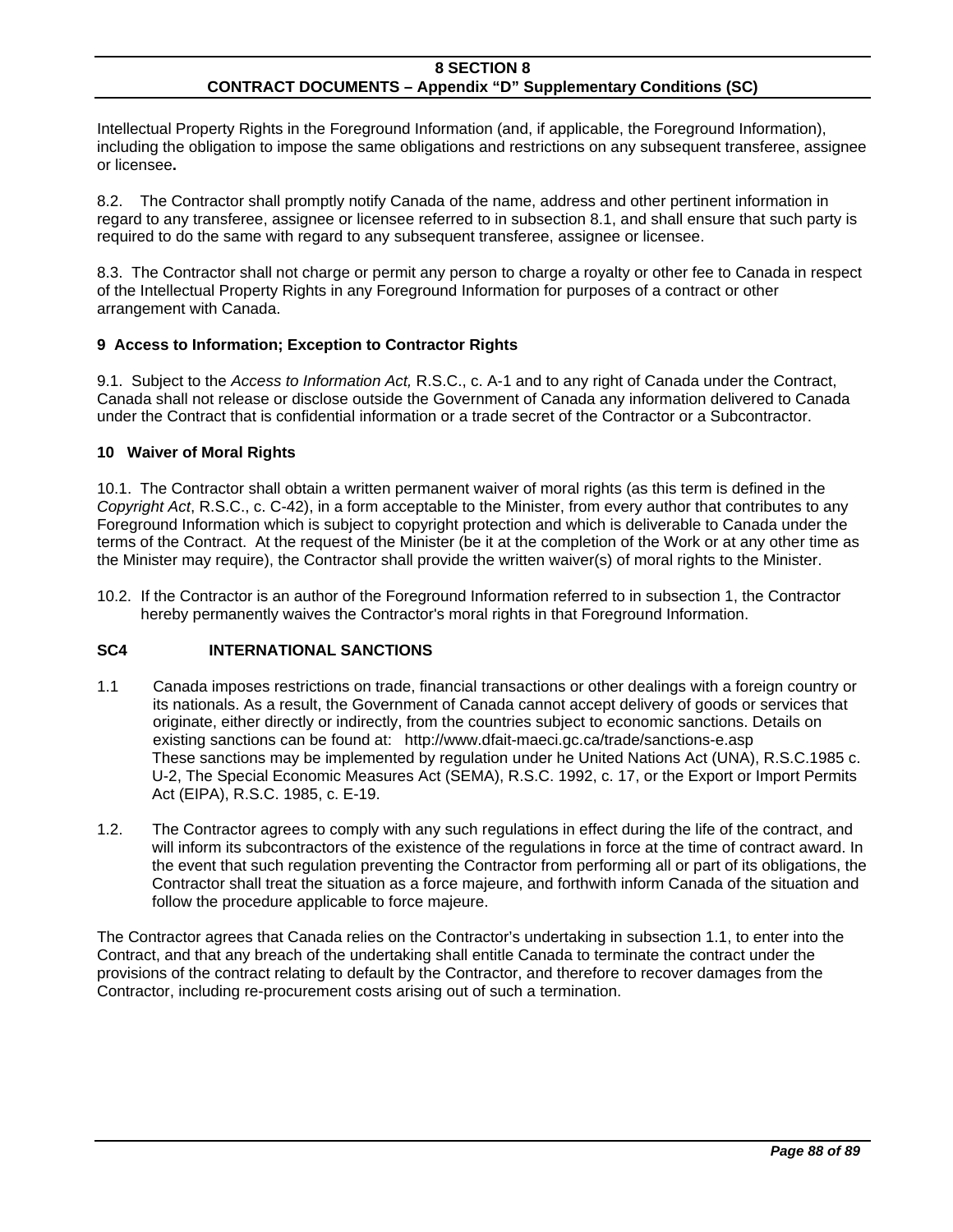Intellectual Property Rights in the Foreground Information (and, if applicable, the Foreground Information), including the obligation to impose the same obligations and restrictions on any subsequent transferee, assignee or licensee**.**

8.2. The Contractor shall promptly notify Canada of the name, address and other pertinent information in regard to any transferee, assignee or licensee referred to in subsection 8.1, and shall ensure that such party is required to do the same with regard to any subsequent transferee, assignee or licensee.

8.3. The Contractor shall not charge or permit any person to charge a royalty or other fee to Canada in respect of the Intellectual Property Rights in any Foreground Information for purposes of a contract or other arrangement with Canada.

### 9 Access to Information; Exception to Contractor Rights

9.1. Subject to the *Access to Information Act,* R.S.C., c. A-1 and to any right of Canada under the Contract, Canada shall not release or disclose outside the Government of Canada any information delivered to Canada under the Contract that is confidential information or a trade secret of the Contractor or a Subcontractor.

### 10 Waiver of Moral Rights

10.1. The Contractor shall obtain a written permanent waiver of moral rights (as this term is defined in the *Copyright Act*, R.S.C., c. C-42), in a form acceptable to the Minister, from every author that contributes to any Foreground Information which is subject to copyright protection and which is deliverable to Canada under the terms of the Contract. At the request of the Minister (be it at the completion of the Work or at any other time as the Minister may require), the Contractor shall provide the written waiver(s) of moral rights to the Minister.

10.2. If the Contractor is an author of the Foreground Information referred to in subsection 1, the Contractor hereby permanently waives the Contractor's moral rights in that Foreground Information.

## SC4 INTERNATIONAL SANCTIONS

1.1 Canada imposes restrictions on trade, financial transactions or other dealings with a foreign country or its nationals. As a result, the Government of Canada cannot accept delivery of goods or services that originate, either directly or indirectly, from the countries subject to economic sanctions. Details on existing sanctions can be found at: http://www.dfait-maeci.gc.ca/trade/sanctions-e.asp
These sanctions may be implemented by regulation under he United Nations Act (UNA), R.S.C.1985 c. U-2, The Special Economic Measures Act (SEMA), R.S.C. 1992, c. 17, or the Export or Import Permits Act (EIPA), R.S.C. 1985, c. E-19.

1.2. The Contractor agrees to comply with any such regulations in effect during the life of the contract, and will inform its subcontractors of the existence of the regulations in force at the time of contract award. In the event that such regulation preventing the Contractor from performing all or part of its obligations, the Contractor shall treat the situation as a force majeure, and forthwith inform Canada of the situation and follow the procedure applicable to force majeure.

The Contractor agrees that Canada relies on the Contractor's undertaking in subsection 1.1, to enter into the Contract, and that any breach of the undertaking shall entitle Canada to terminate the contract under the provisions of the contract relating to default by the Contractor, and therefore to recover damages from the Contractor, including re-procurement costs arising out of such a termination.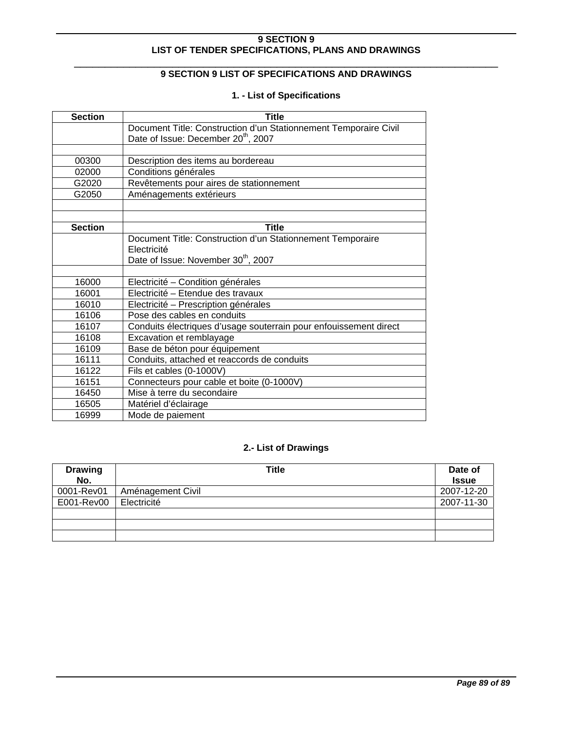# 9 SECTION 9
# LIST OF TENDER SPECIFICATIONS, PLANS AND DRAWINGS

## 9 SECTION 9 LIST OF SPECIFICATIONS AND DRAWINGS

### 1. - List of Specifications

| Section | Title |
|---|---|
| | Document Title: Construction d'un Stationnement Temporaire Civil<br>Date of Issue: December 20th, 2007 |
| | |
| 00300 | Description des items au bordereau |
| 02000 | Conditions générales |
| G2020 | Revêtements pour aires de stationnement |
| G2050 | Aménagements extérieurs |
| | |
| | |
| **Section** | **Title** |
| | Document Title: Construction d'un Stationnement Temporaire Electricité<br>Date of Issue: November 30th, 2007 |
| | |
| 16000 | Electricité – Condition générales |
| 16001 | Electricité – Etendue des travaux |
| 16010 | Electricité – Prescription générales |
| 16106 | Pose des cables en conduits |
| 16107 | Conduits électriques d'usage souterrain pour enfouissement direct |
| 16108 | Excavation et remblayage |
| 16109 | Base de béton pour équipement |
| 16111 | Conduits, attached et reaccords de conduits |
| 16122 | Fils et cables (0-1000V) |
| 16151 | Connecteurs pour cable et boite (0-1000V) |
| 16450 | Mise à terre du secondaire |
| 16505 | Matériel d'éclairage |
| 16999 | Mode de paiement |

### 2.- List of Drawings

| Drawing No. | Title | Date of Issue |
|---|---|---|
| 0001-Rev01 | Aménagement Civil | 2007-12-20 |
| E001-Rev00 | Electricité | 2007-11-30 |
| | | |
| | | |
| | | |